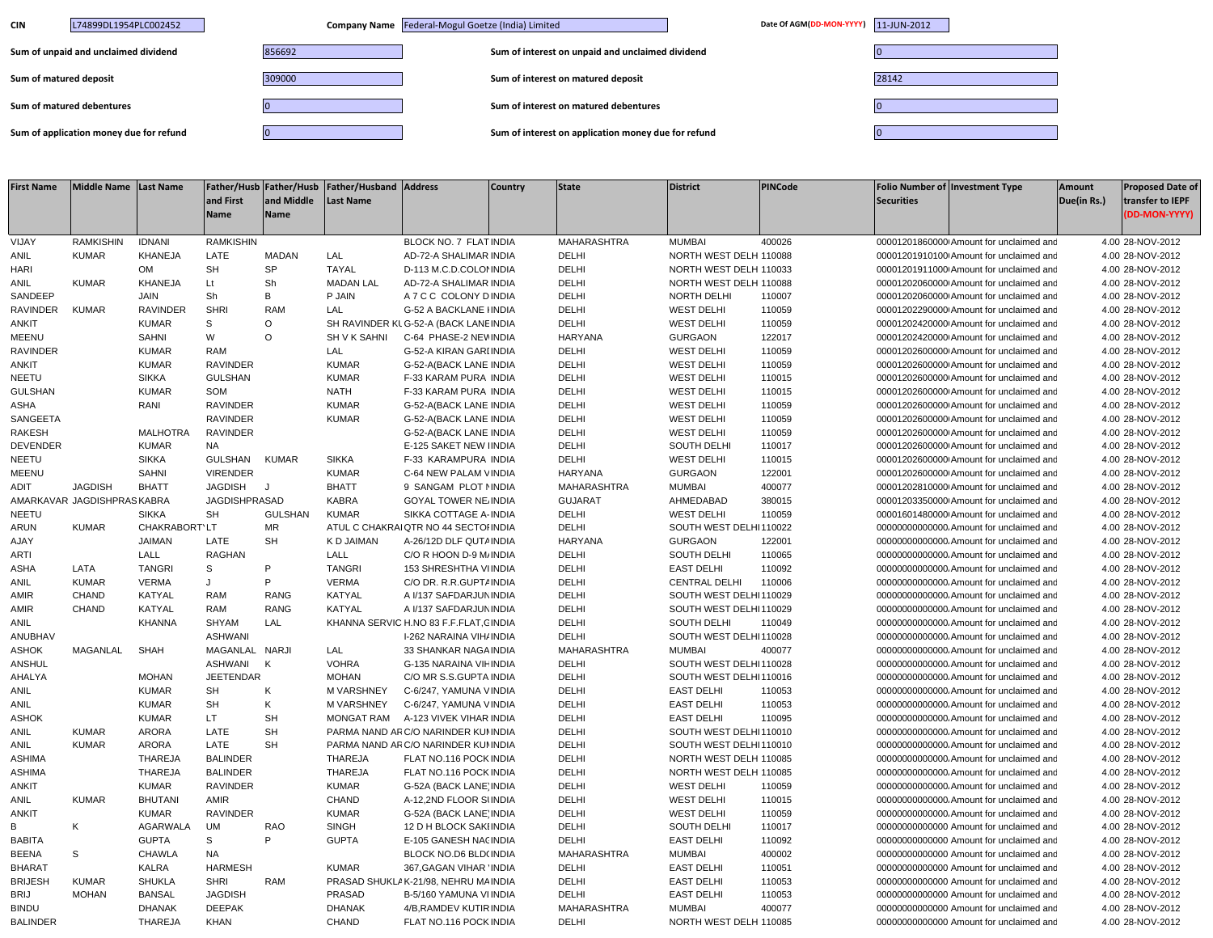| CIN | L74899DL1954PLC002452 | Company Name | Federal-Mogul Goetze (India) Limited | Date Of AGM(DD-MON-YYYY) | 11-JUN-2012 |
|---|---|---|---|---|---|
| Sum of unpaid and unclaimed dividend | 856692 | Sum of interest on unpaid and unclaimed dividend | 0 | | |
| Sum of matured deposit | 309000 | Sum of interest on matured deposit | 28142 | | |
| Sum of matured debentures | 0 | Sum of interest on matured debentures | 0 | | |
| Sum of application money due for refund | 0 | Sum of interest on application money due for refund | 0 | | |

| First Name | Middle Name | Last Name | Father/Husband First Name | Father/Husband Middle Name | Father/Husband Last Name | Address | Country | State | District | PINCode | Folio Number of Securities | Investment Type | Amount Due(in Rs.) | Proposed Date of transfer to IEPF (DD-MON-YYYY) |
|---|---|---|---|---|---|---|---|---|---|---|---|---|---|---|
| VIJAY | RAMKISHIN | IDNANI | RAMKISHIN | | | BLOCK NO. 7 FLAT | INDIA | MAHARASHTRA | MUMBAI | 400026 | 00001201860000 | Amount for unclaimed and | 4.00 | 28-NOV-2012 |
| ANIL | KUMAR | KHANEJA | LATE | MADAN | LAL | AD-72-A SHALIMAR | INDIA | DELHI | NORTH WEST DELH | 110088 | 00001201910100 | Amount for unclaimed and | 4.00 | 28-NOV-2012 |
| HARI | | OM | SH | SP | TAYAL | D-113 M.C.D.COLO | INDIA | DELHI | NORTH WEST DELH | 110033 | 00001201911000 | Amount for unclaimed and | 4.00 | 28-NOV-2012 |
| ANIL | KUMAR | KHANEJA | Lt | Sh | MADAN LAL | AD-72-A SHALIMAR | INDIA | DELHI | NORTH WEST DELH | 110088 | 00001202060000 | Amount for unclaimed and | 4.00 | 28-NOV-2012 |
| SANDEEP | | JAIN | Sh | B | P JAIN | A 7 C C COLONY D | INDIA | DELHI | NORTH DELHI | 110007 | 00001202060000 | Amount for unclaimed and | 4.00 | 28-NOV-2012 |
| RAVINDER | KUMAR | RAVINDER | SHRI | RAM | LAL | G-52 A BACKLANE I | INDIA | DELHI | WEST DELHI | 110059 | 00001202290000 | Amount for unclaimed and | 4.00 | 28-NOV-2012 |
| ANKIT | | KUMAR | S | O | SH RAVINDER KU | G-52-A (BACK LANE | INDIA | DELHI | WEST DELHI | 110059 | 00001202420000 | Amount for unclaimed and | 4.00 | 28-NOV-2012 |
| MEENU | | SAHNI | W | O | SH V K SAHNI | C-64 PHASE-2 NEW | INDIA | HARYANA | GURGAON | 122017 | 00001202420000 | Amount for unclaimed and | 4.00 | 28-NOV-2012 |
| RAVINDER | | KUMAR | RAM | | LAL | G-52-A KIRAN GAR | INDIA | DELHI | WEST DELHI | 110059 | 00001202600000 | Amount for unclaimed and | 4.00 | 28-NOV-2012 |
| ANKIT | | KUMAR | RAVINDER | | KUMAR | G-52-A(BACK LANE | INDIA | DELHI | WEST DELHI | 110059 | 00001202600000 | Amount for unclaimed and | 4.00 | 28-NOV-2012 |
| NEETU | | SIKKA | GULSHAN | | KUMAR | F-33 KARAM PURA | INDIA | DELHI | WEST DELHI | 110015 | 00001202600000 | Amount for unclaimed and | 4.00 | 28-NOV-2012 |
| GULSHAN | | KUMAR | SOM | | NATH | F-33 KARAM PURA | INDIA | DELHI | WEST DELHI | 110015 | 00001202600000 | Amount for unclaimed and | 4.00 | 28-NOV-2012 |
| ASHA | | RANI | RAVINDER | | KUMAR | G-52-A(BACK LANE | INDIA | DELHI | WEST DELHI | 110059 | 00001202600000 | Amount for unclaimed and | 4.00 | 28-NOV-2012 |
| SANGEETA | | | RAVINDER | | KUMAR | G-52-A(BACK LANE | INDIA | DELHI | WEST DELHI | 110059 | 00001202600000 | Amount for unclaimed and | 4.00 | 28-NOV-2012 |
| RAKESH | | MALHOTRA | RAVINDER | | | G-52-A(BACK LANE | INDIA | DELHI | WEST DELHI | 110059 | 00001202600000 | Amount for unclaimed and | 4.00 | 28-NOV-2012 |
| DEVENDER | | KUMAR | NA | | | E-125 SAKET NEW I | INDIA | DELHI | SOUTH DELHI | 110017 | 00001202600000 | Amount for unclaimed and | 4.00 | 28-NOV-2012 |
| NEETU | | SIKKA | GULSHAN | KUMAR | SIKKA | F-33 KARAMPURA | INDIA | DELHI | WEST DELHI | 110015 | 00001202600000 | Amount for unclaimed and | 4.00 | 28-NOV-2012 |
| MEENU | | SAHNI | VIRENDER | | KUMAR | C-64 NEW PALAM V | INDIA | HARYANA | GURGAON | 122001 | 00001202600000 | Amount for unclaimed and | 4.00 | 28-NOV-2012 |
| ADIT | JAGDISH | BHATT | JAGDISH | J | BHATT | 9 SANGAM PLOT N | INDIA | MAHARASHTRA | MUMBAI | 400077 | 00001202810000 | Amount for unclaimed and | 4.00 | 28-NOV-2012 |
| AMARKAVAR | JAGDISHPRAS | KABRA | JAGDISHPRASAD | | KABRA | GOYAL TOWER NE | INDIA | GUJARAT | AHMEDABAD | 380015 | 00001203350000 | Amount for unclaimed and | 4.00 | 28-NOV-2012 |
| NEETU | | SIKKA | SH | GULSHAN | KUMAR | SIKKA COTTAGE A- | INDIA | DELHI | WEST DELHI | 110059 | 00001601480000 | Amount for unclaimed and | 4.00 | 28-NOV-2012 |
| ARUN | KUMAR | CHAKRABORT | LT | MR | ATUL C CHAKRA | QTR NO 44 SECTO | INDIA | DELHI | SOUTH WEST DELHI | 110022 | 00000000000000 | Amount for unclaimed and | 4.00 | 28-NOV-2012 |
| AJAY | | JAIMAN | LATE | SH | K D JAIMAN | A-26/12D DLF QUT | INDIA | HARYANA | GURGAON | 122001 | 00000000000000 | Amount for unclaimed and | 4.00 | 28-NOV-2012 |
| ARTI | | LALL | RAGHAN | | LALL | C/O R HOON D-9 M | INDIA | DELHI | SOUTH DELHI | 110065 | 00000000000000 | Amount for unclaimed and | 4.00 | 28-NOV-2012 |
| ASHA | LATA | TANGRI | S | P | TANGRI | 153 SHRESHTHA V | INDIA | DELHI | EAST DELHI | 110092 | 00000000000000 | Amount for unclaimed and | 4.00 | 28-NOV-2012 |
| ANIL | KUMAR | VERMA | J | P | VERMA | C/O DR. R.R.GUPT | INDIA | DELHI | CENTRAL DELHI | 110006 | 00000000000000 | Amount for unclaimed and | 4.00 | 28-NOV-2012 |
| AMIR | CHAND | KATYAL | RAM | RANG | KATYAL | A I/137 SAFDARJUN | INDIA | DELHI | SOUTH WEST DELHI | 110029 | 00000000000000 | Amount for unclaimed and | 4.00 | 28-NOV-2012 |
| AMIR | CHAND | KATYAL | RAM | RANG | KATYAL | A I/137 SAFDARJUN | INDIA | DELHI | SOUTH WEST DELHI | 110029 | 00000000000000 | Amount for unclaimed and | 4.00 | 28-NOV-2012 |
| ANIL | | KHANNA | SHYAM | LAL | KHANNA SERVIC | H.NO 83 F.F.FLAT,G | INDIA | DELHI | SOUTH DELHI | 110049 | 00000000000000 | Amount for unclaimed and | 4.00 | 28-NOV-2012 |
| ANUBHAV | | | ASHWANI | | | I-262 NARAINA VIH | INDIA | DELHI | SOUTH WEST DELHI | 110028 | 00000000000000 | Amount for unclaimed and | 4.00 | 28-NOV-2012 |
| ASHOK | MAGANLAL | SHAH | MAGANLAL | NARJI | LAL | 33 SHANKAR NAGA | INDIA | MAHARASHTRA | MUMBAI | 400077 | 00000000000000 | Amount for unclaimed and | 4.00 | 28-NOV-2012 |
| ANSHUL | | | ASHWANI | K | VOHRA | G-135 NARAINA VIH | INDIA | DELHI | SOUTH WEST DELHI | 110028 | 00000000000000 | Amount for unclaimed and | 4.00 | 28-NOV-2012 |
| AHALYA | | MOHAN | JEETENDAR | | MOHAN | C/O MR S.S.GUPTA | INDIA | DELHI | SOUTH WEST DELHI | 110016 | 00000000000000 | Amount for unclaimed and | 4.00 | 28-NOV-2012 |
| ANIL | | KUMAR | SH | K | M VARSHNEY | C-6/247, YAMUNA V | INDIA | DELHI | EAST DELHI | 110053 | 00000000000000 | Amount for unclaimed and | 4.00 | 28-NOV-2012 |
| ANIL | | KUMAR | SH | K | M VARSHNEY | C-6/247, YAMUNA V | INDIA | DELHI | EAST DELHI | 110053 | 00000000000000 | Amount for unclaimed and | 4.00 | 28-NOV-2012 |
| ASHOK | | KUMAR | LT | SH | MONGAT RAM | A-123 VIVEK VIHAR | INDIA | DELHI | EAST DELHI | 110095 | 00000000000000 | Amount for unclaimed and | 4.00 | 28-NOV-2012 |
| ANIL | KUMAR | ARORA | LATE | SH | PARMA NAND AR | C/O NARINDER KU | INDIA | DELHI | SOUTH WEST DELHI | 110010 | 00000000000000 | Amount for unclaimed and | 4.00 | 28-NOV-2012 |
| ANIL | KUMAR | ARORA | LATE | SH | PARMA NAND AR | C/O NARINDER KU | INDIA | DELHI | SOUTH WEST DELHI | 110010 | 00000000000000 | Amount for unclaimed and | 4.00 | 28-NOV-2012 |
| ASHIMA | | THAREJA | BALINDER | | THAREJA | FLAT NO.116 POCK | INDIA | DELHI | NORTH WEST DELH | 110085 | 00000000000000 | Amount for unclaimed and | 4.00 | 28-NOV-2012 |
| ASHIMA | | THAREJA | BALINDER | | THAREJA | FLAT NO.116 POCK | INDIA | DELHI | NORTH WEST DELH | 110085 | 00000000000000 | Amount for unclaimed and | 4.00 | 28-NOV-2012 |
| ANKIT | | KUMAR | RAVINDER | | KUMAR | G-52A (BACK LANE | INDIA | DELHI | WEST DELHI | 110059 | 00000000000000 | Amount for unclaimed and | 4.00 | 28-NOV-2012 |
| ANIL | KUMAR | BHUTANI | AMIR | | CHAND | A-12,2ND FLOOR S | INDIA | DELHI | WEST DELHI | 110015 | 00000000000000 | Amount for unclaimed and | 4.00 | 28-NOV-2012 |
| ANKIT | | KUMAR | RAVINDER | | KUMAR | G-52A (BACK LANE | INDIA | DELHI | WEST DELHI | 110059 | 00000000000000 | Amount for unclaimed and | 4.00 | 28-NOV-2012 |
| B | K | AGARWALA | UM | RAO | SINGH | 12 D H BLOCK SAKI | INDIA | DELHI | SOUTH DELHI | 110017 | 00000000000000 | Amount for unclaimed and | 4.00 | 28-NOV-2012 |
| BABITA | | GUPTA | S | P | GUPTA | E-105 GANESH NAC | INDIA | DELHI | EAST DELHI | 110092 | 00000000000000 | Amount for unclaimed and | 4.00 | 28-NOV-2012 |
| BEENA | S | CHAWLA | NA | | | BLOCK NO.D6 BLD | INDIA | MAHARASHTRA | MUMBAI | 400002 | 00000000000000 | Amount for unclaimed and | 4.00 | 28-NOV-2012 |
| BHARAT | | KALRA | HARMESH | | KUMAR | 367,GAGAN VIHAR | INDIA | DELHI | EAST DELHI | 110051 | 00000000000000 | Amount for unclaimed and | 4.00 | 28-NOV-2012 |
| BRIJESH | KUMAR | SHUKLA | SHRI | RAM | PRASAD SHUKLA | K-21/98, NEHRU MA | INDIA | DELHI | EAST DELHI | 110053 | 00000000000000 | Amount for unclaimed and | 4.00 | 28-NOV-2012 |
| BRIJ | MOHAN | BANSAL | JAGDISH | | PRASAD | B-5/160 YAMUNA V | INDIA | DELHI | EAST DELHI | 110053 | 00000000000000 | Amount for unclaimed and | 4.00 | 28-NOV-2012 |
| BINDU | | DHANAK | DEEPAK | | DHANAK | 4/B,RAMDEV KUTIR | INDIA | MAHARASHTRA | MUMBAI | 400077 | 00000000000000 | Amount for unclaimed and | 4.00 | 28-NOV-2012 |
| BALINDER | | THAREJA | KHAN | | CHAND | FLAT NO.116 POCK | INDIA | DELHI | NORTH WEST DELH | 110085 | 00000000000000 | Amount for unclaimed and | 4.00 | 28-NOV-2012 |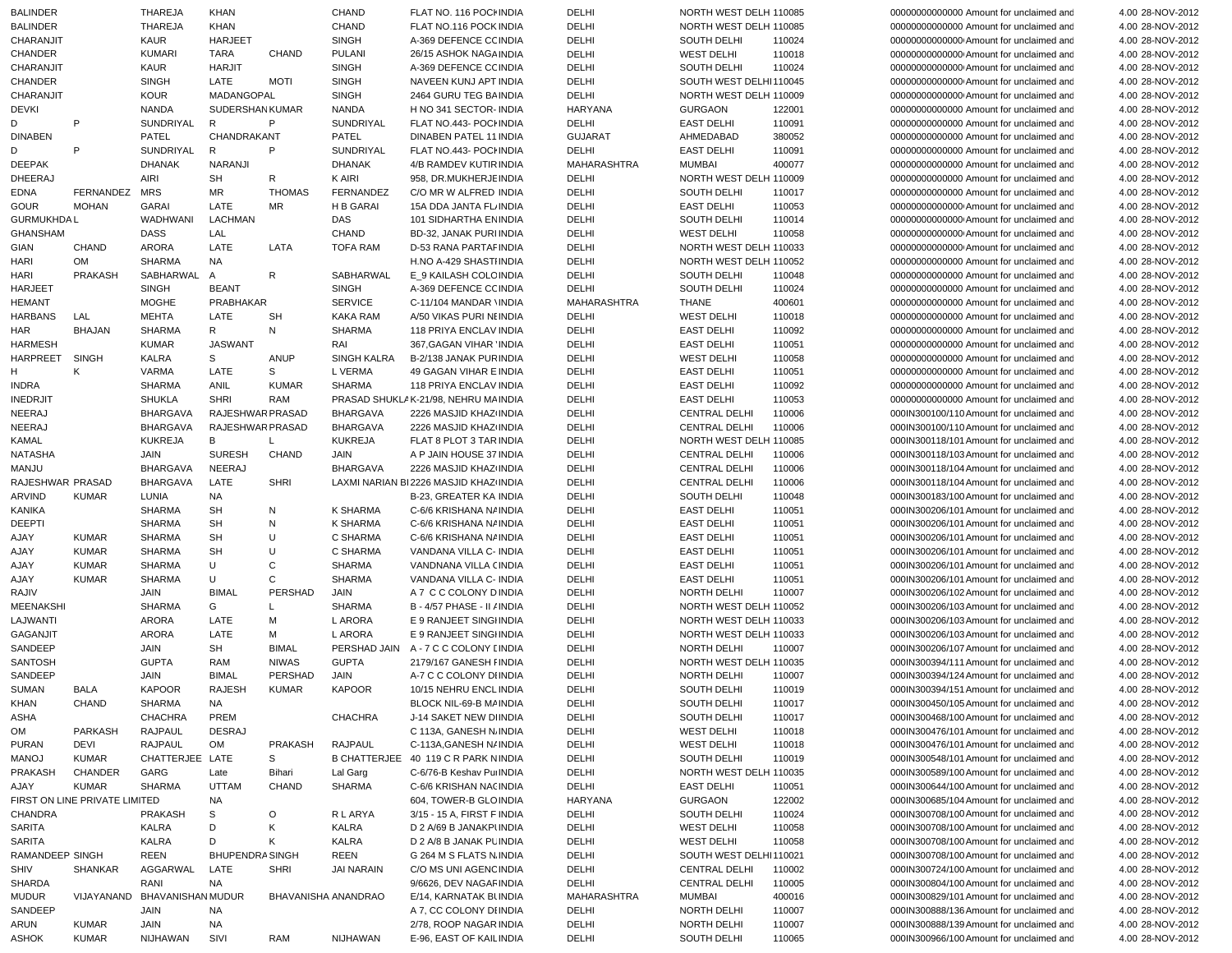| | | | | | | | | | | | | | | |
|---|---|---|---|---|---|---|---|---|---|---|---|---|---|---|
| BALINDER | | THAREJA | KHAN | | CHAND | FLAT NO. 116 POCKINDIA | | DELHI | NORTH WEST DELH | 110085 | 00000000000000 | Amount for unclaimed and | 4.00 | 28-NOV-2012 |
| BALINDER | | THAREJA | KHAN | | CHAND | FLAT NO.116 POCK INDIA | | DELHI | NORTH WEST DELH | 110085 | 00000000000000 | Amount for unclaimed and | 4.00 | 28-NOV-2012 |
| CHARANJIT | | KAUR | HARJEET | | SINGH | A-369 DEFENCE CCINDIA | | DELHI | SOUTH DELHI | 110024 | 00000000000000 | Amount for unclaimed and | 4.00 | 28-NOV-2012 |
| CHANDER | | KUMARI | TARA | CHAND | PULANI | 26/15 ASHOK NAGAINDIA | | DELHI | WEST DELHI | 110018 | 00000000000000 | Amount for unclaimed and | 4.00 | 28-NOV-2012 |
| CHARANJIT | | KAUR | HARJIT | | SINGH | A-369 DEFENCE CCINDIA | | DELHI | SOUTH DELHI | 110024 | 00000000000000 | Amount for unclaimed and | 4.00 | 28-NOV-2012 |
| CHANDER | | SINGH | LATE | MOTI | SINGH | NAVEEN KUNJ APT INDIA | | DELHI | SOUTH WEST DELHI | 110045 | 00000000000000 | Amount for unclaimed and | 4.00 | 28-NOV-2012 |
| CHARANJIT | | KOUR | MADANGOPAL | | SINGH | 2464 GURU TEG BAINDIA | | DELHI | NORTH WEST DELH | 110009 | 00000000000000 | Amount for unclaimed and | 4.00 | 28-NOV-2012 |
| DEVKI | | NANDA | SUDERSHAN | KUMAR | NANDA | H NO 341 SECTOR- INDIA | | HARYANA | GURGAON | 122001 | 00000000000000 | Amount for unclaimed and | 4.00 | 28-NOV-2012 |
| D | P | SUNDRIYAL | R | P | SUNDRIYAL | FLAT NO.443- POCHINDIA | | DELHI | EAST DELHI | 110091 | 00000000000000 | Amount for unclaimed and | 4.00 | 28-NOV-2012 |
| DINABEN | | PATEL | CHANDRAKANT | | PATEL | DINABEN PATEL 11 INDIA | | GUJARAT | AHMEDABAD | 380052 | 00000000000000 | Amount for unclaimed and | 4.00 | 28-NOV-2012 |
| D | P | SUNDRIYAL | R | P | SUNDRIYAL | FLAT NO.443- POCHINDIA | | DELHI | EAST DELHI | 110091 | 00000000000000 | Amount for unclaimed and | 4.00 | 28-NOV-2012 |
| DEEPAK | | DHANAK | NARANJI | | DHANAK | 4/B RAMDEV KUTIR INDIA | | MAHARASHTRA | MUMBAI | 400077 | 00000000000000 | Amount for unclaimed and | 4.00 | 28-NOV-2012 |
| DHEERAJ | | AIRI | SH | R | K AIRI | 958, DR.MUKHERJE INDIA | | DELHI | NORTH WEST DELH | 110009 | 00000000000000 | Amount for unclaimed and | 4.00 | 28-NOV-2012 |
| EDNA | FERNANDEZ | MRS | MR | THOMAS | FERNANDEZ | C/O MR W ALFRED INDIA | | DELHI | SOUTH DELHI | 110017 | 00000000000000 | Amount for unclaimed and | 4.00 | 28-NOV-2012 |
| GOUR | MOHAN | GARAI | LATE | MR | H B GARAI | 15A DDA JANTA FLINDIA | | DELHI | EAST DELHI | 110053 | 00000000000000 | Amount for unclaimed and | 4.00 | 28-NOV-2012 |
| GURMUKHDA L | | WADHWANI | LACHMAN | | DAS | 101 SIDHARTHA ENINDIA | | DELHI | SOUTH DELHI | 110014 | 00000000000000 | Amount for unclaimed and | 4.00 | 28-NOV-2012 |
| GHANSHAM | | DASS | LAL | | CHAND | BD-32, JANAK PURIINDIA | | DELHI | WEST DELHI | 110058 | 00000000000000 | Amount for unclaimed and | 4.00 | 28-NOV-2012 |
| GIAN | CHAND | ARORA | LATE | LATA | TOFA RAM | D-53 RANA PARTAFINDIA | | DELHI | NORTH WEST DELH | 110033 | 00000000000000 | Amount for unclaimed and | 4.00 | 28-NOV-2012 |
| HARI | OM | SHARMA | NA | | | H.NO A-429 SHASTIINDIA | | DELHI | NORTH WEST DELH | 110052 | 00000000000000 | Amount for unclaimed and | 4.00 | 28-NOV-2012 |
| HARI | PRAKASH | SABHARWAL | A | R | SABHARWAL | E_9 KAILASH COLOINDIA | | DELHI | SOUTH DELHI | 110048 | 00000000000000 | Amount for unclaimed and | 4.00 | 28-NOV-2012 |
| HARJEET | | SINGH | BEANT | | SINGH | A-369 DEFENCE CCINDIA | | DELHI | SOUTH DELHI | 110024 | 00000000000000 | Amount for unclaimed and | 4.00 | 28-NOV-2012 |
| HEMANT | | MOGHE | PRABHAKAR | | SERVICE | C-11/104 MANDAR \INDIA | | MAHARASHTRA | THANE | 400601 | 00000000000000 | Amount for unclaimed and | 4.00 | 28-NOV-2012 |
| HARBANS | LAL | MEHTA | LATE | SH | KAKA RAM | A/50 VIKAS PURI NEINDIA | | DELHI | WEST DELHI | 110018 | 00000000000000 | Amount for unclaimed and | 4.00 | 28-NOV-2012 |
| HAR | BHAJAN | SHARMA | R | N | SHARMA | 118 PRIYA ENCLAV INDIA | | DELHI | EAST DELHI | 110092 | 00000000000000 | Amount for unclaimed and | 4.00 | 28-NOV-2012 |
| HARMESH | | KUMAR | JASWANT | | RAI | 367,GAGAN VIHAR 'INDIA | | DELHI | EAST DELHI | 110051 | 00000000000000 | Amount for unclaimed and | 4.00 | 28-NOV-2012 |
| HARPREET | SINGH | KALRA | S | ANUP | SINGH KALRA | B-2/138 JANAK PURINDIA | | DELHI | WEST DELHI | 110058 | 00000000000000 | Amount for unclaimed and | 4.00 | 28-NOV-2012 |
| H | K | VARMA | LATE | S | L VERMA | 49 GAGAN VIHAR EINDIA | | DELHI | EAST DELHI | 110051 | 00000000000000 | Amount for unclaimed and | 4.00 | 28-NOV-2012 |
| INDRA | | SHARMA | ANIL | KUMAR | SHARMA | 118 PRIYA ENCLAV INDIA | | DELHI | EAST DELHI | 110092 | 00000000000000 | Amount for unclaimed and | 4.00 | 28-NOV-2012 |
| INEDRJIT | | SHUKLA | SHRI | RAM | PRASAD SHUKLA | K-21/98, NEHRU MAINDIA | | DELHI | EAST DELHI | 110053 | 00000000000000 | Amount for unclaimed and | 4.00 | 28-NOV-2012 |
| NEERAJ | | BHARGAVA | RAJESHWAR | PRASAD | BHARGAVA | 2226 MASJID KHAZIINDIA | | DELHI | CENTRAL DELHI | 110006 | 000IN300100/110 | Amount for unclaimed and | 4.00 | 28-NOV-2012 |
| NEERAJ | | BHARGAVA | RAJESHWAR | PRASAD | BHARGAVA | 2226 MASJID KHAZIINDIA | | DELHI | CENTRAL DELHI | 110006 | 000IN300100/110 | Amount for unclaimed and | 4.00 | 28-NOV-2012 |
| KAMAL | | KUKREJA | B | L | KUKREJA | FLAT 8 PLOT 3 TAR INDIA | | DELHI | NORTH WEST DELH | 110085 | 000IN300118/101 | Amount for unclaimed and | 4.00 | 28-NOV-2012 |
| NATASHA | | JAIN | SURESH | CHAND | JAIN | A P JAIN HOUSE 37 INDIA | | DELHI | CENTRAL DELHI | 110006 | 000IN300118/103 | Amount for unclaimed and | 4.00 | 28-NOV-2012 |
| MANJU | | BHARGAVA | NEERAJ | | BHARGAVA | 2226 MASJID KHAZIINDIA | | DELHI | CENTRAL DELHI | 110006 | 000IN300118/104 | Amount for unclaimed and | 4.00 | 28-NOV-2012 |
| RAJESHWAR | PRASAD | BHARGAVA | LATE | SHRI | LAXMI NARIAN BI | 2226 MASJID KHAZIINDIA | | DELHI | CENTRAL DELHI | 110006 | 000IN300118/104 | Amount for unclaimed and | 4.00 | 28-NOV-2012 |
| ARVIND | KUMAR | LUNIA | NA | | | B-23, GREATER KA INDIA | | DELHI | SOUTH DELHI | 110048 | 000IN300183/100 | Amount for unclaimed and | 4.00 | 28-NOV-2012 |
| KANIKA | | SHARMA | SH | N | K SHARMA | C-6/6 KRISHANA NAINDIA | | DELHI | EAST DELHI | 110051 | 000IN300206/101 | Amount for unclaimed and | 4.00 | 28-NOV-2012 |
| DEEPTI | | SHARMA | SH | N | K SHARMA | C-6/6 KRISHANA NAINDIA | | DELHI | EAST DELHI | 110051 | 000IN300206/101 | Amount for unclaimed and | 4.00 | 28-NOV-2012 |
| AJAY | KUMAR | SHARMA | SH | U | C SHARMA | C-6/6 KRISHANA NAINDIA | | DELHI | EAST DELHI | 110051 | 000IN300206/101 | Amount for unclaimed and | 4.00 | 28-NOV-2012 |
| AJAY | KUMAR | SHARMA | SH | U | C SHARMA | VANDANA VILLA C- INDIA | | DELHI | EAST DELHI | 110051 | 000IN300206/101 | Amount for unclaimed and | 4.00 | 28-NOV-2012 |
| AJAY | KUMAR | SHARMA | U | C | SHARMA | VANDNANA VILLA CINDIA | | DELHI | EAST DELHI | 110051 | 000IN300206/101 | Amount for unclaimed and | 4.00 | 28-NOV-2012 |
| AJAY | KUMAR | SHARMA | U | C | SHARMA | VANDANA VILLA C- INDIA | | DELHI | EAST DELHI | 110051 | 000IN300206/101 | Amount for unclaimed and | 4.00 | 28-NOV-2012 |
| RAJIV | | JAIN | BIMAL | PERSHAD | JAIN | A 7 C C COLONY DINDIA | | DELHI | NORTH DELHI | 110007 | 000IN300206/102 | Amount for unclaimed and | 4.00 | 28-NOV-2012 |
| MEENAKSHI | | SHARMA | G | L | SHARMA | B - 4/57 PHASE - II INDIA | | DELHI | NORTH WEST DELH | 110052 | 000IN300206/103 | Amount for unclaimed and | 4.00 | 28-NOV-2012 |
| LAJWANTI | | ARORA | LATE | M | L ARORA | E 9 RANJEET SINGIINDIA | | DELHI | NORTH WEST DELH | 110033 | 000IN300206/103 | Amount for unclaimed and | 4.00 | 28-NOV-2012 |
| GAGANJIT | | ARORA | LATE | M | L ARORA | E 9 RANJEET SINGIINDIA | | DELHI | NORTH WEST DELH | 110033 | 000IN300206/103 | Amount for unclaimed and | 4.00 | 28-NOV-2012 |
| SANDEEP | | JAIN | SH | BIMAL | PERSHAD JAIN | A - 7 C C COLONY DINDIA | | DELHI | NORTH DELHI | 110007 | 000IN300206/107 | Amount for unclaimed and | 4.00 | 28-NOV-2012 |
| SANTOSH | | GUPTA | RAM | NIWAS | GUPTA | 2179/167 GANESH FINDIA | | DELHI | NORTH WEST DELH | 110035 | 000IN300394/111 | Amount for unclaimed and | 4.00 | 28-NOV-2012 |
| SANDEEP | | JAIN | BIMAL | PERSHAD | JAIN | A-7 C C COLONY DIINDIA | | DELHI | NORTH DELHI | 110007 | 000IN300394/124 | Amount for unclaimed and | 4.00 | 28-NOV-2012 |
| SUMAN | BALA | KAPOOR | RAJESH | KUMAR | KAPOOR | 10/15 NEHRU ENCL INDIA | | DELHI | SOUTH DELHI | 110019 | 000IN300394/151 | Amount for unclaimed and | 4.00 | 28-NOV-2012 |
| KHAN | CHAND | SHARMA | NA | | | BLOCK NIL-69-B MAINDIA | | DELHI | SOUTH DELHI | 110017 | 000IN300450/105 | Amount for unclaimed and | 4.00 | 28-NOV-2012 |
| ASHA | | CHACHRA | PREM | | CHACHRA | J-14 SAKET NEW DIINDIA | | DELHI | SOUTH DELHI | 110017 | 000IN300468/100 | Amount for unclaimed and | 4.00 | 28-NOV-2012 |
| OM | PARKASH | RAJPAUL | DESRAJ | | | C 113A, GANESH NAINDIA | | DELHI | WEST DELHI | 110018 | 000IN300476/101 | Amount for unclaimed and | 4.00 | 28-NOV-2012 |
| PURAN | DEVI | RAJPAUL | OM | PRAKASH | RAJPAUL | C-113A,GANESH NAINDIA | | DELHI | WEST DELHI | 110018 | 000IN300476/101 | Amount for unclaimed and | 4.00 | 28-NOV-2012 |
| MANOJ | KUMAR | CHATTERJEE | LATE | S | B CHATTERJEE | 40 119 C R PARK NINDIA | | DELHI | SOUTH DELHI | 110019 | 000IN300548/101 | Amount for unclaimed and | 4.00 | 28-NOV-2012 |
| PRAKASH | CHANDER | GARG | Late | Bihari | Lal Garg | C-6/76-B Keshav PurINDIA | | DELHI | NORTH WEST DELH | 110035 | 000IN300589/100 | Amount for unclaimed and | 4.00 | 28-NOV-2012 |
| AJAY | KUMAR | SHARMA | UTTAM | CHAND | SHARMA | C-6/6 KRISHAN NACINDIA | | DELHI | EAST DELHI | 110051 | 000IN300644/100 | Amount for unclaimed and | 4.00 | 28-NOV-2012 |
| FIRST ON LINE PRIVATE LIMITED | | | NA | | | 604, TOWER-B GLOINDIA | | HARYANA | GURGAON | 122002 | 000IN300685/104 | Amount for unclaimed and | 4.00 | 28-NOV-2012 |
| CHANDRA | | PRAKASH | S | O | R L ARYA | 3/15 - 15 A, FIRST F INDIA | | DELHI | SOUTH DELHI | 110024 | 000IN300708/100 | Amount for unclaimed and | 4.00 | 28-NOV-2012 |
| SARITA | | KALRA | D | K | KALRA | D 2 A/69 B JANAKPUINDIA | | DELHI | WEST DELHI | 110058 | 000IN300708/100 | Amount for unclaimed and | 4.00 | 28-NOV-2012 |
| SARITA | | KALRA | D | K | KALRA | D 2 A/8 B JANAK PUINDIA | | DELHI | WEST DELHI | 110058 | 000IN300708/100 | Amount for unclaimed and | 4.00 | 28-NOV-2012 |
| RAMANDEEP | SINGH | REEN | BHUPENDRA | SINGH | REEN | G 264 M S FLATS N INDIA | | DELHI | SOUTH WEST DELHI | 110021 | 000IN300708/100 | Amount for unclaimed and | 4.00 | 28-NOV-2012 |
| SHIV | SHANKAR | AGGARWAL | LATE | SHRI | JAI NARAIN | C/O MS UNI AGENCINDIA | | DELHI | CENTRAL DELHI | 110002 | 000IN300724/100 | Amount for unclaimed and | 4.00 | 28-NOV-2012 |
| SHARDA | | RANI | NA | | | 9/6626, DEV NAGARINDIA | | DELHI | CENTRAL DELHI | 110005 | 000IN300804/100 | Amount for unclaimed and | 4.00 | 28-NOV-2012 |
| MUDUR | VIJAYANAND | BHAVANISHAN | MUDUR | BHAVANISHA | ANANDRAO | E/14, KARNATAK BLINDIA | | MAHARASHTRA | MUMBAI | 400016 | 000IN300829/101 | Amount for unclaimed and | 4.00 | 28-NOV-2012 |
| SANDEEP | | JAIN | NA | | | A 7, CC COLONY DEINDIA | | DELHI | NORTH DELHI | 110007 | 000IN300888/136 | Amount for unclaimed and | 4.00 | 28-NOV-2012 |
| ARUN | KUMAR | JAIN | NA | | | 2/78, ROOP NAGAR INDIA | | DELHI | NORTH DELHI | 110007 | 000IN300888/139 | Amount for unclaimed and | 4.00 | 28-NOV-2012 |
| ASHOK | KUMAR | NIJHAWAN | SIVI | RAM | NIJHAWAN | E-96, EAST OF KAILINDIA | | DELHI | SOUTH DELHI | 110065 | 000IN300966/100 | Amount for unclaimed and | 4.00 | 28-NOV-2012 |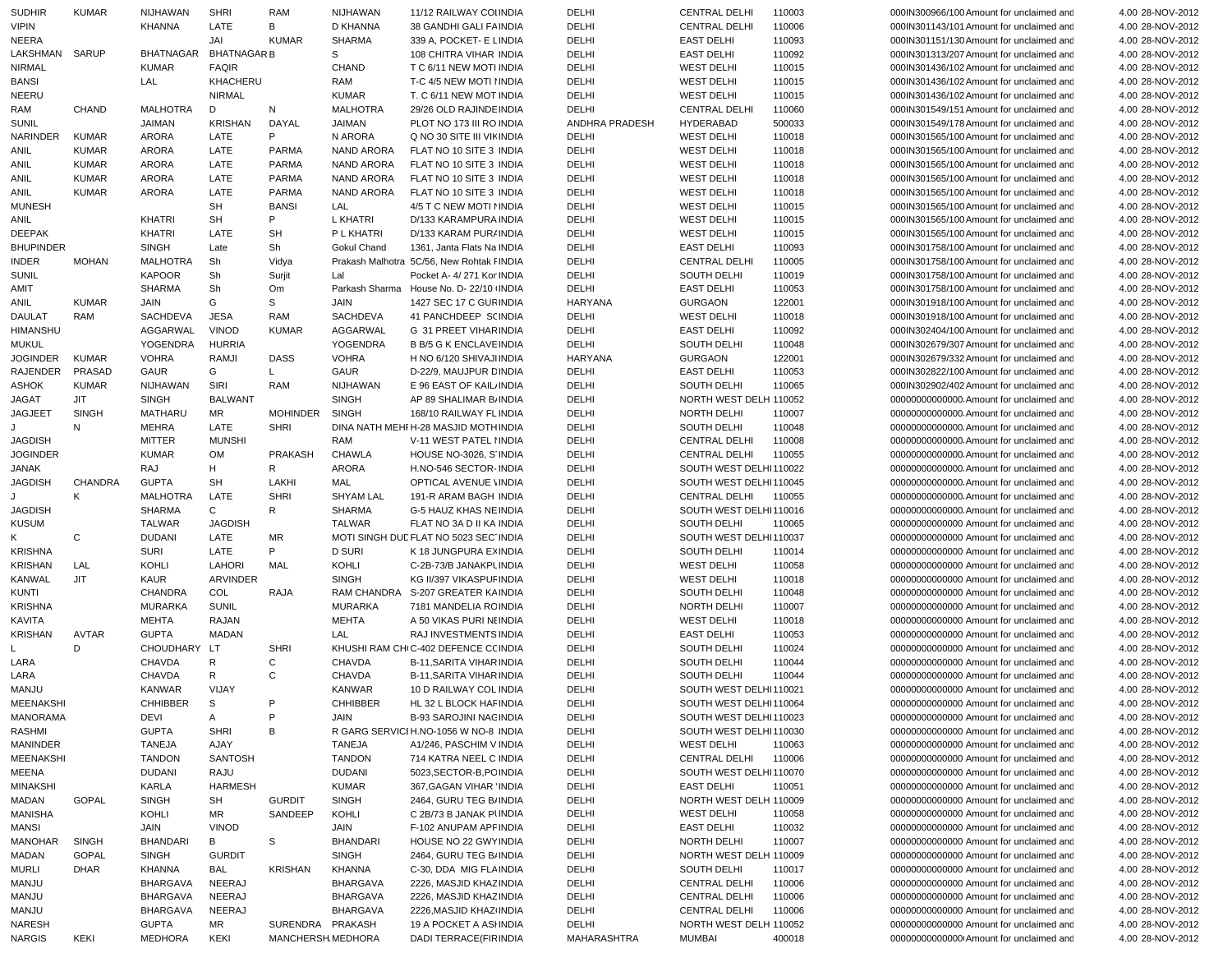| | | | | | | | | | | | | | |
|---|---|---|---|---|---|---|---|---|---|---|---|---|---|
| SUDHIR | KUMAR | NIJHAWAN | SHRI | RAM | NIJHAWAN | 11/12 RAILWAY COIINDIA | DELHI | CENTRAL DELHI | 110003 | 000IN300966/100 Amount for unclaimed and | 4.00 | 28-NOV-2012 |
| VIPIN | | KHANNA | LATE | B | D KHANNA | 38 GANDHI GALI FAINDIA | DELHI | CENTRAL DELHI | 110006 | 000IN301143/101 Amount for unclaimed and | 4.00 | 28-NOV-2012 |
| NEERA | | | JAI | KUMAR | SHARMA | 339 A, POCKET- E LINDIA | DELHI | EAST DELHI | 110093 | 000IN301151/130 Amount for unclaimed and | 4.00 | 28-NOV-2012 |
| LAKSHMAN | SARUP | BHATNAGAR | BHATNAGAR | B | S | 108 CHITRA VIHAR INDIA | DELHI | EAST DELHI | 110092 | 000IN301313/207 Amount for unclaimed and | 4.00 | 28-NOV-2012 |
| NIRMAL | | KUMAR | FAQIR | | CHAND | T C 6/11 NEW MOTI INDIA | DELHI | WEST DELHI | 110015 | 000IN301436/102 Amount for unclaimed and | 4.00 | 28-NOV-2012 |
| BANSI | | LAL | KHACHERU | | RAM | T-C 4/5 NEW MOTI NINDIA | DELHI | WEST DELHI | 110015 | 000IN301436/102 Amount for unclaimed and | 4.00 | 28-NOV-2012 |
| NEERU | | | NIRMAL | | KUMAR | T. C 6/11 NEW MOT INDIA | DELHI | WEST DELHI | 110015 | 000IN301436/102 Amount for unclaimed and | 4.00 | 28-NOV-2012 |
| RAM | CHAND | MALHOTRA | D | N | MALHOTRA | 29/26 OLD RAJINDEINDIA | DELHI | CENTRAL DELHI | 110060 | 000IN301549/151 Amount for unclaimed and | 4.00 | 28-NOV-2012 |
| SUNIL | | JAIMAN | KRISHAN | DAYAL | JAIMAN | PLOT NO 173 III RO INDIA | ANDHRA PRADESH | HYDERABAD | 500033 | 000IN301549/178 Amount for unclaimed and | 4.00 | 28-NOV-2012 |
| NARINDER | KUMAR | ARORA | LATE | P | N ARORA | Q NO 30 SITE III VIKINDIA | DELHI | WEST DELHI | 110018 | 000IN301565/100 Amount for unclaimed and | 4.00 | 28-NOV-2012 |
| ANIL | KUMAR | ARORA | LATE | PARMA | NAND ARORA | FLAT NO 10 SITE 3 INDIA | DELHI | WEST DELHI | 110018 | 000IN301565/100 Amount for unclaimed and | 4.00 | 28-NOV-2012 |
| ANIL | KUMAR | ARORA | LATE | PARMA | NAND ARORA | FLAT NO 10 SITE 3 INDIA | DELHI | WEST DELHI | 110018 | 000IN301565/100 Amount for unclaimed and | 4.00 | 28-NOV-2012 |
| ANIL | KUMAR | ARORA | LATE | PARMA | NAND ARORA | FLAT NO 10 SITE 3 INDIA | DELHI | WEST DELHI | 110018 | 000IN301565/100 Amount for unclaimed and | 4.00 | 28-NOV-2012 |
| ANIL | KUMAR | ARORA | LATE | PARMA | NAND ARORA | FLAT NO 10 SITE 3 INDIA | DELHI | WEST DELHI | 110018 | 000IN301565/100 Amount for unclaimed and | 4.00 | 28-NOV-2012 |
| MUNESH | | | SH | BANSI | LAL | 4/5 T C NEW MOTI NINDIA | DELHI | WEST DELHI | 110015 | 000IN301565/100 Amount for unclaimed and | 4.00 | 28-NOV-2012 |
| ANIL | | KHATRI | SH | P | L KHATRI | D/133 KARAMPURA INDIA | DELHI | WEST DELHI | 110015 | 000IN301565/100 Amount for unclaimed and | 4.00 | 28-NOV-2012 |
| DEEPAK | | KHATRI | LATE | SH | P L KHATRI | D/133 KARAM PURAINDIA | DELHI | WEST DELHI | 110015 | 000IN301565/100 Amount for unclaimed and | 4.00 | 28-NOV-2012 |
| BHUPINDER | | SINGH | Late | Sh | Gokul Chand | 1361, Janta Flats Na INDIA | DELHI | EAST DELHI | 110093 | 000IN301758/100 Amount for unclaimed and | 4.00 | 28-NOV-2012 |
| INDER | MOHAN | MALHOTRA | Sh | Vidya | Prakash Malhotra | 5C/56, New Rohtak FINDIA | DELHI | CENTRAL DELHI | 110005 | 000IN301758/100 Amount for unclaimed and | 4.00 | 28-NOV-2012 |
| SUNIL | | KAPOOR | Sh | Surjit | Lal | Pocket A- 4/ 271 KorINDIA | DELHI | SOUTH DELHI | 110019 | 000IN301758/100 Amount for unclaimed and | 4.00 | 28-NOV-2012 |
| AMIT | | SHARMA | Sh | Om | Parkash Sharma | House No. D- 22/10 INDIA | DELHI | EAST DELHI | 110053 | 000IN301758/100 Amount for unclaimed and | 4.00 | 28-NOV-2012 |
| ANIL | KUMAR | JAIN | G | S | JAIN | 1427 SEC 17 C GURINDIA | HARYANA | GURGAON | 122001 | 000IN301918/100 Amount for unclaimed and | 4.00 | 28-NOV-2012 |
| DAULAT | RAM | SACHDEVA | JESA | RAM | SACHDEVA | 41 PANCHDEEP SCINDIA | DELHI | WEST DELHI | 110018 | 000IN301918/100 Amount for unclaimed and | 4.00 | 28-NOV-2012 |
| HIMANSHU | | AGGARWAL | VINOD | KUMAR | AGGARWAL | G 31 PREET VIHARINDIA | DELHI | EAST DELHI | 110092 | 000IN302404/100 Amount for unclaimed and | 4.00 | 28-NOV-2012 |
| MUKUL | | YOGENDRA | HURRIA | | YOGENDRA | B B/5 G K ENCLAVEINDIA | DELHI | SOUTH DELHI | 110048 | 000IN302679/307 Amount for unclaimed and | 4.00 | 28-NOV-2012 |
| JOGINDER | KUMAR | VOHRA | RAMJI | DASS | VOHRA | H NO 6/120 SHIVAJIINDIA | HARYANA | GURGAON | 122001 | 000IN302679/332 Amount for unclaimed and | 4.00 | 28-NOV-2012 |
| RAJENDER | PRASAD | GAUR | G | L | GAUR | D-22/9, MAUJPUR DINDIA | DELHI | EAST DELHI | 110053 | 000IN302822/100 Amount for unclaimed and | 4.00 | 28-NOV-2012 |
| ASHOK | KUMAR | NIJHAWAN | SIRI | RAM | NIJHAWAN | E 96 EAST OF KAILINDIA | DELHI | SOUTH DELHI | 110065 | 000IN302902/402 Amount for unclaimed and | 4.00 | 28-NOV-2012 |
| JAGAT | JIT | SINGH | BALWANT | | SINGH | AP 89 SHALIMAR BINDIA | DELHI | NORTH WEST DELH | 110052 | 00000000000000 Amount for unclaimed and | 4.00 | 28-NOV-2012 |
| JAGJEET | SINGH | MATHARU | MR | MOHINDER | SINGH | 168/10 RAILWAY FL INDIA | DELHI | NORTH DELHI | 110007 | 00000000000000 Amount for unclaimed and | 4.00 | 28-NOV-2012 |
| J | N | MEHRA | LATE | SHRI | DINA NATH MEHF | H-28 MASJID MOTHINDIA | DELHI | SOUTH DELHI | 110048 | 00000000000000 Amount for unclaimed and | 4.00 | 28-NOV-2012 |
| JAGDISH | | MITTER | MUNSHI | | RAM | V-11 WEST PATEL NINDIA | DELHI | CENTRAL DELHI | 110008 | 00000000000000 Amount for unclaimed and | 4.00 | 28-NOV-2012 |
| JOGINDER | | KUMAR | OM | PRAKASH | CHAWLA | HOUSE NO-3026, S INDIA | DELHI | CENTRAL DELHI | 110055 | 00000000000000 Amount for unclaimed and | 4.00 | 28-NOV-2012 |
| JANAK | | RAJ | H | R | ARORA | H.NO-546 SECTOR-INDIA | DELHI | SOUTH WEST DELHI | 110022 | 00000000000000 Amount for unclaimed and | 4.00 | 28-NOV-2012 |
| JAGDISH | CHANDRA | GUPTA | SH | LAKHI | MAL | OPTICAL AVENUE VINDIA | DELHI | SOUTH WEST DELHI | 110045 | 00000000000000 Amount for unclaimed and | 4.00 | 28-NOV-2012 |
| J | K | MALHOTRA | LATE | SHRI | SHYAM LAL | 191-R ARAM BAGH INDIA | DELHI | CENTRAL DELHI | 110055 | 00000000000000 Amount for unclaimed and | 4.00 | 28-NOV-2012 |
| JAGDISH | | SHARMA | C | R | SHARMA | G-5 HAUZ KHAS NEINDIA | DELHI | SOUTH WEST DELHI | 110016 | 00000000000000 Amount for unclaimed and | 4.00 | 28-NOV-2012 |
| KUSUM | | TALWAR | JAGDISH | | TALWAR | FLAT NO 3A D II KA INDIA | DELHI | SOUTH DELHI | 110065 | 00000000000000 Amount for unclaimed and | 4.00 | 28-NOV-2012 |
| K | C | DUDANI | LATE | MR | MOTI SINGH DUD | FLAT NO 5023 SEC INDIA | DELHI | SOUTH WEST DELHI | 110037 | 00000000000000 Amount for unclaimed and | 4.00 | 28-NOV-2012 |
| KRISHNA | | SURI | LATE | P | D SURI | K 18 JUNGPURA EXINDIA | DELHI | SOUTH DELHI | 110014 | 00000000000000 Amount for unclaimed and | 4.00 | 28-NOV-2012 |
| KRISHAN | LAL | KOHLI | LAHORI | MAL | KOHLI | C-2B-73/B JANAKPLINDIA | DELHI | WEST DELHI | 110058 | 00000000000000 Amount for unclaimed and | 4.00 | 28-NOV-2012 |
| KANWAL | JIT | KAUR | ARVINDER | | SINGH | KG II/397 VIKASPUFINDIA | DELHI | WEST DELHI | 110018 | 00000000000000 Amount for unclaimed and | 4.00 | 28-NOV-2012 |
| KUNTI | | CHANDRA | COL | RAJA | RAM CHANDRA | S-207 GREATER KAINDIA | DELHI | SOUTH DELHI | 110048 | 00000000000000 Amount for unclaimed and | 4.00 | 28-NOV-2012 |
| KRISHNA | | MURARKA | SUNIL | | MURARKA | 7181 MANDELIA ROINDIA | DELHI | NORTH DELHI | 110007 | 00000000000000 Amount for unclaimed and | 4.00 | 28-NOV-2012 |
| KAVITA | | MEHTA | RAJAN | | MEHTA | A 50 VIKAS PURI NEINDIA | DELHI | WEST DELHI | 110018 | 00000000000000 Amount for unclaimed and | 4.00 | 28-NOV-2012 |
| KRISHAN | AVTAR | GUPTA | MADAN | | LAL | RAJ INVESTMENTS INDIA | DELHI | EAST DELHI | 110053 | 00000000000000 Amount for unclaimed and | 4.00 | 28-NOV-2012 |
| L | D | CHOUDHARY | LT | SHRI | KHUSHI RAM CH | C-402 DEFENCE CCINDIA | DELHI | SOUTH DELHI | 110024 | 00000000000000 Amount for unclaimed and | 4.00 | 28-NOV-2012 |
| LARA | | CHAVDA | R | C | CHAVDA | B-11,SARITA VIHARINDIA | DELHI | SOUTH DELHI | 110044 | 00000000000000 Amount for unclaimed and | 4.00 | 28-NOV-2012 |
| LARA | | CHAVDA | R | C | CHAVDA | B-11,SARITA VIHARINDIA | DELHI | SOUTH DELHI | 110044 | 00000000000000 Amount for unclaimed and | 4.00 | 28-NOV-2012 |
| MANJU | | KANWAR | VIJAY | | KANWAR | 10 D RAILWAY COL INDIA | DELHI | SOUTH WEST DELHI | 110021 | 00000000000000 Amount for unclaimed and | 4.00 | 28-NOV-2012 |
| MEENAKSHI | | CHHIBBER | S | P | CHHIBBER | HL 32 L BLOCK HAFINDIA | DELHI | SOUTH WEST DELHI | 110064 | 00000000000000 Amount for unclaimed and | 4.00 | 28-NOV-2012 |
| MANORAMA | | DEVI | A | P | JAIN | B-93 SAROJINI NAGINDIA | DELHI | SOUTH WEST DELHI | 110023 | 00000000000000 Amount for unclaimed and | 4.00 | 28-NOV-2012 |
| RASHMI | | GUPTA | SHRI | B | R GARG SERVICI | H.NO-1056 W NO-8 INDIA | DELHI | SOUTH WEST DELHI | 110030 | 00000000000000 Amount for unclaimed and | 4.00 | 28-NOV-2012 |
| MANINDER | | TANEJA | AJAY | | TANEJA | A1/246, PASCHIM VINDIA | DELHI | WEST DELHI | 110063 | 00000000000000 Amount for unclaimed and | 4.00 | 28-NOV-2012 |
| MEENAKSHI | | TANDON | SANTOSH | | TANDON | 714 KATRA NEEL C INDIA | DELHI | CENTRAL DELHI | 110006 | 00000000000000 Amount for unclaimed and | 4.00 | 28-NOV-2012 |
| MEENA | | DUDANI | RAJU | | DUDANI | 5023,SECTOR-B,POINDIA | DELHI | SOUTH WEST DELHI | 110070 | 00000000000000 Amount for unclaimed and | 4.00 | 28-NOV-2012 |
| MINAKSHI | | KARLA | HARMESH | | KUMAR | 367,GAGAN VIHAR INDIA | DELHI | EAST DELHI | 110051 | 00000000000000 Amount for unclaimed and | 4.00 | 28-NOV-2012 |
| MADAN | GOPAL | SINGH | SH | GURDIT | SINGH | 2464, GURU TEG BAINDIA | DELHI | NORTH WEST DELH | 110009 | 00000000000000 Amount for unclaimed and | 4.00 | 28-NOV-2012 |
| MANISHA | | KOHLI | MR | SANDEEP | KOHLI | C 2B/73 B JANAK PIINDIA | DELHI | WEST DELHI | 110058 | 00000000000000 Amount for unclaimed and | 4.00 | 28-NOV-2012 |
| MANSI | | JAIN | VINOD | | JAIN | F-102 ANUPAM APFINDIA | DELHI | EAST DELHI | 110032 | 00000000000000 Amount for unclaimed and | 4.00 | 28-NOV-2012 |
| MANOHAR | SINGH | BHANDARI | B | S | BHANDARI | HOUSE NO 22 GWYINDIA | DELHI | NORTH DELHI | 110007 | 00000000000000 Amount for unclaimed and | 4.00 | 28-NOV-2012 |
| MADAN | GOPAL | SINGH | GURDIT | | SINGH | 2464, GURU TEG BAINDIA | DELHI | NORTH WEST DELH | 110009 | 00000000000000 Amount for unclaimed and | 4.00 | 28-NOV-2012 |
| MURLI | DHAR | KHANNA | BAL | KRISHAN | KHANNA | C-30, DDA MIG FLAINDIA | DELHI | SOUTH DELHI | 110017 | 00000000000000 Amount for unclaimed and | 4.00 | 28-NOV-2012 |
| MANJU | | BHARGAVA | NEERAJ | | BHARGAVA | 2226, MASJID KHAZINDIA | DELHI | CENTRAL DELHI | 110006 | 00000000000000 Amount for unclaimed and | 4.00 | 28-NOV-2012 |
| MANJU | | BHARGAVA | NEERAJ | | BHARGAVA | 2226, MASJID KHAZINDIA | DELHI | CENTRAL DELHI | 110006 | 00000000000000 Amount for unclaimed and | 4.00 | 28-NOV-2012 |
| MANJU | | BHARGAVA | NEERAJ | | BHARGAVA | 2226,MASJID KHAZIINDIA | DELHI | CENTRAL DELHI | 110006 | 00000000000000 Amount for unclaimed and | 4.00 | 28-NOV-2012 |
| NARESH | | GUPTA | MR | SURENDRA | PRAKASH | 19 A POCKET A ASHINDIA | DELHI | NORTH WEST DELH | 110052 | 00000000000000 Amount for unclaimed and | 4.00 | 28-NOV-2012 |
| NARGIS | KEKI | MEDHORA | KEKI | MANCHERSH | MEDHORA | DADI TERRACE(FIRINDIA | MAHARASHTRA | MUMBAI | 400018 | 00000000000000 Amount for unclaimed and | 4.00 | 28-NOV-2012 |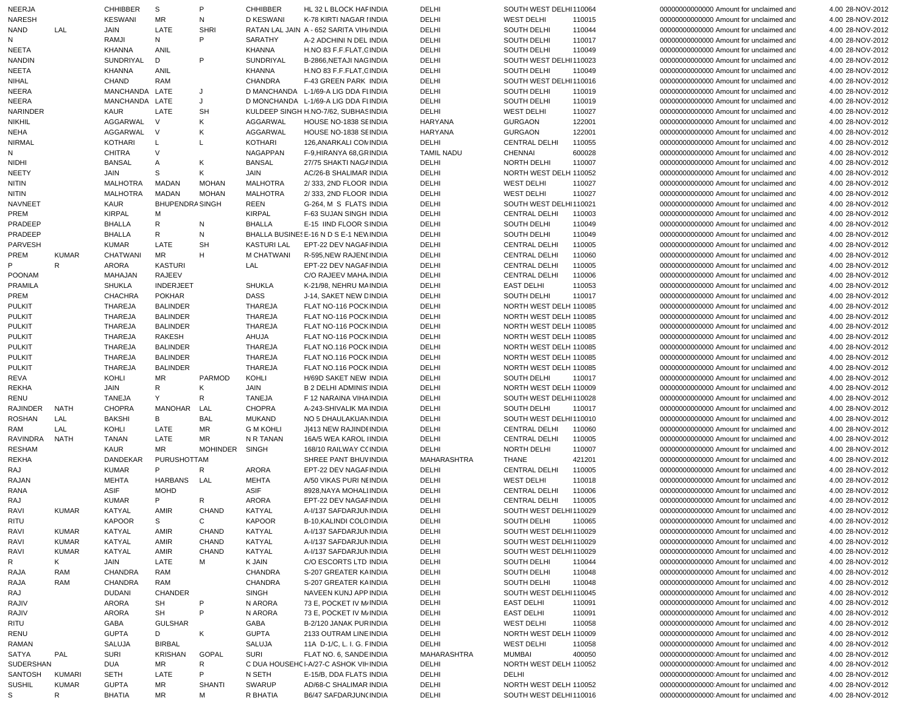| | | | | | | | | | | | | | | | |
|---|---|---|---|---|---|---|---|---|---|---|---|---|---|---|---|
| NEERJA | | CHHIBBER | S | P | CHHIBBER | HL 32 L BLOCK HAF | INDIA | DELHI | SOUTH WEST DELHI | 110064 | 00000000000000 | Amount for unclaimed and | | 4.00 | 28-NOV-2012 |
| NARESH | | KESWANI | MR | N | D KESWANI | K-78 KIRTI NAGAR I | INDIA | DELHI | WEST DELHI | 110015 | 00000000000000 | Amount for unclaimed and | | 4.00 | 28-NOV-2012 |
| NAND | LAL | JAIN | LATE | SHRI | RATAN LAL JAIN | A - 652 SARITA VIH | INDIA | DELHI | SOUTH DELHI | 110044 | 00000000000000 | Amount for unclaimed and | | 4.00 | 28-NOV-2012 |
| N | | RAMJI | N | P | SARATHY | A-2 ADCHINI N DEL | INDIA | DELHI | SOUTH DELHI | 110017 | 00000000000000 | Amount for unclaimed and | | 4.00 | 28-NOV-2012 |
| NEETA | | KHANNA | ANIL | | KHANNA | H.NO 83 F.F.FLAT,C | INDIA | DELHI | SOUTH DELHI | 110049 | 00000000000000 | Amount for unclaimed and | | 4.00 | 28-NOV-2012 |
| NANDIN | | SUNDRIYAL | D | P | SUNDRIYAL | B-2866,NETAJI NAG | INDIA | DELHI | SOUTH WEST DELHI | 110023 | 00000000000000 | Amount for unclaimed and | | 4.00 | 28-NOV-2012 |
| NEETA | | KHANNA | ANIL | | KHANNA | H.NO 83 F.F.FLAT,C | INDIA | DELHI | SOUTH DELHI | 110049 | 00000000000000 | Amount for unclaimed and | | 4.00 | 28-NOV-2012 |
| NIHAL | | CHAND | RAM | | CHANDRA | F-43 GREEN PARK | INDIA | DELHI | SOUTH WEST DELHI | 110016 | 00000000000000 | Amount for unclaimed and | | 4.00 | 28-NOV-2012 |
| NEERA | | MANCHANDA | LATE | J | D MANCHANDA | L-1/69-A LIG DDA FL | INDIA | DELHI | SOUTH DELHI | 110019 | 00000000000000 | Amount for unclaimed and | | 4.00 | 28-NOV-2012 |
| NEERA | | MANCHANDA | LATE | J | D MONCHANDA | L-1/69-A LIG DDA FL | INDIA | DELHI | SOUTH DELHI | 110019 | 00000000000000 | Amount for unclaimed and | | 4.00 | 28-NOV-2012 |
| NARINDER | | KAUR | LATE | SH | KULDEEP SINGH | H.NO-7/62, SUBHAS | INDIA | DELHI | WEST DELHI | 110027 | 00000000000000 | Amount for unclaimed and | | 4.00 | 28-NOV-2012 |
| NIKHIL | | AGGARWAL | V | K | AGGARWAL | HOUSE NO-1838 SE | INDIA | HARYANA | GURGAON | 122001 | 00000000000000 | Amount for unclaimed and | | 4.00 | 28-NOV-2012 |
| NEHA | | AGGARWAL | V | K | AGGARWAL | HOUSE NO-1838 SE | INDIA | HARYANA | GURGAON | 122001 | 00000000000000 | Amount for unclaimed and | | 4.00 | 28-NOV-2012 |
| NIRMAL | | KOTHARI | L | L | KOTHARI | 126,ANARKALI COM | INDIA | DELHI | CENTRAL DELHI | 110055 | 00000000000000 | Amount for unclaimed and | | 4.00 | 28-NOV-2012 |
| N | | CHITRA | V | | NAGAPPAN | F-9,HIRANYA 68,GR | INDIA | TAMIL NADU | CHENNAI | 600028 | 00000000000000 | Amount for unclaimed and | | 4.00 | 28-NOV-2012 |
| NIDHI | | BANSAL | A | K | BANSAL | 27/75 SHAKTI NAGA | INDIA | DELHI | NORTH DELHI | 110007 | 00000000000000 | Amount for unclaimed and | | 4.00 | 28-NOV-2012 |
| NEETY | | JAIN | S | K | JAIN | AC/26-B SHALIMAR | INDIA | DELHI | NORTH WEST DELH | 110052 | 00000000000000 | Amount for unclaimed and | | 4.00 | 28-NOV-2012 |
| NITIN | | MALHOTRA | MADAN | MOHAN | MALHOTRA | 2/ 333, 2ND FLOOR | INDIA | DELHI | WEST DELHI | 110027 | 00000000000000 | Amount for unclaimed and | | 4.00 | 28-NOV-2012 |
| NITIN | | MALHOTRA | MADAN | MOHAN | MALHOTRA | 2/ 333, 2ND FLOOR | INDIA | DELHI | WEST DELHI | 110027 | 00000000000000 | Amount for unclaimed and | | 4.00 | 28-NOV-2012 |
| NAVNEET | | KAUR | BHUPENDRA | SINGH | REEN | G-264, M S FLATS | INDIA | DELHI | SOUTH WEST DELHI | 110021 | 00000000000000 | Amount for unclaimed and | | 4.00 | 28-NOV-2012 |
| PREM | | KIRPAL | M | | KIRPAL | F-63 SUJAN SINGH | INDIA | DELHI | CENTRAL DELHI | 110003 | 00000000000000 | Amount for unclaimed and | | 4.00 | 28-NOV-2012 |
| PRADEEP | | BHALLA | R | N | BHALLA | E-15 IIND FLOOR S | INDIA | DELHI | SOUTH DELHI | 110049 | 00000000000000 | Amount for unclaimed and | | 4.00 | 28-NOV-2012 |
| PRADEEP | | BHALLA | R | N | BHALLA BUSINES | E-16 N D S E-1 NEW | INDIA | DELHI | SOUTH DELHI | 110049 | 00000000000000 | Amount for unclaimed and | | 4.00 | 28-NOV-2012 |
| PARVESH | | KUMAR | LATE | SH | KASTURI LAL | EPT-22 DEV NAGAR | INDIA | DELHI | CENTRAL DELHI | 110005 | 00000000000000 | Amount for unclaimed and | | 4.00 | 28-NOV-2012 |
| PREM | KUMAR | CHATWANI | MR | H | M CHATWANI | R-595,NEW RAJENL | INDIA | DELHI | CENTRAL DELHI | 110060 | 00000000000000 | Amount for unclaimed and | | 4.00 | 28-NOV-2012 |
| P | R | ARORA | KASTURI | | LAL | EPT-22 DEV NAGAR | INDIA | DELHI | CENTRAL DELHI | 110005 | 00000000000000 | Amount for unclaimed and | | 4.00 | 28-NOV-2012 |
| POONAM | | MAHAJAN | RAJEEV | | | C/O RAJEEV MAHA. | INDIA | DELHI | CENTRAL DELHI | 110006 | 00000000000000 | Amount for unclaimed and | | 4.00 | 28-NOV-2012 |
| PRAMILA | | SHUKLA | INDERJEET | | SHUKLA | K-21/98, NEHRU MA | INDIA | DELHI | EAST DELHI | 110053 | 00000000000000 | Amount for unclaimed and | | 4.00 | 28-NOV-2012 |
| PREM | | CHACHRA | POKHAR | | DASS | J-14, SAKET NEW D | INDIA | DELHI | SOUTH DELHI | 110017 | 00000000000000 | Amount for unclaimed and | | 4.00 | 28-NOV-2012 |
| PULKIT | | THAREJA | BALINDER | | THAREJA | FLAT NO-116 POCK | INDIA | DELHI | NORTH WEST DELH | 110085 | 00000000000000 | Amount for unclaimed and | | 4.00 | 28-NOV-2012 |
| PULKIT | | THAREJA | BALINDER | | THAREJA | FLAT NO-116 POCK | INDIA | DELHI | NORTH WEST DELH | 110085 | 00000000000000 | Amount for unclaimed and | | 4.00 | 28-NOV-2012 |
| PULKIT | | THAREJA | BALINDER | | THAREJA | FLAT NO-116 POCK | INDIA | DELHI | NORTH WEST DELH | 110085 | 00000000000000 | Amount for unclaimed and | | 4.00 | 28-NOV-2012 |
| PULKIT | | THAREJA | RAKESH | | AHUJA | FLAT NO-116 POCK | INDIA | DELHI | NORTH WEST DELH | 110085 | 00000000000000 | Amount for unclaimed and | | 4.00 | 28-NOV-2012 |
| PULKIT | | THAREJA | BALINDER | | THAREJA | FLAT NO.116 POCK | INDIA | DELHI | NORTH WEST DELH | 110085 | 00000000000000 | Amount for unclaimed and | | 4.00 | 28-NOV-2012 |
| PULKIT | | THAREJA | BALINDER | | THAREJA | FLAT NO.116 POCK | INDIA | DELHI | NORTH WEST DELH | 110085 | 00000000000000 | Amount for unclaimed and | | 4.00 | 28-NOV-2012 |
| PULKIT | | THAREJA | BALINDER | | THAREJA | FLAT NO.116 POCK | INDIA | DELHI | NORTH WEST DELH | 110085 | 00000000000000 | Amount for unclaimed and | | 4.00 | 28-NOV-2012 |
| REVA | | KOHLI | MR | PARMOD | KOHLI | H/69D SAKET NEW | INDIA | DELHI | SOUTH DELHI | 110017 | 00000000000000 | Amount for unclaimed and | | 4.00 | 28-NOV-2012 |
| REKHA | | JAIN | R | K | JAIN | B 2 DELHI ADMINIS | INDIA | DELHI | NORTH WEST DELH | 110009 | 00000000000000 | Amount for unclaimed and | | 4.00 | 28-NOV-2012 |
| RENU | | TANEJA | Y | R | TANEJA | F 12 NARAINA VIHA | INDIA | DELHI | SOUTH WEST DELHI | 110028 | 00000000000000 | Amount for unclaimed and | | 4.00 | 28-NOV-2012 |
| RAJINDER | NATH | CHOPRA | MANOHAR | LAL | CHOPRA | A-243-SHIVALIK MA | INDIA | DELHI | SOUTH DELHI | 110017 | 00000000000000 | Amount for unclaimed and | | 4.00 | 28-NOV-2012 |
| ROSHAN | LAL | BAKSHI | B | BAL | MUKAND | NO 5 DHAULAKUAN | INDIA | DELHI | SOUTH WEST DELHI | 110010 | 00000000000000 | Amount for unclaimed and | | 4.00 | 28-NOV-2012 |
| RAM | LAL | KOHLI | LATE | MR | G M KOHLI | J\|413 NEW RAJINDE | INDIA | DELHI | CENTRAL DELHI | 110060 | 00000000000000 | Amount for unclaimed and | | 4.00 | 28-NOV-2012 |
| RAVINDRA | NATH | TANAN | LATE | MR | N R TANAN | 16A/5 WEA KAROL I | INDIA | DELHI | CENTRAL DELHI | 110005 | 00000000000000 | Amount for unclaimed and | | 4.00 | 28-NOV-2012 |
| RESHAM | | KAUR | MR | MOHINDER | SINGH | 168/10 RAILWAY CC | INDIA | DELHI | NORTH DELHI | 110007 | 00000000000000 | Amount for unclaimed and | | 4.00 | 28-NOV-2012 |
| REKHA | | DANDEKAR | PURUSHOTTAM | | | SHREE PANT BHUV | INDIA | MAHARASHTRA | THANE | 421201 | 00000000000000 | Amount for unclaimed and | | 4.00 | 28-NOV-2012 |
| RAJ | | KUMAR | P | R | ARORA | EPT-22 DEV NAGAR | INDIA | DELHI | CENTRAL DELHI | 110005 | 00000000000000 | Amount for unclaimed and | | 4.00 | 28-NOV-2012 |
| RAJAN | | MEHTA | HARBANS | LAL | MEHTA | A/50 VIKAS PURI NE | INDIA | DELHI | WEST DELHI | 110018 | 00000000000000 | Amount for unclaimed and | | 4.00 | 28-NOV-2012 |
| RANA | | ASIF | MOHD | | ASIF | 8928,NAYA MOHALL | INDIA | DELHI | CENTRAL DELHI | 110006 | 00000000000000 | Amount for unclaimed and | | 4.00 | 28-NOV-2012 |
| RAJ | | KUMAR | P | R | ARORA | EPT-22 DEV NAGAR | INDIA | DELHI | CENTRAL DELHI | 110005 | 00000000000000 | Amount for unclaimed and | | 4.00 | 28-NOV-2012 |
| RAVI | KUMAR | KATYAL | AMIR | CHAND | KATYAL | A-I/137 SAFDARJUN | INDIA | DELHI | SOUTH WEST DELHI | 110029 | 00000000000000 | Amount for unclaimed and | | 4.00 | 28-NOV-2012 |
| RITU | | KAPOOR | S | C | KAPOOR | B-10,KALINDI COLO | INDIA | DELHI | SOUTH DELHI | 110065 | 00000000000000 | Amount for unclaimed and | | 4.00 | 28-NOV-2012 |
| RAVI | KUMAR | KATYAL | AMIR | CHAND | KATYAL | A-I/137 SAFDARJUN | INDIA | DELHI | SOUTH WEST DELHI | 110029 | 00000000000000 | Amount for unclaimed and | | 4.00 | 28-NOV-2012 |
| RAVI | KUMAR | KATYAL | AMIR | CHAND | KATYAL | A-I/137 SAFDARJUN | INDIA | DELHI | SOUTH WEST DELHI | 110029 | 00000000000000 | Amount for unclaimed and | | 4.00 | 28-NOV-2012 |
| RAVI | KUMAR | KATYAL | AMIR | CHAND | KATYAL | A-I/137 SAFDARJUN | INDIA | DELHI | SOUTH WEST DELHI | 110029 | 00000000000000 | Amount for unclaimed and | | 4.00 | 28-NOV-2012 |
| R | K | JAIN | LATE | M | K JAIN | C/O ESCORTS LTD | INDIA | DELHI | SOUTH DELHI | 110044 | 00000000000000 | Amount for unclaimed and | | 4.00 | 28-NOV-2012 |
| RAJA | RAM | CHANDRA | RAM | | CHANDRA | S-207 GREATER KA | INDIA | DELHI | SOUTH DELHI | 110048 | 00000000000000 | Amount for unclaimed and | | 4.00 | 28-NOV-2012 |
| RAJA | RAM | CHANDRA | RAM | | CHANDRA | S-207 GREATER KA | INDIA | DELHI | SOUTH DELHI | 110048 | 00000000000000 | Amount for unclaimed and | | 4.00 | 28-NOV-2012 |
| RAJ | | DUDANI | CHANDER | | SINGH | NAVEEN KUNJ APP | INDIA | DELHI | SOUTH WEST DELHI | 110045 | 00000000000000 | Amount for unclaimed and | | 4.00 | 28-NOV-2012 |
| RAJIV | | ARORA | SH | P | N ARORA | 73 E, POCKET IV M | INDIA | DELHI | EAST DELHI | 110091 | 00000000000000 | Amount for unclaimed and | | 4.00 | 28-NOV-2012 |
| RAJIV | | ARORA | SH | P | N ARORA | 73 E, POCKET IV M | INDIA | DELHI | EAST DELHI | 110091 | 00000000000000 | Amount for unclaimed and | | 4.00 | 28-NOV-2012 |
| RITU | | GABA | GULSHAR | | GABA | B-2/120 JANAK PUR | INDIA | DELHI | WEST DELHI | 110058 | 00000000000000 | Amount for unclaimed and | | 4.00 | 28-NOV-2012 |
| RENU | | GUPTA | D | K | GUPTA | 2133 OUTRAM LINE | INDIA | DELHI | NORTH WEST DELH | 110009 | 00000000000000 | Amount for unclaimed and | | 4.00 | 28-NOV-2012 |
| RAMAN | | SALUJA | BIRBAL | | SALUJA | 11A D-1/C, L. I. G. F | INDIA | DELHI | WEST DELHI | 110058 | 00000000000000 | Amount for unclaimed and | | 4.00 | 28-NOV-2012 |
| SATYA | PAL | SURI | KRISHAN | GOPAL | SURI | FLAT NO. 6, SANDE | INDIA | MAHARASHTRA | MUMBAI | 400050 | 00000000000000 | Amount for unclaimed and | | 4.00 | 28-NOV-2012 |
| SUDERSHAN | | DUA | MR | R | C DUA HOUSEHC | I-A/27-C ASHOK VIH | INDIA | DELHI | NORTH WEST DELH | 110052 | 00000000000000 | Amount for unclaimed and | | 4.00 | 28-NOV-2012 |
| SANTOSH | KUMARI | SETH | LATE | P | N SETH | E-15/B, DDA FLATS | INDIA | DELHI | DELHI | | 00000000000000 | Amount for unclaimed and | | 4.00 | 28-NOV-2012 |
| SUSHIL | KUMAR | GUPTA | MR | SHANTI | SWARUP | AD/68-C SHALIMAR | INDIA | DELHI | NORTH WEST DELH | 110052 | 00000000000000 | Amount for unclaimed and | | 4.00 | 28-NOV-2012 |
| S | R | BHATIA | MR | M | R BHATIA | B6/47 SAFDARJUNG | INDIA | DELHI | SOUTH WEST DELHI | 110016 | 00000000000000 | Amount for unclaimed and | | 4.00 | 28-NOV-2012 |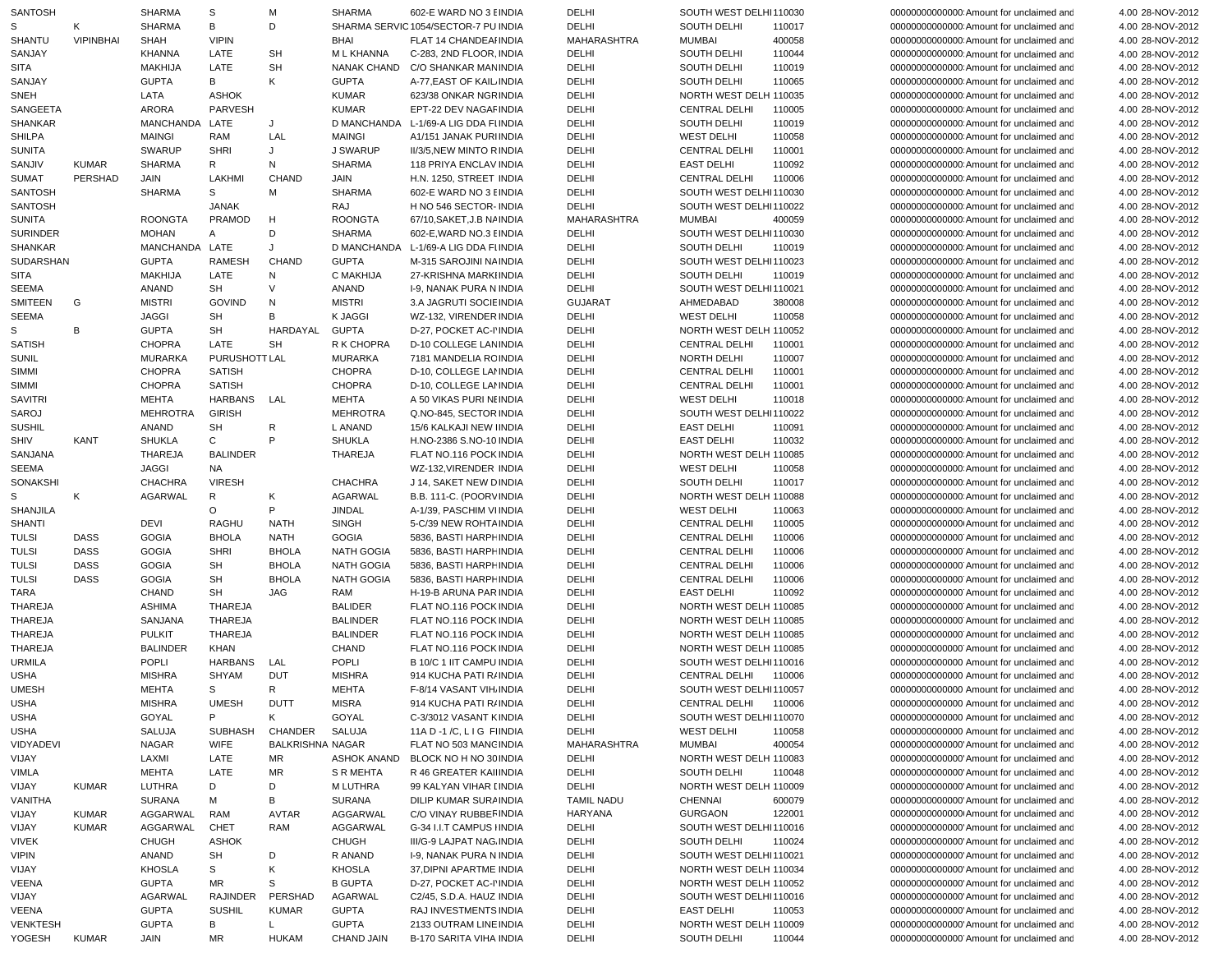| | | | | | | | | | | | | | | |
|---|---|---|---|---|---|---|---|---|---|---|---|---|---|---|
| SANTOSH | | SHARMA | S | M | SHARMA | 602-E WARD NO 3 E | INDIA | DELHI | SOUTH WEST DELHI | 110030 | 000000000000000 | Amount for unclaimed and | 4.00 | 28-NOV-2012 |
| S | K | SHARMA | B | D | SHARMA SERVIC | 1054/SECTOR-7 PU | INDIA | DELHI | SOUTH DELHI | 110017 | 000000000000000 | Amount for unclaimed and | 4.00 | 28-NOV-2012 |
| SHANTU | VIPINBHAI | SHAH | VIPIN | | BHAI | FLAT 14 CHANDEAF | INDIA | MAHARASHTRA | MUMBAI | 400058 | 000000000000000 | Amount for unclaimed and | 4.00 | 28-NOV-2012 |
| SANJAY | | KHANNA | LATE | SH | M L KHANNA | C-283, 2ND FLOOR, | INDIA | DELHI | SOUTH DELHI | 110044 | 000000000000000 | Amount for unclaimed and | 4.00 | 28-NOV-2012 |
| SITA | | MAKHIJA | LATE | SH | NANAK CHAND | C/O SHANKAR MAN | INDIA | DELHI | SOUTH DELHI | 110019 | 000000000000000 | Amount for unclaimed and | 4.00 | 28-NOV-2012 |
| SANJAY | | GUPTA | B | K | GUPTA | A-77,EAST OF KAIL | INDIA | DELHI | SOUTH DELHI | 110065 | 000000000000000 | Amount for unclaimed and | 4.00 | 28-NOV-2012 |
| SNEH | | LATA | ASHOK | | KUMAR | 623/38 ONKAR NGR | INDIA | DELHI | NORTH WEST DELHI | 110035 | 000000000000000 | Amount for unclaimed and | 4.00 | 28-NOV-2012 |
| SANGEETA | | ARORA | PARVESH | | KUMAR | EPT-22 DEV NAGAF | INDIA | DELHI | CENTRAL DELHI | 110005 | 000000000000000 | Amount for unclaimed and | 4.00 | 28-NOV-2012 |
| SHANKAR | | MANCHANDA | LATE | J | D MANCHANDA | L-1/69-A LIG DDA FI | INDIA | DELHI | SOUTH DELHI | 110019 | 000000000000000 | Amount for unclaimed and | 4.00 | 28-NOV-2012 |
| SHILPA | | MAINGI | RAM | LAL | MAINGI | A1/151 JANAK PURI | INDIA | DELHI | WEST DELHI | 110058 | 000000000000000 | Amount for unclaimed and | 4.00 | 28-NOV-2012 |
| SUNITA | | SWARUP | SHRI | J | J SWARUP | II/3/5,NEW MINTO R | INDIA | DELHI | CENTRAL DELHI | 110001 | 000000000000000 | Amount for unclaimed and | 4.00 | 28-NOV-2012 |
| SANJIV | KUMAR | SHARMA | R | N | SHARMA | 118 PRIYA ENCLAV | INDIA | DELHI | EAST DELHI | 110092 | 000000000000000 | Amount for unclaimed and | 4.00 | 28-NOV-2012 |
| SUMAT | PERSHAD | JAIN | LAKHMI | CHAND | JAIN | H.N. 1250, STREET | INDIA | DELHI | CENTRAL DELHI | 110006 | 000000000000000 | Amount for unclaimed and | 4.00 | 28-NOV-2012 |
| SANTOSH | | SHARMA | S | M | SHARMA | 602-E WARD NO 3 E | INDIA | DELHI | SOUTH WEST DELHI | 110030 | 000000000000000 | Amount for unclaimed and | 4.00 | 28-NOV-2012 |
| SANTOSH | | | JANAK | | RAJ | H NO 546 SECTOR- | INDIA | DELHI | SOUTH WEST DELHI | 110022 | 000000000000000 | Amount for unclaimed and | 4.00 | 28-NOV-2012 |
| SUNITA | | ROONGTA | PRAMOD | H | ROONGTA | 67/10,SAKET,J.B NA | INDIA | MAHARASHTRA | MUMBAI | 400059 | 000000000000000 | Amount for unclaimed and | 4.00 | 28-NOV-2012 |
| SURINDER | | MOHAN | A | D | SHARMA | 602-E,WARD NO.3 E | INDIA | DELHI | SOUTH WEST DELHI | 110030 | 000000000000000 | Amount for unclaimed and | 4.00 | 28-NOV-2012 |
| SHANKAR | | MANCHANDA | LATE | J | D MANCHANDA | L-1/69-A LIG DDA FI | INDIA | DELHI | SOUTH DELHI | 110019 | 000000000000000 | Amount for unclaimed and | 4.00 | 28-NOV-2012 |
| SUDARSHAN | | GUPTA | RAMESH | CHAND | GUPTA | M-315 SAROJINI NA | INDIA | DELHI | SOUTH WEST DELHI | 110023 | 000000000000000 | Amount for unclaimed and | 4.00 | 28-NOV-2012 |
| SITA | | MAKHIJA | LATE | N | C MAKHIJA | 27-KRISHNA MARKI | INDIA | DELHI | SOUTH DELHI | 110019 | 000000000000000 | Amount for unclaimed and | 4.00 | 28-NOV-2012 |
| SEEMA | | ANAND | SH | V | ANAND | I-9, NANAK PURA N | INDIA | DELHI | SOUTH WEST DELHI | 110021 | 000000000000000 | Amount for unclaimed and | 4.00 | 28-NOV-2012 |
| SMITEEN | G | MISTRI | GOVIND | N | MISTRI | 3.A JAGRUTI SOCIE | INDIA | GUJARAT | AHMEDABAD | 380008 | 000000000000000 | Amount for unclaimed and | 4.00 | 28-NOV-2012 |
| SEEMA | | JAGGI | SH | B | K JAGGI | WZ-132, VIRENDER | INDIA | DELHI | WEST DELHI | 110058 | 000000000000000 | Amount for unclaimed and | 4.00 | 28-NOV-2012 |
| S | B | GUPTA | SH | HARDAYAL | GUPTA | D-27, POCKET AC-I | INDIA | DELHI | NORTH WEST DELHI | 110052 | 000000000000000 | Amount for unclaimed and | 4.00 | 28-NOV-2012 |
| SATISH | | CHOPRA | LATE | SH | R K CHOPRA | D-10 COLLEGE LAN | INDIA | DELHI | CENTRAL DELHI | 110001 | 000000000000000 | Amount for unclaimed and | 4.00 | 28-NOV-2012 |
| SUNIL | | MURARKA | PURUSHOTT | LAL | MURARKA | 7181 MANDELIA RO | INDIA | DELHI | NORTH DELHI | 110007 | 000000000000000 | Amount for unclaimed and | 4.00 | 28-NOV-2012 |
| SIMMI | | CHOPRA | SATISH | | CHOPRA | D-10, COLLEGE LA | INDIA | DELHI | CENTRAL DELHI | 110001 | 000000000000000 | Amount for unclaimed and | 4.00 | 28-NOV-2012 |
| SIMMI | | CHOPRA | SATISH | | CHOPRA | D-10, COLLEGE LA | INDIA | DELHI | CENTRAL DELHI | 110001 | 000000000000000 | Amount for unclaimed and | 4.00 | 28-NOV-2012 |
| SAVITRI | | MEHTA | HARBANS | LAL | MEHTA | A 50 VIKAS PURI NE | INDIA | DELHI | WEST DELHI | 110018 | 000000000000000 | Amount for unclaimed and | 4.00 | 28-NOV-2012 |
| SAROJ | | MEHROTRA | GIRISH | | MEHROTRA | Q.NO-845, SECTOR | INDIA | DELHI | SOUTH WEST DELHI | 110022 | 000000000000000 | Amount for unclaimed and | 4.00 | 28-NOV-2012 |
| SUSHIL | | ANAND | SH | R | L ANAND | 15/6 KALKAJI NEW I | INDIA | DELHI | EAST DELHI | 110091 | 000000000000000 | Amount for unclaimed and | 4.00 | 28-NOV-2012 |
| SHIV | KANT | SHUKLA | C | P | SHUKLA | H.NO-2386 S.NO-10 | INDIA | DELHI | EAST DELHI | 110032 | 000000000000000 | Amount for unclaimed and | 4.00 | 28-NOV-2012 |
| SANJANA | | THAREJA | BALINDER | | THAREJA | FLAT NO.116 POCK | INDIA | DELHI | NORTH WEST DELH | 110085 | 000000000000000 | Amount for unclaimed and | 4.00 | 28-NOV-2012 |
| SEEMA | | JAGGI | NA | | | WZ-132,VIRENDER | INDIA | DELHI | WEST DELHI | 110058 | 000000000000000 | Amount for unclaimed and | 4.00 | 28-NOV-2012 |
| SONAKSHI | | CHACHRA | VIRESH | | CHACHRA | J 14, SAKET NEW D | INDIA | DELHI | SOUTH DELHI | 110017 | 000000000000000 | Amount for unclaimed and | 4.00 | 28-NOV-2012 |
| S | K | AGARWAL | R | K | AGARWAL | B.B. 111-C. (POORV | INDIA | DELHI | NORTH WEST DELH | 110088 | 000000000000000 | Amount for unclaimed and | 4.00 | 28-NOV-2012 |
| SHANJILA | | | O | P | JINDAL | A-1/39, PASCHIM VI | INDIA | DELHI | WEST DELHI | 110063 | 000000000000000 | Amount for unclaimed and | 4.00 | 28-NOV-2012 |
| SHANTI | | DEVI | RAGHU | NATH | SINGH | 5-C/39 NEW ROHTA | INDIA | DELHI | CENTRAL DELHI | 110005 | 000000000000000 | Amount for unclaimed and | 4.00 | 28-NOV-2012 |
| TULSI | DASS | GOGIA | BHOLA | NATH | GOGIA | 5836, BASTI HARPH | INDIA | DELHI | CENTRAL DELHI | 110006 | 000000000000000 | Amount for unclaimed and | 4.00 | 28-NOV-2012 |
| TULSI | DASS | GOGIA | SHRI | BHOLA | NATH GOGIA | 5836, BASTI HARPH | INDIA | DELHI | CENTRAL DELHI | 110006 | 000000000000000 | Amount for unclaimed and | 4.00 | 28-NOV-2012 |
| TULSI | DASS | GOGIA | SH | BHOLA | NATH GOGIA | 5836, BASTI HARPH | INDIA | DELHI | CENTRAL DELHI | 110006 | 000000000000000 | Amount for unclaimed and | 4.00 | 28-NOV-2012 |
| TULSI | DASS | GOGIA | SH | BHOLA | NATH GOGIA | 5836, BASTI HARPH | INDIA | DELHI | CENTRAL DELHI | 110006 | 000000000000000 | Amount for unclaimed and | 4.00 | 28-NOV-2012 |
| TARA | | CHAND | SH | JAG | RAM | H-19-B ARUNA PAR | INDIA | DELHI | EAST DELHI | 110092 | 000000000000000 | Amount for unclaimed and | 4.00 | 28-NOV-2012 |
| THAREJA | | ASHIMA | THAREJA | | BALIDER | FLAT NO.116 POCK | INDIA | DELHI | NORTH WEST DELH | 110085 | 000000000000000 | Amount for unclaimed and | 4.00 | 28-NOV-2012 |
| THAREJA | | SANJANA | THAREJA | | BALINDER | FLAT NO.116 POCK | INDIA | DELHI | NORTH WEST DELH | 110085 | 000000000000000 | Amount for unclaimed and | 4.00 | 28-NOV-2012 |
| THAREJA | | PULKIT | THAREJA | | BALINDER | FLAT NO.116 POCK | INDIA | DELHI | NORTH WEST DELH | 110085 | 000000000000000 | Amount for unclaimed and | 4.00 | 28-NOV-2012 |
| THAREJA | | BALINDER | KHAN | | CHAND | FLAT NO.116 POCK | INDIA | DELHI | NORTH WEST DELH | 110085 | 000000000000000 | Amount for unclaimed and | 4.00 | 28-NOV-2012 |
| URMILA | | POPLI | HARBANS | LAL | POPLI | B 10/C 1 IIT CAMPU | INDIA | DELHI | SOUTH WEST DELHI | 110016 | 000000000000000 | Amount for unclaimed and | 4.00 | 28-NOV-2012 |
| USHA | | MISHRA | SHYAM | DUT | MISHRA | 914 KUCHA PATI R | INDIA | DELHI | CENTRAL DELHI | 110006 | 000000000000000 | Amount for unclaimed and | 4.00 | 28-NOV-2012 |
| UMESH | | MEHTA | S | R | MEHTA | F-8/14 VASANT VIH | INDIA | DELHI | SOUTH WEST DELHI | 110057 | 000000000000000 | Amount for unclaimed and | 4.00 | 28-NOV-2012 |
| USHA | | MISHRA | UMESH | DUTT | MISRA | 914 KUCHA PATI R | INDIA | DELHI | CENTRAL DELHI | 110006 | 000000000000000 | Amount for unclaimed and | 4.00 | 28-NOV-2012 |
| USHA | | GOYAL | P | K | GOYAL | C-3/3012 VASANT K | INDIA | DELHI | SOUTH WEST DELHI | 110070 | 000000000000000 | Amount for unclaimed and | 4.00 | 28-NOV-2012 |
| USHA | | SALUJA | SUBHASH | CHANDER | SALUJA | 11A D -1 /C, L I G F | INDIA | DELHI | WEST DELHI | 110058 | 000000000000000 | Amount for unclaimed and | 4.00 | 28-NOV-2012 |
| VIDYADEVI | | NAGAR | WIFE | BALKRISHNA | NAGAR | FLAT NO 503 MANG | INDIA | MAHARASHTRA | MUMBAI | 400054 | 000000000000000 | Amount for unclaimed and | 4.00 | 28-NOV-2012 |
| VIJAY | | LAXMI | LATE | MR | ASHOK ANAND | BLOCK NO H NO 30 | INDIA | DELHI | NORTH WEST DELH | 110083 | 000000000000000 | Amount for unclaimed and | 4.00 | 28-NOV-2012 |
| VIMLA | | MEHTA | LATE | MR | S R MEHTA | R 46 GREATER KAI | INDIA | DELHI | SOUTH DELHI | 110048 | 000000000000000 | Amount for unclaimed and | 4.00 | 28-NOV-2012 |
| VIJAY | KUMAR | LUTHRA | D | D | M LUTHRA | 99 KALYAN VIHAR I | INDIA | DELHI | NORTH WEST DELH | 110009 | 000000000000000 | Amount for unclaimed and | 4.00 | 28-NOV-2012 |
| VANITHA | | SURANA | M | B | SURANA | DILIP KUMAR SURA | INDIA | TAMIL NADU | CHENNAI | 600079 | 000000000000000 | Amount for unclaimed and | 4.00 | 28-NOV-2012 |
| VIJAY | KUMAR | AGGARWAL | RAM | AVTAR | AGGARWAL | C/O VINAY RUBBEF | INDIA | HARYANA | GURGAON | 122001 | 000000000000000 | Amount for unclaimed and | 4.00 | 28-NOV-2012 |
| VIJAY | KUMAR | AGGARWAL | CHET | RAM | AGGARWAL | G-34 I.I.T CAMPUS I | INDIA | DELHI | SOUTH WEST DELHI | 110016 | 000000000000000 | Amount for unclaimed and | 4.00 | 28-NOV-2012 |
| VIVEK | | CHUGH | ASHOK | | CHUGH | III/G-9 LAJPAT NAG | INDIA | DELHI | SOUTH DELHI | 110024 | 000000000000000 | Amount for unclaimed and | 4.00 | 28-NOV-2012 |
| VIPIN | | ANAND | SH | D | R ANAND | I-9, NANAK PURA N | INDIA | DELHI | SOUTH WEST DELHI | 110021 | 000000000000000 | Amount for unclaimed and | 4.00 | 28-NOV-2012 |
| VIJAY | | KHOSLA | S | K | KHOSLA | 37,DIPNI APARTME | INDIA | DELHI | NORTH WEST DELH | 110034 | 000000000000000 | Amount for unclaimed and | 4.00 | 28-NOV-2012 |
| VEENA | | GUPTA | MR | S | B GUPTA | D-27, POCKET AC-I | INDIA | DELHI | NORTH WEST DELH | 110052 | 000000000000000 | Amount for unclaimed and | 4.00 | 28-NOV-2012 |
| VIJAY | | AGARWAL | RAJINDER | PERSHAD | AGARWAL | C2/45, S.D.A. HAUZ | INDIA | DELHI | SOUTH WEST DELHI | 110016 | 000000000000000 | Amount for unclaimed and | 4.00 | 28-NOV-2012 |
| VEENA | | GUPTA | SUSHIL | KUMAR | GUPTA | RAJ INVESTMENTS | INDIA | DELHI | EAST DELHI | 110053 | 000000000000000 | Amount for unclaimed and | 4.00 | 28-NOV-2012 |
| VENKTESH | | GUPTA | B | L | GUPTA | 2133 OUTRAM LINE | INDIA | DELHI | NORTH WEST DELH | 110009 | 000000000000000 | Amount for unclaimed and | 4.00 | 28-NOV-2012 |
| YOGESH | KUMAR | JAIN | MR | HUKAM | CHAND JAIN | B-170 SARITA VIHA | INDIA | DELHI | SOUTH DELHI | 110044 | 000000000000000 | Amount for unclaimed and | 4.00 | 28-NOV-2012 |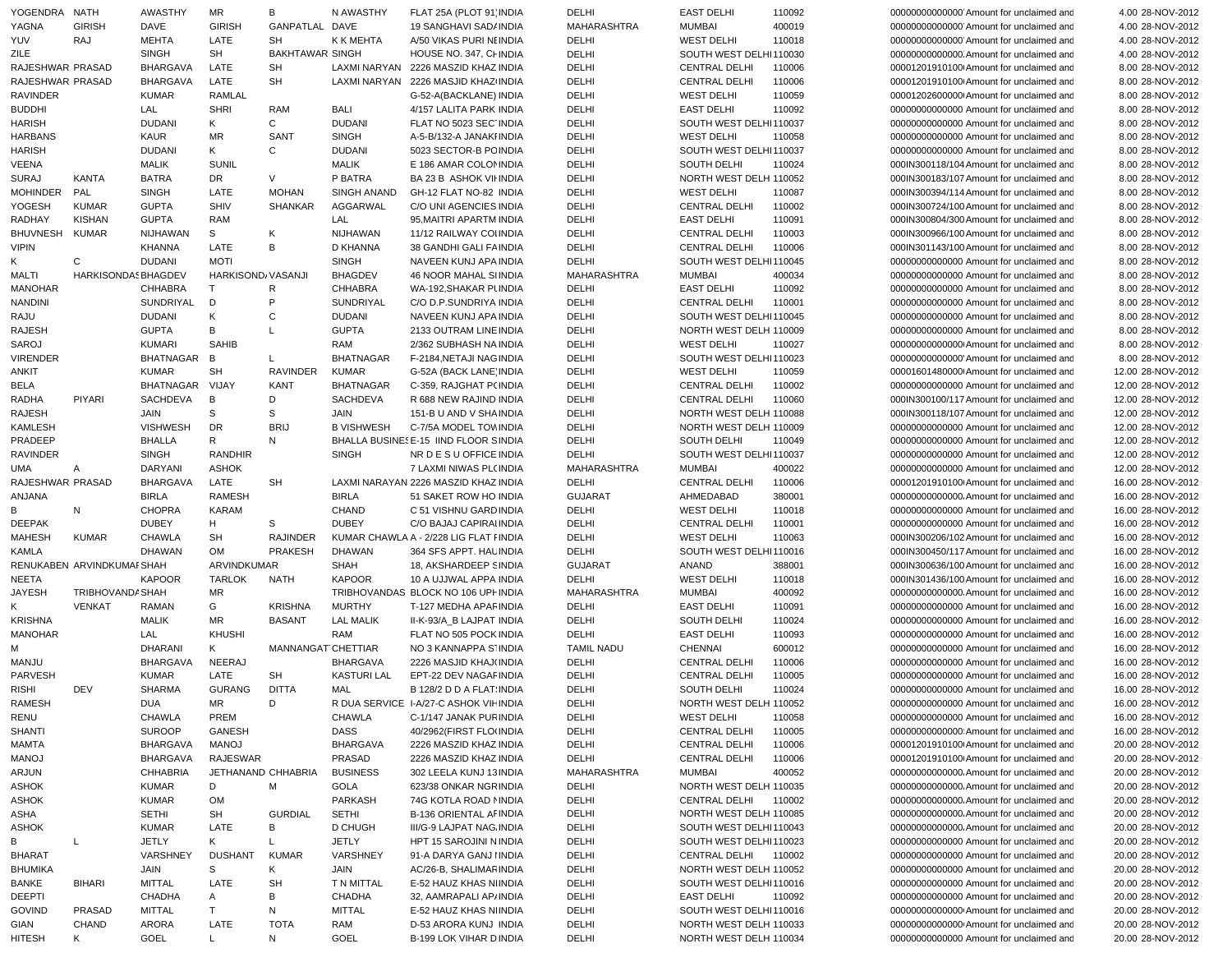| | | | | | | | | | | | | | | |
|---|---|---|---|---|---|---|---|---|---|---|---|---|---|---|
| YOGENDRA | NATH | AWASTHY | MR | B | N AWASTHY | FLAT 25A (PLOT 91, | INDIA | DELHI | EAST DELHI | 110092 | 00000000000000 | Amount for unclaimed and | 4.00 | 28-NOV-2012 |
| YAGNA | GIRISH | DAVE | GIRISH | GANPATLAL | DAVE | 19 SANGHAVI SADA | INDIA | MAHARASHTRA | MUMBAI | 400019 | 00000000000000 | Amount for unclaimed and | 4.00 | 28-NOV-2012 |
| YUV | RAJ | MEHTA | LATE | SH | K K MEHTA | A/50 VIKAS PURI NE | INDIA | DELHI | WEST DELHI | 110018 | 00000000000000 | Amount for unclaimed and | 4.00 | 28-NOV-2012 |
| ZILE | | SINGH | SH | BAKHTAWAR | SINGH | HOUSE NO. 347, CH | INDIA | DELHI | SOUTH WEST DELHI | 110030 | 00000000000000 | Amount for unclaimed and | 4.00 | 28-NOV-2012 |
| RAJESHWAR | PRASAD | BHARGAVA | LATE | SH | LAXMI NARYAN | 2226 MASZID KHAZ | INDIA | DELHI | CENTRAL DELHI | 110006 | 00001201910100 | Amount for unclaimed and | 8.00 | 28-NOV-2012 |
| RAJESHWAR | PRASAD | BHARGAVA | LATE | SH | LAXMI NARYAN | 2226 MASJID KHAZI | INDIA | DELHI | CENTRAL DELHI | 110006 | 00001201910100 | Amount for unclaimed and | 8.00 | 28-NOV-2012 |
| RAVINDER | | KUMAR | RAMLAL | | | G-52-A(BACKLANE) | INDIA | DELHI | WEST DELHI | 110059 | 00001202600000 | Amount for unclaimed and | 8.00 | 28-NOV-2012 |
| BUDDHI | | LAL | SHRI | RAM | BALI | 4/157 LALITA PARK | INDIA | DELHI | EAST DELHI | 110092 | 00000000000000 | Amount for unclaimed and | 8.00 | 28-NOV-2012 |
| HARISH | | DUDANI | K | C | DUDANI | FLAT NO 5023 SEC | INDIA | DELHI | SOUTH WEST DELHI | 110037 | 00000000000000 | Amount for unclaimed and | 8.00 | 28-NOV-2012 |
| HARBANS | | KAUR | MR | SANT | SINGH | A-5-B/132-A JANAKI | INDIA | DELHI | WEST DELHI | 110058 | 00000000000000 | Amount for unclaimed and | 8.00 | 28-NOV-2012 |
| HARISH | | DUDANI | K | C | DUDANI | 5023 SECTOR-B PO | INDIA | DELHI | SOUTH WEST DELHI | 110037 | 00000000000000 | Amount for unclaimed and | 8.00 | 28-NOV-2012 |
| VEENA | | MALIK | SUNIL | | MALIK | E 186 AMAR COLON | INDIA | DELHI | SOUTH DELHI | 110024 | 000IN300118/104 | Amount for unclaimed and | 8.00 | 28-NOV-2012 |
| SURAJ | KANTA | BATRA | DR | V | P BATRA | BA 23 B ASHOK VIH | INDIA | DELHI | NORTH WEST DELHI | 110052 | 000IN300183/107 | Amount for unclaimed and | 8.00 | 28-NOV-2012 |
| MOHINDER | PAL | SINGH | LATE | MOHAN | SINGH ANAND | GH-12 FLAT NO-82 | INDIA | DELHI | WEST DELHI | 110087 | 000IN300394/114 | Amount for unclaimed and | 8.00 | 28-NOV-2012 |
| YOGESH | KUMAR | GUPTA | SHIV | SHANKAR | AGGARWAL | C/O UNI AGENCIES | INDIA | DELHI | CENTRAL DELHI | 110002 | 000IN300724/100 | Amount for unclaimed and | 8.00 | 28-NOV-2012 |
| RADHAY | KISHAN | GUPTA | RAM | | LAL | 95,MAITRI APARTM | INDIA | DELHI | EAST DELHI | 110091 | 000IN300804/300 | Amount for unclaimed and | 8.00 | 28-NOV-2012 |
| BHUVNESH | KUMAR | NIJHAWAN | S | K | NIJHAWAN | 11/12 RAILWAY CO | INDIA | DELHI | CENTRAL DELHI | 110003 | 000IN300966/100 | Amount for unclaimed and | 8.00 | 28-NOV-2012 |
| VIPIN | | KHANNA | LATE | B | D KHANNA | 38 GANDHI GALI FA | INDIA | DELHI | CENTRAL DELHI | 110006 | 000IN301143/100 | Amount for unclaimed and | 8.00 | 28-NOV-2012 |
| K | C | DUDANI | MOTI | | SINGH | NAVEEN KUNJ APA | INDIA | DELHI | SOUTH WEST DELHI | 110045 | 00000000000000 | Amount for unclaimed and | 8.00 | 28-NOV-2012 |
| MALTI | HARKISONDAS | BHAGDEV | HARKISONDA | VASANJI | BHAGDEV | 46 NOOR MAHAL S | INDIA | MAHARASHTRA | MUMBAI | 400034 | 00000000000000 | Amount for unclaimed and | 8.00 | 28-NOV-2012 |
| MANOHAR | | CHHABRA | T | R | CHHABRA | WA-192,SHAKAR PU | INDIA | DELHI | EAST DELHI | 110092 | 00000000000000 | Amount for unclaimed and | 8.00 | 28-NOV-2012 |
| NANDINI | | SUNDRIYAL | D | P | SUNDRIYAL | C/O D.P.SUNDRIYA | INDIA | DELHI | CENTRAL DELHI | 110001 | 00000000000000 | Amount for unclaimed and | 8.00 | 28-NOV-2012 |
| RAJU | | DUDANI | K | C | DUDANI | NAVEEN KUNJ APA | INDIA | DELHI | SOUTH WEST DELHI | 110045 | 00000000000000 | Amount for unclaimed and | 8.00 | 28-NOV-2012 |
| RAJESH | | GUPTA | B | L | GUPTA | 2133 OUTRAM LINE | INDIA | DELHI | NORTH WEST DELHI | 110009 | 00000000000000 | Amount for unclaimed and | 8.00 | 28-NOV-2012 |
| SAROJ | | KUMARI | SAHIB | | RAM | 2/362 SUBHASH NA | INDIA | DELHI | WEST DELHI | 110027 | 00000000000000 | Amount for unclaimed and | 8.00 | 28-NOV-2012 |
| VIRENDER | | BHATNAGAR | B | L | BHATNAGAR | F-2184,NETAJI NAG | INDIA | DELHI | SOUTH WEST DELHI | 110023 | 00000000000000 | Amount for unclaimed and | 8.00 | 28-NOV-2012 |
| ANKIT | | KUMAR | SH | RAVINDER | KUMAR | G-52A (BACK LANE) | INDIA | DELHI | WEST DELHI | 110059 | 00001601480000 | Amount for unclaimed and | 12.00 | 28-NOV-2012 |
| BELA | | BHATNAGAR | VIJAY | KANT | BHATNAGAR | C-359, RAJGHAT P | INDIA | DELHI | CENTRAL DELHI | 110002 | 00000000000000 | Amount for unclaimed and | 12.00 | 28-NOV-2012 |
| RADHA | PIYARI | SACHDEVA | B | D | SACHDEVA | R 688 NEW RAJIND | INDIA | DELHI | CENTRAL DELHI | 110060 | 000IN300100/117 | Amount for unclaimed and | 12.00 | 28-NOV-2012 |
| RAJESH | | JAIN | S | S | JAIN | 151-B U AND V SHA | INDIA | DELHI | NORTH WEST DELHI | 110088 | 000IN300118/107 | Amount for unclaimed and | 12.00 | 28-NOV-2012 |
| KAMLESH | | VISHWESH | DR | BRIJ | B VISHWESH | C-7/5A MODEL TOW | INDIA | DELHI | NORTH WEST DELHI | 110009 | 00000000000000 | Amount for unclaimed and | 12.00 | 28-NOV-2012 |
| PRADEEP | | BHALLA | R | N | BHALLA BUSINES | E-15 IIND FLOOR S | INDIA | DELHI | SOUTH DELHI | 110049 | 00000000000000 | Amount for unclaimed and | 12.00 | 28-NOV-2012 |
| RAVINDER | | SINGH | RANDHIR | | SINGH | NR D E S U OFFICE | INDIA | DELHI | SOUTH WEST DELHI | 110037 | 00000000000000 | Amount for unclaimed and | 12.00 | 28-NOV-2012 |
| UMA | A | DARYANI | ASHOK | | | 7 LAXMI NIWAS PL | INDIA | MAHARASHTRA | MUMBAI | 400022 | 00000000000000 | Amount for unclaimed and | 12.00 | 28-NOV-2012 |
| RAJESHWAR | PRASAD | BHARGAVA | LATE | SH | LAXMI NARAYAN | 2226 MASZID KHAZ | INDIA | DELHI | CENTRAL DELHI | 110006 | 00001201910100 | Amount for unclaimed and | 16.00 | 28-NOV-2012 |
| ANJANA | | BIRLA | RAMESH | | BIRLA | 51 SAKET ROW HO | INDIA | GUJARAT | AHMEDABAD | 380001 | 00000000000000 | Amount for unclaimed and | 16.00 | 28-NOV-2012 |
| B | N | CHOPRA | KARAM | | CHAND | C 51 VISHNU GARD | INDIA | DELHI | WEST DELHI | 110018 | 00000000000000 | Amount for unclaimed and | 16.00 | 28-NOV-2012 |
| DEEPAK | | DUBEY | H | S | DUBEY | C/O BAJAJ CAPIRAI | INDIA | DELHI | CENTRAL DELHI | 110001 | 00000000000000 | Amount for unclaimed and | 16.00 | 28-NOV-2012 |
| MAHESH | KUMAR | CHAWLA | SH | RAJINDER | KUMAR CHAWLA | A - 2/228 LIG FLAT F | INDIA | DELHI | WEST DELHI | 110063 | 000IN300206/102 | Amount for unclaimed and | 16.00 | 28-NOV-2012 |
| KAMLA | | DHAWAN | OM | PRAKESH | DHAWAN | 364 SFS APPT. HAU | INDIA | DELHI | SOUTH WEST DELHI | 110016 | 000IN300450/117 | Amount for unclaimed and | 16.00 | 28-NOV-2012 |
| RENUKABEN | ARVINDKUMAR | SHAH | ARVINDKUMAR | | SHAH | 18, AKSHARDEEP S | INDIA | GUJARAT | ANAND | 388001 | 000IN300636/100 | Amount for unclaimed and | 16.00 | 28-NOV-2012 |
| NEETA | | KAPOOR | TARLOK | NATH | KAPOOR | 10 A UJJWAL APPA | INDIA | DELHI | WEST DELHI | 110018 | 000IN301436/100 | Amount for unclaimed and | 16.00 | 28-NOV-2012 |
| JAYESH | TRIBHOVANDA | SHAH | MR | | TRIBHOVANDAS | BLOCK NO 106 UPH | INDIA | MAHARASHTRA | MUMBAI | 400092 | 00000000000000 | Amount for unclaimed and | 16.00 | 28-NOV-2012 |
| K | VENKAT | RAMAN | G | KRISHNA | MURTHY | T-127 MEDHA APAR | INDIA | DELHI | EAST DELHI | 110091 | 00000000000000 | Amount for unclaimed and | 16.00 | 28-NOV-2012 |
| KRISHNA | | MALIK | MR | BASANT | LAL MALIK | II-K-93/A_B LAJPAT | INDIA | DELHI | SOUTH DELHI | 110024 | 00000000000000 | Amount for unclaimed and | 16.00 | 28-NOV-2012 |
| MANOHAR | | LAL | KHUSHI | | RAM | FLAT NO 505 POCK | INDIA | DELHI | EAST DELHI | 110093 | 00000000000000 | Amount for unclaimed and | 16.00 | 28-NOV-2012 |
| M | | DHARANI | K | MANNANGAT | CHETTIAR | NO 3 KANNAPPA S | INDIA | TAMIL NADU | CHENNAI | 600012 | 00000000000000 | Amount for unclaimed and | 16.00 | 28-NOV-2012 |
| MANJU | | BHARGAVA | NEERAJ | | BHARGAVA | 2226 MASJID KHAJ | INDIA | DELHI | CENTRAL DELHI | 110006 | 00000000000000 | Amount for unclaimed and | 16.00 | 28-NOV-2012 |
| PARVESH | | KUMAR | LATE | SH | KASTURI LAL | EPT-22 DEV NAGAR | INDIA | DELHI | CENTRAL DELHI | 110005 | 00000000000000 | Amount for unclaimed and | 16.00 | 28-NOV-2012 |
| RISHI | DEV | SHARMA | GURANG | DITTA | MAL | B 128/2 D D A FLAT | INDIA | DELHI | SOUTH DELHI | 110024 | 00000000000000 | Amount for unclaimed and | 16.00 | 28-NOV-2012 |
| RAMESH | | DUA | MR | D | R DUA SERVICE | I-A/27-C ASHOK VIH | INDIA | DELHI | NORTH WEST DELHI | 110052 | 00000000000000 | Amount for unclaimed and | 16.00 | 28-NOV-2012 |
| RENU | | CHAWLA | PREM | | CHAWLA | C-1/147 JANAK PUR | INDIA | DELHI | WEST DELHI | 110058 | 00000000000000 | Amount for unclaimed and | 16.00 | 28-NOV-2012 |
| SHANTI | | SUROOP | GANESH | | DASS | 40/2962(FIRST FLO | INDIA | DELHI | CENTRAL DELHI | 110005 | 00000000000000 | Amount for unclaimed and | 16.00 | 28-NOV-2012 |
| MAMTA | | BHARGAVA | MANOJ | | BHARGAVA | 2226 MASZID KHAZ | INDIA | DELHI | CENTRAL DELHI | 110006 | 00001201910100 | Amount for unclaimed and | 20.00 | 28-NOV-2012 |
| MANOJ | | BHARGAVA | RAJESWAR | | PRASAD | 2226 MASZID KHAZ | INDIA | DELHI | CENTRAL DELHI | 110006 | 00001201910100 | Amount for unclaimed and | 20.00 | 28-NOV-2012 |
| ARJUN | | CHHABRIA | JETHANAND | CHHABRIA | BUSINESS | 302 LEELA KUNJ 13 | INDIA | MAHARASHTRA | MUMBAI | 400052 | 00000000000000 | Amount for unclaimed and | 20.00 | 28-NOV-2012 |
| ASHOK | | KUMAR | D | M | GOLA | 623/38 ONKAR NGR | INDIA | DELHI | NORTH WEST DELHI | 110035 | 00000000000000 | Amount for unclaimed and | 20.00 | 28-NOV-2012 |
| ASHOK | | KUMAR | OM | | PARKASH | 74G KOTLA ROAD N | INDIA | DELHI | CENTRAL DELHI | 110002 | 00000000000000 | Amount for unclaimed and | 20.00 | 28-NOV-2012 |
| ASHA | | SETHI | SH | GURDIAL | SETHI | B-136 ORIENTAL AF | INDIA | DELHI | NORTH WEST DELHI | 110085 | 00000000000000 | Amount for unclaimed and | 20.00 | 28-NOV-2012 |
| ASHOK | | KUMAR | LATE | B | D CHUGH | III/G-9 LAJPAT NAG | INDIA | DELHI | SOUTH WEST DELHI | 110043 | 00000000000000 | Amount for unclaimed and | 20.00 | 28-NOV-2012 |
| B | L | JETLY | K | L | JETLY | HPT 15 SAROJINI N | INDIA | DELHI | SOUTH WEST DELHI | 110023 | 00000000000000 | Amount for unclaimed and | 20.00 | 28-NOV-2012 |
| BHARAT | | VARSHNEY | DUSHANT | KUMAR | VARSHNEY | 91-A DARYA GANJ I | INDIA | DELHI | CENTRAL DELHI | 110002 | 00000000000000 | Amount for unclaimed and | 20.00 | 28-NOV-2012 |
| BHUMIKA | | JAIN | S | K | JAIN | AC/26-B, SHALIMAR | INDIA | DELHI | NORTH WEST DELHI | 110052 | 00000000000000 | Amount for unclaimed and | 20.00 | 28-NOV-2012 |
| BANKE | BIHARI | MITTAL | LATE | SH | T N MITTAL | E-52 HAUZ KHAS NI | INDIA | DELHI | SOUTH WEST DELHI | 110016 | 00000000000000 | Amount for unclaimed and | 20.00 | 28-NOV-2012 |
| DEEPTI | | CHADHA | A | B | CHADHA | 32, AAMRAPALI AP | INDIA | DELHI | EAST DELHI | 110092 | 00000000000000 | Amount for unclaimed and | 20.00 | 28-NOV-2012 |
| GOVIND | PRASAD | MITTAL | T | N | MITTAL | E-52 HAUZ KHAS NI | INDIA | DELHI | SOUTH WEST DELHI | 110016 | 00000000000000 | Amount for unclaimed and | 20.00 | 28-NOV-2012 |
| GIAN | CHAND | ARORA | LATE | TOTA | RAM | D-53 ARORA KUNJ | INDIA | DELHI | NORTH WEST DELHI | 110033 | 00000000000000 | Amount for unclaimed and | 20.00 | 28-NOV-2012 |
| HITESH | K | GOEL | L | N | GOEL | B-199 LOK VIHAR D | INDIA | DELHI | NORTH WEST DELHI | 110034 | 00000000000000 | Amount for unclaimed and | 20.00 | 28-NOV-2012 |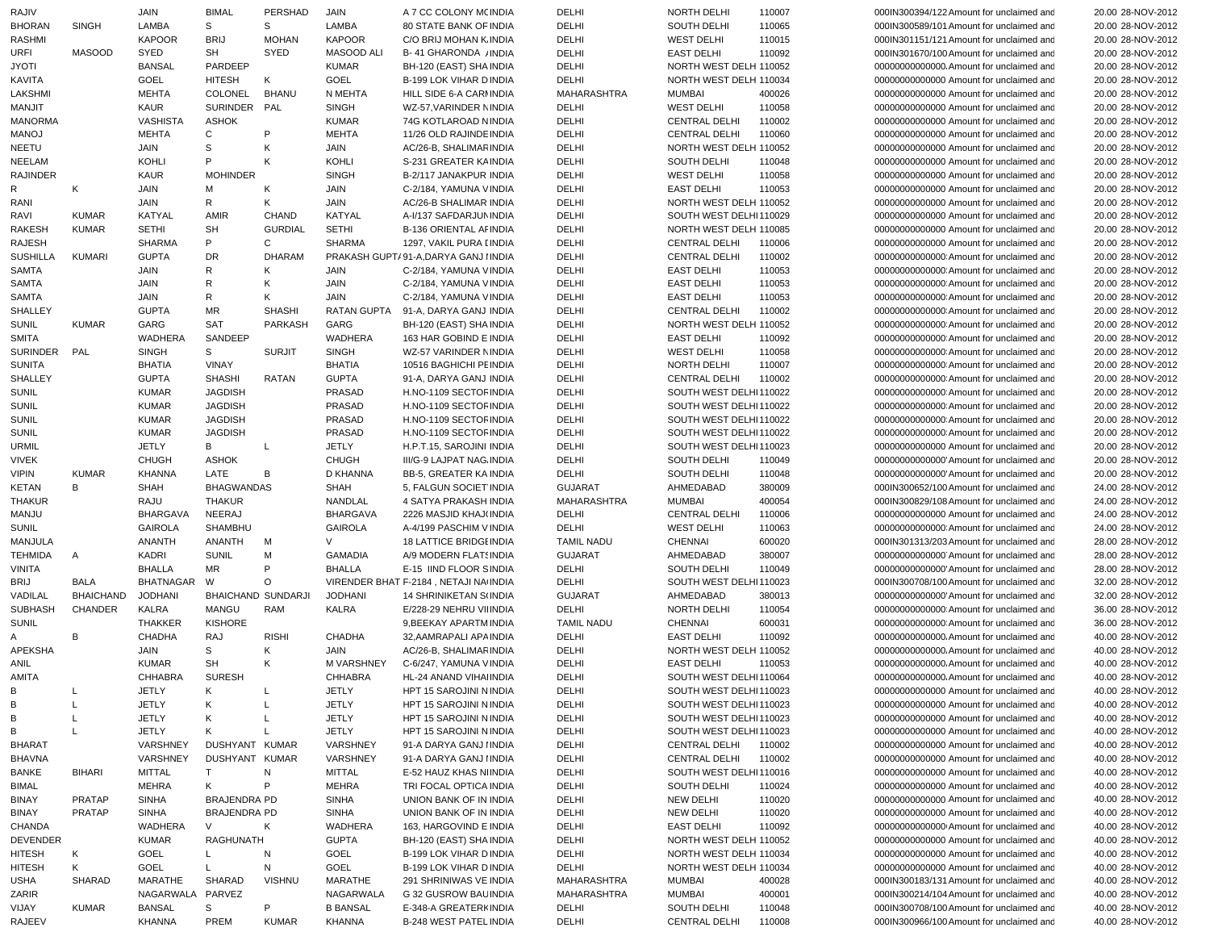| | | | | | | | | | | | | | | |
|---|---|---|---|---|---|---|---|---|---|---|---|---|---|---|
| RAJIV | | JAIN | BIMAL | PERSHAD | JAIN | A 7 CC COLONY MC | INDIA | DELHI | NORTH DELHI | 110007 | 000IN300394/122 | Amount for unclaimed and | 20.00 | 28-NOV-2012 |
| BHORAN | SINGH | LAMBA | S | S | LAMBA | 80 STATE BANK OF | INDIA | DELHI | SOUTH DELHI | 110065 | 000IN300589/101 | Amount for unclaimed and | 20.00 | 28-NOV-2012 |
| RASHMI | | KAPOOR | BRIJ | MOHAN | KAPOOR | C/O BRIJ MOHAN K. | INDIA | DELHI | WEST DELHI | 110015 | 000IN301151/121 | Amount for unclaimed and | 20.00 | 28-NOV-2012 |
| URFI | MASOOD | SYED | SH | SYED | MASOOD ALI | B- 41 GHARONDA / | INDIA | DELHI | EAST DELHI | 110092 | 000IN301670/100 | Amount for unclaimed and | 20.00 | 28-NOV-2012 |
| JYOTI | | BANSAL | PARDEEP | | KUMAR | BH-120 (EAST) SHA | INDIA | DELHI | NORTH WEST DELH | 110052 | 00000000000000 | Amount for unclaimed and | 20.00 | 28-NOV-2012 |
| KAVITA | | GOEL | HITESH | K | GOEL | B-199 LOK VIHAR D | INDIA | DELHI | NORTH WEST DELH | 110034 | 00000000000000 | Amount for unclaimed and | 20.00 | 28-NOV-2012 |
| LAKSHMI | | MEHTA | COLONEL | BHANU | N MEHTA | HILL SIDE 6-A CARM | INDIA | MAHARASHTRA | MUMBAI | 400026 | 00000000000000 | Amount for unclaimed and | 20.00 | 28-NOV-2012 |
| MANJIT | | KAUR | SURINDER | PAL | SINGH | WZ-57,VARINDER N | INDIA | DELHI | WEST DELHI | 110058 | 00000000000000 | Amount for unclaimed and | 20.00 | 28-NOV-2012 |
| MANORMA | | VASHISTA | ASHOK | | KUMAR | 74G KOTLAROAD N | INDIA | DELHI | CENTRAL DELHI | 110002 | 00000000000000 | Amount for unclaimed and | 20.00 | 28-NOV-2012 |
| MANOJ | | MEHTA | C | P | MEHTA | 11/26 OLD RAJINDE | INDIA | DELHI | CENTRAL DELHI | 110060 | 00000000000000 | Amount for unclaimed and | 20.00 | 28-NOV-2012 |
| NEETU | | JAIN | S | K | JAIN | AC/26-B, SHALIMAR | INDIA | DELHI | NORTH WEST DELH | 110052 | 00000000000000 | Amount for unclaimed and | 20.00 | 28-NOV-2012 |
| NEELAM | | KOHLI | P | K | KOHLI | S-231 GREATER KA | INDIA | DELHI | SOUTH DELHI | 110048 | 00000000000000 | Amount for unclaimed and | 20.00 | 28-NOV-2012 |
| RAJINDER | | KAUR | MOHINDER | | SINGH | B-2/117 JANAKPUR | INDIA | DELHI | WEST DELHI | 110058 | 00000000000000 | Amount for unclaimed and | 20.00 | 28-NOV-2012 |
| R | K | JAIN | M | K | JAIN | C-2/184, YAMUNA V | INDIA | DELHI | EAST DELHI | 110053 | 00000000000000 | Amount for unclaimed and | 20.00 | 28-NOV-2012 |
| RANI | | JAIN | R | K | JAIN | AC/26-B SHALIMAR | INDIA | DELHI | NORTH WEST DELH | 110052 | 00000000000000 | Amount for unclaimed and | 20.00 | 28-NOV-2012 |
| RAVI | KUMAR | KATYAL | AMIR | CHAND | KATYAL | A-I/137 SAFDARJUN | INDIA | DELHI | SOUTH WEST DELH | 110029 | 00000000000000 | Amount for unclaimed and | 20.00 | 28-NOV-2012 |
| RAKESH | KUMAR | SETHI | SH | GURDIAL | SETHI | B-136 ORIENTAL AF | INDIA | DELHI | NORTH WEST DELH | 110085 | 00000000000000 | Amount for unclaimed and | 20.00 | 28-NOV-2012 |
| RAJESH | | SHARMA | P | C | SHARMA | 1297, VAKIL PURA D | INDIA | DELHI | CENTRAL DELHI | 110006 | 00000000000000 | Amount for unclaimed and | 20.00 | 28-NOV-2012 |
| SUSHILLA | KUMARI | GUPTA | DR | DHARAM | PRAKASH GUPTA | 91-A,DARYA GANJ N | INDIA | DELHI | CENTRAL DELHI | 110002 | 00000000000000 | Amount for unclaimed and | 20.00 | 28-NOV-2012 |
| SAMTA | | JAIN | R | K | JAIN | C-2/184, YAMUNA V | INDIA | DELHI | EAST DELHI | 110053 | 00000000000000 | Amount for unclaimed and | 20.00 | 28-NOV-2012 |
| SAMTA | | JAIN | R | K | JAIN | C-2/184, YAMUNA V | INDIA | DELHI | EAST DELHI | 110053 | 00000000000000 | Amount for unclaimed and | 20.00 | 28-NOV-2012 |
| SAMTA | | JAIN | R | K | JAIN | C-2/184, YAMUNA V | INDIA | DELHI | EAST DELHI | 110053 | 00000000000000 | Amount for unclaimed and | 20.00 | 28-NOV-2012 |
| SHALLEY | | GUPTA | MR | SHASHI | RATAN GUPTA | 91-A, DARYA GANJ | INDIA | DELHI | CENTRAL DELHI | 110002 | 00000000000000 | Amount for unclaimed and | 20.00 | 28-NOV-2012 |
| SUNIL | KUMAR | GARG | SAT | PARKASH | GARG | BH-120 (EAST) SHA | INDIA | DELHI | NORTH WEST DELH | 110052 | 00000000000000 | Amount for unclaimed and | 20.00 | 28-NOV-2012 |
| SMITA | | WADHERA | SANDEEP | | WADHERA | 163 HAR GOBIND E | INDIA | DELHI | EAST DELHI | 110092 | 00000000000000 | Amount for unclaimed and | 20.00 | 28-NOV-2012 |
| SURINDER | PAL | SINGH | S | SURJIT | SINGH | WZ-57 VARINDER N | INDIA | DELHI | WEST DELHI | 110058 | 00000000000000 | Amount for unclaimed and | 20.00 | 28-NOV-2012 |
| SUNITA | | BHATIA | VINAY | | BHATIA | 10516 BAGHICHI PE | INDIA | DELHI | NORTH DELHI | 110007 | 00000000000000 | Amount for unclaimed and | 20.00 | 28-NOV-2012 |
| SHALLEY | | GUPTA | SHASHI | RATAN | GUPTA | 91-A, DARYA GANJ | INDIA | DELHI | CENTRAL DELHI | 110002 | 00000000000000 | Amount for unclaimed and | 20.00 | 28-NOV-2012 |
| SUNIL | | KUMAR | JAGDISH | | PRASAD | H.NO-1109 SECTOR | INDIA | DELHI | SOUTH WEST DELH | 110022 | 00000000000000 | Amount for unclaimed and | 20.00 | 28-NOV-2012 |
| SUNIL | | KUMAR | JAGDISH | | PRASAD | H.NO-1109 SECTOR | INDIA | DELHI | SOUTH WEST DELH | 110022 | 00000000000000 | Amount for unclaimed and | 20.00 | 28-NOV-2012 |
| SUNIL | | KUMAR | JAGDISH | | PRASAD | H.NO-1109 SECTOR | INDIA | DELHI | SOUTH WEST DELH | 110022 | 00000000000000 | Amount for unclaimed and | 20.00 | 28-NOV-2012 |
| SUNIL | | KUMAR | JAGDISH | | PRASAD | H.NO-1109 SECTOR | INDIA | DELHI | SOUTH WEST DELH | 110022 | 00000000000000 | Amount for unclaimed and | 20.00 | 28-NOV-2012 |
| URMIL | | JETLY | B | L | JETLY | H.P.T.15, SAROJINI | INDIA | DELHI | SOUTH WEST DELH | 110023 | 00000000000000 | Amount for unclaimed and | 20.00 | 28-NOV-2012 |
| VIVEK | | CHUGH | ASHOK | | CHUGH | III/G-9 LAJPAT NAG | INDIA | DELHI | SOUTH DELHI | 110049 | 00000000000000 | Amount for unclaimed and | 20.00 | 28-NOV-2012 |
| VIPIN | KUMAR | KHANNA | LATE | B | D KHANNA | BB-5, GREATER KA | INDIA | DELHI | SOUTH DELHI | 110048 | 00000000000000 | Amount for unclaimed and | 20.00 | 28-NOV-2012 |
| KETAN | B | SHAH | BHAGWANDAS | | SHAH | 5, FALGUN SOCIET | INDIA | GUJARAT | AHMEDABAD | 380009 | 000IN300652/100 | Amount for unclaimed and | 24.00 | 28-NOV-2012 |
| THAKUR | | RAJU | THAKUR | | NANDLAL | 4 SATYA PRAKASH | INDIA | MAHARASHTRA | MUMBAI | 400054 | 000IN300829/108 | Amount for unclaimed and | 24.00 | 28-NOV-2012 |
| MANJU | | BHARGAVA | NEERAJ | | BHARGAVA | 2226 MASJID KHAJ | INDIA | DELHI | CENTRAL DELHI | 110006 | 00000000000000 | Amount for unclaimed and | 24.00 | 28-NOV-2012 |
| SUNIL | | GAIROLA | SHAMBHU | | GAIROLA | A-4/199 PASCHIM V | INDIA | DELHI | WEST DELHI | 110063 | 00000000000000 | Amount for unclaimed and | 24.00 | 28-NOV-2012 |
| MANJULA | | ANANTH | ANANTH | M | V | 18 LATTICE BRIDGE | INDIA | TAMIL NADU | CHENNAI | 600020 | 000IN301313/203 | Amount for unclaimed and | 28.00 | 28-NOV-2012 |
| TEHMIDA | A | KADRI | SUNIL | M | GAMADIA | A/9 MODERN FLATS | INDIA | GUJARAT | AHMEDABAD | 380007 | 00000000000000 | Amount for unclaimed and | 28.00 | 28-NOV-2012 |
| VINITA | | BHALLA | MR | P | BHALLA | E-15 IIND FLOOR S | INDIA | DELHI | SOUTH DELHI | 110049 | 00000000000000 | Amount for unclaimed and | 28.00 | 28-NOV-2012 |
| BRIJ | BALA | BHATNAGAR | W | O | VIRENDER BHAT | F-2184 , NETAJI NA | INDIA | DELHI | SOUTH WEST DELH | 110023 | 000IN300708/100 | Amount for unclaimed and | 32.00 | 28-NOV-2012 |
| VADILAL | BHAICHAND | JODHANI | BHAICHAND | SUNDARJI | JODHANI | 14 SHRINIKETAN S | INDIA | GUJARAT | AHMEDABAD | 380013 | 00000000000000 | Amount for unclaimed and | 32.00 | 28-NOV-2012 |
| SUBHASH | CHANDER | KALRA | MANGU | RAM | KALRA | E/228-29 NEHRU VI | INDIA | DELHI | NORTH DELHI | 110054 | 00000000000000 | Amount for unclaimed and | 36.00 | 28-NOV-2012 |
| SUNIL | | THAKKER | KISHORE | | | 9,BEEKAY APARTM | INDIA | TAMIL NADU | CHENNAI | 600031 | 00000000000000 | Amount for unclaimed and | 36.00 | 28-NOV-2012 |
| A | B | CHADHA | RAJ | RISHI | CHADHA | 32,AAMRAPALI APA | INDIA | DELHI | EAST DELHI | 110092 | 00000000000000 | Amount for unclaimed and | 40.00 | 28-NOV-2012 |
| APEKSHA | | JAIN | S | K | JAIN | AC/26-B, SHALIMAR | INDIA | DELHI | NORTH WEST DELH | 110052 | 00000000000000 | Amount for unclaimed and | 40.00 | 28-NOV-2012 |
| ANIL | | KUMAR | SH | K | M VARSHNEY | C-6/247, YAMUNA V | INDIA | DELHI | EAST DELHI | 110053 | 00000000000000 | Amount for unclaimed and | 40.00 | 28-NOV-2012 |
| AMITA | | CHHABRA | SURESH | | CHHABRA | HL-24 ANAND VIHA | INDIA | DELHI | SOUTH WEST DELH | 110064 | 00000000000000 | Amount for unclaimed and | 40.00 | 28-NOV-2012 |
| B | L | JETLY | K | L | JETLY | HPT 15 SAROJINI N | INDIA | DELHI | SOUTH WEST DELH | 110023 | 00000000000000 | Amount for unclaimed and | 40.00 | 28-NOV-2012 |
| B | L | JETLY | K | L | JETLY | HPT 15 SAROJINI N | INDIA | DELHI | SOUTH WEST DELH | 110023 | 00000000000000 | Amount for unclaimed and | 40.00 | 28-NOV-2012 |
| B | L | JETLY | K | L | JETLY | HPT 15 SAROJINI N | INDIA | DELHI | SOUTH WEST DELH | 110023 | 00000000000000 | Amount for unclaimed and | 40.00 | 28-NOV-2012 |
| B | L | JETLY | K | L | JETLY | HPT 15 SAROJINI N | INDIA | DELHI | SOUTH WEST DELH | 110023 | 00000000000000 | Amount for unclaimed and | 40.00 | 28-NOV-2012 |
| BHARAT | | VARSHNEY | DUSHYANT | KUMAR | VARSHNEY | 91-A DARYA GANJ N | INDIA | DELHI | CENTRAL DELHI | 110002 | 00000000000000 | Amount for unclaimed and | 40.00 | 28-NOV-2012 |
| BHAVNA | | VARSHNEY | DUSHYANT | KUMAR | VARSHNEY | 91-A DARYA GANJ N | INDIA | DELHI | CENTRAL DELHI | 110002 | 00000000000000 | Amount for unclaimed and | 40.00 | 28-NOV-2012 |
| BANKE | BIHARI | MITTAL | T | N | MITTAL | E-52 HAUZ KHAS N | INDIA | DELHI | SOUTH WEST DELH | 110016 | 00000000000000 | Amount for unclaimed and | 40.00 | 28-NOV-2012 |
| BIMAL | | MEHRA | K | P | MEHRA | TRI FOCAL OPTICA | INDIA | DELHI | SOUTH DELHI | 110024 | 00000000000000 | Amount for unclaimed and | 40.00 | 28-NOV-2012 |
| BINAY | PRATAP | SINHA | BRAJENDRA | PD | SINHA | UNION BANK OF IN | INDIA | DELHI | NEW DELHI | 110020 | 00000000000000 | Amount for unclaimed and | 40.00 | 28-NOV-2012 |
| BINAY | PRATAP | SINHA | BRAJENDRA | PD | SINHA | UNION BANK OF IN | INDIA | DELHI | NEW DELHI | 110020 | 00000000000000 | Amount for unclaimed and | 40.00 | 28-NOV-2012 |
| CHANDA | | WADHERA | V | K | WADHERA | 163, HARGOVIND E | INDIA | DELHI | EAST DELHI | 110092 | 00000000000000 | Amount for unclaimed and | 40.00 | 28-NOV-2012 |
| DEVENDER | | KUMAR | RAGHUNATH | | GUPTA | BH-120 (EAST) SHA | INDIA | DELHI | NORTH WEST DELH | 110052 | 00000000000000 | Amount for unclaimed and | 40.00 | 28-NOV-2012 |
| HITESH | K | GOEL | L | N | GOEL | B-199 LOK VIHAR D | INDIA | DELHI | NORTH WEST DELH | 110034 | 00000000000000 | Amount for unclaimed and | 40.00 | 28-NOV-2012 |
| HITESH | K | GOEL | L | N | GOEL | B-199 LOK VIHAR D | INDIA | DELHI | NORTH WEST DELH | 110034 | 00000000000000 | Amount for unclaimed and | 40.00 | 28-NOV-2012 |
| USHA | SHARAD | MARATHE | SHARAD | VISHNU | MARATHE | 291 SHRINIWAS VE | INDIA | MAHARASHTRA | MUMBAI | 400028 | 000IN300183/131 | Amount for unclaimed and | 40.00 | 28-NOV-2012 |
| ZARIR | | NAGARWALA | PARVEZ | | NAGARWALA | G 32 GUSROW BAU | INDIA | MAHARASHTRA | MUMBAI | 400001 | 000IN300214/104 | Amount for unclaimed and | 40.00 | 28-NOV-2012 |
| VIJAY | KUMAR | BANSAL | S | P | B BANSAL | E-348-A GREATER | INDIA | DELHI | SOUTH DELHI | 110048 | 000IN300708/100 | Amount for unclaimed and | 40.00 | 28-NOV-2012 |
| RAJEEV | | KHANNA | PREM | KUMAR | KHANNA | B-248 WEST PATEL | INDIA | DELHI | CENTRAL DELHI | 110008 | 000IN300966/100 | Amount for unclaimed and | 40.00 | 28-NOV-2012 |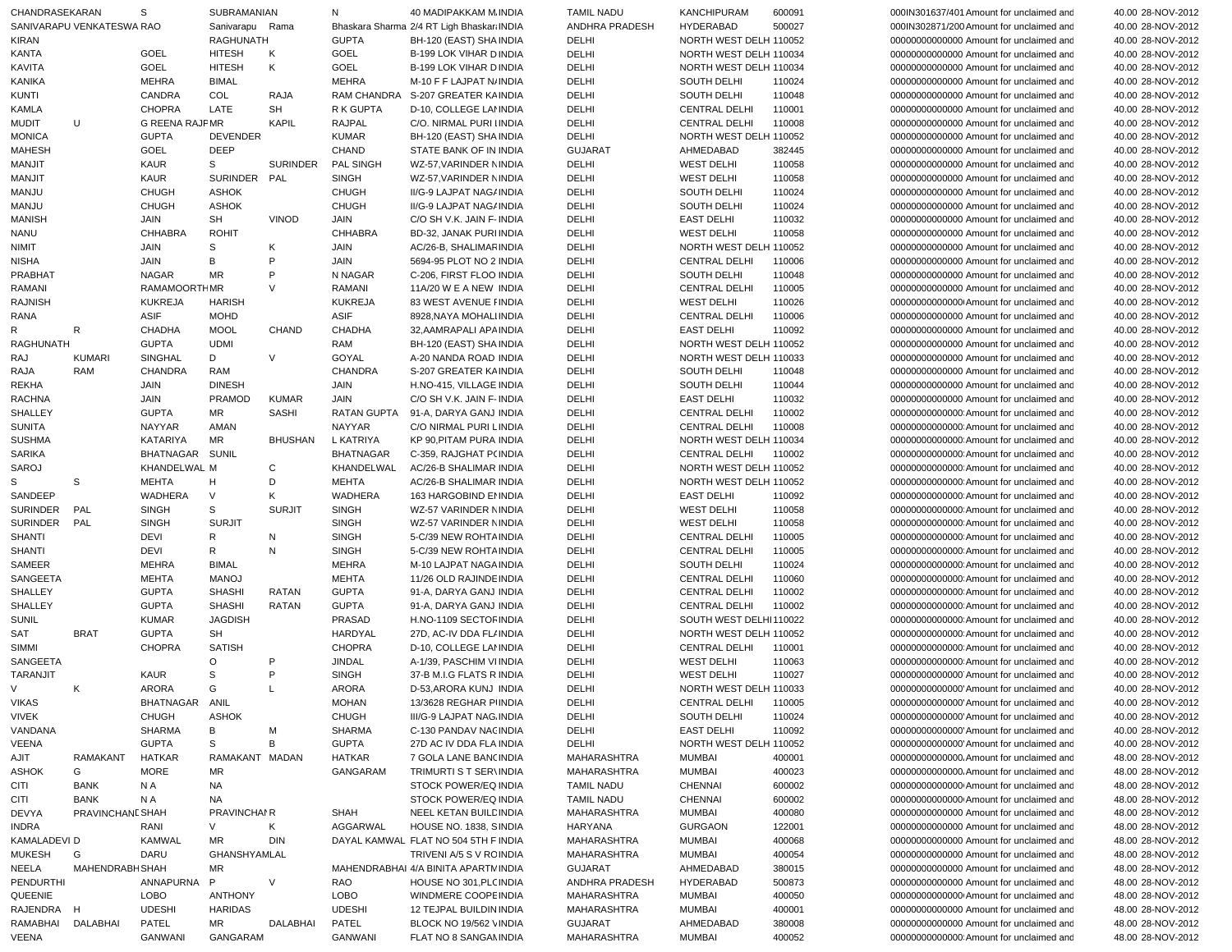| | | | | | | | | | | | | | | |
|---|---|---|---|---|---|---|---|---|---|---|---|---|---|---|
| CHANDRASEKARAN | | S | SUBRAMANIAN | | N | 40 MADIPAKKAM M. | INDIA | TAMIL NADU | KANCHIPURAM | 600091 | 000IN301637/401 | Amount for unclaimed and | 40.00 | 28-NOV-2012 |
| SANIVARAPU VENKATESWA | RAO | | Sanivarapu | Rama | Bhaskara Sharma | 2/4 RT Ligh Bhaskar | INDIA | ANDHRA PRADESH | HYDERABAD | 500027 | 000IN302871/200 | Amount for unclaimed and | 40.00 | 28-NOV-2012 |
| KIRAN | | | RAGHUNATH | | GUPTA | BH-120 (EAST) SHA | INDIA | DELHI | NORTH WEST DELH | 110052 | 00000000000000 | Amount for unclaimed and | 40.00 | 28-NOV-2012 |
| KANTA | | GOEL | HITESH | K | GOEL | B-199 LOK VIHAR D | INDIA | DELHI | NORTH WEST DELH | 110034 | 00000000000000 | Amount for unclaimed and | 40.00 | 28-NOV-2012 |
| KAVITA | | GOEL | HITESH | K | GOEL | B-199 LOK VIHAR D | INDIA | DELHI | NORTH WEST DELH | 110034 | 00000000000000 | Amount for unclaimed and | 40.00 | 28-NOV-2012 |
| KANIKA | | MEHRA | BIMAL | | MEHRA | M-10 F F LAJPAT N | INDIA | DELHI | SOUTH DELHI | 110024 | 00000000000000 | Amount for unclaimed and | 40.00 | 28-NOV-2012 |
| KUNTI | | CANDRA | COL | RAJA | RAM CHANDRA | S-207 GREATER KA | INDIA | DELHI | SOUTH DELHI | 110048 | 00000000000000 | Amount for unclaimed and | 40.00 | 28-NOV-2012 |
| KAMLA | | CHOPRA | LATE | SH | R K GUPTA | D-10, COLLEGE LA | INDIA | DELHI | CENTRAL DELHI | 110001 | 00000000000000 | Amount for unclaimed and | 40.00 | 28-NOV-2012 |
| MUDIT | U | G REENA RAJP | MR | KAPIL | RAJPAL | C/O. NIRMAL PURI | INDIA | DELHI | CENTRAL DELHI | 110008 | 00000000000000 | Amount for unclaimed and | 40.00 | 28-NOV-2012 |
| MONICA | | GUPTA | DEVENDER | | KUMAR | BH-120 (EAST) SHA | INDIA | DELHI | NORTH WEST DELH | 110052 | 00000000000000 | Amount for unclaimed and | 40.00 | 28-NOV-2012 |
| MAHESH | | GOEL | DEEP | | CHAND | STATE BANK OF IN | INDIA | GUJARAT | AHMEDABAD | 382445 | 00000000000000 | Amount for unclaimed and | 40.00 | 28-NOV-2012 |
| MANJIT | | KAUR | S | SURINDER | PAL SINGH | WZ-57,VARINDER N | INDIA | DELHI | WEST DELHI | 110058 | 00000000000000 | Amount for unclaimed and | 40.00 | 28-NOV-2012 |
| MANJIT | | KAUR | SURINDER | PAL | SINGH | WZ-57,VARINDER N | INDIA | DELHI | WEST DELHI | 110058 | 00000000000000 | Amount for unclaimed and | 40.00 | 28-NOV-2012 |
| MANJU | | CHUGH | ASHOK | | CHUGH | II/G-9 LAJPAT NAG | INDIA | DELHI | SOUTH DELHI | 110024 | 00000000000000 | Amount for unclaimed and | 40.00 | 28-NOV-2012 |
| MANJU | | CHUGH | ASHOK | | CHUGH | II/G-9 LAJPAT NAG | INDIA | DELHI | SOUTH DELHI | 110024 | 00000000000000 | Amount for unclaimed and | 40.00 | 28-NOV-2012 |
| MANISH | | JAIN | SH | VINOD | JAIN | C/O SH V.K. JAIN F- | INDIA | DELHI | EAST DELHI | 110032 | 00000000000000 | Amount for unclaimed and | 40.00 | 28-NOV-2012 |
| NANU | | CHHABRA | ROHIT | | CHHABRA | BD-32, JANAK PURI | INDIA | DELHI | WEST DELHI | 110058 | 00000000000000 | Amount for unclaimed and | 40.00 | 28-NOV-2012 |
| NIMIT | | JAIN | S | K | JAIN | AC/26-B, SHALIMAR | INDIA | DELHI | NORTH WEST DELH | 110052 | 00000000000000 | Amount for unclaimed and | 40.00 | 28-NOV-2012 |
| NISHA | | JAIN | B | P | JAIN | 5694-95 PLOT NO 2 | INDIA | DELHI | CENTRAL DELHI | 110006 | 00000000000000 | Amount for unclaimed and | 40.00 | 28-NOV-2012 |
| PRABHAT | | NAGAR | MR | P | N NAGAR | C-206, FIRST FLOO | INDIA | DELHI | SOUTH DELHI | 110048 | 00000000000000 | Amount for unclaimed and | 40.00 | 28-NOV-2012 |
| RAMANI | | RAMAMOORTH | MR | V | RAMANI | 11A/20 W E A NEW | INDIA | DELHI | CENTRAL DELHI | 110005 | 00000000000000 | Amount for unclaimed and | 40.00 | 28-NOV-2012 |
| RAJNISH | | KUKREJA | HARISH | | KUKREJA | 83 WEST AVENUE F | INDIA | DELHI | WEST DELHI | 110026 | 00000000000000 | Amount for unclaimed and | 40.00 | 28-NOV-2012 |
| RANA | | ASIF | MOHD | | ASIF | 8928,NAYA MOHALL | INDIA | DELHI | CENTRAL DELHI | 110006 | 00000000000000 | Amount for unclaimed and | 40.00 | 28-NOV-2012 |
| R | R | CHADHA | MOOL | CHAND | CHADHA | 32,AAMRAPALI APA | INDIA | DELHI | EAST DELHI | 110092 | 00000000000000 | Amount for unclaimed and | 40.00 | 28-NOV-2012 |
| RAGHUNATH | | GUPTA | UDMI | | RAM | BH-120 (EAST) SHA | INDIA | DELHI | NORTH WEST DELH | 110052 | 00000000000000 | Amount for unclaimed and | 40.00 | 28-NOV-2012 |
| RAJ | KUMARI | SINGHAL | D | V | GOYAL | A-20 NANDA ROAD | INDIA | DELHI | NORTH WEST DELH | 110033 | 00000000000000 | Amount for unclaimed and | 40.00 | 28-NOV-2012 |
| RAJA | RAM | CHANDRA | RAM | | CHANDRA | S-207 GREATER KA | INDIA | DELHI | SOUTH DELHI | 110048 | 00000000000000 | Amount for unclaimed and | 40.00 | 28-NOV-2012 |
| REKHA | | JAIN | DINESH | | JAIN | H.NO-415, VILLAGE | INDIA | DELHI | SOUTH DELHI | 110044 | 00000000000000 | Amount for unclaimed and | 40.00 | 28-NOV-2012 |
| RACHNA | | JAIN | PRAMOD | KUMAR | JAIN | C/O SH V.K. JAIN F- | INDIA | DELHI | EAST DELHI | 110032 | 00000000000000 | Amount for unclaimed and | 40.00 | 28-NOV-2012 |
| SHALLEY | | GUPTA | MR | SASHI | RATAN GUPTA | 91-A, DARYA GANJ | INDIA | DELHI | CENTRAL DELHI | 110002 | 00000000000000 | Amount for unclaimed and | 40.00 | 28-NOV-2012 |
| SUNITA | | NAYYAR | AMAN | | NAYYAR | C/O NIRMAL PURI L | INDIA | DELHI | CENTRAL DELHI | 110008 | 00000000000000 | Amount for unclaimed and | 40.00 | 28-NOV-2012 |
| SUSHMA | | KATARIYA | MR | BHUSHAN | L KATRIYA | KP 90,PITAM PURA | INDIA | DELHI | NORTH WEST DELH | 110034 | 00000000000000 | Amount for unclaimed and | 40.00 | 28-NOV-2012 |
| SARIKA | | BHATNAGAR | SUNIL | | BHATNAGAR | C-359, RAJGHAT P | INDIA | DELHI | CENTRAL DELHI | 110002 | 00000000000000 | Amount for unclaimed and | 40.00 | 28-NOV-2012 |
| SAROJ | | KHANDELWAL | M | C | KHANDELWAL | AC/26-B SHALIMAR | INDIA | DELHI | NORTH WEST DELH | 110052 | 00000000000000 | Amount for unclaimed and | 40.00 | 28-NOV-2012 |
| S | S | MEHTA | H | D | MEHTA | AC/26-B SHALIMAR | INDIA | DELHI | NORTH WEST DELH | 110052 | 00000000000000 | Amount for unclaimed and | 40.00 | 28-NOV-2012 |
| SANDEEP | | WADHERA | V | K | WADHERA | 163 HARGOBIND E | INDIA | DELHI | EAST DELHI | 110092 | 00000000000000 | Amount for unclaimed and | 40.00 | 28-NOV-2012 |
| SURINDER | PAL | SINGH | S | SURJIT | SINGH | WZ-57 VARINDER N | INDIA | DELHI | WEST DELHI | 110058 | 00000000000000 | Amount for unclaimed and | 40.00 | 28-NOV-2012 |
| SURINDER | PAL | SINGH | SURJIT | | SINGH | WZ-57 VARINDER N | INDIA | DELHI | WEST DELHI | 110058 | 00000000000000 | Amount for unclaimed and | 40.00 | 28-NOV-2012 |
| SHANTI | | DEVI | R | N | SINGH | 5-C/39 NEW ROHTA | INDIA | DELHI | CENTRAL DELHI | 110005 | 00000000000000 | Amount for unclaimed and | 40.00 | 28-NOV-2012 |
| SHANTI | | DEVI | R | N | SINGH | 5-C/39 NEW ROHTA | INDIA | DELHI | CENTRAL DELHI | 110005 | 00000000000000 | Amount for unclaimed and | 40.00 | 28-NOV-2012 |
| SAMEER | | MEHRA | BIMAL | | MEHRA | M-10 LAJPAT NAGA | INDIA | DELHI | SOUTH DELHI | 110024 | 00000000000000 | Amount for unclaimed and | 40.00 | 28-NOV-2012 |
| SANGEETA | | MEHTA | MANOJ | | MEHTA | 11/26 OLD RAJINDE | INDIA | DELHI | CENTRAL DELHI | 110060 | 00000000000000 | Amount for unclaimed and | 40.00 | 28-NOV-2012 |
| SHALLEY | | GUPTA | SHASHI | RATAN | GUPTA | 91-A, DARYA GANJ | INDIA | DELHI | CENTRAL DELHI | 110002 | 00000000000000 | Amount for unclaimed and | 40.00 | 28-NOV-2012 |
| SHALLEY | | GUPTA | SHASHI | RATAN | GUPTA | 91-A, DARYA GANJ | INDIA | DELHI | CENTRAL DELHI | 110002 | 00000000000000 | Amount for unclaimed and | 40.00 | 28-NOV-2012 |
| SUNIL | | KUMAR | JAGDISH | | PRASAD | H.NO-1109 SECTOR | INDIA | DELHI | SOUTH WEST DELHI | 110022 | 00000000000000 | Amount for unclaimed and | 40.00 | 28-NOV-2012 |
| SAT | BRAT | GUPTA | SH | | HARDYAL | 27D, AC-IV DDA FL | INDIA | DELHI | NORTH WEST DELH | 110052 | 00000000000000 | Amount for unclaimed and | 40.00 | 28-NOV-2012 |
| SIMMI | | CHOPRA | SATISH | | CHOPRA | D-10, COLLEGE LA | INDIA | DELHI | CENTRAL DELHI | 110001 | 00000000000000 | Amount for unclaimed and | 40.00 | 28-NOV-2012 |
| SANGEETA | | | O | P | JINDAL | A-1/39, PASCHIM V | INDIA | DELHI | WEST DELHI | 110063 | 00000000000000 | Amount for unclaimed and | 40.00 | 28-NOV-2012 |
| TARANJIT | | KAUR | S | P | SINGH | 37-B M.I.G FLATS R | INDIA | DELHI | WEST DELHI | 110027 | 00000000000000 | Amount for unclaimed and | 40.00 | 28-NOV-2012 |
| V | K | ARORA | G | L | ARORA | D-53,ARORA KUNJ | INDIA | DELHI | NORTH WEST DELH | 110033 | 00000000000000 | Amount for unclaimed and | 40.00 | 28-NOV-2012 |
| VIKAS | | BHATNAGAR | ANIL | | MOHAN | 13/3628 REGHAR P | INDIA | DELHI | CENTRAL DELHI | 110005 | 00000000000000 | Amount for unclaimed and | 40.00 | 28-NOV-2012 |
| VIVEK | | CHUGH | ASHOK | | CHUGH | III/G-9 LAJPAT NAG | INDIA | DELHI | SOUTH DELHI | 110024 | 00000000000000 | Amount for unclaimed and | 40.00 | 28-NOV-2012 |
| VANDANA | | SHARMA | B | M | SHARMA | C-130 PANDAV NAC | INDIA | DELHI | EAST DELHI | 110092 | 00000000000000 | Amount for unclaimed and | 40.00 | 28-NOV-2012 |
| VEENA | | GUPTA | S | B | GUPTA | 27D AC IV DDA FLA | INDIA | DELHI | NORTH WEST DELH | 110052 | 00000000000000 | Amount for unclaimed and | 40.00 | 28-NOV-2012 |
| AJIT | RAMAKANT | HATKAR | RAMAKANT | MADAN | HATKAR | 7 GOLA LANE BANC | INDIA | MAHARASHTRA | MUMBAI | 400001 | 00000000000000 | Amount for unclaimed and | 48.00 | 28-NOV-2012 |
| ASHOK | G | MORE | MR | | GANGARAM | TRIMURTI S T SER | INDIA | MAHARASHTRA | MUMBAI | 400023 | 00000000000000 | Amount for unclaimed and | 48.00 | 28-NOV-2012 |
| CITI | BANK | N A | NA | | | STOCK POWER/EQ | INDIA | TAMIL NADU | CHENNAI | 600002 | 00000000000000 | Amount for unclaimed and | 48.00 | 28-NOV-2012 |
| CITI | BANK | N A | NA | | | STOCK POWER/EQ | INDIA | TAMIL NADU | CHENNAI | 600002 | 00000000000000 | Amount for unclaimed and | 48.00 | 28-NOV-2012 |
| DEVYA | PRAVINCHAND | SHAH | PRAVINCHAN | R | SHAH | NEEL KETAN BUILD | INDIA | MAHARASHTRA | MUMBAI | 400080 | 00000000000000 | Amount for unclaimed and | 48.00 | 28-NOV-2012 |
| INDRA | | RANI | V | K | AGGARWAL | HOUSE NO. 1838, S | INDIA | HARYANA | GURGAON | 122001 | 00000000000000 | Amount for unclaimed and | 48.00 | 28-NOV-2012 |
| KAMALADEVI | D | KAMWAL | MR | DIN | DAYAL KAMWAL | FLAT NO 504 5TH F | INDIA | MAHARASHTRA | MUMBAI | 400068 | 00000000000000 | Amount for unclaimed and | 48.00 | 28-NOV-2012 |
| MUKESH | G | DARU | GHANSHYAM | LAL | | TRIVENI A/5 S V RO | INDIA | MAHARASHTRA | MUMBAI | 400054 | 00000000000000 | Amount for unclaimed and | 48.00 | 28-NOV-2012 |
| NEELA | MAHENDRABH | SHAH | MR | | MAHENDRABHAI | 4/A BINITA APARTM | INDIA | GUJARAT | AHMEDABAD | 380015 | 00000000000000 | Amount for unclaimed and | 48.00 | 28-NOV-2012 |
| PENDURTHI | | ANNAPURNA | P | V | RAO | HOUSE NO 301,PLC | INDIA | ANDHRA PRADESH | HYDERABAD | 500873 | 00000000000000 | Amount for unclaimed and | 48.00 | 28-NOV-2012 |
| QUEENIE | | LOBO | ANTHONY | | LOBO | WINDMERE COOPE | INDIA | MAHARASHTRA | MUMBAI | 400050 | 00000000000000 | Amount for unclaimed and | 48.00 | 28-NOV-2012 |
| RAJENDRA | H | UDESHI | HARIDAS | | UDESHI | 12 TEJPAL BUILDIN | INDIA | MAHARASHTRA | MUMBAI | 400001 | 00000000000000 | Amount for unclaimed and | 48.00 | 28-NOV-2012 |
| RAMABHAI | DALABHAI | PATEL | MR | DALABHAI | PATEL | BLOCK NO 19/562 V | INDIA | GUJARAT | AHMEDABAD | 380008 | 00000000000000 | Amount for unclaimed and | 48.00 | 28-NOV-2012 |
| VEENA | | GANWANI | GANGARAM | | GANWANI | FLAT NO 8 SANGAM | INDIA | MAHARASHTRA | MUMBAI | 400052 | 00000000000000 | Amount for unclaimed and | 48.00 | 28-NOV-2012 |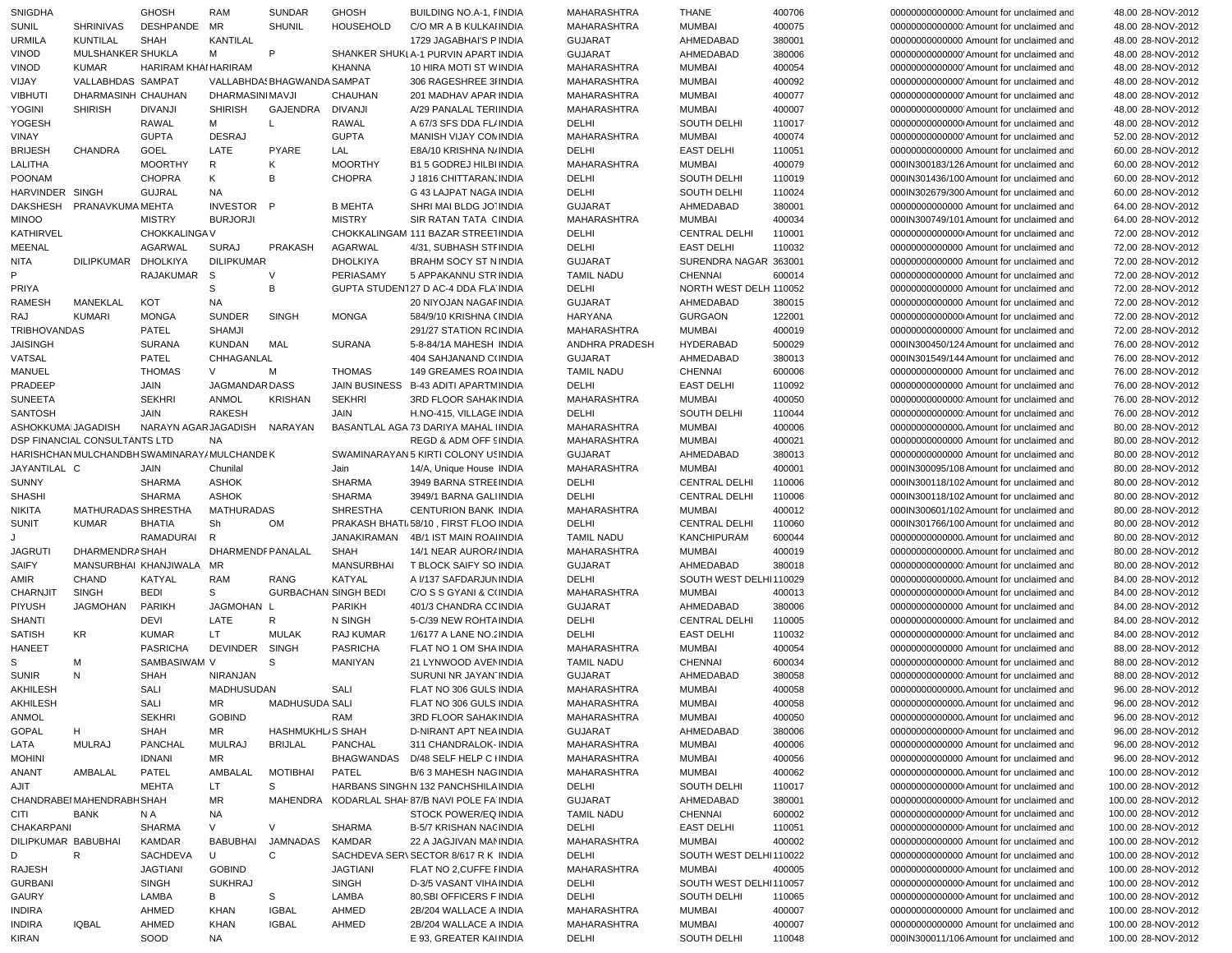| | | | | | | | | | | | | | | |
|---|---|---|---|---|---|---|---|---|---|---|---|---|---|---|
| SNIGDHA | | GHOSH | RAM | SUNDAR | GHOSH | BUILDING NO.A-1, F | INDIA | MAHARASHTRA | THANE | 400706 | 000000000000000 | Amount for unclaimed and | 48.00 | 28-NOV-2012 |
| SUNIL | SHRINIVAS | DESHPANDE | MR | SHUNIL | HOUSEHOLD | C/O MR A B KULKAI | INDIA | MAHARASHTRA | MUMBAI | 400075 | 000000000000000 | Amount for unclaimed and | 48.00 | 28-NOV-2012 |
| URMILA | KUNTILAL | SHAH | KANTILAL | | | 1729 JAGABHAI'S P | INDIA | GUJARAT | AHMEDABAD | 380001 | 000000000000000 | Amount for unclaimed and | 48.00 | 28-NOV-2012 |
| VINOD | MULSHANKER | SHUKLA | M | P | SHANKER SHUKL | A-1 PURVIN APART | INDIA | GUJARAT | AHMEDABAD | 380006 | 000000000000000 | Amount for unclaimed and | 48.00 | 28-NOV-2012 |
| VINOD | KUMAR | HARIRAM KHAI | HARIRAM | | KHANNA | 10 HIRA MOTI ST W | INDIA | MAHARASHTRA | MUMBAI | 400054 | 000000000000000 | Amount for unclaimed and | 48.00 | 28-NOV-2012 |
| VIJAY | VALLABHDAS | SAMPAT | VALLABHDAS | BHAGWANDA | SAMPAT | 306 RAGESHREE 3I | INDIA | MAHARASHTRA | MUMBAI | 400092 | 000000000000000 | Amount for unclaimed and | 48.00 | 28-NOV-2012 |
| VIBHUTI | DHARMASINH | CHAUHAN | DHARMASINI | MAVJI | CHAUHAN | 201 MADHAV APAR | INDIA | MAHARASHTRA | MUMBAI | 400077 | 000000000000000 | Amount for unclaimed and | 48.00 | 28-NOV-2012 |
| YOGINI | SHIRISH | DIVANJI | SHIRISH | GAJENDRA | DIVANJI | A/29 PANALAL TERI | INDIA | MAHARASHTRA | MUMBAI | 400007 | 000000000000000 | Amount for unclaimed and | 48.00 | 28-NOV-2012 |
| YOGESH | | RAWAL | M | L | RAWAL | A 67/3 SFS DDA FL/ | INDIA | DELHI | SOUTH DELHI | 110017 | 000000000000000 | Amount for unclaimed and | 48.00 | 28-NOV-2012 |
| VINAY | | GUPTA | DESRAJ | | GUPTA | MANISH VIJAY CON | INDIA | MAHARASHTRA | MUMBAI | 400074 | 000000000000000 | Amount for unclaimed and | 52.00 | 28-NOV-2012 |
| BRIJESH | CHANDRA | GOEL | LATE | PYARE | LAL | E8A/10 KRISHNA N/ | INDIA | DELHI | EAST DELHI | 110051 | 000000000000000 | Amount for unclaimed and | 60.00 | 28-NOV-2012 |
| LALITHA | | MOORTHY | R | K | MOORTHY | B1 5 GODREJ HILBI | INDIA | MAHARASHTRA | MUMBAI | 400079 | 000IN300183/126 | Amount for unclaimed and | 60.00 | 28-NOV-2012 |
| POONAM | | CHOPRA | K | B | CHOPRA | J 1816 CHITTARAN. | INDIA | DELHI | SOUTH DELHI | 110019 | 000IN301436/100 | Amount for unclaimed and | 60.00 | 28-NOV-2012 |
| HARVINDER | SINGH | GUJRAL | NA | | | G 43 LAJPAT NAGA | INDIA | DELHI | SOUTH DELHI | 110024 | 000IN302679/300 | Amount for unclaimed and | 60.00 | 28-NOV-2012 |
| DAKSHESH | PRANAVKUMA | MEHTA | INVESTOR | P | B MEHTA | SHRI MAI BLDG JO | INDIA | GUJARAT | AHMEDABAD | 380001 | 000000000000000 | Amount for unclaimed and | 64.00 | 28-NOV-2012 |
| MINOO | | MISTRY | BURJORJI | | MISTRY | SIR RATAN TATA C | INDIA | MAHARASHTRA | MUMBAI | 400034 | 000IN300749/101 | Amount for unclaimed and | 64.00 | 28-NOV-2012 |
| KATHIRVEL | | CHOKKALINGA | V | | CHOKKALINGAM | 111 BAZAR STREET | INDIA | DELHI | CENTRAL DELHI | 110001 | 000000000000000 | Amount for unclaimed and | 72.00 | 28-NOV-2012 |
| MEENAL | | AGARWAL | SURAJ | PRAKASH | AGARWAL | 4/31, SUBHASH STI | INDIA | DELHI | EAST DELHI | 110032 | 000000000000000 | Amount for unclaimed and | 72.00 | 28-NOV-2012 |
| NITA | DILIPKUMAR | DHOLKIYA | DILIPKUMAR | | DHOLKIYA | BRAHM SOCY ST N | INDIA | GUJARAT | SURENDRA NAGAR | 363001 | 000000000000000 | Amount for unclaimed and | 72.00 | 28-NOV-2012 |
| P | | RAJAKUMAR | S | V | PERIASAMY | 5 APPAKANNU STR | INDIA | TAMIL NADU | CHENNAI | 600014 | 000000000000000 | Amount for unclaimed and | 72.00 | 28-NOV-2012 |
| PRIYA | | | S | B | GUPTA STUDENT | 27 D AC-4 DDA FLA | INDIA | DELHI | NORTH WEST DELH | 110052 | 000000000000000 | Amount for unclaimed and | 72.00 | 28-NOV-2012 |
| RAMESH | MANEKLAL | KOT | NA | | | 20 NIYOJAN NAGAF | INDIA | GUJARAT | AHMEDABAD | 380015 | 000000000000000 | Amount for unclaimed and | 72.00 | 28-NOV-2012 |
| RAJ | KUMARI | MONGA | SUNDER | SINGH | MONGA | 584/9/10 KRISHNA ( | INDIA | HARYANA | GURGAON | 122001 | 000000000000000 | Amount for unclaimed and | 72.00 | 28-NOV-2012 |
| TRIBHOVANDAS | | PATEL | SHAMJI | | | 291/27 STATION RC | INDIA | MAHARASHTRA | MUMBAI | 400019 | 000000000000000 | Amount for unclaimed and | 72.00 | 28-NOV-2012 |
| JAISINGH | | SURANA | KUNDAN | MAL | SURANA | 5-8-84/1A MAHESH | INDIA | ANDHRA PRADESH | HYDERABAD | 500029 | 000IN300450/124 | Amount for unclaimed and | 76.00 | 28-NOV-2012 |
| VATSAL | | PATEL | CHHAGANLAL | | | 404 SAHJANAND C( | INDIA | GUJARAT | AHMEDABAD | 380013 | 000IN301549/144 | Amount for unclaimed and | 76.00 | 28-NOV-2012 |
| MANUEL | | THOMAS | V | M | THOMAS | 149 GREAMES ROA | INDIA | TAMIL NADU | CHENNAI | 600006 | 000000000000000 | Amount for unclaimed and | 76.00 | 28-NOV-2012 |
| PRADEEP | | JAIN | JAGMANDAR | DASS | JAIN BUSINESS | B-43 ADITI APARTM | INDIA | DELHI | EAST DELHI | 110092 | 000000000000000 | Amount for unclaimed and | 76.00 | 28-NOV-2012 |
| SUNEETA | | SEKHRI | ANMOL | KRISHAN | SEKHRI | 3RD FLOOR SAHAK | INDIA | MAHARASHTRA | MUMBAI | 400050 | 000000000000000 | Amount for unclaimed and | 76.00 | 28-NOV-2012 |
| SANTOSH | | JAIN | RAKESH | | JAIN | H.NO-415, VILLAGE | INDIA | DELHI | SOUTH DELHI | 110044 | 000000000000000 | Amount for unclaimed and | 76.00 | 28-NOV-2012 |
| ASHOKKUMA | JAGADISH | NARAYN AGAR | JAGADISH | NARAYAN | BASANTLAL AGA | 73 DARIYA MAHAL I | INDIA | MAHARASHTRA | MUMBAI | 400006 | 000000000000000 | Amount for unclaimed and | 80.00 | 28-NOV-2012 |
| DSP FINANCIAL CONSULTANTS LTD | | | NA | | | REGD & ADM OFF S | INDIA | MAHARASHTRA | MUMBAI | 400021 | 000000000000000 | Amount for unclaimed and | 80.00 | 28-NOV-2012 |
| HARISHCHAN | MULCHANDBH | SWAMINARAYA | MULCHANDE | K | SWAMINARAYAN | 5 KIRTI COLONY US | INDIA | GUJARAT | AHMEDABAD | 380013 | 000000000000000 | Amount for unclaimed and | 80.00 | 28-NOV-2012 |
| JAYANTILAL | C | JAIN | Chunilal | | Jain | 14/A, Unique House | INDIA | MAHARASHTRA | MUMBAI | 400001 | 000IN300095/108 | Amount for unclaimed and | 80.00 | 28-NOV-2012 |
| SUNNY | | SHARMA | ASHOK | | SHARMA | 3949 BARNA STREE | INDIA | DELHI | CENTRAL DELHI | 110006 | 000IN300118/102 | Amount for unclaimed and | 80.00 | 28-NOV-2012 |
| SHASHI | | SHARMA | ASHOK | | SHARMA | 3949/1 BARNA GALI | INDIA | DELHI | CENTRAL DELHI | 110006 | 000IN300118/102 | Amount for unclaimed and | 80.00 | 28-NOV-2012 |
| NIKITA | MATHURADAS | SHRESTHA | MATHURADAS | | SHRESTHA | CENTURION BANK | INDIA | MAHARASHTRA | MUMBAI | 400012 | 000IN300601/102 | Amount for unclaimed and | 80.00 | 28-NOV-2012 |
| SUNIT | KUMAR | BHATIA | Sh | OM | PRAKASH BHATI | 58/10 , FIRST FLOO | INDIA | DELHI | CENTRAL DELHI | 110060 | 000IN301766/100 | Amount for unclaimed and | 80.00 | 28-NOV-2012 |
| J | | RAMADURAI | R | | JANAKIRAMAN | 4B/1 IST MAIN ROA | INDIA | TAMIL NADU | KANCHIPURAM | 600044 | 000000000000000 | Amount for unclaimed and | 80.00 | 28-NOV-2012 |
| JAGRUTI | DHARMENDRA | SHAH | DHARMENDF | PANALAL | SHAH | 14/1 NEAR AUROR/ | INDIA | MAHARASHTRA | MUMBAI | 400019 | 000000000000000 | Amount for unclaimed and | 80.00 | 28-NOV-2012 |
| SAIFY | MANSURBHAI | KHANJIWALA | MR | | MANSURBHAI | T BLOCK SAIFY SO | INDIA | GUJARAT | AHMEDABAD | 380018 | 000000000000000 | Amount for unclaimed and | 80.00 | 28-NOV-2012 |
| AMIR | CHAND | KATYAL | RAM | RANG | KATYAL | A I/137 SAFDARJUN | INDIA | DELHI | SOUTH WEST DELHI | 110029 | 000000000000000 | Amount for unclaimed and | 84.00 | 28-NOV-2012 |
| CHARNJIT | SINGH | BEDI | S | GURBACHAN | SINGH BEDI | C/O S S GYANI & C( | INDIA | MAHARASHTRA | MUMBAI | 400013 | 000000000000000 | Amount for unclaimed and | 84.00 | 28-NOV-2012 |
| PIYUSH | JAGMOHAN | PARIKH | JAGMOHAN | L | PARIKH | 401/3 CHANDRA CC | INDIA | GUJARAT | AHMEDABAD | 380006 | 000000000000000 | Amount for unclaimed and | 84.00 | 28-NOV-2012 |
| SHANTI | | DEVI | LATE | R | N SINGH | 5-C/39 NEW ROHTA | INDIA | DELHI | CENTRAL DELHI | 110005 | 000000000000000 | Amount for unclaimed and | 84.00 | 28-NOV-2012 |
| SATISH | KR | KUMAR | LT | MULAK | RAJ KUMAR | 1/6177 A LANE NO.2 | INDIA | DELHI | EAST DELHI | 110032 | 000000000000000 | Amount for unclaimed and | 84.00 | 28-NOV-2012 |
| HANEET | | PASRICHA | DEVINDER | SINGH | PASRICHA | FLAT NO 1 OM SHA | INDIA | MAHARASHTRA | MUMBAI | 400054 | 000000000000000 | Amount for unclaimed and | 88.00 | 28-NOV-2012 |
| S | M | SAMBASIWAM | V | S | MANIYAN | 21 LYNWOOD AVEN | INDIA | TAMIL NADU | CHENNAI | 600034 | 000000000000000 | Amount for unclaimed and | 88.00 | 28-NOV-2012 |
| SUNIR | N | SHAH | NIRANJAN | | | SURUNI NR JAYAN | INDIA | GUJARAT | AHMEDABAD | 380058 | 000000000000000 | Amount for unclaimed and | 88.00 | 28-NOV-2012 |
| AKHILESH | | SALI | MADHUSUDAN | | SALI | FLAT NO 306 GULS | INDIA | MAHARASHTRA | MUMBAI | 400058 | 000000000000000 | Amount for unclaimed and | 96.00 | 28-NOV-2012 |
| AKHILESH | | SALI | MR | MADHUSUDA | SALI | FLAT NO 306 GULS | INDIA | MAHARASHTRA | MUMBAI | 400058 | 000000000000000 | Amount for unclaimed and | 96.00 | 28-NOV-2012 |
| ANMOL | | SEKHRI | GOBIND | | RAM | 3RD FLOOR SAHAK | INDIA | MAHARASHTRA | MUMBAI | 400050 | 000000000000000 | Amount for unclaimed and | 96.00 | 28-NOV-2012 |
| GOPAL | H | SHAH | MR | HASHMUKHL/ | S SHAH | D-NIRANT APT NEA | INDIA | GUJARAT | AHMEDABAD | 380006 | 000000000000000 | Amount for unclaimed and | 96.00 | 28-NOV-2012 |
| LATA | MULRAJ | PANCHAL | MULRAJ | BRIJLAL | PANCHAL | 311 CHANDRALOK- | INDIA | MAHARASHTRA | MUMBAI | 400006 | 000000000000000 | Amount for unclaimed and | 96.00 | 28-NOV-2012 |
| MOHINI | | IDNANI | MR | | BHAGWANDAS | D/48 SELF HELP C I | INDIA | MAHARASHTRA | MUMBAI | 400056 | 000000000000000 | Amount for unclaimed and | 96.00 | 28-NOV-2012 |
| ANANT | AMBALAL | PATEL | AMBALAL | MOTIBHAI | PATEL | B/6 3 MAHESH NAG | INDIA | MAHARASHTRA | MUMBAI | 400062 | 000000000000000 | Amount for unclaimed and | 100.00 | 28-NOV-2012 |
| AJIT | | MEHTA | LT | S | HARBANS SINGH | N 132 PANCHSHILA | INDIA | DELHI | SOUTH DELHI | 110017 | 000000000000000 | Amount for unclaimed and | 100.00 | 28-NOV-2012 |
| CHANDRABEI | MAHENDRABH | SHAH | MR | MAHENDRA | KODARLAL SHAH | 87/B NAVI POLE FA | INDIA | GUJARAT | AHMEDABAD | 380001 | 000000000000000 | Amount for unclaimed and | 100.00 | 28-NOV-2012 |
| CITI | BANK | N A | NA | | | STOCK POWER/EQ | INDIA | TAMIL NADU | CHENNAI | 600002 | 000000000000000 | Amount for unclaimed and | 100.00 | 28-NOV-2012 |
| CHAKARPANI | | SHARMA | V | V | SHARMA | B-5/7 KRISHAN NAC | INDIA | DELHI | EAST DELHI | 110051 | 000000000000000 | Amount for unclaimed and | 100.00 | 28-NOV-2012 |
| DILIPKUMAR | BABUBHAI | KAMDAR | BABUBHAI | JAMNADAS | KAMDAR | 22 A JAGJIVAN MAN | INDIA | MAHARASHTRA | MUMBAI | 400002 | 000000000000000 | Amount for unclaimed and | 100.00 | 28-NOV-2012 |
| D | R | SACHDEVA | U | C | SACHDEVA SER\ | SECTOR 8/617 R K | INDIA | DELHI | SOUTH WEST DELHI | 110022 | 000000000000000 | Amount for unclaimed and | 100.00 | 28-NOV-2012 |
| RAJESH | | JAGTIANI | GOBIND | | JAGTIANI | FLAT NO 2,CUFFE F | INDIA | MAHARASHTRA | MUMBAI | 400005 | 000000000000000 | Amount for unclaimed and | 100.00 | 28-NOV-2012 |
| GURBANI | | SINGH | SUKHRAJ | | SINGH | D-3/5 VASANT VIHA | INDIA | DELHI | SOUTH WEST DELHI | 110057 | 000000000000000 | Amount for unclaimed and | 100.00 | 28-NOV-2012 |
| GAURY | | LAMBA | B | S | LAMBA | 80,SBI OFFICERS F | INDIA | DELHI | SOUTH DELHI | 110065 | 000000000000000 | Amount for unclaimed and | 100.00 | 28-NOV-2012 |
| INDIRA | | AHMED | KHAN | IGBAL | AHMED | 2B/204 WALLACE A | INDIA | MAHARASHTRA | MUMBAI | 400007 | 000000000000000 | Amount for unclaimed and | 100.00 | 28-NOV-2012 |
| INDIRA | IQBAL | AHMED | KHAN | IGBAL | AHMED | 2B/204 WALLACE A | INDIA | MAHARASHTRA | MUMBAI | 400007 | 000000000000000 | Amount for unclaimed and | 100.00 | 28-NOV-2012 |
| KIRAN | | SOOD | NA | | | E 93, GREATER KAI | INDIA | DELHI | SOUTH DELHI | 110048 | 000IN300011/106 | Amount for unclaimed and | 100.00 | 28-NOV-2012 |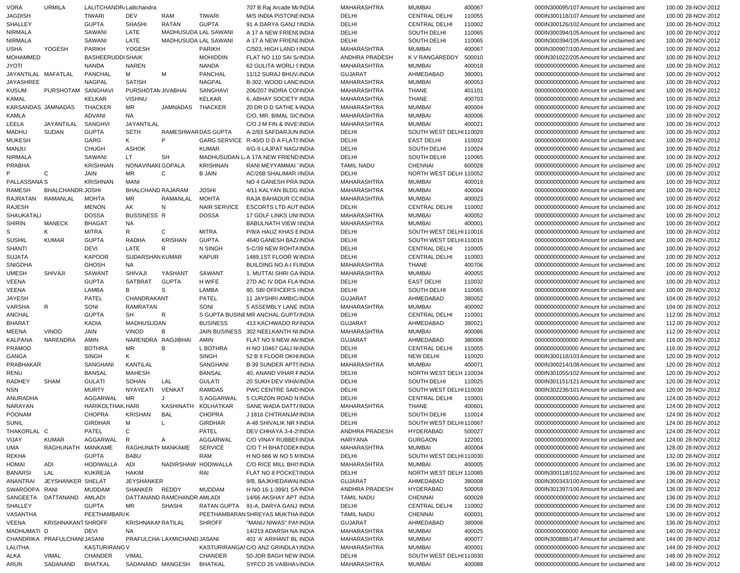| VORA | URMILA | LALITCHANDRA | Lalitchandra | | | 707 B Raj Arcade Ma | INDIA | MAHARASHTRA | MUMBAI | 400067 | 000IN300095/107 | Amount for unclaimed and | 100.00 | 28-NOV-2012 |
|---|---|---|---|---|---|---|---|---|---|---|---|---|---|---|
| JAGDISH | | TIWARI | DEV | RAM | TIWARI | M/S INDIA PISTONE | INDIA | DELHI | CENTRAL DELHI | 110055 | 000IN300118/107 | Amount for unclaimed and | 100.00 | 28-NOV-2012 |
| SHALLEY | | GUPTA | SHASHI | RATAN | GUPTA | 91 A DARYA GANJ N | INDIA | DELHI | CENTRAL DELHI | 110002 | 000IN300126/102 | Amount for unclaimed and | 100.00 | 28-NOV-2012 |
| NIRMALA | | SAWANI | LATE | MADHUSUDA | LAL SAWANI | A 17 A NEW FRIEND | INDIA | DELHI | SOUTH DELHI | 110065 | 000IN300394/105 | Amount for unclaimed and | 100.00 | 28-NOV-2012 |
| NIRMALA | | SAWANI | LATE | MADHUSUDA | LAL SAWANI | A 17 A NEW FRIEND | INDIA | DELHI | SOUTH DELHI | 110065 | 000IN300394/105 | Amount for unclaimed and | 100.00 | 28-NOV-2012 |
| USHA | YOGESH | PARIKH | YOGESH | | PARIKH | C/503, HIGH LAND H | INDIA | MAHARASHTRA | MUMBAI | 400067 | 000IN300907/100 | Amount for unclaimed and | 100.00 | 28-NOV-2012 |
| MOHAMMED | | BASHEERUDDI | SHAIK | | MOHIDDIN | FLAT NO 110 SAI S | INDIA | ANDHRA PRADESH | K V RANGAREDDY | 500010 | 000IN301022/205 | Amount for unclaimed and | 100.00 | 28-NOV-2012 |
| JYOTI | | NANDA | NAREN | | NANDA | 62 GULITA WORLI S | INDIA | MAHARASHTRA | MUMBAI | 400018 | 00000000000000 | Amount for unclaimed and | 100.00 | 28-NOV-2012 |
| JAYANTILAL | MAFATLAL | PANCHAL | M | M | PANCHAL | 11/12 SURAJ BHUV | INDIA | GUJARAT | AHMEDABAD | 380001 | 00000000000000 | Amount for unclaimed and | 100.00 | 28-NOV-2012 |
| JAYASHREE | | NAGPAL | SATISH | | NAGPAL | B-302, WOOD LAND | INDIA | MAHARASHTRA | MUMBAI | 400053 | 00000000000000 | Amount for unclaimed and | 100.00 | 28-NOV-2012 |
| KUSUM | PURSHOTAM | SANGHAVI | PURSHOTAM | JIVABHAI | SANGHAVI | 206/207 INDIRA CO | INDIA | MAHARASHTRA | THANE | 401101 | 00000000000000 | Amount for unclaimed and | 100.00 | 28-NOV-2012 |
| KAMAL | | KELKAR | VISHNU | | KELKAR | 6, ABHAY SOCIETY | INDIA | MAHARASHTRA | THANE | 400703 | 00000000000000 | Amount for unclaimed and | 100.00 | 28-NOV-2012 |
| KARSANDAS | JAMNADAS | THACKER | MR | JAMNADAS | THACKER | 20 DR D D SATHE M | INDIA | MAHARASHTRA | MUMBAI | 400004 | 00000000000000 | Amount for unclaimed and | 100.00 | 28-NOV-2012 |
| KAMLA | | ADVANI | NA | | | C/O, MR. BIMAL SIC | INDIA | MAHARASHTRA | MUMBAI | 400006 | 00000000000000 | Amount for unclaimed and | 100.00 | 28-NOV-2012 |
| LEELA | JAYANTILAL | SANGHVI | JAYANTILAL | | | C/O J M FIN & INVE | INDIA | MAHARASHTRA | MUMBAI | 400021 | 00000000000000 | Amount for unclaimed and | 100.00 | 28-NOV-2012 |
| MADHU | SUDAN | GUPTA | SETH | RAMESHWAR | DAS GUPTA | A-2/83 SAFDARJUN | INDIA | DELHI | SOUTH WEST DELHI | 110029 | 00000000000000 | Amount for unclaimed and | 100.00 | 28-NOV-2012 |
| MUKESH | | GARG | K | P | GARG SERVICE | R-40/D D D A FLATS | INDIA | DELHI | EAST DELHI | 110032 | 00000000000000 | Amount for unclaimed and | 100.00 | 28-NOV-2012 |
| MANJU | | CHUGH | ASHOK | | KUMAR | II/G-9 LAJPAT NAG | INDIA | DELHI | SOUTH DELHI | 110024 | 00000000000000 | Amount for unclaimed and | 100.00 | 28-NOV-2012 |
| NIRMALA | | SAWANI | LT | SH | MADHUSUDAN L | A 17A NEW FRIEND | INDIA | DELHI | SOUTH DELHI | 110065 | 00000000000000 | Amount for unclaimed and | 100.00 | 28-NOV-2012 |
| PRABHA | | KRISHNAN | NONAVINAKE | GOPALA | KRISHNAN | RANI MEYYAMMAI | INDIA | TAMIL NADU | CHENNAI | 600028 | 00000000000000 | Amount for unclaimed and | 100.00 | 28-NOV-2012 |
| P | C | JAIN | MR | C | B JAIN | AC/26B SHALIMAR | INDIA | DELHI | NORTH WEST DELH | 110052 | 00000000000000 | Amount for unclaimed and | 100.00 | 28-NOV-2012 |
| PALLASSANA | S | KRISHNAN | MANI | | | NO 4 GANESH PRA | INDIA | MAHARASHTRA | MUMBAI | 400019 | 00000000000000 | Amount for unclaimed and | 100.00 | 28-NOV-2012 |
| RAMESH | BHALCHANDR | JOSHI | BHALCHAND | RAJARAM | JOSHI | 4/11 KALYAN BLDG | INDIA | MAHARASHTRA | MUMBAI | 400004 | 00000000000000 | Amount for unclaimed and | 100.00 | 28-NOV-2012 |
| RAJRATAN | RAMANLAL | MOHTA | MR | RAMANLAL | MOHTA | RAJA BAHADUR CO | INDIA | MAHARASHTRA | MUMBAI | 400023 | 00000000000000 | Amount for unclaimed and | 100.00 | 28-NOV-2012 |
| RAJESH | | MENON | AK | N | NAIR SERVICE | ESCORTS LTD AUT | INDIA | DELHI | CENTRAL DELHI | 110002 | 00000000000000 | Amount for unclaimed and | 100.00 | 28-NOV-2012 |
| SHAUKATALI | | DOSSA | BUSSINESS | R | DOSSA | 17 GOLF LINKS UNI | INDIA | MAHARASHTRA | MUMBAI | 400052 | 00000000000000 | Amount for unclaimed and | 100.00 | 28-NOV-2012 |
| SHIRIN | MANECK | BHAGAT | NA | | | BABULNATH VIEW | INDIA | MAHARASHTRA | MUMBAI | 400001 | 00000000000000 | Amount for unclaimed and | 100.00 | 28-NOV-2012 |
| S | K | MITRA | R | C | MITRA | P/8/A HAUZ KHAS E | INDIA | DELHI | SOUTH WEST DELHI | 110016 | 00000000000000 | Amount for unclaimed and | 100.00 | 28-NOV-2012 |
| SUSHIL | KUMAR | GUPTA | RADHA | KRISHAN | GUPTA | 4640 GANESH BAZA | INDIA | DELHI | SOUTH WEST DELHI | 110016 | 00000000000000 | Amount for unclaimed and | 100.00 | 28-NOV-2012 |
| SHANTI | | DEVI | LATE | R | N SINGH | 5-C/39 NEW ROHTA | INDIA | DELHI | CENTRAL DELHI | 110005 | 00000000000000 | Amount for unclaimed and | 100.00 | 28-NOV-2012 |
| SUJATA | | KAPOOR | SUDARSHAN | KUMAR | KAPUR | 1489,1ST FLOOR W | INDIA | DELHI | CENTRAL DELHI | 110003 | 00000000000000 | Amount for unclaimed and | 100.00 | 28-NOV-2012 |
| SNIGDHA | | GHOSH | NA | | | BUILDING NO.A-I FL | INDIA | MAHARASHTRA | THANE | 400706 | 00000000000000 | Amount for unclaimed and | 100.00 | 28-NOV-2012 |
| UMESH | SHIVAJI | SAWANT | SHIVAJI | YASHANT | SAWANT | 1. MUTTAI SHRI GA | INDIA | MAHARASHTRA | MUMBAI | 400055 | 00000000000000 | Amount for unclaimed and | 100.00 | 28-NOV-2012 |
| VEENA | | GUPTA | SATBRAT | GUPTA | H WIFE | 27D AC IV DDA FLA | INDIA | DELHI | EAST DELHI | 110032 | 00000000000000 | Amount for unclaimed and | 100.00 | 28-NOV-2012 |
| VEENA | | LAMBA | B | S | LAMBA | 80, SBI OFFICER'S | INDIA | DELHI | SOUTH DELHI | 110065 | 00000000000000 | Amount for unclaimed and | 100.00 | 28-NOV-2012 |
| JAYESH | | PATEL | CHANDRAKANT | | PATEL | 11 JAYSHRI AMBIC | INDIA | GUJARAT | AHMEDABAD | 380052 | 00000000000000 | Amount for unclaimed and | 104.00 | 28-NOV-2012 |
| VARSHA | R | SONI | RAMRATAN | | SONI | 5 ASSEMBLY LANE | INDIA | MAHARASHTRA | MUMBAI | 400002 | 00000000000000 | Amount for unclaimed and | 104.00 | 28-NOV-2012 |
| ANCHAL | | GUPTA | SH | R | S GUPTA BUSINE | MR ANCHAL GUPTA | INDIA | DELHI | CENTRAL DELHI | 110001 | 00000000000000 | Amount for unclaimed and | 112.00 | 28-NOV-2012 |
| BHARAT | | KADIA | MADHUSUDAN | | BUSINESS | 413 KACHWADO RA | INDIA | GUJARAT | AHMEDABAD | 380021 | 00000000000000 | Amount for unclaimed and | 112.00 | 28-NOV-2012 |
| MEENA | VINOD | JAIN | VINOD | B | JAIN BUSINESS | 302 NEELKANTH NI | INDIA | MAHARASHTRA | MUMBAI | 400086 | 00000000000000 | Amount for unclaimed and | 112.00 | 28-NOV-2012 |
| KALPANA | NARENDRA | AMIN | NARENDRA | RAOJIBHAI | AMIN | FLAT NO 9 NEW AM | INDIA | GUJARAT | AHMEDABAD | 380006 | 00000000000000 | Amount for unclaimed and | 116.00 | 28-NOV-2012 |
| PRAMOD | | BOTHRA | MR | B | L BOTHRA | H NO 10467 GALI N | INDIA | DELHI | CENTRAL DELHI | 110055 | 00000000000000 | Amount for unclaimed and | 116.00 | 28-NOV-2012 |
| GANGA | | SINGH | K | | SINGH | 52 B II FLOOR OKHL | INDIA | DELHI | NEW DELHI | 110020 | 000IN300118/103 | Amount for unclaimed and | 120.00 | 28-NOV-2012 |
| PRABHAKAR | | SANGHANI | KANTILAL | | SANGHANI | B-39 SUNDER APTS | INDIA | MAHARASHTRA | MUMBAI | 400071 | 000IN300214/108 | Amount for unclaimed and | 120.00 | 28-NOV-2012 |
| RENU | | BANSAL | MAHESH | | BANSAL | 40, ANAND VIHAR F | INDIA | DELHI | NORTH WEST DELH | 110034 | 000IN301055/102 | Amount for unclaimed and | 120.00 | 28-NOV-2012 |
| RADHEY | SHAM | GULATI | SOHAN | LAL | GULATI | 20 SUKH DEV VIHA | INDIA | DELHI | SOUTH DELHI | 110025 | 000IN301151/121 | Amount for unclaimed and | 120.00 | 28-NOV-2012 |
| NSN | | MURTY | NYAYEATI | VENKAT | RAMDAS | PWC CENTRE SAID | INDIA | DELHI | SOUTH WEST DELHI | 110030 | 000IN302236/101 | Amount for unclaimed and | 120.00 | 28-NOV-2012 |
| ANURADHA | | AGGARWAL | MR | J | S AGGARWAL | 5 CURZON ROAD N | INDIA | DELHI | CENTRAL DELHI | 110001 | 00000000000000 | Amount for unclaimed and | 124.00 | 28-NOV-2012 |
| NARAYAN | | HARIKOLTHAK | HARI | KASHINATH | KOLHATKAR | SANE WADA DATTA | INDIA | MAHARASHTRA | THANE | 400601 | 00000000000000 | Amount for unclaimed and | 124.00 | 28-NOV-2012 |
| POONAM | | CHOPRA | KRISHAN | BAL | CHOPRA | J 1816 CHITRANJAN | INDIA | DELHI | SOUTH DELHI | 110014 | 00000000000000 | Amount for unclaimed and | 124.00 | 28-NOV-2012 |
| SUNIL | | GIRDHAR | M | L | GIRDHAR | A-48 SHIVALIK NR M | INDIA | DELHI | SOUTH WEST DELHI | 110067 | 00000000000000 | Amount for unclaimed and | 124.00 | 28-NOV-2012 |
| THAKORLAL | C | PATEL | C | | PATEL | DEV CHHAYA 3-4-2 | INDIA | ANDHRA PRADESH | HYDERABAD | 500027 | 00000000000000 | Amount for unclaimed and | 124.00 | 28-NOV-2012 |
| VIJAY | KUMAR | AGGARWAL | R | A | AGGARWAL | C/O VINAY RUBBER | INDIA | HARYANA | GURGAON | 122001 | 00000000000000 | Amount for unclaimed and | 124.00 | 28-NOV-2012 |
| UMA | RAGHUNATH | MANKAME | RAGHUNATH | MANKAME | SERVICE | C/O T H BHATODE | INDIA | MAHARASHTRA | MUMBAI | 400004 | 00000000000000 | Amount for unclaimed and | 128.00 | 28-NOV-2012 |
| REKHA | | GUPTA | BABU | | RAM | H NO 666 W NO 5 M | INDIA | DELHI | SOUTH WEST DELHI | 110030 | 00000000000000 | Amount for unclaimed and | 132.00 | 28-NOV-2012 |
| HOMAI | ADI | HODIWALLA | ADI | NADIRSHAW | HODIWALLA | C/O RICE MILL BHIS | INDIA | MAHARASHTRA | MUMBAI | 400005 | 00000000000000 | Amount for unclaimed and | 136.00 | 28-NOV-2012 |
| BANARSI | LAL | KUKREJA | HAKIM | | RAI | FLAT NO 8 POCKET | INDIA | DELHI | NORTH WEST DELH | 110085 | 000IN300118/102 | Amount for unclaimed and | 136.00 | 28-NOV-2012 |
| ANANTRAI | JEYSHANKER | SHELAT | JEYSHANKER | | | 9/B, BAJKHEDAWAL | INDIA | GUJARAT | AHMEDABAD | 380008 | 000IN300343/100 | Amount for unclaimed and | 136.00 | 28-NOV-2012 |
| SWAROOPA | RANI | MUDDAM | SHANKER | REDDY | MUDDAM | H NO 16-1-399/1 SA | INDIA | ANDHRA PRADESH | HYDERABAD | 500059 | 000IN301397/100 | Amount for unclaimed and | 136.00 | 28-NOV-2012 |
| SANGEETA | DATTANAND | AMLADI | DATTANAND | RAMCHANDR | AMLADI | 14/66 AKSHAY APT | INDIA | TAMIL NADU | CHENNAI | 600028 | 00000000000000 | Amount for unclaimed and | 136.00 | 28-NOV-2012 |
| SHALLEY | | GUPTA | MR | SHASHI | RATAN GUPTA | 91-A, DARYA GANJ | INDIA | DELHI | CENTRAL DELHI | 110002 | 00000000000000 | Amount for unclaimed and | 136.00 | 28-NOV-2012 |
| VASANTHA | | PEETHAMBAR | K | | PEETHAMBARAN | SHREYAS MUKTHA | INDIA | TAMIL NADU | CHENNAI | 600031 | 00000000000000 | Amount for unclaimed and | 136.00 | 28-NOV-2012 |
| VEENA | KRISHNAKANT | SHROFF | KRISHNAKAN | RATILAL | SHROFF | "MANU NIWAS" PAN | INDIA | GUJARAT | AHMEDABAD | 380006 | 00000000000000 | Amount for unclaimed and | 136.00 | 28-NOV-2012 |
| MADHUMATI | D | DEVI | NA | | | 14/219 ADARSH NA | INDIA | MAHARASHTRA | MUMBAI | 400025 | 00000000000000 | Amount for unclaimed and | 140.00 | 28-NOV-2012 |
| CHANDRIKA | PRAFULCHAN | JASANI | PRAFULCHA | LAXMICHAND | JASANI | 401 'A' ARIHANT BL | INDIA | MAHARASHTRA | MUMBAI | 400077 | 000IN300888/147 | Amount for unclaimed and | 144.00 | 28-NOV-2012 |
| LALITHA | | KASTURIRANG | V | | KASTURIRANGA | C/O ANZ GRINDLAY | INDIA | MAHARASHTRA | MUMBAI | 400001 | 00000000000000 | Amount for unclaimed and | 144.00 | 28-NOV-2012 |
| ALKA | VIMAL | CHANDER | VIMAL | | CHANDER | 50-JOR BAGH NEW | INDIA | DELHI | SOUTH WEST DELHI | 110030 | 00000000000000 | Amount for unclaimed and | 148.00 | 28-NOV-2012 |
| ARUN | SADANAND | BHATKAL | SADANAND | MANGESH | BHATKAL | SYFCO 26 VAIBHAV | INDIA | MAHARASHTRA | MUMBAI | 400088 | 00000000000000 | Amount for unclaimed and | 148.00 | 28-NOV-2012 |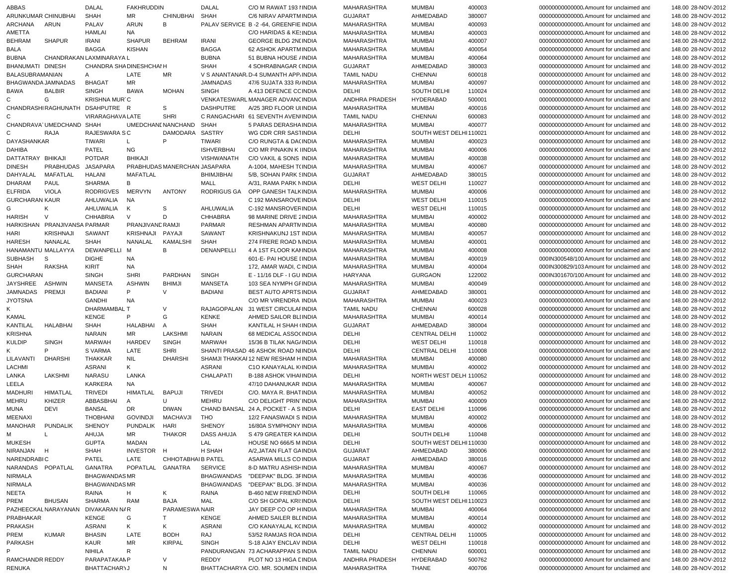| | | | | | | | | | | | | | | | |
|---|---|---|---|---|---|---|---|---|---|---|---|---|---|---|---|
| ABBAS | | DALAL | FAKHRUDDIN | | DALAL | C/O M RAWAT 193 I | INDIA | MAHARASHTRA | MUMBAI | 400003 | | 00000000000000 | Amount for unclaimed and | 148.00 | 28-NOV-2012 |
| ARUNKUMAR | CHINUBHAI | SHAH | MR | CHINUBHAI | SHAH | C/6 NIRAV APARTM | INDIA | GUJARAT | AHMEDABAD | 380007 | | 00000000000000 | Amount for unclaimed and | 148.00 | 28-NOV-2012 |
| ARCHANA | ARUN | PALAV | ARUN | B | PALAV SERVICE | B -2 -64, GREENFIE | INDIA | MAHARASHTRA | MUMBAI | 400093 | | 00000000000000 | Amount for unclaimed and | 148.00 | 28-NOV-2012 |
| AMETTA | | HAMLAI | NA | | | C/O HARIDAS & KE | INDIA | MAHARASHTRA | MUMBAI | 400003 | | 00000000000000 | Amount for unclaimed and | 148.00 | 28-NOV-2012 |
| BEHRAM | SHAPUR | IRANI | SHAPUR | BEHRAM | IRANI | GEORGE BLDG 2ND | INDIA | MAHARASHTRA | MUMBAI | 400007 | | 00000000000000 | Amount for unclaimed and | 148.00 | 28-NOV-2012 |
| BALA | | BAGGA | KISHAN | | BAGGA | 62 ASHOK APARTM | INDIA | MAHARASHTRA | MUMBAI | 400054 | | 00000000000000 | Amount for unclaimed and | 148.00 | 28-NOV-2012 |
| BUBNA | CHANDRAKAN | LAXMINARAYA | L | | BUBNA | 51 BUBNA HOUSE / | INDIA | MAHARASHTRA | MUMBAI | 400064 | | 00000000000000 | Amount for unclaimed and | 148.00 | 28-NOV-2012 |
| BHANUMATI | DINESH | CHANDRA SHA | DINESHCHAI | H | SHAH | 4 SOHRABNAGAR ( | INDIA | GUJARAT | AHMEDABAD | 380003 | | 00000000000000 | Amount for unclaimed and | 148.00 | 28-NOV-2012 |
| BALASUBRAMANIAN | | A | LATE | MR | V S ANANTANAR | D-4 SUMANTH APP | INDIA | TAMIL NADU | CHENNAI | 600018 | | 00000000000000 | Amount for unclaimed and | 148.00 | 28-NOV-2012 |
| BHAGWANDA | JAMNADAS | BHAGAT | MR | | JAMNADAS | 47/6 SUJATA 333 R | INDIA | MAHARASHTRA | MUMBAI | 400097 | | 00000000000000 | Amount for unclaimed and | 148.00 | 28-NOV-2012 |
| BAWA | BALBIR | SINGH | BAWA | MOHAN | SINGH | A 413 DEFENCE CO | INDIA | DELHI | SOUTH DELHI | 110024 | | 00000000000000 | Amount for unclaimed and | 148.00 | 28-NOV-2012 |
| C | G | KRISHNA MUR | C | | VENKATESWARL | MANAGER ADVANC | INDIA | ANDHRA PRADESH | HYDERABAD | 500001 | | 00000000000000 | Amount for unclaimed and | 148.00 | 28-NOV-2012 |
| CHANDRASHI | RAGHUNATH | DSAHPUTRE | R | S | DASHPUTRE | A/25 3RD FLOOR U | INDIA | MAHARASHTRA | MUMBAI | 400016 | | 00000000000000 | Amount for unclaimed and | 148.00 | 28-NOV-2012 |
| C | | VIRARAGHAVA | LATE | SHRI | C RANGACHARI | 61 SEVENTH AVEN | INDIA | TAMIL NADU | CHENNAI | 600083 | | 00000000000000 | Amount for unclaimed and | 148.00 | 28-NOV-2012 |
| CHANDRAVA | UMEDCHAND | SHAH | UMEDCHANI | NANCHAND | SHAH | 5 PARAS DERASHA | INDIA | MAHARASHTRA | MUMBAI | 400077 | | 00000000000000 | Amount for unclaimed and | 148.00 | 28-NOV-2012 |
| C | RAJA | RAJESWARA S | C | DAMODARA | SASTRY | WG CDR CRR SAST | INDIA | DELHI | SOUTH WEST DELHI | 110021 | | 00000000000000 | Amount for unclaimed and | 148.00 | 28-NOV-2012 |
| DAYASHANKAR | | TIWARI | L | P | TIWARI | C/O RUNGTA & DA | INDIA | MAHARASHTRA | MUMBAI | 400023 | | 00000000000000 | Amount for unclaimed and | 148.00 | 28-NOV-2012 |
| DAHIBA | | PATEL | NG | | ISHVERBHAI | C/O MR PINAKIN K I | INDIA | MAHARASHTRA | MUMBAI | 400006 | | 00000000000000 | Amount for unclaimed and | 148.00 | 28-NOV-2012 |
| DATTATRAY | BHIKAJI | POTDAR | BHIKAJI | | VISHWANATH | C/O VAKIL & SONS | INDIA | MAHARASHTRA | MUMBAI | 400038 | | 00000000000000 | Amount for unclaimed and | 148.00 | 28-NOV-2012 |
| DINESH | PRABHUDAS | JASAPARA | PRABHUDAS | MANERCHAN | JASAPARA | A-1004, MAHESH T | INDIA | MAHARASHTRA | MUMBAI | 400067 | | 00000000000000 | Amount for unclaimed and | 148.00 | 28-NOV-2012 |
| DAHYALAL | MAFATLAL | HALANI | MAFATLAL | | BHIMJIBHAI | 5/B, SOHAN PARK S | INDIA | GUJARAT | AHMEDABAD | 380015 | | 00000000000000 | Amount for unclaimed and | 148.00 | 28-NOV-2012 |
| DHARAM | PAUL | SHARMA | B | | MALL | A/31, RAMA PARK N | INDIA | DELHI | WEST DELHI | 110027 | | 00000000000000 | Amount for unclaimed and | 148.00 | 28-NOV-2012 |
| ELFRIDA | VIOLA | RODRIGVES | MERVYN | ANTONY | RODRIGUS GA | OPP GANESH TALK | INDIA | MAHARASHTRA | MUMBAI | 400006 | | 00000000000000 | Amount for unclaimed and | 148.00 | 28-NOV-2012 |
| GURCHARAN | KAUR | AHLUWALIA | NA | | | C 192 MANSAROVE | INDIA | DELHI | WEST DELHI | 110015 | | 00000000000000 | Amount for unclaimed and | 148.00 | 28-NOV-2012 |
| G | K | AHLUWALIA | K | S | AHLUWALIA | C-192 MANSROVER | INDIA | DELHI | WEST DELHI | 110015 | | 00000000000000 | Amount for unclaimed and | 148.00 | 28-NOV-2012 |
| HARISH | V | CHHABRIA | V | D | CHHABRIA | 98 MARINE DRIVE 2 | INDIA | MAHARASHTRA | MUMBAI | 400002 | | 00000000000000 | Amount for unclaimed and | 148.00 | 28-NOV-2012 |
| HARKISHAN | PRANJIVANSA | PARMAR | PRANJIVANI | RAMJI | PARMAR | RESHMAN APARTM | INDIA | MAHARASHTRA | MUMBAI | 400080 | | 00000000000000 | Amount for unclaimed and | 148.00 | 28-NOV-2012 |
| HARI | KRISHNAJI | SAWANT | KRISHNAJI | PAYAJI | SAWANT | KRISHNAKUNJ 1ST | INDIA | MAHARASHTRA | MUMBAI | 400057 | | 00000000000000 | Amount for unclaimed and | 148.00 | 28-NOV-2012 |
| HARESH | NANALAL | SHAH | NANALAL | KAMALSHI | SHAH | 274 FRERE ROAD N | INDIA | MAHARASHTRA | MUMBAI | 400001 | | 00000000000000 | Amount for unclaimed and | 148.00 | 28-NOV-2012 |
| HANAMANTU | MALLAYYA | DEWANPELLI | M | B | DENANPELLI | 4 A 1ST FLOOR KAN | INDIA | MAHARASHTRA | MUMBAI | 400008 | | 00000000000000 | Amount for unclaimed and | 148.00 | 28-NOV-2012 |
| SUBHASH | S | DIGHE | NA | | | 601-E- PAI HOUSE I | INDIA | MAHARASHTRA | MUMBAI | 400019 | | 000IN300548/100 | Amount for unclaimed and | 148.00 | 28-NOV-2012 |
| SHAH | RAKSHA | KIRIT | NA | | | 172, AMAR WADI, C | INDIA | MAHARASHTRA | MUMBAI | 400004 | | 000IN300829/103 | Amount for unclaimed and | 148.00 | 28-NOV-2012 |
| GURCHARAN | | SINGH | SHRI | PARDHAN | SINGH | E - 11/16 DLF - I GU | INDIA | HARYANA | GURGAON | 122002 | | 000IN301670/100 | Amount for unclaimed and | 148.00 | 28-NOV-2012 |
| JAYSHREE | ASHWIN | MANSETA | ASHWIN | BHIMJI | MANSETA | 103 SEA NYMPH GF | INDIA | MAHARASHTRA | MUMBAI | 400049 | | 00000000000000 | Amount for unclaimed and | 148.00 | 28-NOV-2012 |
| JAMNADAS | PREMJI | BADIANI | P | V | BADIANI | BEST AUTO APRTS | INDIA | GUJARAT | AHMEDABAD | 380001 | | 00000000000000 | Amount for unclaimed and | 148.00 | 28-NOV-2012 |
| JYOTSNA | | GANDHI | NA | | | C/O MR VIRENDRA | INDIA | MAHARASHTRA | MUMBAI | 400023 | | 00000000000000 | Amount for unclaimed and | 148.00 | 28-NOV-2012 |
| K | | DHARMAMBAL | T | V | RAJAGOPALAN | 31 WEST CIRCULA | INDIA | TAMIL NADU | CHENNAI | 600028 | | 00000000000000 | Amount for unclaimed and | 148.00 | 28-NOV-2012 |
| KAMAL | | KENGE | P | G | KENKE | AHMED SAILOR BL | INDIA | MAHARASHTRA | MUMBAI | 400014 | | 00000000000000 | Amount for unclaimed and | 148.00 | 28-NOV-2012 |
| KANTILAL | HALABHAI | SHAH | HALABHAI | A | SHAH | KANTILAL H SHAH ( | INDIA | GUJARAT | AHMEDABAD | 380004 | | 00000000000000 | Amount for unclaimed and | 148.00 | 28-NOV-2012 |
| KRISHNA | | NARAIN | MR | LAKSHMI | NARAIN | 68 MEDICAL ASSO | INDIA | DELHI | CENTRAL DELHI | 110002 | | 00000000000000 | Amount for unclaimed and | 148.00 | 28-NOV-2012 |
| KULDIP | SINGH | MARWAH | HARDEV | SINGH | MARWAH | 15/36 B TILAK NAG | INDIA | DELHI | WEST DELHI | 110018 | | 00000000000000 | Amount for unclaimed and | 148.00 | 28-NOV-2012 |
| K | P | S VARMA | LATE | SHRI | SHANTI PRASAD | 46 ASHOK ROAD N | INDIA | DELHI | CENTRAL DELHI | 110008 | | 00000000000000 | Amount for unclaimed and | 148.00 | 28-NOV-2012 |
| LILAVANTI | DHARSHI | THAKKAR | NIL | DHARSHI | SHAMJI THAKKAI | 12 NEW RESHAM H | INDIA | MAHARASHTRA | MUMBAI | 400080 | | 00000000000000 | Amount for unclaimed and | 148.00 | 28-NOV-2012 |
| LACHMI | | ASRANI | K | | ASRANI | C1O KANAYALAL K | INDIA | MAHARASHTRA | MUMBAI | 400002 | | 00000000000000 | Amount for unclaimed and | 148.00 | 28-NOV-2012 |
| LANKA | LAKSHMI | NARASU | LANKA | | CHALAPATI | B-188 ASHOK VIHA | INDIA | DELHI | NORTH WEST DELH | 110052 | | 00000000000000 | Amount for unclaimed and | 148.00 | 28-NOV-2012 |
| LEELA | | KARKERA | NA | | | 47/10 DAHANUKAR | INDIA | MAHARASHTRA | MUMBAI | 400067 | | 00000000000000 | Amount for unclaimed and | 148.00 | 28-NOV-2012 |
| MADHURI | HIMATLAL | TRIVEDI | HIMATLAL | BAPUJI | TRIVEDI | C/O. MAYA R. BHAT | INDIA | MAHARASHTRA | MUMBAI | 400052 | | 00000000000000 | Amount for unclaimed and | 148.00 | 28-NOV-2012 |
| MEHRU | KHIZER | ABBASBHAI | A | U | MEHRU | C/O DELIGHT PRIN | INDIA | MAHARASHTRA | MUMBAI | 400009 | | 00000000000000 | Amount for unclaimed and | 148.00 | 28-NOV-2012 |
| MUNA | DEVI | BANSAL | DR | DIWAN | CHAND BANSAL | 24 A, POCKET - A S | INDIA | DELHI | EAST DELHI | 110096 | | 00000000000000 | Amount for unclaimed and | 148.00 | 28-NOV-2012 |
| MEENAXI | | THOBHANI | GOVINDJI | MACHAVJI | THO | 12/2 FANASWADI S | INDIA | MAHARASHTRA | MUMBAI | 400002 | | 00000000000000 | Amount for unclaimed and | 148.00 | 28-NOV-2012 |
| MANOHAR | PUNDALIK | SHENOY | PUNDALIK | HARI | SHENOY | 16/80A SYMPHONY | INDIA | MAHARASHTRA | MUMBAI | 400006 | | 00000000000000 | Amount for unclaimed and | 148.00 | 28-NOV-2012 |
| M | L | AHUJA | MR | THAKOR | DASS AHUJA | S 479 GREATER KA | INDIA | DELHI | SOUTH DELHI | 110048 | | 00000000000000 | Amount for unclaimed and | 148.00 | 28-NOV-2012 |
| MUKESH | | GUPTA | MADAN | | LAL | HOUSE NO 666/5 M | INDIA | DELHI | SOUTH WEST DELHI | 110030 | | 00000000000000 | Amount for unclaimed and | 148.00 | 28-NOV-2012 |
| NIRANJAN | H | SHAH | INVESTOR | H | H SHAH | A/2,JATAN FLAT GA | INDIA | GUJARAT | AHMEDABAD | 380006 | | 00000000000000 | Amount for unclaimed and | 148.00 | 28-NOV-2012 |
| NARENDRABI | C | PATEL | LATE | CHHOTABHAI | B PATEL | ASARWA MILLS CO | INDIA | GUJARAT | AHMEDABAD | 380016 | | 00000000000000 | Amount for unclaimed and | 148.00 | 28-NOV-2012 |
| NARANDAS | POPATLAL | GANATRA | POPATLAL | GANATRA | SERVICE | 8-D MATRU ASHISH | INDIA | MAHARASHTRA | MUMBAI | 400067 | | 00000000000000 | Amount for unclaimed and | 148.00 | 28-NOV-2012 |
| NIRMALA | | BHAGWANDAS | MR | | BHAGWANDAS | "DEEPAK" BLDG. 3F | INDIA | MAHARASHTRA | MUMBAI | 400036 | | 00000000000000 | Amount for unclaimed and | 148.00 | 28-NOV-2012 |
| NIRMALA | | BHAGWANDAS | MR | | BHAGWANDAS | "DEEPAK" BLDG. 3F | INDIA | MAHARASHTRA | MUMBAI | 400036 | | 00000000000000 | Amount for unclaimed and | 148.00 | 28-NOV-2012 |
| NEETA | | RAINA | H | K | RAINA | B-460 NEW FRIEND | INDIA | DELHI | SOUTH DELHI | 110065 | | 00000000000000 | Amount for unclaimed and | 148.00 | 28-NOV-2012 |
| PREM | BHUSAN | SHARMA | RAM | BAJA | MAL | C/O SH GOPAL KRI | INDIA | DELHI | SOUTH WEST DELHI | 110023 | | 00000000000000 | Amount for unclaimed and | 148.00 | 28-NOV-2012 |
| PAZHEECKAL | NARAYANAN | DIVAKARAN NA | R | PARAMESWA | NAIR | JAY DEEP CO OP H | INDIA | MAHARASHTRA | MUMBAI | 400064 | | 00000000000000 | Amount for unclaimed and | 148.00 | 28-NOV-2012 |
| PRABHAKAR | | KENGE | G | T | KENGE | AHMED SAILER BL | INDIA | MAHARASHTRA | MUMBAI | 400014 | | 00000000000000 | Amount for unclaimed and | 148.00 | 28-NOV-2012 |
| PRAKASH | | ASRANI | K | K | ASRANI | C/O KANAYALAL K | INDIA | MAHARASHTRA | MUMBAI | 400002 | | 00000000000000 | Amount for unclaimed and | 148.00 | 28-NOV-2012 |
| PREM | KUMAR | BHASIN | LATE | BODH | RAJ | 53/52 RAMJAS ROA | INDIA | DELHI | CENTRAL DELHI | 110005 | | 00000000000000 | Amount for unclaimed and | 148.00 | 28-NOV-2012 |
| PARKASH | | KAUR | MR | KIRPAL | SINGH | S-18 AJAY ENCLAV | INDIA | DELHI | WEST DELHI | 110018 | | 00000000000000 | Amount for unclaimed and | 148.00 | 28-NOV-2012 |
| P | | NIHILA | R | | PANDURANGAN | 73 ACHARAPPAN S | INDIA | TAMIL NADU | CHENNAI | 600001 | | 00000000000000 | Amount for unclaimed and | 148.00 | 28-NOV-2012 |
| RAMCHANDR | REDDY | PARAPATAKAN | P | V | REDDY | PLOT NO 13 HIGA C | INDIA | ANDHRA PRADESH | HYDERABAD | 500762 | | 00000000000000 | Amount for unclaimed and | 148.00 | 28-NOV-2012 |
| RENUKA | | BHATTACHARY | J | N | BHATTACHARYA | C/O. MR. SOUMEN I | INDIA | MAHARASHTRA | THANE | 400706 | | 00000000000000 | Amount for unclaimed and | 148.00 | 28-NOV-2012 |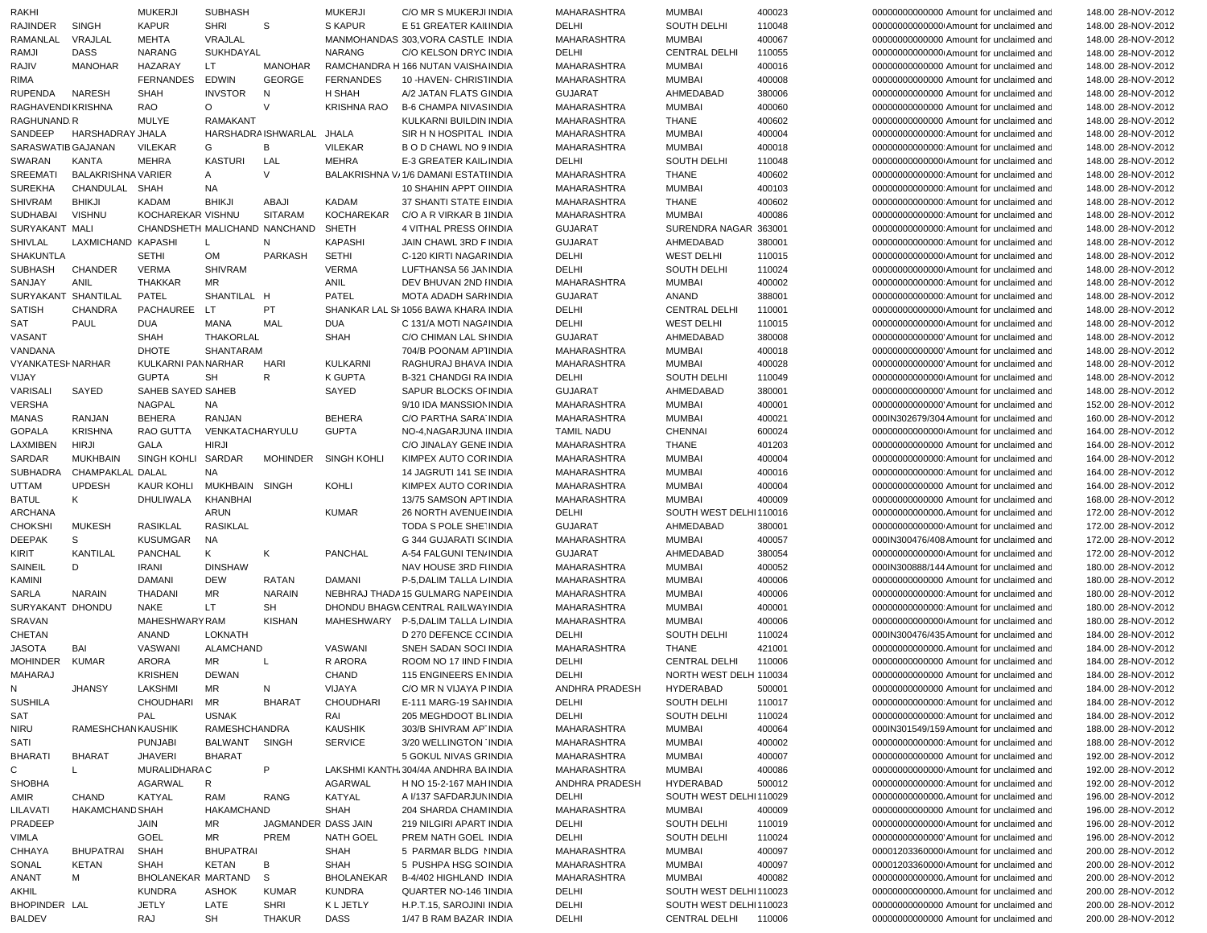| RAKHI | | MUKERJI | SUBHASH | | MUKERJI | C/O MR S MUKERJI INDIA | MAHARASHTRA | MUMBAI | 400023 | 00000000000000 Amount for unclaimed and | 148.00 | 28-NOV-2012 |
|---|---|---|---|---|---|---|---|---|---|---|---|---|
| RAJINDER | SINGH | KAPUR | SHRI | S | S KAPUR | E 51 GREATER KAILINDIA | DELHI | SOUTH DELHI | 110048 | 00000000000000 Amount for unclaimed and | 148.00 | 28-NOV-2012 |
| RAMANLAL | VRAJLAL | MEHTA | VRAJLAL | | MANMOHANDAS | 303,VORA CASTLE INDIA | MAHARASHTRA | MUMBAI | 400067 | 00000000000000 Amount for unclaimed and | 148.00 | 28-NOV-2012 |
| RAMJI | DASS | NARANG | SUKHDAYAL | | NARANG | C/O KELSON DRYC INDIA | DELHI | CENTRAL DELHI | 110055 | 00000000000000 Amount for unclaimed and | 148.00 | 28-NOV-2012 |
| RAJIV | MANOHAR | HAZARAY | LT | MANOHAR | RAMCHANDRA H | 166 NUTAN VAISHAINDIA | MAHARASHTRA | MUMBAI | 400016 | 00000000000000 Amount for unclaimed and | 148.00 | 28-NOV-2012 |
| RIMA | | FERNANDES | EDWIN | GEORGE | FERNANDES | 10 -HAVEN- CHRISTINDIA | MAHARASHTRA | MUMBAI | 400008 | 00000000000000 Amount for unclaimed and | 148.00 | 28-NOV-2012 |
| RUPENDA | NARESH | SHAH | INVSTOR | N | H SHAH | A/2 JATAN FLATS GINDIA | GUJARAT | AHMEDABAD | 380006 | 00000000000000 Amount for unclaimed and | 148.00 | 28-NOV-2012 |
| RAGHAVENDI | KRISHNA | RAO | O | V | KRISHNA RAO | B-6 CHAMPA NIVASINDIA | MAHARASHTRA | MUMBAI | 400060 | 00000000000000 Amount for unclaimed and | 148.00 | 28-NOV-2012 |
| RAGHUNAND | R | MULYE | RAMAKANT | | | KULKARNI BUILDIN INDIA | MAHARASHTRA | THANE | 400602 | 00000000000000 Amount for unclaimed and | 148.00 | 28-NOV-2012 |
| SANDEEP | HARSHADRAY | JHALA | HARSHADRA | ISHWARLAL | JHALA | SIR H N HOSPITAL INDIA | MAHARASHTRA | MUMBAI | 400004 | 00000000000000 Amount for unclaimed and | 148.00 | 28-NOV-2012 |
| SARASWATIB | GAJANAN | VILEKAR | G | B | VILEKAR | B O D CHAWL NO 9 INDIA | MAHARASHTRA | MUMBAI | 400018 | 00000000000000 Amount for unclaimed and | 148.00 | 28-NOV-2012 |
| SWARAN | KANTA | MEHRA | KASTURI | LAL | MEHRA | E-3 GREATER KAILINDIA | DELHI | SOUTH DELHI | 110048 | 00000000000000 Amount for unclaimed and | 148.00 | 28-NOV-2012 |
| SREEMATI | BALAKRISHNA | VARIER | A | V | BALAKRISHNA V | 1/6 DAMANI ESTATIINDIA | MAHARASHTRA | THANE | 400602 | 00000000000000 Amount for unclaimed and | 148.00 | 28-NOV-2012 |
| SUREKHA | CHANDULAL | SHAH | NA | | | 10 SHAHIN APPT OIINDIA | MAHARASHTRA | MUMBAI | 400103 | 00000000000000 Amount for unclaimed and | 148.00 | 28-NOV-2012 |
| SHIVRAM | BHIKJI | KADAM | BHIKJI | ABAJI | KADAM | 37 SHANTI STATE EINDIA | MAHARASHTRA | THANE | 400602 | 00000000000000 Amount for unclaimed and | 148.00 | 28-NOV-2012 |
| SUDHABAI | VISHNU | KOCHAREKAR | VISHNU | SITARAM | KOCHAREKAR | C/O A R VIRKAR B 1INDIA | MAHARASHTRA | MUMBAI | 400086 | 00000000000000 Amount for unclaimed and | 148.00 | 28-NOV-2012 |
| SURYAKANT | MALI | CHANDSHETH | MALICHAND | NANCHAND | SHETH | 4 VITHAL PRESS OIINDIA | GUJARAT | SURENDRA NAGAR | 363001 | 00000000000000 Amount for unclaimed and | 148.00 | 28-NOV-2012 |
| SHIVLAL | LAXMICHAND | KAPASHI | L | N | KAPASHI | JAIN CHAWL 3RD F INDIA | GUJARAT | AHMEDABAD | 380001 | 00000000000000 Amount for unclaimed and | 148.00 | 28-NOV-2012 |
| SHAKUNTLA | | SETHI | OM | PARKASH | SETHI | C-120 KIRTI NAGARINDIA | DELHI | WEST DELHI | 110015 | 00000000000000 Amount for unclaimed and | 148.00 | 28-NOV-2012 |
| SUBHASH | CHANDER | VERMA | SHIVRAM | | VERMA | LUFTHANSA 56 JANINDIA | DELHI | SOUTH DELHI | 110024 | 00000000000000 Amount for unclaimed and | 148.00 | 28-NOV-2012 |
| SANJAY | ANIL | THAKKAR | MR | | ANIL | DEV BHUVAN 2ND IINDIA | MAHARASHTRA | MUMBAI | 400002 | 00000000000000 Amount for unclaimed and | 148.00 | 28-NOV-2012 |
| SURYAKANT | SHANTILAL | PATEL | SHANTILAL | H | PATEL | MOTA ADADH SARIINDIA | GUJARAT | ANAND | 388001 | 00000000000000 Amount for unclaimed and | 148.00 | 28-NOV-2012 |
| SATISH | CHANDRA | PACHAUREE | LT | PT | SHANKAR LAL SH | 1056 BAWA KHARA INDIA | DELHI | CENTRAL DELHI | 110001 | 00000000000000 Amount for unclaimed and | 148.00 | 28-NOV-2012 |
| SAT | PAUL | DUA | MANA | MAL | DUA | C 131/A MOTI NAGAINDIA | DELHI | WEST DELHI | 110015 | 00000000000000 Amount for unclaimed and | 148.00 | 28-NOV-2012 |
| VASANT | | SHAH | THAKORLAL | | SHAH | C/O CHIMAN LAL SHINDIA | GUJARAT | AHMEDABAD | 380008 | 00000000000000 Amount for unclaimed and | 148.00 | 28-NOV-2012 |
| VANDANA | | DHOTE | SHANTARAM | | | 704/B POONAM APTINDIA | MAHARASHTRA | MUMBAI | 400018 | 00000000000000 Amount for unclaimed and | 148.00 | 28-NOV-2012 |
| VYANKATESH | NARHAR | KULKARNI PAN | NARHAR | HARI | KULKARNI | RAGHURAJ BHAVA INDIA | MAHARASHTRA | MUMBAI | 400028 | 00000000000000 Amount for unclaimed and | 148.00 | 28-NOV-2012 |
| VIJAY | | GUPTA | SH | R | K GUPTA | B-321 CHANDGI RA INDIA | DELHI | SOUTH DELHI | 110049 | 00000000000000 Amount for unclaimed and | 148.00 | 28-NOV-2012 |
| VARISALI | SAYED | SAHEB SAYED | SAHEB | | SAYED | SAPUR BLOCKS OFINDIA | GUJARAT | AHMEDABAD | 380001 | 00000000000000 Amount for unclaimed and | 148.00 | 28-NOV-2012 |
| VERSHA | | NAGPAL | NA | | | 9/10 IDA MANSSIONINDIA | MAHARASHTRA | MUMBAI | 400001 | 00000000000000 Amount for unclaimed and | 152.00 | 28-NOV-2012 |
| MANAS | RANJAN | BEHERA | RANJAN | | BEHERA | C/O PARTHA SARATINDIA | MAHARASHTRA | MUMBAI | 400021 | 000IN302679/304 Amount for unclaimed and | 160.00 | 28-NOV-2012 |
| GOPALA | KRISHNA | RAO GUTTA | VENKATACHARYULU | | GUPTA | NO-4,NAGARJUNA IINDIA | TAMIL NADU | CHENNAI | 600024 | 00000000000000 Amount for unclaimed and | 164.00 | 28-NOV-2012 |
| LAXMIBEN | HIRJI | GALA | HIRJI | | | C/O JINALAY GENE INDIA | MAHARASHTRA | THANE | 401203 | 00000000000000 Amount for unclaimed and | 164.00 | 28-NOV-2012 |
| SARDAR | MUKHBAIN | SINGH KOHLI | SARDAR | MOHINDER | SINGH KOHLI | KIMPEX AUTO CORINDIA | MAHARASHTRA | MUMBAI | 400004 | 00000000000000 Amount for unclaimed and | 164.00 | 28-NOV-2012 |
| SUBHADRA | CHAMPAKLAL | DALAL | NA | | | 14 JAGRUTI 141 SE INDIA | MAHARASHTRA | MUMBAI | 400016 | 00000000000000 Amount for unclaimed and | 164.00 | 28-NOV-2012 |
| UTTAM | UPDESH | KAUR KOHLI | MUKHBAIN | SINGH | KOHLI | KIMPEX AUTO CORINDIA | MAHARASHTRA | MUMBAI | 400004 | 00000000000000 Amount for unclaimed and | 164.00 | 28-NOV-2012 |
| BATUL | K | DHULIWALA | KHANBHAI | | | 13/75 SAMSON APTINDIA | MAHARASHTRA | MUMBAI | 400009 | 00000000000000 Amount for unclaimed and | 168.00 | 28-NOV-2012 |
| ARCHANA | | | ARUN | | KUMAR | 26 NORTH AVENUE INDIA | DELHI | SOUTH WEST DELHI | 110016 | 00000000000000 Amount for unclaimed and | 172.00 | 28-NOV-2012 |
| CHOKSHI | MUKESH | RASIKLAL | RASIKLAL | | | TODA S POLE SHETINDIA | GUJARAT | AHMEDABAD | 380001 | 00000000000000 Amount for unclaimed and | 172.00 | 28-NOV-2012 |
| DEEPAK | S | KUSUMGAR | NA | | | G 344 GUJARATI SCINDIA | MAHARASHTRA | MUMBAI | 400057 | 000IN300476/408 Amount for unclaimed and | 172.00 | 28-NOV-2012 |
| KIRIT | KANTILAL | PANCHAL | K | K | PANCHAL | A-54 FALGUNI TENAINDIA | GUJARAT | AHMEDABAD | 380054 | 00000000000000 Amount for unclaimed and | 172.00 | 28-NOV-2012 |
| SAINEIL | D | IRANI | DINSHAW | | | NAV HOUSE 3RD FIINDIA | MAHARASHTRA | MUMBAI | 400052 | 000IN300888/144 Amount for unclaimed and | 180.00 | 28-NOV-2012 |
| KAMINI | | DAMANI | DEW | RATAN | DAMANI | P-5,DALIM TALLA LINDIA | MAHARASHTRA | MUMBAI | 400006 | 00000000000000 Amount for unclaimed and | 180.00 | 28-NOV-2012 |
| SARLA | NARAIN | THADANI | MR | NARAIN | NEBHRAJ THADA | 15 GULMARG NAPEINDIA | MAHARASHTRA | MUMBAI | 400006 | 00000000000000 Amount for unclaimed and | 180.00 | 28-NOV-2012 |
| SURYAKANT | DHONDU | NAKE | LT | SH | DHONDU BHAGW | CENTRAL RAILWAYINDIA | MAHARASHTRA | MUMBAI | 400001 | 00000000000000 Amount for unclaimed and | 180.00 | 28-NOV-2012 |
| SRAVAN | | MAHESHWARY | RAM | KISHAN | MAHESHWARY | P-5,DALIM TALLA LINDIA | MAHARASHTRA | MUMBAI | 400006 | 00000000000000 Amount for unclaimed and | 180.00 | 28-NOV-2012 |
| CHETAN | | ANAND | LOKNATH | | | D 270 DEFENCE CCINDIA | DELHI | SOUTH DELHI | 110024 | 000IN300476/435 Amount for unclaimed and | 184.00 | 28-NOV-2012 |
| JASOTA | BAI | VASWANI | ALAMCHAND | | VASWANI | SNEH SADAN SOCI INDIA | MAHARASHTRA | THANE | 421001 | 00000000000000 Amount for unclaimed and | 184.00 | 28-NOV-2012 |
| MOHINDER | KUMAR | ARORA | MR | L | R ARORA | ROOM NO 17 IIND FINDIA | DELHI | CENTRAL DELHI | 110006 | 00000000000000 Amount for unclaimed and | 184.00 | 28-NOV-2012 |
| MAHARAJ | | KRISHEN | DEWAN | | CHAND | 115 ENGINEERS ENINDIA | DELHI | NORTH WEST DELH | 110034 | 00000000000000 Amount for unclaimed and | 184.00 | 28-NOV-2012 |
| N | JHANSY | LAKSHMI | MR | N | VIJAYA | C/O MR N VIJAYA P INDIA | ANDHRA PRADESH | HYDERABAD | 500001 | 00000000000000 Amount for unclaimed and | 184.00 | 28-NOV-2012 |
| SUSHILA | | CHOUDHARI | MR | BHARAT | CHOUDHARI | E-111 MARG-19 SAIINDIA | DELHI | SOUTH DELHI | 110017 | 00000000000000 Amount for unclaimed and | 184.00 | 28-NOV-2012 |
| SAT | | PAL | USNAK | | RAI | 205 MEGHDOOT BLINDIA | DELHI | SOUTH DELHI | 110024 | 00000000000000 Amount for unclaimed and | 184.00 | 28-NOV-2012 |
| NIRU | RAMESHCHAN | KAUSHIK | RAMESHCHANDRA | | KAUSHIK | 303/B SHIVRAM APTINDIA | MAHARASHTRA | MUMBAI | 400064 | 000IN301549/159 Amount for unclaimed and | 188.00 | 28-NOV-2012 |
| SATI | | PUNJABI | BALWANT | SINGH | SERVICE | 3/20 WELLINGTON INDIA | MAHARASHTRA | MUMBAI | 400002 | 00000000000000 Amount for unclaimed and | 188.00 | 28-NOV-2012 |
| BHARATI | BHARAT | JHAVERI | BHARAT | | | 5 GOKUL NIVAS GRINDIA | MAHARASHTRA | MUMBAI | 400007 | 00000000000000 Amount for unclaimed and | 192.00 | 28-NOV-2012 |
| C | L | MURALIDHARA | C | P | LAKSHMI KANTH | 304/4A ANDHRA BAINDIA | MAHARASHTRA | MUMBAI | 400086 | 00000000000000 Amount for unclaimed and | 192.00 | 28-NOV-2012 |
| SHOBHA | | AGARWAL | R | | AGARWAL | H NO 15-2-167 MAHINDIA | ANDHRA PRADESH | HYDERABAD | 500012 | 00000000000000 Amount for unclaimed and | 192.00 | 28-NOV-2012 |
| AMIR | CHAND | KATYAL | RAM | RANG | KATYAL | A I/137 SAFDARJUNINDIA | DELHI | SOUTH WEST DELHI | 110029 | 00000000000000 Amount for unclaimed and | 196.00 | 28-NOV-2012 |
| LILAVATI | HAKAMCHAND | SHAH | HAKAMCHAND | | SHAH | 204 SHARDA CHAMINDIA | MAHARASHTRA | MUMBAI | 400009 | 00000000000000 Amount for unclaimed and | 196.00 | 28-NOV-2012 |
| PRADEEP | | JAIN | MR | JAGMANDER | DASS JAIN | 219 NILGIRI APART INDIA | DELHI | SOUTH DELHI | 110019 | 00000000000000 Amount for unclaimed and | 196.00 | 28-NOV-2012 |
| VIMLA | | GOEL | MR | PREM | NATH GOEL | PREM NATH GOEL INDIA | DELHI | SOUTH DELHI | 110024 | 00000000000000 Amount for unclaimed and | 196.00 | 28-NOV-2012 |
| CHHAYA | BHUPATRAI | SHAH | BHUPATRAI | | SHAH | 5 PARMAR BLDG NINDIA | MAHARASHTRA | MUMBAI | 400097 | 00001203360000 Amount for unclaimed and | 200.00 | 28-NOV-2012 |
| SONAL | KETAN | SHAH | KETAN | B | SHAH | 5 PUSHPA HSG SOINDIA | MAHARASHTRA | MUMBAI | 400097 | 00001203360000 Amount for unclaimed and | 200.00 | 28-NOV-2012 |
| ANANT | M | BHOLANEKAR | MARTAND | S | BHOLANEKAR | B-4/402 HIGHLAND INDIA | MAHARASHTRA | MUMBAI | 400082 | 00000000000000 Amount for unclaimed and | 200.00 | 28-NOV-2012 |
| AKHIL | | KUNDRA | ASHOK | KUMAR | KUNDRA | QUARTER NO-146 TINDIA | DELHI | SOUTH WEST DELHI | 110023 | 00000000000000 Amount for unclaimed and | 200.00 | 28-NOV-2012 |
| BHOPINDER | LAL | JETLY | LATE | SHRI | K L JETLY | H.P.T.15, SAROJINI INDIA | DELHI | SOUTH WEST DELHI | 110023 | 00000000000000 Amount for unclaimed and | 200.00 | 28-NOV-2012 |
| BALDEV | | RAJ | SH | THAKUR | DASS | 1/47 B RAM BAZAR INDIA | DELHI | CENTRAL DELHI | 110006 | 00000000000000 Amount for unclaimed and | 200.00 | 28-NOV-2012 |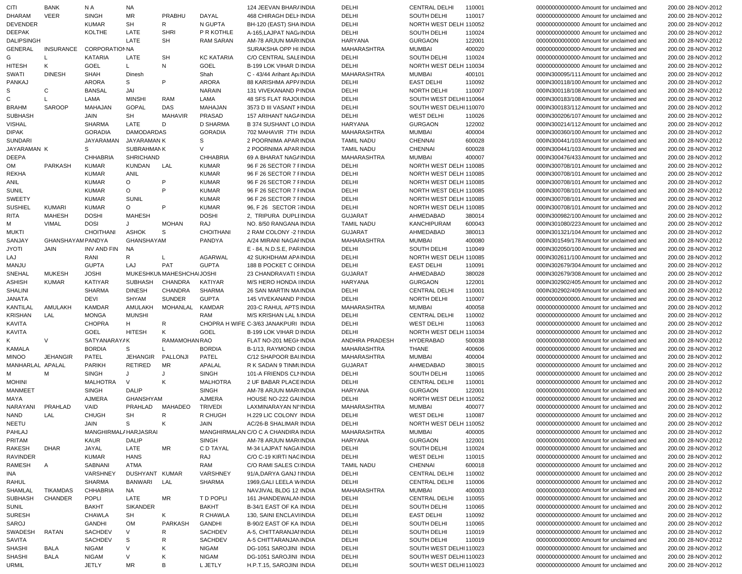| | | | | | | | | | | | | | | |
|---|---|---|---|---|---|---|---|---|---|---|---|---|---|---|
| CITI | BANK | N A | NA | | | 124 JEEVAN BHAR/ | INDIA | DELHI | CENTRAL DELHI | 110001 | 000000000000000 | Amount for unclaimed and | 200.00 | 28-NOV-2012 |
| DHARAM | VEER | SINGH | MR | PRABHU | DAYAL | 468 CHIRAGH DELH | INDIA | DELHI | SOUTH DELHI | 110017 | 00000000000000 | Amount for unclaimed and | 200.00 | 28-NOV-2012 |
| DEVENDER | | KUMAR | SH | R | N GUPTA | BH-120 (EAST) SHA | INDIA | DELHI | NORTH WEST DELH | 110052 | 00000000000000 | Amount for unclaimed and | 200.00 | 28-NOV-2012 |
| DEEPAK | | KOLTHE | LATE | SHRI | P R KOTHLE | A-165,LAJPAT NAG/ | INDIA | DELHI | SOUTH DELHI | 110024 | 00000000000000 | Amount for unclaimed and | 200.00 | 28-NOV-2012 |
| DALIPSINGH | | | LATE | SH | RAM SARAN | AM-78 ARJUN MARI | INDIA | HARYANA | GURGAON | 122001 | 00000000000000 | Amount for unclaimed and | 200.00 | 28-NOV-2012 |
| GENERAL | INSURANCE | CORPORATION | NA | | | SURAKSHA OPP HI | INDIA | MAHARASHTRA | MUMBAI | 400020 | 000000000000000 | Amount for unclaimed and | 200.00 | 28-NOV-2012 |
| G | L | KATARIA | LATE | SH | KC KATARIA | C/O CENTRAL SALE | INDIA | DELHI | SOUTH DELHI | 110024 | 000000000000000 | Amount for unclaimed and | 200.00 | 28-NOV-2012 |
| HITESH | K | GOEL | L | N | GOEL | B-199 LOK VIHAR D | INDIA | DELHI | NORTH WEST DELH | 110034 | 00000000000000 | Amount for unclaimed and | 200.00 | 28-NOV-2012 |
| SWATI | DINESH | SHAH | Dinesh | | Shah | C - 43/44 Arihant Ap | INDIA | MAHARASHTRA | MUMBAI | 400101 | 000IN300095/111 | Amount for unclaimed and | 200.00 | 28-NOV-2012 |
| PANKAJ | | ARORA | S | P | ARORA | 88 KARISHMA APP/ | INDIA | DELHI | EAST DELHI | 110092 | 000IN300118/100 | Amount for unclaimed and | 200.00 | 28-NOV-2012 |
| S | C | BANSAL | JAI | | NARAIN | 131 VIVEKANAND P | INDIA | DELHI | NORTH DELHI | 110007 | 000IN300118/108 | Amount for unclaimed and | 200.00 | 28-NOV-2012 |
| C | L | LAMA | MINSHI | RAM | LAMA | 48 SFS FLAT RAJOI | INDIA | DELHI | SOUTH WEST DELHI | 110064 | 000IN300183/108 | Amount for unclaimed and | 200.00 | 28-NOV-2012 |
| BRAHM | SAROOP | MAHAJAN | GOPAL | DAS | MAHAJAN | 3573 D III VASANT K | INDIA | DELHI | SOUTH WEST DELHI | 110070 | 000IN300183/112 | Amount for unclaimed and | 200.00 | 28-NOV-2012 |
| SUBHASH | | JAIN | SH | MAHAVIR | PRASAD | 157 ARIHANT NAGA | INDIA | DELHI | WEST DELHI | 110026 | 000IN300206/107 | Amount for unclaimed and | 200.00 | 28-NOV-2012 |
| VISHAL | | SHARMA | LATE | D | D SHARMA | B 374 SUSHANT LO | INDIA | HARYANA | GURGAON | 122002 | 000IN300214/112 | Amount for unclaimed and | 200.00 | 28-NOV-2012 |
| DIPAK | | GORADIA | DAMODARDAS | | GORADIA | 702 MAHAVIR 7TH | INDIA | MAHARASHTRA | MUMBAI | 400004 | 000IN300360/100 | Amount for unclaimed and | 200.00 | 28-NOV-2012 |
| SUNDARI | | JAYARAMAN | JAYARAMAN K | | S | 2 POORNIMA APAR | INDIA | TAMIL NADU | CHENNAI | 600028 | 000IN300441/103 | Amount for unclaimed and | 200.00 | 28-NOV-2012 |
| JAYARAMAN K | | S | SUBRAHMAN | K | V | 2 POORNIMA APAR | INDIA | TAMIL NADU | CHENNAI | 600028 | 000IN300441/103 | Amount for unclaimed and | 200.00 | 28-NOV-2012 |
| DEEPA | | CHHABRIA | SHRICHAND | | CHHABRIA | 69 A BHARAT NAGA | INDIA | MAHARASHTRA | MUMBAI | 400007 | 000IN300476/433 | Amount for unclaimed and | 200.00 | 28-NOV-2012 |
| OM | PARKASH | KUMAR | KUNDAN | LAL | KUMAR | 96 F 26 SECTOR 7 F | INDIA | DELHI | NORTH WEST DELH | 110085 | 000IN300708/101 | Amount for unclaimed and | 200.00 | 28-NOV-2012 |
| REKHA | | KUMAR | ANIL | | KUMAR | 96 F 26 SECTOR 7 F | INDIA | DELHI | NORTH WEST DELH | 110085 | 000IN300708/101 | Amount for unclaimed and | 200.00 | 28-NOV-2012 |
| ANIL | | KUMAR | O | P | KUMAR | 96 F 26 SECTOR 7 F | INDIA | DELHI | NORTH WEST DELH | 110085 | 000IN300708/101 | Amount for unclaimed and | 200.00 | 28-NOV-2012 |
| SUNIL | | KUMAR | O | P | KUMAR | 96 F 26 SECTOR 7 F | INDIA | DELHI | NORTH WEST DELH | 110085 | 000IN300708/101 | Amount for unclaimed and | 200.00 | 28-NOV-2012 |
| SWEETY | | KUMAR | SUNIL | | KUMAR | 96 F 26 SECTOR 7 F | INDIA | DELHI | NORTH WEST DELH | 110085 | 000IN300708/101 | Amount for unclaimed and | 200.00 | 28-NOV-2012 |
| SUSHIEL | KUMARI | KUMAR | O | P | KUMAR | 96, F 26 SECTOR 7 | INDIA | DELHI | NORTH WEST DELH | 110085 | 000IN300708/101 | Amount for unclaimed and | 200.00 | 28-NOV-2012 |
| RITA | MAHESH | DOSHI | MAHESH | | DOSHI | 2, TRIPURA DUPL | INDIA | GUJARAT | AHMEDABAD | 380014 | 000IN300982/100 | Amount for unclaimed and | 200.00 | 28-NOV-2012 |
| M | VIMAL | DOSI | J | MOHAN | RAJ | NO. 8/50 RANGANA | INDIA | TAMIL NADU | KANCHIPURAM | 600043 | 000IN301080/223 | Amount for unclaimed and | 200.00 | 28-NOV-2012 |
| MUKTI | | CHOITHANI | ASHOK | S | CHOITHANI | 2 RAM COLONY -2 I | INDIA | GUJARAT | AHMEDABAD | 380013 | 000IN301321/104 | Amount for unclaimed and | 200.00 | 28-NOV-2012 |
| SANJAY | GHANSHYAM | PANDYA | GHANSHYAM | | PANDYA | A/24 MIRANI NAGAF | INDIA | MAHARASHTRA | MUMBAI | 400080 | 000IN301549/178 | Amount for unclaimed and | 200.00 | 28-NOV-2012 |
| JYOTI | JAIN | INV AND FIN | NA | | | E - 84, N.D.S.E, PAR | INDIA | DELHI | SOUTH DELHI | 110049 | 000IN302050/100 | Amount for unclaimed and | 200.00 | 28-NOV-2012 |
| LAJ | | RANI | R | L | AGARWAL | 42 SUKHDHAM APA | INDIA | DELHI | NORTH WEST DELH | 110085 | 000IN302611/100 | Amount for unclaimed and | 200.00 | 28-NOV-2012 |
| MANJU | | GUPTA | LAJ | PAT | GUPTA | 188 B POCKET C OI | INDIA | DELHI | EAST DELHI | 110091 | 000IN302679/304 | Amount for unclaimed and | 200.00 | 28-NOV-2012 |
| SNEHAL | MUKESH | JOSHI | MUKESHKUM | MAHESHCHA | JOSHI | 23 CHANDRAVATI S | INDIA | GUJARAT | AHMEDABAD | 380028 | 000IN302679/308 | Amount for unclaimed and | 200.00 | 28-NOV-2012 |
| ASHISH | KUMAR | KATIYAR | SUBHASH | CHANDRA | KATIYAR | M/S HERO HONDA I | INDIA | HARYANA | GURGAON | 122001 | 000IN302902/405 | Amount for unclaimed and | 200.00 | 28-NOV-2012 |
| SHALINI | | SHARMA | DINESH | CHANDRA | SHARMA | 26 SAN MARTIN MA | INDIA | DELHI | CENTRAL DELHI | 110001 | 000IN302902/409 | Amount for unclaimed and | 200.00 | 28-NOV-2012 |
| JANATA | | DEVI | SHYAM | SUNDER | GUPTA | 145 VIVEKANAND P | INDIA | DELHI | NORTH DELHI | 110007 | 00000000000000 | Amount for unclaimed and | 200.00 | 28-NOV-2012 |
| KANTILAL | AMULAKH | KAMDAR | AMULAKH | MOHANLAL | KAMDAR | 203-C RAHUL APTS | INDIA | MAHARASHTRA | MUMBAI | 400058 | 00000000000000 | Amount for unclaimed and | 200.00 | 28-NOV-2012 |
| KRISHAN | LAL | MONGA | MUNSHI | | RAM | M/S KRISHAN LAL M | INDIA | DELHI | CENTRAL DELHI | 110002 | 00000000000000 | Amount for unclaimed and | 200.00 | 28-NOV-2012 |
| KAVITA | | CHOPRA | H | R | CHOPRA H WIFE | C-3/63 JANAKPURI | INDIA | DELHI | WEST DELHI | 110063 | 00000000000000 | Amount for unclaimed and | 200.00 | 28-NOV-2012 |
| KAVITA | | GOEL | HITESH | K | GOEL | B-199 LOK VIHAR D | INDIA | DELHI | NORTH WEST DELH | 110034 | 00000000000000 | Amount for unclaimed and | 200.00 | 28-NOV-2012 |
| K | V | SATYANARAYA | K | RAMAMOHAN | RAO | FLAT NO-201 MEGH | INDIA | ANDHRA PRADESH | HYDERABAD | 500038 | 00000000000000 | Amount for unclaimed and | 200.00 | 28-NOV-2012 |
| KAMALA | | BORDIA | S | L | BORDIA | B-1/13, RAYMOND C | INDIA | MAHARASHTRA | THANE | 400606 | 00000000000000 | Amount for unclaimed and | 200.00 | 28-NOV-2012 |
| MINOO | JEHANGIR | PATEL | JEHANGIR | PALLONJI | PATEL | C/12 SHAPOOR BAI | INDIA | MAHARASHTRA | MUMBAI | 400004 | 00000000000000 | Amount for unclaimed and | 200.00 | 28-NOV-2012 |
| MANHARLAL | APALAL | PARIKH | RETIRED | MR | APALAL | R K SADAN 9 TINMI | INDIA | GUJARAT | AHMEDABAD | 380015 | 00000000000000 | Amount for unclaimed and | 200.00 | 28-NOV-2012 |
| M | M | SINGH | J | J | SINGH | 101-A FRIENDS CLI | INDIA | DELHI | SOUTH DELHI | 110065 | 00000000000000 | Amount for unclaimed and | 200.00 | 28-NOV-2012 |
| MOHINI | | MALHOTRA | V | K | MALHOTRA | 2 UF BABAR PLACE | INDIA | DELHI | CENTRAL DELHI | 110001 | 00000000000000 | Amount for unclaimed and | 200.00 | 28-NOV-2012 |
| MANMEET | | SINGH | DALIP | | SINGH | AM-78 ARJUN MARI | INDIA | HARYANA | GURGAON | 122001 | 00000000000000 | Amount for unclaimed and | 200.00 | 28-NOV-2012 |
| MAYA | | AJMERA | GHANSHYAM | | AJMERA | HOUSE NO-222 GAI | INDIA | DELHI | NORTH WEST DELH | 110052 | 00000000000000 | Amount for unclaimed and | 200.00 | 28-NOV-2012 |
| NARAYANI | PRAHLAD | VAID | PRAHLAD | MAHADEO | TRIVEDI | LAXMINARAYAN NI | INDIA | MAHARASHTRA | MUMBAI | 400077 | 00000000000000 | Amount for unclaimed and | 200.00 | 28-NOV-2012 |
| NAND | LAL | CHUGH | SH | R | R CHUGH | H.229 LIC COLONY | INDIA | DELHI | WEST DELHI | 110087 | 00000000000000 | Amount for unclaimed and | 200.00 | 28-NOV-2012 |
| NEETU | | JAIN | S | K | JAIN | AC/26-B SHALIMAR | INDIA | DELHI | NORTH WEST DELH | 110052 | 00000000000000 | Amount for unclaimed and | 200.00 | 28-NOV-2012 |
| PAHLAJ | | MANGHIRMAL/ | HARJASRAI | | MANGHIRMALAN | C/O C A CHANDIRA | INDIA | MAHARASHTRA | MUMBAI | 400005 | 00000000000000 | Amount for unclaimed and | 200.00 | 28-NOV-2012 |
| PRITAM | | KAUR | DALIP | | SINGH | AM-78 ARJUN MARI | INDIA | HARYANA | GURGAON | 122001 | 00000000000000 | Amount for unclaimed and | 200.00 | 28-NOV-2012 |
| RAKESH | DHAR | JAYAL | LATE | MR | C D TAYAL | M-34 LAJPAT NAGA | INDIA | DELHI | SOUTH DELHI | 110024 | 00000000000000 | Amount for unclaimed and | 200.00 | 28-NOV-2012 |
| RAVINDER | | KUMAR | HANS | | RAJ | C/O C-19 KIRTI NAG | INDIA | DELHI | WEST DELHI | 110015 | 00000000000000 | Amount for unclaimed and | 200.00 | 28-NOV-2012 |
| RAMESH | A | SABNANI | ATMA | | RAM | C/O RAMI SALES C | INDIA | TAMIL NADU | CHENNAI | 600018 | 00000000000000 | Amount for unclaimed and | 200.00 | 28-NOV-2012 |
| INA | | VARSHNEY | DUSHYANT | KUMAR | VARSHNEY | 91/A,DARYA GANJ I | INDIA | DELHI | CENTRAL DELHI | 110002 | 00000000000000 | Amount for unclaimed and | 200.00 | 28-NOV-2012 |
| RAHUL | | SHARMA | BANWARI | LAL | SHARMA | 1969,GALI LEELA W | INDIA | DELHI | CENTRAL DELHI | 110006 | 00000000000000 | Amount for unclaimed and | 200.00 | 28-NOV-2012 |
| SHAMLAL | TIKAMDAS | CHHABRIA | NA | | | NAVJIVAL BLDG 12 | INDIA | MAHARASHTRA | MUMBAI | 400003 | 00000000000000 | Amount for unclaimed and | 200.00 | 28-NOV-2012 |
| SUBHASH | CHANDER | POPLI | LATE | MR | T D POPLI | 161 JHANDEWALAN | INDIA | DELHI | CENTRAL DELHI | 110055 | 00000000000000 | Amount for unclaimed and | 200.00 | 28-NOV-2012 |
| SUNIL | | BAKHT | SIKANDER | | BAKHT | B-34/1 EAST OF KA | INDIA | DELHI | SOUTH DELHI | 110065 | 00000000000000 | Amount for unclaimed and | 200.00 | 28-NOV-2012 |
| SURESH | | CHAWLA | SH | K | R CHAWLA | 130, SAINI ENCLAVI | INDIA | DELHI | EAST DELHI | 110092 | 00000000000000 | Amount for unclaimed and | 200.00 | 28-NOV-2012 |
| SAROJ | | GANDHI | OM | PARKASH | GANDHI | B-90/2 EAST OF KA | INDIA | DELHI | SOUTH DELHI | 110065 | 00000000000000 | Amount for unclaimed and | 200.00 | 28-NOV-2012 |
| SWADESH | RATAN | SACHDEV | V | R | SACHDEV | A-5, CHITTARANJAI | INDIA | DELHI | SOUTH DELHI | 110019 | 00000000000000 | Amount for unclaimed and | 200.00 | 28-NOV-2012 |
| SAVITA | | SACHDEV | S | R | SACHDEV | A-5 CHITTARANJAN | INDIA | DELHI | SOUTH DELHI | 110019 | 00000000000000 | Amount for unclaimed and | 200.00 | 28-NOV-2012 |
| SHASHI | BALA | NIGAM | V | K | NIGAM | DG-1051 SAROJINI | INDIA | DELHI | SOUTH WEST DELHI | 110023 | 00000000000000 | Amount for unclaimed and | 200.00 | 28-NOV-2012 |
| SHASHI | BALA | NIGAM | V | K | NIGAM | DG-1051 SAROJINI | INDIA | DELHI | SOUTH WEST DELHI | 110023 | 00000000000000 | Amount for unclaimed and | 200.00 | 28-NOV-2012 |
| URMIL | | JETLY | MR | B | L JETLY | H.P.T.15, SAROJINI | INDIA | DELHI | SOUTH WEST DELHI | 110023 | 00000000000000 | Amount for unclaimed and | 200.00 | 28-NOV-2012 |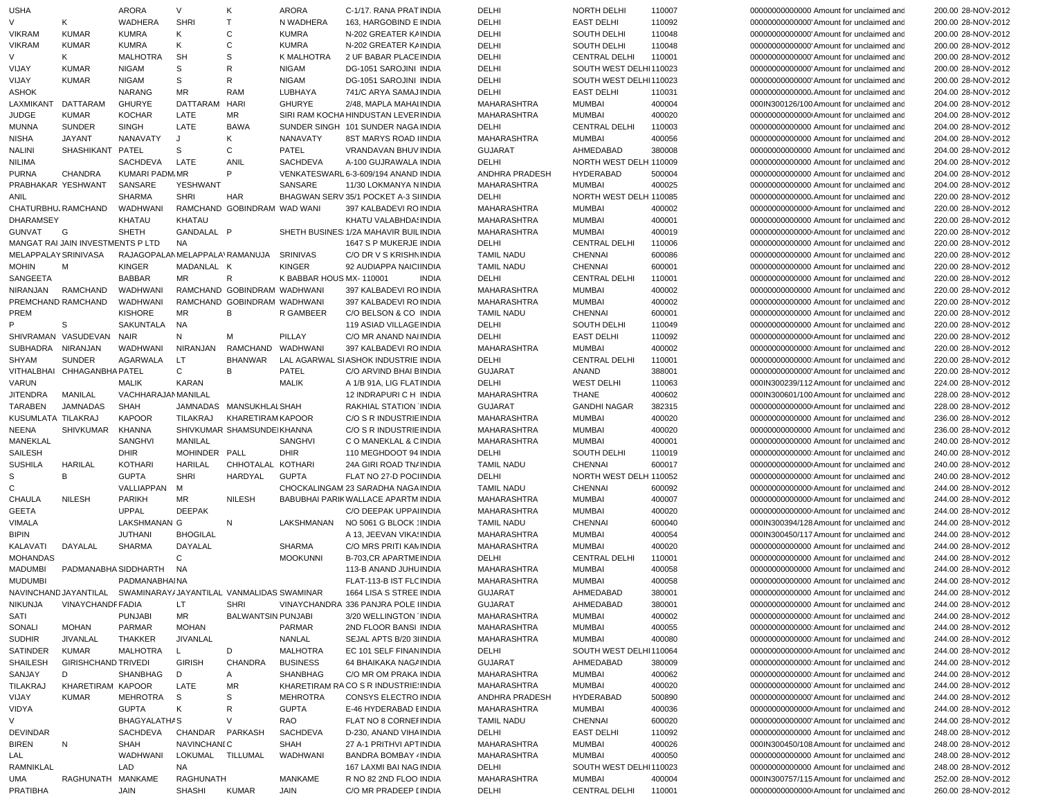| | | | | | | | | | | | | | | | |
|---|---|---|---|---|---|---|---|---|---|---|---|---|---|---|---|
| USHA | | ARORA | V | K | ARORA | C-1/17. RANA PRAT | INDIA | DELHI | NORTH DELHI | 110007 | | 00000000000000 | Amount for unclaimed and | 200.00 | 28-NOV-2012 |
| V | K | WADHERA | SHRI | T | N WADHERA | 163, HARGOBIND E | INDIA | DELHI | EAST DELHI | 110092 | | 00000000000000 | Amount for unclaimed and | 200.00 | 28-NOV-2012 |
| VIKRAM | KUMAR | KUMRA | K | C | KUMRA | N-202 GREATER KA | INDIA | DELHI | SOUTH DELHI | 110048 | | 00000000000000 | Amount for unclaimed and | 200.00 | 28-NOV-2012 |
| VIKRAM | KUMAR | KUMRA | K | C | KUMRA | N-202 GREATER KA | INDIA | DELHI | SOUTH DELHI | 110048 | | 00000000000000 | Amount for unclaimed and | 200.00 | 28-NOV-2012 |
| V | K | MALHOTRA | SH | S | K MALHOTRA | 2 UF BABAR PLACE | INDIA | DELHI | CENTRAL DELHI | 110001 | | 00000000000000 | Amount for unclaimed and | 200.00 | 28-NOV-2012 |
| VIJAY | KUMAR | NIGAM | S | R | NIGAM | DG-1051 SAROJINI | INDIA | DELHI | SOUTH WEST DELHI | 110023 | | 00000000000000 | Amount for unclaimed and | 200.00 | 28-NOV-2012 |
| VIJAY | KUMAR | NIGAM | S | R | NIGAM | DG-1051 SAROJINI | INDIA | DELHI | SOUTH WEST DELHI | 110023 | | 00000000000000 | Amount for unclaimed and | 200.00 | 28-NOV-2012 |
| ASHOK | | NARANG | MR | RAM | LUBHAYA | 741/C ARYA SAMAJ | INDIA | DELHI | EAST DELHI | 110031 | | 00000000000000 | Amount for unclaimed and | 204.00 | 28-NOV-2012 |
| LAXMIKANT | DATTARAM | GHURYE | DATTARAM | HARI | GHURYE | 2/48, MAPLA MAHAL | INDIA | MAHARASHTRA | MUMBAI | 400004 | | 000IN300126/100 | Amount for unclaimed and | 204.00 | 28-NOV-2012 |
| JUDGE | KUMAR | KOCHAR | LATE | MR | SIRI RAM KOCHA | HINDUSTAN LEVER | INDIA | MAHARASHTRA | MUMBAI | 400020 | | 00000000000000 | Amount for unclaimed and | 204.00 | 28-NOV-2012 |
| MUNNA | SUNDER | SINGH | LATE | BAWA | SUNDER SINGH | 101 SUNDER NAGA | INDIA | DELHI | CENTRAL DELHI | 110003 | | 00000000000000 | Amount for unclaimed and | 204.00 | 28-NOV-2012 |
| NISHA | JAYANT | NANAVATY | J | K | NANAVATY | 8ST MARYS ROAD I | INDIA | MAHARASHTRA | MUMBAI | 400056 | | 00000000000000 | Amount for unclaimed and | 204.00 | 28-NOV-2012 |
| NALINI | SHASHIKANT | PATEL | S | C | PATEL | VRANDAVAN BHUV | INDIA | GUJARAT | AHMEDABAD | 380008 | | 00000000000000 | Amount for unclaimed and | 204.00 | 28-NOV-2012 |
| NILIMA | | SACHDEVA | LATE | ANIL | SACHDEVA | A-100 GUJRAWALA | INDIA | DELHI | NORTH WEST DELH | 110009 | | 00000000000000 | Amount for unclaimed and | 204.00 | 28-NOV-2012 |
| PURNA | CHANDRA | KUMARI PADM | MR | P | VENKATESWARL | 6-3-609/194 ANAND | INDIA | ANDHRA PRADESH | HYDERABAD | 500004 | | 00000000000000 | Amount for unclaimed and | 204.00 | 28-NOV-2012 |
| PRABHAKAR | YESHWANT | SANSARE | YESHWANT | | SANSARE | 11/30 LOKMANYA N | INDIA | MAHARASHTRA | MUMBAI | 400025 | | 00000000000000 | Amount for unclaimed and | 204.00 | 28-NOV-2012 |
| ANIL | | SHARMA | SHRI | HAR | BHAGWAN SERV | 35/1 POCKET A-3 S | INDIA | DELHI | NORTH WEST DELH | 110085 | | 00000000000000 | Amount for unclaimed and | 220.00 | 28-NOV-2012 |
| CHATURBHU | RAMCHAND | WADHWANI | RAMCHAND | GOBINDRAM | WAD WANI | 397 KALBADEVI RO | INDIA | MAHARASHTRA | MUMBAI | 400002 | | 00000000000000 | Amount for unclaimed and | 220.00 | 28-NOV-2012 |
| DHARAMSEY | | KHATAU | KHATAU | | | KHATU VALABHDAS | INDIA | MAHARASHTRA | MUMBAI | 400001 | | 00000000000000 | Amount for unclaimed and | 220.00 | 28-NOV-2012 |
| GUNVAT | G | SHETH | GANDALAL | P | SHETH BUSINES | 1/2A MAHAVIR BUIL | INDIA | MAHARASHTRA | MUMBAI | 400019 | | 00000000000000 | Amount for unclaimed and | 220.00 | 28-NOV-2012 |
| MANGAT RAI JAIN INVESTMENTS P LTD | | | NA | | | 1647 S P MUKERJE | INDIA | DELHI | CENTRAL DELHI | 110006 | | 00000000000000 | Amount for unclaimed and | 220.00 | 28-NOV-2012 |
| MELAPPALAY | SRINIVASA | RAJAGOPALAN | MELAPPALAY | RAMANUJA | SRINIVAS | C/O DR V S KRISHN | INDIA | TAMIL NADU | CHENNAI | 600086 | | 00000000000000 | Amount for unclaimed and | 220.00 | 28-NOV-2012 |
| MOHIN | M | KINGER | MADANLAL | K | KINGER | 92 AUDIAPPA NAIC | INDIA | TAMIL NADU | CHENNAI | 600001 | | 00000000000000 | Amount for unclaimed and | 220.00 | 28-NOV-2012 |
| SANGEETA | | BABBAR | MR | R | K BABBAR HOUS | MX- 110001 | INDIA | DELHI | CENTRAL DELHI | 110001 | | 00000000000000 | Amount for unclaimed and | 220.00 | 28-NOV-2012 |
| NIRANJAN | RAMCHAND | WADHWANI | RAMCHAND | GOBINDRAM | WADHWANI | 397 KALBADEVI RO | INDIA | MAHARASHTRA | MUMBAI | 400002 | | 00000000000000 | Amount for unclaimed and | 220.00 | 28-NOV-2012 |
| PREMCHAND | RAMCHAND | WADHWANI | RAMCHAND | GOBINDRAM | WADHWANI | 397 KALBADEVI RO | INDIA | MAHARASHTRA | MUMBAI | 400002 | | 00000000000000 | Amount for unclaimed and | 220.00 | 28-NOV-2012 |
| PREM | | KISHORE | MR | B | R GAMBEER | C/O BELSON & CO | INDIA | TAMIL NADU | CHENNAI | 600001 | | 00000000000000 | Amount for unclaimed and | 220.00 | 28-NOV-2012 |
| P | S | SAKUNTALA | NA | | | 119 ASIAD VILLAGE | INDIA | DELHI | SOUTH DELHI | 110049 | | 00000000000000 | Amount for unclaimed and | 220.00 | 28-NOV-2012 |
| SHIVRAMAN | VASUDEVAN | NAIR | N | M | PILLAY | C/O MR ANAND NAI | INDIA | DELHI | EAST DELHI | 110092 | | 00000000000000 | Amount for unclaimed and | 220.00 | 28-NOV-2012 |
| SUBHADRA | NIRANJAN | WADHWANI | NIRANJAN | RAMCHAND | WADHWANI | 397 KALBADEVI RO | INDIA | MAHARASHTRA | MUMBAI | 400002 | | 00000000000000 | Amount for unclaimed and | 220.00 | 28-NOV-2012 |
| SHYAM | SUNDER | AGARWALA | LT | BHANWAR | LAL AGARWAL SI | ASHOK INDUSTRIE | INDIA | DELHI | CENTRAL DELHI | 110001 | | 00000000000000 | Amount for unclaimed and | 220.00 | 28-NOV-2012 |
| VITHALBHAI | CHHAGANBHA | PATEL | C | B | PATEL | C/O ARVIND BHAI B | INDIA | GUJARAT | ANAND | 388001 | | 00000000000000 | Amount for unclaimed and | 220.00 | 28-NOV-2012 |
| VARUN | | MALIK | KARAN | | MALIK | A 1/B 91A, LIG FLAT | INDIA | DELHI | WEST DELHI | 110063 | | 000IN300239/112 | Amount for unclaimed and | 224.00 | 28-NOV-2012 |
| JITENDRA | MANILAL | VACHHARAJAN | MANILAL | | | 12 INDRAPURI C H | INDIA | MAHARASHTRA | THANE | 400602 | | 000IN300601/100 | Amount for unclaimed and | 228.00 | 28-NOV-2012 |
| TARABEN | JAMNADAS | SHAH | JAMNADAS | MANSUKHLAL | SHAH | RAKHIAL STATION | INDIA | GUJARAT | GANDHI NAGAR | 382315 | | 00000000000000 | Amount for unclaimed and | 228.00 | 28-NOV-2012 |
| KUSUMLATA | TILAKRAJ | KAPOOR | TILAKRAJ | KHARETIRAM | KAPOOR | C/O S R INDUSTRIE | INDIA | MAHARASHTRA | MUMBAI | 400020 | | 00000000000000 | Amount for unclaimed and | 236.00 | 28-NOV-2012 |
| NEENA | SHIVKUMAR | KHANNA | SHIVKUMAR | SHAMSUNDE | KHANNA | C/O S R INDUSTRIE | INDIA | MAHARASHTRA | MUMBAI | 400020 | | 00000000000000 | Amount for unclaimed and | 236.00 | 28-NOV-2012 |
| MANEKLAL | | SANGHVI | MANILAL | | SANGHVI | C O MANEKLAL & C | INDIA | MAHARASHTRA | MUMBAI | 400001 | | 00000000000000 | Amount for unclaimed and | 240.00 | 28-NOV-2012 |
| SAILESH | | DHIR | MOHINDER | PALL | DHIR | 110 MEGHDOOT 94 | INDIA | DELHI | SOUTH DELHI | 110019 | | 00000000000000 | Amount for unclaimed and | 240.00 | 28-NOV-2012 |
| SUSHILA | HARILAL | KOTHARI | HARILAL | CHHOTALAL | KOTHARI | 24A GIRI ROAD TN | INDIA | TAMIL NADU | CHENNAI | 600017 | | 00000000000000 | Amount for unclaimed and | 240.00 | 28-NOV-2012 |
| S | B | GUPTA | SHRI | HARDYAL | GUPTA | FLAT NO 27-D POCI | INDIA | DELHI | NORTH WEST DELH | 110052 | | 00000000000000 | Amount for unclaimed and | 240.00 | 28-NOV-2012 |
| C | | VALLIAPPAN | M | | CHOCKALINGAM | 23 SARADHA NAGA | INDIA | TAMIL NADU | CHENNAI | 600092 | | 00000000000000 | Amount for unclaimed and | 244.00 | 28-NOV-2012 |
| CHAULA | NILESH | PARIKH | MR | NILESH | BABUBHAI PARIK | WALLACE APARTM | INDIA | MAHARASHTRA | MUMBAI | 400007 | | 00000000000000 | Amount for unclaimed and | 244.00 | 28-NOV-2012 |
| GEETA | | UPPAL | DEEPAK | | | C/O DEEPAK UPPA | INDIA | MAHARASHTRA | MUMBAI | 400020 | | 00000000000000 | Amount for unclaimed and | 244.00 | 28-NOV-2012 |
| VIMALA | | LAKSHMANAN | G | N | LAKSHMANAN | NO 5061 G BLOCK | INDIA | TAMIL NADU | CHENNAI | 600040 | | 000IN300394/128 | Amount for unclaimed and | 244.00 | 28-NOV-2012 |
| BIPIN | | JUTHANI | BHOGILAL | | | A 13, JEEVAN VIKA | INDIA | MAHARASHTRA | MUMBAI | 400054 | | 000IN300450/117 | Amount for unclaimed and | 244.00 | 28-NOV-2012 |
| KALAVATI | DAYALAL | SHARMA | DAYALAL | | SHARMA | C/O MRS PRITI KAN | INDIA | MAHARASHTRA | MUMBAI | 400020 | | 00000000000000 | Amount for unclaimed and | 244.00 | 28-NOV-2012 |
| MOHANDAS | | | C | | MOOKUNNI | B-703,CR APARTME | INDIA | DELHI | CENTRAL DELHI | 110001 | | 00000000000000 | Amount for unclaimed and | 244.00 | 28-NOV-2012 |
| MADUMBI | PADMANABHA | SIDDHARTH | NA | | | 113-B ANAND JUHU | INDIA | MAHARASHTRA | MUMBAI | 400058 | | 00000000000000 | Amount for unclaimed and | 244.00 | 28-NOV-2012 |
| MUDUMBI | | PADMANABHA | NA | | | FLAT-113-B IST FLC | INDIA | MAHARASHTRA | MUMBAI | 400058 | | 00000000000000 | Amount for unclaimed and | 244.00 | 28-NOV-2012 |
| NAVINCHAND | JAYANTILAL | SWAMINARAY | JAYANTILAL | VANMALIDAS | SWAMINAR | 1664 LISA S STREE | INDIA | GUJARAT | AHMEDABAD | 380001 | | 00000000000000 | Amount for unclaimed and | 244.00 | 28-NOV-2012 |
| NIKUNJA | VINAYCHANDF | FADIA | LT | SHRI | VINAYCHANDRA | 336 PANJRA POLE | INDIA | GUJARAT | AHMEDABAD | 380001 | | 00000000000000 | Amount for unclaimed and | 244.00 | 28-NOV-2012 |
| SATI | | PUNJABI | MR | BALWANTSIN | PUNJABI | 3/20 WELLINGTON | INDIA | MAHARASHTRA | MUMBAI | 400002 | | 00000000000000 | Amount for unclaimed and | 244.00 | 28-NOV-2012 |
| SONALI | MOHAN | PARMAR | MOHAN | | PARMAR | 2ND FLOOR BANSI | INDIA | MAHARASHTRA | MUMBAI | 400055 | | 00000000000000 | Amount for unclaimed and | 244.00 | 28-NOV-2012 |
| SUDHIR | JIVANLAL | THAKKER | JIVANLAL | | NANLAL | SEJAL APTS B/20 3 | INDIA | MAHARASHTRA | MUMBAI | 400080 | | 00000000000000 | Amount for unclaimed and | 244.00 | 28-NOV-2012 |
| SATINDER | KUMAR | MALHOTRA | L | D | MALHOTRA | EC 101 SELF FINAN | INDIA | DELHI | SOUTH WEST DELHI | 110064 | | 00000000000000 | Amount for unclaimed and | 244.00 | 28-NOV-2012 |
| SHAILESH | GIRISHCHAND | TRIVEDI | GIRISH | CHANDRA | BUSINESS | 64 BHAIKAKA NAGA | INDIA | GUJARAT | AHMEDABAD | 380009 | | 00000000000000 | Amount for unclaimed and | 244.00 | 28-NOV-2012 |
| SANJAY | D | SHANBHAG | D | A | SHANBHAG | C/O MR OM PRAKA | INDIA | MAHARASHTRA | MUMBAI | 400062 | | 00000000000000 | Amount for unclaimed and | 244.00 | 28-NOV-2012 |
| TILAKRAJ | KHARETIRAM | KAPOOR | LATE | MR | KHARETIRAM RA | CO S R INDUSTRIE | INDIA | MAHARASHTRA | MUMBAI | 400020 | | 00000000000000 | Amount for unclaimed and | 244.00 | 28-NOV-2012 |
| VIJAY | KUMAR | MEHROTRA | S | S | MEHROTRA | CONSYS ELECTRO | INDIA | ANDHRA PRADESH | HYDERABAD | 500890 | | 00000000000000 | Amount for unclaimed and | 244.00 | 28-NOV-2012 |
| VIDYA | | GUPTA | K | R | GUPTA | E-46 HYDERABAD E | INDIA | MAHARASHTRA | MUMBAI | 400036 | | 00000000000000 | Amount for unclaimed and | 244.00 | 28-NOV-2012 |
| V | | BHAGYALATHA | S | V | RAO | FLAT NO 8 CORNEF | INDIA | TAMIL NADU | CHENNAI | 600020 | | 00000000000000 | Amount for unclaimed and | 244.00 | 28-NOV-2012 |
| DEVINDAR | | SACHDEVA | CHANDAR | PARKASH | SACHDEVA | D-230, ANAND VIHA | INDIA | DELHI | EAST DELHI | 110092 | | 00000000000000 | Amount for unclaimed and | 248.00 | 28-NOV-2012 |
| BIREN | N | SHAH | NAVINCHANI | C | SHAH | 27 A-1 PRITHVI APT | INDIA | MAHARASHTRA | MUMBAI | 400026 | | 000IN300450/108 | Amount for unclaimed and | 248.00 | 28-NOV-2012 |
| LAL | | WADHWANI | LOKUMAL | TILLUMAL | WADHWANI | BANDRA BOMBAY | INDIA | MAHARASHTRA | MUMBAI | 400050 | | 00000000000000 | Amount for unclaimed and | 248.00 | 28-NOV-2012 |
| RAMNIKLAL | | LAD | NA | | | 167 LAXMI BAI NAG | INDIA | DELHI | SOUTH WEST DELHI | 110023 | | 00000000000000 | Amount for unclaimed and | 248.00 | 28-NOV-2012 |
| UMA | RAGHUNATH | MANKAME | RAGHUNATH | | MANKAME | R NO 82 2ND FLOO | INDIA | MAHARASHTRA | MUMBAI | 400004 | | 000IN300757/115 | Amount for unclaimed and | 252.00 | 28-NOV-2012 |
| PRATIBHA | | JAIN | SHASHI | KUMAR | JAIN | C/O MR PRADEEP I | INDIA | DELHI | CENTRAL DELHI | 110001 | | 00000000000000 | Amount for unclaimed and | 260.00 | 28-NOV-2012 |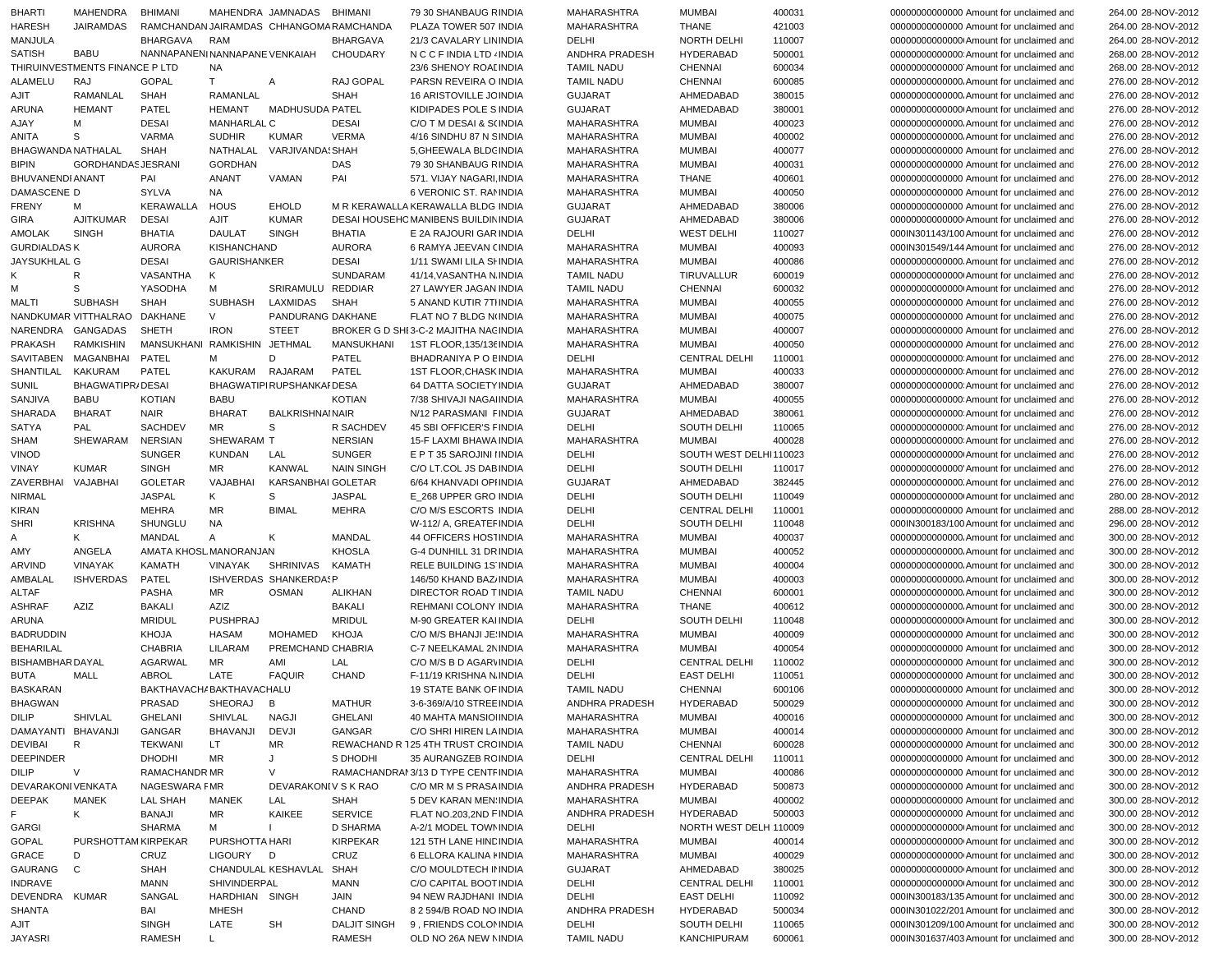| | | | | | | | | | | | | | | |
|---|---|---|---|---|---|---|---|---|---|---|---|---|---|---|
| BHARTI | MAHENDRA | BHIMANI | MAHENDRA | JAMNADAS | BHIMANI | 79 30 SHANBAUG R | INDIA | MAHARASHTRA | MUMBAI | 400031 | 00000000000000 | Amount for unclaimed and | 264.00 | 28-NOV-2012 |
| HARESH | JAIRAMDAS | RAMCHANDAN | JAIRAMDAS | CHHANGOMA | RAMCHANDA | PLAZA TOWER 507 | INDIA | MAHARASHTRA | THANE | 421003 | 00000000000000 | Amount for unclaimed and | 264.00 | 28-NOV-2012 |
| MANJULA | | BHARGAVA | RAM | | BHARGAVA | 21/3 CAVALARY LIN | INDIA | DELHI | NORTH DELHI | 110007 | 00000000000000 | Amount for unclaimed and | 264.00 | 28-NOV-2012 |
| SATISH | BABU | NANNAPANENI | NANNAPANE | VENKAIAH | CHOUDARY | N C C F INDIA LTD 4 | INDIA | ANDHRA PRADESH | HYDERABAD | 500001 | 00000000000000 | Amount for unclaimed and | 268.00 | 28-NOV-2012 |
| THIRUINVESTMENTS FINANCE P LTD | | | NA | | | 23/6 SHENOY ROAD | INDIA | TAMIL NADU | CHENNAI | 600034 | 00000000000000 | Amount for unclaimed and | 268.00 | 28-NOV-2012 |
| ALAMELU | RAJ | GOPAL | T | A | RAJ GOPAL | PARSN REVEIRA O | INDIA | TAMIL NADU | CHENNAI | 600085 | 00000000000000 | Amount for unclaimed and | 276.00 | 28-NOV-2012 |
| AJIT | RAMANLAL | SHAH | RAMANLAL | | SHAH | 16 ARISTOVILLE JO | INDIA | GUJARAT | AHMEDABAD | 380015 | 00000000000000 | Amount for unclaimed and | 276.00 | 28-NOV-2012 |
| ARUNA | HEMANT | PATEL | HEMANT | MADHUSUDA | PATEL | KIDIPADES POLE S | INDIA | GUJARAT | AHMEDABAD | 380001 | 00000000000000 | Amount for unclaimed and | 276.00 | 28-NOV-2012 |
| AJAY | M | DESAI | MANHARLAL | C | DESAI | C/O T M DESAI & S | INDIA | MAHARASHTRA | MUMBAI | 400023 | 00000000000000 | Amount for unclaimed and | 276.00 | 28-NOV-2012 |
| ANITA | S | VARMA | SUDHIR | KUMAR | VERMA | 4/16 SINDHU 87 N S | INDIA | MAHARASHTRA | MUMBAI | 400002 | 00000000000000 | Amount for unclaimed and | 276.00 | 28-NOV-2012 |
| BHAGWANDA | NATHALAL | SHAH | NATHALAL | VARJIVANDAS | SHAH | 5,GHEEWALA BLDG | INDIA | MAHARASHTRA | MUMBAI | 400077 | 00000000000000 | Amount for unclaimed and | 276.00 | 28-NOV-2012 |
| BIPIN | GORDHANDAS | JESRANI | GORDHAN | | DAS | 79 30 SHANBAUG R | INDIA | MAHARASHTRA | MUMBAI | 400031 | 00000000000000 | Amount for unclaimed and | 276.00 | 28-NOV-2012 |
| BHUVANENDI | ANANT | PAI | ANANT | VAMAN | PAI | 571. VIJAY NAGARI, | INDIA | MAHARASHTRA | THANE | 400601 | 00000000000000 | Amount for unclaimed and | 276.00 | 28-NOV-2012 |
| DAMASCENE | D | SYLVA | NA | | | 6 VERONIC ST. RAN | INDIA | MAHARASHTRA | MUMBAI | 400050 | 00000000000000 | Amount for unclaimed and | 276.00 | 28-NOV-2012 |
| FRENY | M | KERAWALLA | HOUS | EHOLD | M R KERAWALLA | KERAWALLA BLDG | INDIA | GUJARAT | AHMEDABAD | 380006 | 00000000000000 | Amount for unclaimed and | 276.00 | 28-NOV-2012 |
| GIRA | AJITKUMAR | DESAI | AJIT | KUMAR | DESAI HOUSEHO | MANIBENS BUILDIN | INDIA | GUJARAT | AHMEDABAD | 380006 | 00000000000000 | Amount for unclaimed and | 276.00 | 28-NOV-2012 |
| AMOLAK | SINGH | BHATIA | DAULAT | SINGH | BHATIA | E 2A RAJOURI GAR | INDIA | DELHI | WEST DELHI | 110027 | 000IN301143/100 | Amount for unclaimed and | 276.00 | 28-NOV-2012 |
| GURDIALDAS | K | AURORA | KISHANCHAND | | AURORA | 6 RAMYA JEEVAN C | INDIA | MAHARASHTRA | MUMBAI | 400093 | 000IN301549/144 | Amount for unclaimed and | 276.00 | 28-NOV-2012 |
| JAYSUKHLAL | G | DESAI | GAURISHANKER | | DESAI | 1/11 SWAMI LILA SH | INDIA | MAHARASHTRA | MUMBAI | 400086 | 00000000000000 | Amount for unclaimed and | 276.00 | 28-NOV-2012 |
| K | R | VASANTHA | K | | SUNDARAM | 41/14,VASANTHA N. | INDIA | TAMIL NADU | TIRUVALLUR | 600019 | 00000000000000 | Amount for unclaimed and | 276.00 | 28-NOV-2012 |
| M | S | YASODHA | M | SRIRAMULU | REDDIAR | 27 LAWYER JAGAN | INDIA | TAMIL NADU | CHENNAI | 600032 | 00000000000000 | Amount for unclaimed and | 276.00 | 28-NOV-2012 |
| MALTI | SUBHASH | SHAH | SUBHASH | LAXMIDAS | SHAH | 5 ANAND KUTIR 7TH | INDIA | MAHARASHTRA | MUMBAI | 400055 | 00000000000000 | Amount for unclaimed and | 276.00 | 28-NOV-2012 |
| NANDKUMAR | VITTHALRAO | DAKHANE | V | PANDURANG | DAKHANE | FLAT NO 7 BLDG N | INDIA | MAHARASHTRA | MUMBAI | 400075 | 00000000000000 | Amount for unclaimed and | 276.00 | 28-NOV-2012 |
| NARENDRA | GANGADAS | SHETH | IRON | STEET | BROKER G D SHE | 3-C-2 MAJITHA NAG | INDIA | MAHARASHTRA | MUMBAI | 400007 | 00000000000000 | Amount for unclaimed and | 276.00 | 28-NOV-2012 |
| PRAKASH | RAMKISHIN | MANSUKHANI | RAMKISHIN | JETHMAL | MANSUKHANI | 1ST FLOOR,135/136 | INDIA | MAHARASHTRA | MUMBAI | 400050 | 00000000000000 | Amount for unclaimed and | 276.00 | 28-NOV-2012 |
| SAVITABEN | MAGANBHAI | PATEL | M | D | PATEL | BHADRANIYA P O B | INDIA | DELHI | CENTRAL DELHI | 110001 | 00000000000000 | Amount for unclaimed and | 276.00 | 28-NOV-2012 |
| SHANTILAL | KAKURAM | PATEL | KAKURAM | RAJARAM | PATEL | 1ST FLOOR,CHASK | INDIA | MAHARASHTRA | MUMBAI | 400033 | 00000000000000 | Amount for unclaimed and | 276.00 | 28-NOV-2012 |
| SUNIL | BHAGWATIPR | DESAI | BHAGWATIPI | RUPSHANKAI | DESA | 64 DATTA SOCIETY | INDIA | GUJARAT | AHMEDABAD | 380007 | 00000000000000 | Amount for unclaimed and | 276.00 | 28-NOV-2012 |
| SANJIVA | BABU | KOTIAN | BABU | | KOTIAN | 7/38 SHIVAJI NAGAI | INDIA | MAHARASHTRA | MUMBAI | 400055 | 00000000000000 | Amount for unclaimed and | 276.00 | 28-NOV-2012 |
| SHARADA | BHARAT | NAIR | BHARAT | BALKRISHNA | NAIR | N/12 PARASMANI F | INDIA | GUJARAT | AHMEDABAD | 380061 | 00000000000000 | Amount for unclaimed and | 276.00 | 28-NOV-2012 |
| SATYA | PAL | SACHDEV | MR | S | R SACHDEV | 45 SBI OFFICER'S F | INDIA | DELHI | SOUTH DELHI | 110065 | 00000000000000 | Amount for unclaimed and | 276.00 | 28-NOV-2012 |
| SHAM | SHEWARAM | NERSIAN | SHEWARAM | T | NERSIAN | 15-F LAXMI BHAWA | INDIA | MAHARASHTRA | MUMBAI | 400028 | 00000000000000 | Amount for unclaimed and | 276.00 | 28-NOV-2012 |
| VINOD | | SUNGER | KUNDAN | LAL | SUNGER | E P T 35 SAROJINI I | INDIA | DELHI | SOUTH WEST DELHI | 110023 | 00000000000000 | Amount for unclaimed and | 276.00 | 28-NOV-2012 |
| VINAY | KUMAR | SINGH | MR | KANWAL | NAIN SINGH | C/O LT.COL JS DAB | INDIA | DELHI | SOUTH DELHI | 110017 | 00000000000000 | Amount for unclaimed and | 276.00 | 28-NOV-2012 |
| ZAVERBHAI | VAJABHAI | GOLETAR | VAJABHAI | KARSANBHAI | GOLETAR | 6/64 KHANVADI OPI | INDIA | GUJARAT | AHMEDABAD | 382445 | 00000000000000 | Amount for unclaimed and | 276.00 | 28-NOV-2012 |
| NIRMAL | | JASPAL | K | S | JASPAL | E_268 UPPER GRO | INDIA | DELHI | SOUTH DELHI | 110049 | 00000000000000 | Amount for unclaimed and | 280.00 | 28-NOV-2012 |
| KIRAN | | MEHRA | MR | BIMAL | MEHRA | C/O M/S ESCORTS | INDIA | DELHI | CENTRAL DELHI | 110001 | 00000000000000 | Amount for unclaimed and | 288.00 | 28-NOV-2012 |
| SHRI | KRISHNA | SHUNGLU | NA | | | W-112/ A, GREATEF | INDIA | DELHI | SOUTH DELHI | 110048 | 000IN300183/100 | Amount for unclaimed and | 296.00 | 28-NOV-2012 |
| A | K | MANDAL | A | K | MANDAL | 44 OFFICERS HOST | INDIA | MAHARASHTRA | MUMBAI | 400037 | 00000000000000 | Amount for unclaimed and | 300.00 | 28-NOV-2012 |
| AMY | ANGELA | AMATA KHOSL | MANORANJAN | | KHOSLA | G-4 DUNHILL 31 DR | INDIA | MAHARASHTRA | MUMBAI | 400052 | 00000000000000 | Amount for unclaimed and | 300.00 | 28-NOV-2012 |
| ARVIND | VINAYAK | KAMATH | VINAYAK | SHRINIVAS | KAMATH | RELE BUILDING 1ST | INDIA | MAHARASHTRA | MUMBAI | 400004 | 00000000000000 | Amount for unclaimed and | 300.00 | 28-NOV-2012 |
| AMBALAL | ISHVERDAS | PATEL | ISHVERDAS | SHANKERDAS | P | 146/50 KHAND BAZ | INDIA | MAHARASHTRA | MUMBAI | 400003 | 00000000000000 | Amount for unclaimed and | 300.00 | 28-NOV-2012 |
| ALTAF | | PASHA | MR | OSMAN | ALIKHAN | DIRECTOR ROAD T | INDIA | TAMIL NADU | CHENNAI | 600001 | 00000000000000 | Amount for unclaimed and | 300.00 | 28-NOV-2012 |
| ASHRAF | AZIZ | BAKALI | AZIZ | | BAKALI | REHMANI COLONY I | INDIA | MAHARASHTRA | THANE | 400612 | 00000000000000 | Amount for unclaimed and | 300.00 | 28-NOV-2012 |
| ARUNA | | MRIDUL | PUSHPRAJ | | MRIDUL | M-90 GREATER KAI | INDIA | DELHI | SOUTH DELHI | 110048 | 00000000000000 | Amount for unclaimed and | 300.00 | 28-NOV-2012 |
| BADRUDDIN | | KHOJA | HASAM | MOHAMED | KHOJA | C/O M/S BHANJI JE | INDIA | MAHARASHTRA | MUMBAI | 400009 | 00000000000000 | Amount for unclaimed and | 300.00 | 28-NOV-2012 |
| BEHARILAL | | CHABRIA | LILARAM | PREMCHAND | CHABRIA | C-7 NEELKAMAL 2N | INDIA | MAHARASHTRA | MUMBAI | 400054 | 00000000000000 | Amount for unclaimed and | 300.00 | 28-NOV-2012 |
| BISHAMBHAR | DAYAL | AGARWAL | MR | AMI | LAL | C/O M/S B D AGARW | INDIA | DELHI | CENTRAL DELHI | 110002 | 00000000000000 | Amount for unclaimed and | 300.00 | 28-NOV-2012 |
| BUTA | MALL | ABROL | LATE | FAQUIR | CHAND | F-11/19 KRISHNA N. | INDIA | DELHI | EAST DELHI | 110051 | 00000000000000 | Amount for unclaimed and | 300.00 | 28-NOV-2012 |
| BASKARAN | | BAKTHAVACHA | BAKTHAVACHALU | | | 19 STATE BANK OF | INDIA | TAMIL NADU | CHENNAI | 600106 | 00000000000000 | Amount for unclaimed and | 300.00 | 28-NOV-2012 |
| BHAGWAN | | PRASAD | SHEORAJ | B | MATHUR | 3-6-369/A/10 STREE | INDIA | ANDHRA PRADESH | HYDERABAD | 500029 | 00000000000000 | Amount for unclaimed and | 300.00 | 28-NOV-2012 |
| DILIP | SHIVLAL | GHELANI | SHIVLAL | NAGJI | GHELANI | 40 MAHTA MANSIO | INDIA | MAHARASHTRA | MUMBAI | 400016 | 00000000000000 | Amount for unclaimed and | 300.00 | 28-NOV-2012 |
| DAMAYANTI | BHAVANJI | GANGAR | BHAVANJI | DEVJI | GANGAR | C/O SHRI HIREN LA | INDIA | MAHARASHTRA | MUMBAI | 400014 | 00000000000000 | Amount for unclaimed and | 300.00 | 28-NOV-2012 |
| DEVIBAI | R | TEKWANI | LT | MR | REWACHAND R T | 25 4TH TRUST CRO | INDIA | TAMIL NADU | CHENNAI | 600028 | 00000000000000 | Amount for unclaimed and | 300.00 | 28-NOV-2012 |
| DEEPINDER | | DHODHI | MR | J | S DHODHI | 35 AURANGZEB RO | INDIA | DELHI | CENTRAL DELHI | 110011 | 00000000000000 | Amount for unclaimed and | 300.00 | 28-NOV-2012 |
| DILIP | V | RAMACHANDR | MR | V | RAMACHANDRAN | 3/13 D TYPE CENTI | INDIA | MAHARASHTRA | MUMBAI | 400086 | 00000000000000 | Amount for unclaimed and | 300.00 | 28-NOV-2012 |
| DEVARAKONI | VENKATA | NAGESWARA F | MR | DEVARAKONI | V S K RAO | C/O MR M S PRASA | INDIA | ANDHRA PRADESH | HYDERABAD | 500873 | 00000000000000 | Amount for unclaimed and | 300.00 | 28-NOV-2012 |
| DEEPAK | MANEK | LAL SHAH | MANEK | LAL | SHAH | 5 DEV KARAN MEN | INDIA | MAHARASHTRA | MUMBAI | 400002 | 00000000000000 | Amount for unclaimed and | 300.00 | 28-NOV-2012 |
| F | K | BANAJI | MR | KAIKEE | SERVICE | FLAT NO.203,2ND F | INDIA | ANDHRA PRADESH | HYDERABAD | 500003 | 00000000000000 | Amount for unclaimed and | 300.00 | 28-NOV-2012 |
| GARGI | | SHARMA | M | I | D SHARMA | A-2/1 MODEL TOWN | INDIA | DELHI | NORTH WEST DELH | 110009 | 00000000000000 | Amount for unclaimed and | 300.00 | 28-NOV-2012 |
| GOPAL | PURSHOTTAM | KIRPEKAR | PURSHOTTA | HARI | KIRPEKAR | 121 5TH LANE HINC | INDIA | MAHARASHTRA | MUMBAI | 400014 | 00000000000000 | Amount for unclaimed and | 300.00 | 28-NOV-2012 |
| GRACE | D | CRUZ | LIGOURY | D | CRUZ | 6 ELLORA KALINA K | INDIA | MAHARASHTRA | MUMBAI | 400029 | 00000000000000 | Amount for unclaimed and | 300.00 | 28-NOV-2012 |
| GAURANG | C | SHAH | CHANDULAL | KESHAVLAL | SHAH | C/O MOULDTECH IN | INDIA | GUJARAT | AHMEDABAD | 380025 | 00000000000000 | Amount for unclaimed and | 300.00 | 28-NOV-2012 |
| INDRAVE | | MANN | SHIVINDERPAL | | MANN | C/O CAPITAL BOOT | INDIA | DELHI | CENTRAL DELHI | 110001 | 00000000000000 | Amount for unclaimed and | 300.00 | 28-NOV-2012 |
| DEVENDRA | KUMAR | SANGAL | HARDHIAN | SINGH | JAIN | 94 NEW RAJDHANI | INDIA | DELHI | EAST DELHI | 110092 | 000IN300183/135 | Amount for unclaimed and | 300.00 | 28-NOV-2012 |
| SHANTA | | BAI | MHESH | | CHAND | 8 2 594/B ROAD NO | INDIA | ANDHRA PRADESH | HYDERABAD | 500034 | 000IN301022/201 | Amount for unclaimed and | 300.00 | 28-NOV-2012 |
| AJIT | | SINGH | LATE | SH | DALJIT SINGH | 9 , FRIENDS COLON | INDIA | DELHI | SOUTH DELHI | 110065 | 000IN301209/100 | Amount for unclaimed and | 300.00 | 28-NOV-2012 |
| JAYASRI | | RAMESH | L | | RAMESH | OLD NO 26A NEW N | INDIA | TAMIL NADU | KANCHIPURAM | 600061 | 000IN301637/403 | Amount for unclaimed and | 300.00 | 28-NOV-2012 |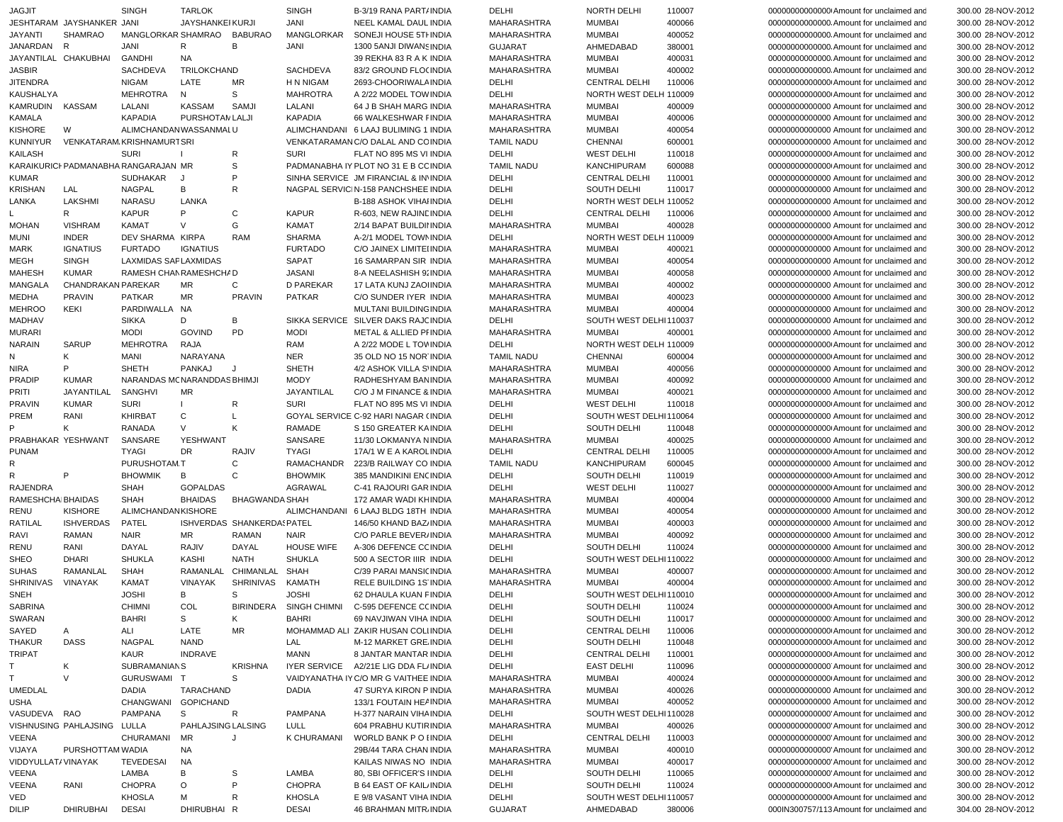| | | | | | | | | | | | | | | |
|---|---|---|---|---|---|---|---|---|---|---|---|---|---|---|
| JAGJIT | | SINGH | TARLOK | | SINGH | B-3/19 RANA PART/ | INDIA | DELHI | NORTH DELHI | 110007 | 00000000000000( | Amount for unclaimed and | 300.00 | 28-NOV-2012 |
| JESHTARAM | JAYSHANKER | JANI | JAYSHANKEI | KURJI | JANI | NEEL KAMAL DAUL | INDIA | MAHARASHTRA | MUMBAI | 400066 | 00000000000000. | Amount for unclaimed and | 300.00 | 28-NOV-2012 |
| JAYANTI | SHAMRAO | MANGLORKAR | SHAMRAO | BABURAO | MANGLORKAR | SONEJI HOUSE 5TH | INDIA | MAHARASHTRA | MUMBAI | 400052 | 00000000000000. | Amount for unclaimed and | 300.00 | 28-NOV-2012 |
| JANARDAN | R | JANI | R | B | JANI | 1300 5ANJI DIWANS | INDIA | GUJARAT | AHMEDABAD | 380001 | 00000000000000. | Amount for unclaimed and | 300.00 | 28-NOV-2012 |
| JAYANTILAL | CHAKUBHAI | GANDHI | NA | | | 39 REKHA 83 R A K | INDIA | MAHARASHTRA | MUMBAI | 400031 | 00000000000000. | Amount for unclaimed and | 300.00 | 28-NOV-2012 |
| JASBIR | | SACHDEVA | TRILOKCHAND | | SACHDEVA | 83/2 GROUND FLOC | INDIA | MAHARASHTRA | MUMBAI | 400002 | 00000000000000. | Amount for unclaimed and | 300.00 | 28-NOV-2012 |
| JITENDRA | | NIGAM | LATE | MR | H N NIGAM | 2693-CHOORIWALA | INDIA | DELHI | CENTRAL DELHI | 110006 | 00000000000000( | Amount for unclaimed and | 300.00 | 28-NOV-2012 |
| KAUSHALYA | | MEHROTRA | N | S | MAHROTRA | A 2/22 MODEL TOW | INDIA | DELHI | NORTH WEST DELH | 110009 | 00000000000000( | Amount for unclaimed and | 300.00 | 28-NOV-2012 |
| KAMRUDIN | KASSAM | LALANI | KASSAM | SAMJI | LALANI | 64 J B SHAH MARG | INDIA | MAHARASHTRA | MUMBAI | 400009 | 00000000000000 | Amount for unclaimed and | 300.00 | 28-NOV-2012 |
| KAMALA | | KAPADIA | PURSHOTAM | LALJI | KAPADIA | 66 WALKESHWAR F | INDIA | MAHARASHTRA | MUMBAI | 400006 | 00000000000000 | Amount for unclaimed and | 300.00 | 28-NOV-2012 |
| KISHORE | W | ALIMCHANDAN | WASSANMAL | U | ALIMCHANDANI | 6 LAAJ BULIMING 1 | INDIA | MAHARASHTRA | MUMBAI | 400054 | 00000000000000 | Amount for unclaimed and | 300.00 | 28-NOV-2012 |
| KUNNIYUR | VENKATARAM | KRISHNAMURT | SRI | | VENKATARAMAN | C/O DALAL AND CO | INDIA | TAMIL NADU | CHENNAI | 600001 | 00000000000000 | Amount for unclaimed and | 300.00 | 28-NOV-2012 |
| KAILASH | | SURI | I | R | SURI | FLAT NO 895 MS VI | INDIA | DELHI | WEST DELHI | 110018 | 00000000000000( | Amount for unclaimed and | 300.00 | 28-NOV-2012 |
| KARAIKURICH | PADMANABHA | RANGARAJAN | MR | S | PADMANABHA IY | PLOT NO 31 E B CC | INDIA | TAMIL NADU | KANCHIPURAM | 600088 | 00000000000000( | Amount for unclaimed and | 300.00 | 28-NOV-2012 |
| KUMAR | | SUDHAKAR | J | P | SINHA SERVICE | JM FINCIAL & IN | INDIA | DELHI | CENTRAL DELHI | 110001 | 00000000000000 | Amount for unclaimed and | 300.00 | 28-NOV-2012 |
| KRISHAN | LAL | NAGPAL | B | R | NAGPAL SERVIC | N-158 PANCHSHEE | INDIA | DELHI | SOUTH DELHI | 110017 | 00000000000000 | Amount for unclaimed and | 300.00 | 28-NOV-2012 |
| LANKA | LAKSHMI | NARASU | LANKA | | | B-188 ASHOK VIHAI | INDIA | DELHI | NORTH WEST DELH | 110052 | 00000000000000 | Amount for unclaimed and | 300.00 | 28-NOV-2012 |
| L | R | KAPUR | P | C | KAPUR | R-603, NEW RAJINE | INDIA | DELHI | CENTRAL DELHI | 110006 | 00000000000000 | Amount for unclaimed and | 300.00 | 28-NOV-2012 |
| MOHAN | VISHRAM | KAMAT | V | G | KAMAT | 2/14 BAPAT BUILDI | INDIA | MAHARASHTRA | MUMBAI | 400028 | 00000000000000 | Amount for unclaimed and | 300.00 | 28-NOV-2012 |
| MUNI | INDER | DEV SHARMA | KIRPA | RAM | SHARMA | A-2/1 MODEL TOWN | INDIA | DELHI | NORTH WEST DELH | 110009 | 00000000000000( | Amount for unclaimed and | 300.00 | 28-NOV-2012 |
| MARK | IGNATIUS | FURTADO | IGNATIUS | | FURTADO | C/O JAINEX LIMITE | INDIA | MAHARASHTRA | MUMBAI | 400021 | 00000000000000 | Amount for unclaimed and | 300.00 | 28-NOV-2012 |
| MEGH | SINGH | LAXMIDAS SAP | LAXMIDAS | | SAPAT | 16 SAMARPAN SIR | INDIA | MAHARASHTRA | MUMBAI | 400054 | 00000000000000 | Amount for unclaimed and | 300.00 | 28-NOV-2012 |
| MAHESH | KUMAR | RAMESH CHAN | RAMESHCHA | D | JASANI | 8-A NEELASHISH 9 | INDIA | MAHARASHTRA | MUMBAI | 400058 | 00000000000000 | Amount for unclaimed and | 300.00 | 28-NOV-2012 |
| MANGALA | CHANDRAKAN | PAREKAR | MR | C | D PAREKAR | 17 LATA KUNJ ZAO | INDIA | MAHARASHTRA | MUMBAI | 400002 | 00000000000000 | Amount for unclaimed and | 300.00 | 28-NOV-2012 |
| MEDHA | PRAVIN | PATKAR | MR | PRAVIN | PATKAR | C/O SUNDER IYER | INDIA | MAHARASHTRA | MUMBAI | 400023 | 00000000000000 | Amount for unclaimed and | 300.00 | 28-NOV-2012 |
| MEHROO | KEKI | PARDIWALLA | NA | | | MULTANI BUILDING | INDIA | MAHARASHTRA | MUMBAI | 400004 | 00000000000000 | Amount for unclaimed and | 300.00 | 28-NOV-2012 |
| MADHAV | | SIKKA | D | B | SIKKA SERVICE | SILVER DAKS RAJC | INDIA | DELHI | SOUTH WEST DELHI | 110037 | 00000000000000 | Amount for unclaimed and | 300.00 | 28-NOV-2012 |
| MURARI | | MODI | GOVIND | PD | MODI | METAL & ALLIED P | INDIA | MAHARASHTRA | MUMBAI | 400001 | 00000000000000 | Amount for unclaimed and | 300.00 | 28-NOV-2012 |
| NARAIN | SARUP | MEHROTRA | RAJA | | RAM | A 2/22 MODE L TOW | INDIA | DELHI | NORTH WEST DELH | 110009 | 00000000000000 | Amount for unclaimed and | 300.00 | 28-NOV-2012 |
| N | K | MANI | NARAYANA | | NER | 35 OLD NO 15 NOR | INDIA | TAMIL NADU | CHENNAI | 600004 | 00000000000000( | Amount for unclaimed and | 300.00 | 28-NOV-2012 |
| NIRA | P | SHETH | PANKAJ | J | SHETH | 4/2 ASHOK VILLA S | INDIA | MAHARASHTRA | MUMBAI | 400056 | 00000000000000 | Amount for unclaimed and | 300.00 | 28-NOV-2012 |
| PRADIP | KUMAR | NARANDAS MO | NARANDDAS | BHIMJI | MODY | RADHESHYAM BAN | INDIA | MAHARASHTRA | MUMBAI | 400092 | 00000000000000 | Amount for unclaimed and | 300.00 | 28-NOV-2012 |
| PRITI | JAYANTILAL | SANGHVI | MR | | JAYANTILAL | C/O J M FINANCE & | INDIA | MAHARASHTRA | MUMBAI | 400021 | 00000000000000 | Amount for unclaimed and | 300.00 | 28-NOV-2012 |
| PRAVIN | KUMAR | SURI | I | R | SURI | FLAT NO 895 MS VI | INDIA | DELHI | WEST DELHI | 110018 | 00000000000000( | Amount for unclaimed and | 300.00 | 28-NOV-2012 |
| PREM | RANI | KHIRBAT | C | L | GOYAL SERVICE | C-92 HARI NAGAR ( | INDIA | DELHI | SOUTH WEST DELHI | 110064 | 00000000000000 | Amount for unclaimed and | 300.00 | 28-NOV-2012 |
| P | K | RANADA | V | K | RAMADE | S 150 GREATER KA | INDIA | DELHI | SOUTH DELHI | 110048 | 00000000000000( | Amount for unclaimed and | 300.00 | 28-NOV-2012 |
| PRABHAKAR | YESHWANT | SANSARE | YESHWANT | | SANSARE | 11/30 LOKMANYA N | INDIA | MAHARASHTRA | MUMBAI | 400025 | 00000000000000 | Amount for unclaimed and | 300.00 | 28-NOV-2012 |
| PUNAM | | TYAGI | DR | RAJIV | TYAGI | 17A/1 W E A KAROL | INDIA | DELHI | CENTRAL DELHI | 110005 | 00000000000000( | Amount for unclaimed and | 300.00 | 28-NOV-2012 |
| R | | PURUSHOTAM | T | C | RAMACHANDR | 223/B RAILWAY CO | INDIA | TAMIL NADU | KANCHIPURAM | 600045 | 00000000000000 | Amount for unclaimed and | 300.00 | 28-NOV-2012 |
| R | P | BHOWMIK | B | C | BHOWMIK | 385 MANDIKINI ENC | INDIA | DELHI | SOUTH DELHI | 110019 | 00000000000000( | Amount for unclaimed and | 300.00 | 28-NOV-2012 |
| RAJENDRA | | SHAH | GOPALDAS | | AGRAWAL | C-41 RAJOURI GAR | INDIA | DELHI | WEST DELHI | 110027 | 00000000000000( | Amount for unclaimed and | 300.00 | 28-NOV-2012 |
| RAMESHCHA | BHAIDAS | SHAH | BHAIDAS | BHAGWANDA | SHAH | 172 AMAR WADI KH | INDIA | MAHARASHTRA | MUMBAI | 400004 | 00000000000000 | Amount for unclaimed and | 300.00 | 28-NOV-2012 |
| RENU | KISHORE | ALIMCHANDAN | KISHORE | | ALIMCHANDANI | 6 LAAJ BLDG 18TH | INDIA | MAHARASHTRA | MUMBAI | 400054 | 00000000000000 | Amount for unclaimed and | 300.00 | 28-NOV-2012 |
| RATILAL | ISHVERDAS | PATEL | ISHVERDAS | SHANKERDAS | PATEL | 146/50 KHAND BAZ | INDIA | MAHARASHTRA | MUMBAI | 400003 | 00000000000000 | Amount for unclaimed and | 300.00 | 28-NOV-2012 |
| RAVI | RAMAN | NAIR | MR | RAMAN | NAIR | C/O PARLE BEVER | INDIA | MAHARASHTRA | MUMBAI | 400092 | 00000000000000 | Amount for unclaimed and | 300.00 | 28-NOV-2012 |
| RENU | RANI | DAYAL | RAJIV | DAYAL | HOUSE WIFE | A-306 DEFENCE CC | INDIA | DELHI | SOUTH DELHI | 110024 | 00000000000000 | Amount for unclaimed and | 300.00 | 28-NOV-2012 |
| SHEO | DHARI | SHUKLA | KASHI | NATH | SHUKLA | 500 A SECTOR IIIR | INDIA | DELHI | SOUTH WEST DELHI | 110022 | 00000000000000 | Amount for unclaimed and | 300.00 | 28-NOV-2012 |
| SUHAS | RAMANLAL | SHAH | RAMANLAL | CHIMANLAL | SHAH | C/39 PARAI MANSIC | INDIA | MAHARASHTRA | MUMBAI | 400007 | 00000000000000 | Amount for unclaimed and | 300.00 | 28-NOV-2012 |
| SHRINIVAS | VINAYAK | KAMAT | VINAYAK | SHRINIVAS | KAMATH | RELE BUILDING 1S | INDIA | MAHARASHTRA | MUMBAI | 400004 | 00000000000000 | Amount for unclaimed and | 300.00 | 28-NOV-2012 |
| SNEH | | JOSHI | B | S | JOSHI | 62 DHAULA KUAN F | INDIA | DELHI | SOUTH WEST DELHI | 110010 | 00000000000000( | Amount for unclaimed and | 300.00 | 28-NOV-2012 |
| SABRINA | | CHIMNI | COL | BIRINDERA | SINGH CHIMNI | C-595 DEFENCE CC | INDIA | DELHI | SOUTH DELHI | 110024 | 00000000000000( | Amount for unclaimed and | 300.00 | 28-NOV-2012 |
| SWARAN | | BAHRI | S | K | BAHRI | 69 NAVJIWAN VIHA | INDIA | DELHI | SOUTH DELHI | 110017 | 00000000000000 | Amount for unclaimed and | 300.00 | 28-NOV-2012 |
| SAYED | A | ALI | LATE | MR | MOHAMMAD ALI | ZAKIR HUSAN COLI | INDIA | DELHI | CENTRAL DELHI | 110006 | 00000000000000( | Amount for unclaimed and | 300.00 | 28-NOV-2012 |
| THAKUR | DASS | NAGPAL | NAND | | LAL | M-12 MARKET GRE | INDIA | DELHI | SOUTH DELHI | 110048 | 00000000000000( | Amount for unclaimed and | 300.00 | 28-NOV-2012 |
| TRIPAT | | KAUR | INDRAVE | | MANN | 8 JANTAR MANTAR | INDIA | DELHI | CENTRAL DELHI | 110001 | 00000000000000( | Amount for unclaimed and | 300.00 | 28-NOV-2012 |
| T | K | SUBRAMANIAN | S | KRISHNA | IYER SERVICE | A2/21E LIG DDA FL | INDIA | DELHI | EAST DELHI | 110096 | 00000000000000 | Amount for unclaimed and | 300.00 | 28-NOV-2012 |
| T | V | GURUSWAMI | T | S | VAIDYANATHA IY | C/O MR G VAITHEE | INDIA | MAHARASHTRA | MUMBAI | 400024 | 00000000000000( | Amount for unclaimed and | 300.00 | 28-NOV-2012 |
| UMEDLAL | | DADIA | TARACHAND | | DADIA | 47 SURYA KIRON P | INDIA | MAHARASHTRA | MUMBAI | 400026 | 00000000000000 | Amount for unclaimed and | 300.00 | 28-NOV-2012 |
| USHA | | CHANGWANI | GOPICHAND | | | 133/1 FOUTAIN HEA | INDIA | MAHARASHTRA | MUMBAI | 400052 | 00000000000000 | Amount for unclaimed and | 300.00 | 28-NOV-2012 |
| VASUDEVA | RAO | PAMPANA | S | R | PAMPANA | H-377 NARAIN VIHA | INDIA | DELHI | SOUTH WEST DELHI | 110028 | 00000000000000' | Amount for unclaimed and | 300.00 | 28-NOV-2012 |
| VISHNUSING | PAHLAJSING | LULLA | PAHLAJSING | LALSING | LULL | 604 PRABHU KUTIR | INDIA | MAHARASHTRA | MUMBAI | 400026 | 00000000000000' | Amount for unclaimed and | 300.00 | 28-NOV-2012 |
| VEENA | | CHURAMANI | MR | J | K CHURAMANI | WORLD BANK P O I | INDIA | DELHI | CENTRAL DELHI | 110003 | 00000000000000' | Amount for unclaimed and | 300.00 | 28-NOV-2012 |
| VIJAYA | PURSHOTTAM | WADIA | NA | | | 29B/44 TARA CHAN | INDIA | MAHARASHTRA | MUMBAI | 400010 | 00000000000000' | Amount for unclaimed and | 300.00 | 28-NOV-2012 |
| VIDDYULLAT | VINAYAK | TEVEDESAI | NA | | | KAILAS NIWAS NO | INDIA | MAHARASHTRA | MUMBAI | 400017 | 00000000000000' | Amount for unclaimed and | 300.00 | 28-NOV-2012 |
| VEENA | | LAMBA | B | S | LAMBA | 80, SBI OFFICER'S I | INDIA | DELHI | SOUTH DELHI | 110065 | 00000000000000' | Amount for unclaimed and | 300.00 | 28-NOV-2012 |
| VEENA | RANI | CHOPRA | O | P | CHOPRA | B 64 EAST OF KAIL | INDIA | DELHI | SOUTH DELHI | 110024 | 00000000000000( | Amount for unclaimed and | 300.00 | 28-NOV-2012 |
| VED | | KHOSLA | M | R | KHOSLA | E 9/8 VASANT VIHA | INDIA | DELHI | SOUTH WEST DELHI | 110057 | 00000000000000( | Amount for unclaimed and | 300.00 | 28-NOV-2012 |
| DILIP | DHIRUBHAI | DESAI | DHIRUBHAI | R | DESAI | 46 BRAHMAN MITR | INDIA | GUJARAT | AHMEDABAD | 380006 | 000IN300757/113 | Amount for unclaimed and | 304.00 | 28-NOV-2012 |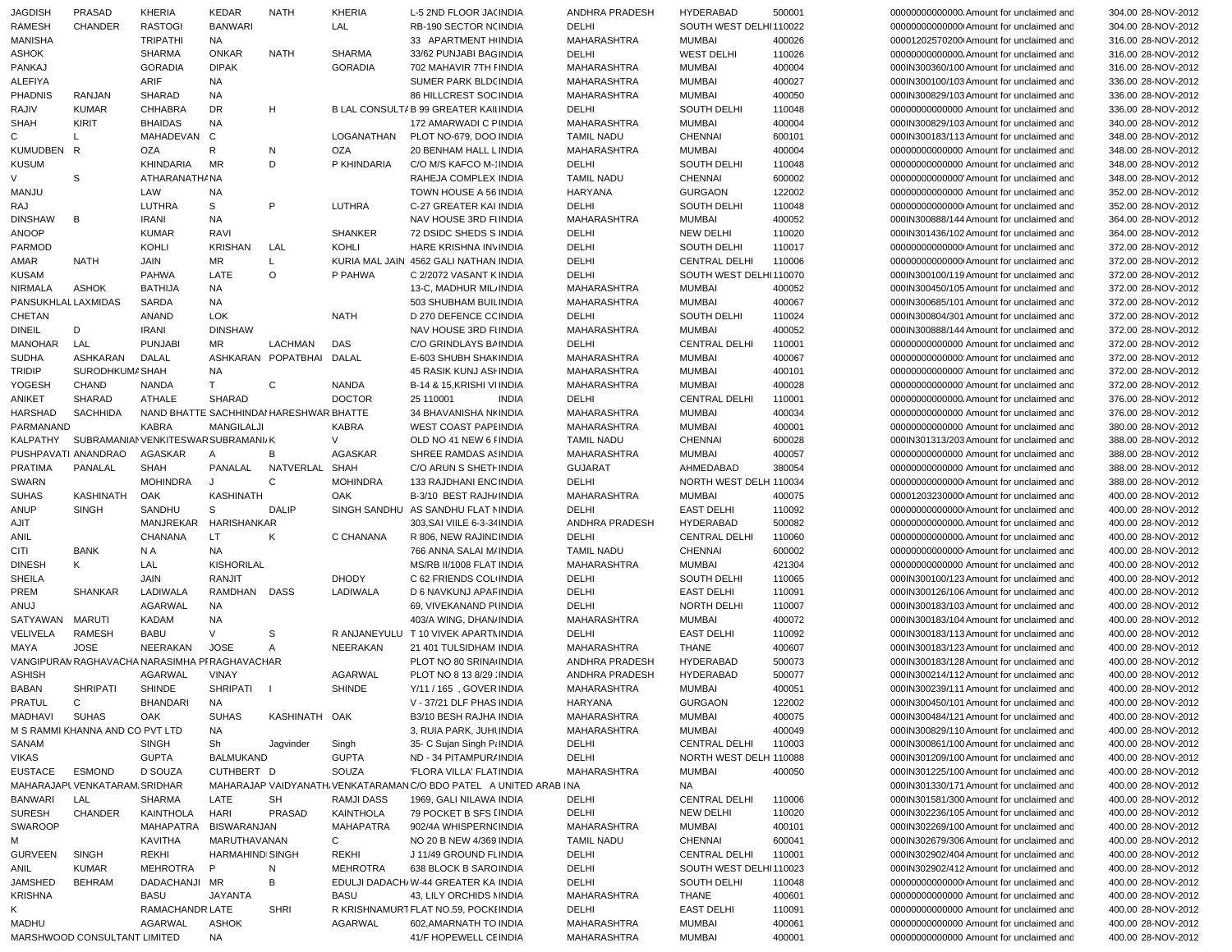| | | | | | | | | | | | | | | |
|---|---|---|---|---|---|---|---|---|---|---|---|---|---|---|
| JAGDISH | PRASAD | KHERIA | KEDAR | NATH | KHERIA | L-5 2ND FLOOR JACINDIA | | ANDHRA PRADESH | HYDERABAD | 500001 | 00000000000000 | Amount for unclaimed and | 304.00 | 28-NOV-2012 |
| RAMESH | CHANDER | RASTOGI | BANWARI | | LAL | RB-190 SECTOR NCINDIA | | DELHI | SOUTH WEST DELHI | 110022 | 00000000000000 | Amount for unclaimed and | 304.00 | 28-NOV-2012 |
| MANISHA | | TRIPATHI | NA | | | 33 APARTMENT HIINDIA | | MAHARASHTRA | MUMBAI | 400026 | 00001202570200 | Amount for unclaimed and | 316.00 | 28-NOV-2012 |
| ASHOK | | SHARMA | ONKAR | NATH | SHARMA | 33/62 PUNJABI BAGINDIA | | DELHI | WEST DELHI | 110026 | 00000000000000 | Amount for unclaimed and | 316.00 | 28-NOV-2012 |
| PANKAJ | | GORADIA | DIPAK | | GORADIA | 702 MAHAVIR 7TH FINDIA | | MAHARASHTRA | MUMBAI | 400004 | 000IN300360/100 | Amount for unclaimed and | 316.00 | 28-NOV-2012 |
| ALEFIYA | | ARIF | NA | | | SUMER PARK BLDCINDIA | | MAHARASHTRA | MUMBAI | 400027 | 000IN300100/103 | Amount for unclaimed and | 336.00 | 28-NOV-2012 |
| PHADNIS | RANJAN | SHARAD | NA | | | 86 HILLCREST SOCINDIA | | MAHARASHTRA | MUMBAI | 400050 | 000IN300829/103 | Amount for unclaimed and | 336.00 | 28-NOV-2012 |
| RAJIV | KUMAR | CHHABRA | DR | H | B LAL CONSULTA | B 99 GREATER KAIIINDIA | | DELHI | SOUTH DELHI | 110048 | 00000000000000 | Amount for unclaimed and | 336.00 | 28-NOV-2012 |
| SHAH | KIRIT | BHAIDAS | NA | | | 172 AMARWADI C PINDIA | | MAHARASHTRA | MUMBAI | 400004 | 000IN300829/103 | Amount for unclaimed and | 340.00 | 28-NOV-2012 |
| C | L | MAHADEVAN | C | | LOGANATHAN | PLOT NO-679, DOO INDIA | | TAMIL NADU | CHENNAI | 600101 | 000IN300183/113 | Amount for unclaimed and | 348.00 | 28-NOV-2012 |
| KUMUDBEN | R | OZA | R | N | OZA | 20 BENHAM HALL LINDIA | | MAHARASHTRA | MUMBAI | 400004 | 00000000000000 | Amount for unclaimed and | 348.00 | 28-NOV-2012 |
| KUSUM | | KHINDARIA | MR | D | P KHINDARIA | C/O M/S KAFCO M-1INDIA | | DELHI | SOUTH DELHI | 110048 | 00000000000000 | Amount for unclaimed and | 348.00 | 28-NOV-2012 |
| V | S | ATHARANATHA | NA | | | RAHEJA COMPLEX INDIA | | TAMIL NADU | CHENNAI | 600002 | 00000000000000 | Amount for unclaimed and | 348.00 | 28-NOV-2012 |
| MANJU | | LAW | NA | | | TOWN HOUSE A 56 INDIA | | HARYANA | GURGAON | 122002 | 00000000000000 | Amount for unclaimed and | 352.00 | 28-NOV-2012 |
| RAJ | | LUTHRA | S | P | LUTHRA | C-27 GREATER KAI INDIA | | DELHI | SOUTH DELHI | 110048 | 00000000000000 | Amount for unclaimed and | 352.00 | 28-NOV-2012 |
| DINSHAW | B | IRANI | NA | | | NAV HOUSE 3RD FIINDIA | | MAHARASHTRA | MUMBAI | 400052 | 000IN300888/144 | Amount for unclaimed and | 364.00 | 28-NOV-2012 |
| ANOOP | | KUMAR | RAVI | | SHANKER | 72 DSIDC SHEDS S INDIA | | DELHI | NEW DELHI | 110020 | 000IN301436/102 | Amount for unclaimed and | 364.00 | 28-NOV-2012 |
| PARMOD | | KOHLI | KRISHAN | LAL | KOHLI | HARE KRISHNA INVINDIA | | DELHI | SOUTH DELHI | 110017 | 00000000000000 | Amount for unclaimed and | 372.00 | 28-NOV-2012 |
| AMAR | NATH | JAIN | MR | L | KURIA MAL JAIN | 4562 GALI NATHAN INDIA | | DELHI | CENTRAL DELHI | 110006 | 00000000000000 | Amount for unclaimed and | 372.00 | 28-NOV-2012 |
| KUSAM | | PAHWA | LATE | O | P PAHWA | C 2/2072 VASANT KINDIA | | DELHI | SOUTH WEST DELHI | 110070 | 000IN300100/119 | Amount for unclaimed and | 372.00 | 28-NOV-2012 |
| NIRMALA | ASHOK | BATHIJA | NA | | | 13-C, MADHUR MILIINDIA | | MAHARASHTRA | MUMBAI | 400052 | 000IN300450/105 | Amount for unclaimed and | 372.00 | 28-NOV-2012 |
| PANSUKHLAL | LAXMIDAS | SARDA | NA | | | 503 SHUBHAM BUILINDIA | | MAHARASHTRA | MUMBAI | 400067 | 000IN300685/101 | Amount for unclaimed and | 372.00 | 28-NOV-2012 |
| CHETAN | | ANAND | LOK | | NATH | D 270 DEFENCE CCINDIA | | DELHI | SOUTH DELHI | 110024 | 000IN300804/301 | Amount for unclaimed and | 372.00 | 28-NOV-2012 |
| DINEIL | D | IRANI | DINSHAW | | | NAV HOUSE 3RD FIINDIA | | MAHARASHTRA | MUMBAI | 400052 | 000IN300888/144 | Amount for unclaimed and | 372.00 | 28-NOV-2012 |
| MANOHAR | LAL | PUNJABI | MR | LACHMAN | DAS | C/O GRINDLAYS BAINDIA | | DELHI | CENTRAL DELHI | 110001 | 00000000000000 | Amount for unclaimed and | 372.00 | 28-NOV-2012 |
| SUDHA | ASHKARAN | DALAL | ASHKARAN | POPATBHAI | DALAL | E-603 SHUBH SHAKINDIA | | MAHARASHTRA | MUMBAI | 400067 | 00000000000000 | Amount for unclaimed and | 372.00 | 28-NOV-2012 |
| TRIDIP | SURODHKUMA | SHAH | NA | | | 45 RASIK KUNJ ASHINDIA | | MAHARASHTRA | MUMBAI | 400101 | 00000000000000 | Amount for unclaimed and | 372.00 | 28-NOV-2012 |
| YOGESH | CHAND | NANDA | T | C | NANDA | B-14 & 15,KRISHI VIINDIA | | MAHARASHTRA | MUMBAI | 400028 | 00000000000000 | Amount for unclaimed and | 372.00 | 28-NOV-2012 |
| ANIKET | SHARAD | ATHALE | SHARAD | | DOCTOR | 25 110001 INDIA | | DELHI | CENTRAL DELHI | 110001 | 00000000000000 | Amount for unclaimed and | 376.00 | 28-NOV-2012 |
| HARSHAD | SACHHIDA | NAND BHATTE | SACHHINDAI | HARESHWAR | BHATTE | 34 BHAVANISHA NKINDIA | | MAHARASHTRA | MUMBAI | 400034 | 00000000000000 | Amount for unclaimed and | 376.00 | 28-NOV-2012 |
| PARMANAND | | KABRA | MANGILALJI | | KABRA | WEST COAST PAPEINDIA | | MAHARASHTRA | MUMBAI | 400001 | 00000000000000 | Amount for unclaimed and | 380.00 | 28-NOV-2012 |
| KALPATHY | SUBRAMANIAN | VENKITESWAR | SUBRAMANIA | K | V | OLD NO 41 NEW 6 FINDIA | | TAMIL NADU | CHENNAI | 600028 | 000IN301313/203 | Amount for unclaimed and | 388.00 | 28-NOV-2012 |
| PUSHPAVATI | ANANDRAO | AGASKAR | A | B | AGASKAR | SHREE RAMDAS ASINDIA | | MAHARASHTRA | MUMBAI | 400057 | 00000000000000 | Amount for unclaimed and | 388.00 | 28-NOV-2012 |
| PRATIMA | PANALAL | SHAH | PANALAL | NATVERLAL | SHAH | C/O ARUN S SHETHINDIA | | GUJARAT | AHMEDABAD | 380054 | 00000000000000 | Amount for unclaimed and | 388.00 | 28-NOV-2012 |
| SWARN | | MOHINDRA | J | C | MOHINDRA | 133 RAJDHANI ENCINDIA | | DELHI | NORTH WEST DELH | 110034 | 00000000000000 | Amount for unclaimed and | 388.00 | 28-NOV-2012 |
| SUHAS | KASHINATH | OAK | KASHINATH | | OAK | B-3/10 BEST RAJHAINDIA | | MAHARASHTRA | MUMBAI | 400075 | 00001203230000 | Amount for unclaimed and | 400.00 | 28-NOV-2012 |
| ANUP | SINGH | SANDHU | S | DALIP | SINGH SANDHU | AS SANDHU FLAT NINDIA | | DELHI | EAST DELHI | 110092 | 00000000000000 | Amount for unclaimed and | 400.00 | 28-NOV-2012 |
| AJIT | | MANJREKAR | HARISHANKAR | | | 303,SAI VIILE 6-3-34INDIA | | ANDHRA PRADESH | HYDERABAD | 500082 | 00000000000000 | Amount for unclaimed and | 400.00 | 28-NOV-2012 |
| ANIL | | CHANANA | LT | K | C CHANANA | R 806, NEW RAJINCINDIA | | DELHI | CENTRAL DELHI | 110060 | 00000000000000 | Amount for unclaimed and | 400.00 | 28-NOV-2012 |
| CITI | BANK | N A | NA | | | 766 ANNA SALAI MAINDIA | | TAMIL NADU | CHENNAI | 600002 | 00000000000000 | Amount for unclaimed and | 400.00 | 28-NOV-2012 |
| DINESH | K | LAL | KISHORILAL | | | MS/RB II/1008 FLAT INDIA | | MAHARASHTRA | MUMBAI | 421304 | 00000000000000 | Amount for unclaimed and | 400.00 | 28-NOV-2012 |
| SHEILA | | JAIN | RANJIT | | DHODY | C 62 FRIENDS COLIINDIA | | DELHI | SOUTH DELHI | 110065 | 000IN300100/123 | Amount for unclaimed and | 400.00 | 28-NOV-2012 |
| PREM | SHANKAR | LADIWALA | RAMDHAN | DASS | LADIWALA | D 6 NAVKUNJ APAFINDIA | | DELHI | EAST DELHI | 110091 | 000IN300126/106 | Amount for unclaimed and | 400.00 | 28-NOV-2012 |
| ANUJ | | AGARWAL | NA | | | 69, VIVEKANAND PIINDIA | | DELHI | NORTH DELHI | 110007 | 000IN300183/103 | Amount for unclaimed and | 400.00 | 28-NOV-2012 |
| SATYAWAN | MARUTI | KADAM | NA | | | 403/A WING, DHANAINDIA | | MAHARASHTRA | MUMBAI | 400072 | 000IN300183/104 | Amount for unclaimed and | 400.00 | 28-NOV-2012 |
| VELIVELA | RAMESH | BABU | V | S | R ANJANEYULU | T 10 VIVEK APARTNINDIA | | DELHI | EAST DELHI | 110092 | 000IN300183/113 | Amount for unclaimed and | 400.00 | 28-NOV-2012 |
| MAYA | JOSE | NEERAKAN | JOSE | A | NEERAKAN | 21 401 TULSIDHAM INDIA | | MAHARASHTRA | THANE | 400607 | 000IN300183/123 | Amount for unclaimed and | 400.00 | 28-NOV-2012 |
| VANGIPURAN | RAGHAVACHA | NARASIMHA PI | RAGHAVACHAR | | | PLOT NO 80 SRINAIINDIA | | ANDHRA PRADESH | HYDERABAD | 500073 | 000IN300183/128 | Amount for unclaimed and | 400.00 | 28-NOV-2012 |
| ASHISH | | AGARWAL | VINAY | | AGARWAL | PLOT NO 8 13 8/29 INDIA | | ANDHRA PRADESH | HYDERABAD | 500077 | 000IN300214/112 | Amount for unclaimed and | 400.00 | 28-NOV-2012 |
| BABAN | SHRIPATI | SHINDE | SHRIPATI | I | SHINDE | Y/11 / 165 , GOVER INDIA | | MAHARASHTRA | MUMBAI | 400051 | 000IN300239/111 | Amount for unclaimed and | 400.00 | 28-NOV-2012 |
| PRATUL | C | BHANDARI | NA | | | V - 37/21 DLF PHAS INDIA | | HARYANA | GURGAON | 122002 | 000IN300450/101 | Amount for unclaimed and | 400.00 | 28-NOV-2012 |
| MADHAVI | SUHAS | OAK | SUHAS | KASHINATH | OAK | B3/10 BESH RAJHA INDIA | | MAHARASHTRA | MUMBAI | 400075 | 000IN300484/121 | Amount for unclaimed and | 400.00 | 28-NOV-2012 |
| M S RAMMI KHANNA AND CO PVT LTD | | | NA | | | 3, RUIA PARK, JUHIINDIA | | MAHARASHTRA | MUMBAI | 400049 | 000IN300829/110 | Amount for unclaimed and | 400.00 | 28-NOV-2012 |
| SANAM | | SINGH | Sh | Jagvinder | Singh | 35- C Sujan Singh PaINDIA | | DELHI | CENTRAL DELHI | 110003 | 000IN300861/100 | Amount for unclaimed and | 400.00 | 28-NOV-2012 |
| VIKAS | | GUPTA | BALMUKAND | | GUPTA | ND - 34 PITAMPURAINDIA | | DELHI | NORTH WEST DELH | 110088 | 000IN301209/100 | Amount for unclaimed and | 400.00 | 28-NOV-2012 |
| EUSTACE | ESMOND | D SOUZA | CUTHBERT | D | SOUZA | 'FLORA VILLA' FLATINDIA | | MAHARASHTRA | MUMBAI | 400050 | 000IN301225/100 | Amount for unclaimed and | 400.00 | 28-NOV-2012 |
| MAHARAJAPL | VENKATARAM | SRIDHAR | MAHARAJAP | VAIDYANATHA | VENKATARAMAN | C/O BDO PATEL | UNITED ARAB INA | | NA | | 000IN301330/171 | Amount for unclaimed and | 400.00 | 28-NOV-2012 |
| BANWARI | LAL | SHARMA | LATE | SH | RAMJI DASS | 1969, GALI NILAWA INDIA | | DELHI | CENTRAL DELHI | 110006 | 000IN301581/300 | Amount for unclaimed and | 400.00 | 28-NOV-2012 |
| SURESH | CHANDER | KAINTHOLA | HARI | PRASAD | KAINTHOLA | 79 POCKET B SFS EINDIA | | DELHI | NEW DELHI | 110020 | 000IN302236/105 | Amount for unclaimed and | 400.00 | 28-NOV-2012 |
| SWAROOP | | MAHAPATRA | BISWARANJAN | | MAHAPATRA | 902/4A WHISPERNCINDIA | | MAHARASHTRA | MUMBAI | 400101 | 000IN302269/100 | Amount for unclaimed and | 400.00 | 28-NOV-2012 |
| M | | KAVITHA | MARUTHAVANAN | | C | NO 20 B NEW 4/369 INDIA | | TAMIL NADU | CHENNAI | 600041 | 000IN302679/306 | Amount for unclaimed and | 400.00 | 28-NOV-2012 |
| GURVEEN | SINGH | REKHI | HARMAHIND | SINGH | REKHI | J 11/49 GROUND FLINDIA | | DELHI | CENTRAL DELHI | 110001 | 000IN302902/404 | Amount for unclaimed and | 400.00 | 28-NOV-2012 |
| ANIL | KUMAR | MEHROTRA | P | N | MEHROTRA | 638 BLOCK B SAROINDIA | | DELHI | SOUTH WEST DELHI | 110023 | 000IN302902/412 | Amount for unclaimed and | 400.00 | 28-NOV-2012 |
| JAMSHED | BEHRAM | DADACHANJI | MR | B | EDULJI DADACHA | W-44 GREATER KA INDIA | | DELHI | SOUTH DELHI | 110048 | 00000000000000 | Amount for unclaimed and | 400.00 | 28-NOV-2012 |
| KRISHNA | | BASU | JAYANTA | | BASU | 43, LILY ORCHIDS NINDIA | | MAHARASHTRA | THANE | 400601 | 00000000000000 | Amount for unclaimed and | 400.00 | 28-NOV-2012 |
| K | | RAMACHANDR | LATE | SHRI | R KRISHNAMURT | FLAT NO.59, POCKEINDIA | | DELHI | EAST DELHI | 110091 | 00000000000000 | Amount for unclaimed and | 400.00 | 28-NOV-2012 |
| MADHU | | AGARWAL | ASHOK | | AGARWAL | 602,AMARNATH TO INDIA | | MAHARASHTRA | MUMBAI | 400061 | 00000000000000 | Amount for unclaimed and | 400.00 | 28-NOV-2012 |
| MARSHWOOD CONSULTANT LIMITED | | | NA | | | 41/F HOPEWELL CEINDIA | | MAHARASHTRA | MUMBAI | 400001 | 00000000000000 | Amount for unclaimed and | 400.00 | 28-NOV-2012 |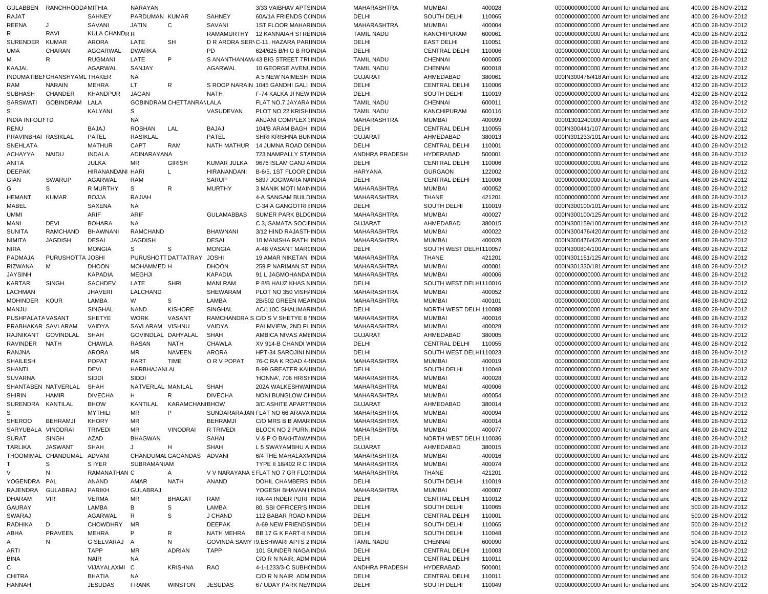| | | | | | | | | | | | | | | |
|---|---|---|---|---|---|---|---|---|---|---|---|---|---|---|
| GULABBEN | RANCHHODDA | MITHIA | NARAYAN | | | 3/33 VAIBHAV APTS | INDIA | MAHARASHTRA | MUMBAI | 400028 | 00000000000000 | Amount for unclaimed and | 400.00 | 28-NOV-2012 |
| RAJAT | | SAHNEY | PARDUMAN | KUMAR | SAHNEY | 60A/1A FRIENDS CO | INDIA | DELHI | SOUTH DELHI | 110065 | 00000000000000 | Amount for unclaimed and | 400.00 | 28-NOV-2012 |
| REENA | J | SAVANI | JATIN | C | SAVANI | 1ST FLOOR MAHAR | INDIA | MAHARASHTRA | MUMBAI | 400004 | 00000000000000 | Amount for unclaimed and | 400.00 | 28-NOV-2012 |
| R | RAVI | KULA CHANDR | R | | RAMAMURTHY | 12 KANNAIAH STRE | INDIA | TAMIL NADU | KANCHIPURAM | 600061 | 00000000000000 | Amount for unclaimed and | 400.00 | 28-NOV-2012 |
| SURENDER | KUMAR | ARORA | LATE | SH | D R ARORA SER | C-11, HAZARA PARI | INDIA | DELHI | EAST DELHI | 110051 | 00000000000000 | Amount for unclaimed and | 400.00 | 28-NOV-2012 |
| UMA | CHARAN | AGGARWAL | DWARKA | | PD | 624/625 B/H G B RO | INDIA | DELHI | CENTRAL DELHI | 110006 | 00000000000000 | Amount for unclaimed and | 400.00 | 28-NOV-2012 |
| M | R | RUGMANI | LATE | P | S ANANTHANAM | 43 BIG STREET TRI | INDIA | TAMIL NADU | CHENNAI | 600005 | 00000000000000 | Amount for unclaimed and | 408.00 | 28-NOV-2012 |
| KAAJAL | | AGARWAL | SANJAY | | AGARWAL | 10 GEORGE AVENU | INDIA | TAMIL NADU | CHENNAI | 600018 | 00000000000000 | Amount for unclaimed and | 412.00 | 28-NOV-2012 |
| INDUMATIBEN | GHANSHYAML | THAKER | NA | | | A 5 NEW NAIMESH | INDIA | GUJARAT | AHMEDABAD | 380061 | 000IN300476/418 | Amount for unclaimed and | 432.00 | 28-NOV-2012 |
| RAM | NARAIN | MEHRA | LT | R | S ROOP NARAIN | 1045 GANDHI GALI | INDIA | DELHI | CENTRAL DELHI | 110006 | 00000000000000 | Amount for unclaimed and | 432.00 | 28-NOV-2012 |
| SUBHASH | CHANDER | KHANDPUR | JAGAN | | NATH | F-74 KALKA JI NEW | INDIA | DELHI | SOUTH DELHI | 110019 | 00000000000000 | Amount for unclaimed and | 432.00 | 28-NOV-2012 |
| SARSWATI | GOBINDRAM | LALA | GOBINDRAM | CHETTANRAM | LALA | FLAT NO.7,JAYARA | INDIA | TAMIL NADU | CHENNAI | 600011 | 00000000000000 | Amount for unclaimed and | 432.00 | 28-NOV-2012 |
| S | | KALYANI | S | | VASUDEVAN | PLOT NO 22 KRISHI | INDIA | TAMIL NADU | KANCHIPURAM | 600116 | 00000000000000 | Amount for unclaimed and | 436.00 | 28-NOV-2012 |
| INDIA INFOLIN | TD | | NA | | | ANJANI COMPLEX | INDIA | MAHARASHTRA | MUMBAI | 400099 | 00001301240000 | Amount for unclaimed and | 440.00 | 28-NOV-2012 |
| RENU | | BAJAJ | ROSHAN | LAL | BAJAJ | 104/B ARAM BAGH | INDIA | DELHI | CENTRAL DELHI | 110055 | 000IN300441/107 | Amount for unclaimed and | 440.00 | 28-NOV-2012 |
| PRAVINBHAI | RASIKLAL | PATEL | RASIKLAL | | PATEL | SHRI KRISHNA BUN | INDIA | GUJARAT | AHMEDABAD | 380013 | 000IN301233/101 | Amount for unclaimed and | 440.00 | 28-NOV-2012 |
| SNEHLATA | | MATHUR | CAPT | RAM | NATH MATHUR | 14 JUMNA ROAD DE | INDIA | DELHI | CENTRAL DELHI | 110001 | 00000000000000 | Amount for unclaimed and | 440.00 | 28-NOV-2012 |
| ACHAYYA | NAIDU | INDALA | ADINARAYANA | | | 723 NAMPALLY STA | INDIA | ANDHRA PRADESH | HYDERABAD | 500001 | 00000000000000 | Amount for unclaimed and | 448.00 | 28-NOV-2012 |
| ANITA | | JULKA | MR | GIRISH | KUMAR JULKA | 9676 ISLAM GANJ A | INDIA | DELHI | CENTRAL DELHI | 110006 | 00000000000000 | Amount for unclaimed and | 448.00 | 28-NOV-2012 |
| DEEPAK | | HIRANANDANI | HARI | L | HIRANANDANI | B-6/5, 1ST FLOOR E | INDIA | HARYANA | GURGAON | 122002 | 00000000000000 | Amount for unclaimed and | 448.00 | 28-NOV-2012 |
| GIAN | SWARUP | AGARWAL | RAM | | SARUP | 5897 JOGIWARA NA | INDIA | DELHI | CENTRAL DELHI | 110006 | 00000000000000 | Amount for unclaimed and | 448.00 | 28-NOV-2012 |
| G | S | R MURTHY | S | R | MURTHY | 3 MANIK MOTI MAIN | INDIA | MAHARASHTRA | MUMBAI | 400052 | 00000000000000 | Amount for unclaimed and | 448.00 | 28-NOV-2012 |
| HEMANT | KUMAR | BOJJA | RAJIAH | | | 4-A SANGAM BUILD | INDIA | MAHARASHTRA | THANE | 421201 | 00000000000000 | Amount for unclaimed and | 448.00 | 28-NOV-2012 |
| MABEL | | SAXENA | NA | | | C-34 A GANGOTRI E | INDIA | DELHI | SOUTH DELHI | 110019 | 000IN300100/101 | Amount for unclaimed and | 448.00 | 28-NOV-2012 |
| UMMI | | ARIF | ARIF | | GULAMABBAS | SUMER PARK BLDC | INDIA | MAHARASHTRA | MUMBAI | 400027 | 000IN300100/125 | Amount for unclaimed and | 448.00 | 28-NOV-2012 |
| MANI | DEVI | BOHARA | NA | | | C 3, SAMATA SOCIE | INDIA | GUJARAT | AHMEDABAD | 380015 | 000IN300159/100 | Amount for unclaimed and | 448.00 | 28-NOV-2012 |
| SUNITA | RAMCHAND | BHAWNANI | RAMCHAND | | BHAWNANI | 3/12 HIND RAJASTH | INDIA | MAHARASHTRA | MUMBAI | 400022 | 000IN300476/420 | Amount for unclaimed and | 448.00 | 28-NOV-2012 |
| NIMITA | JAGDISH | DESAI | JAGDISH | | DESAI | 10 MANISHA RATH | INDIA | MAHARASHTRA | MUMBAI | 400028 | 000IN300476/426 | Amount for unclaimed and | 448.00 | 28-NOV-2012 |
| NIRA | | MONGIA | S | S | MONGIA | A-48 VASANT MARG | INDIA | DELHI | SOUTH WEST DELHI | 110057 | 000IN300804/100 | Amount for unclaimed and | 448.00 | 28-NOV-2012 |
| PADMAJA | PURUSHOTTA | JOSHI | PURUSHOTT | DATTATRAY | JOSHI | 19 AMAR NIKETAN | INDIA | MAHARASHTRA | THANE | 421201 | 000IN301151/125 | Amount for unclaimed and | 448.00 | 28-NOV-2012 |
| RIZWANA | M | DHOON | MOHAMMED | H | DHOON | 259 P NARIMAN ST | INDIA | MAHARASHTRA | MUMBAI | 400001 | 000IN301330/181 | Amount for unclaimed and | 448.00 | 28-NOV-2012 |
| JAYSINH | | KAPADIA | MEGHJI | | KAPADIA | 91 L JAGMOHANDA | INDIA | MAHARASHTRA | MUMBAI | 400006 | 00000000000000 | Amount for unclaimed and | 448.00 | 28-NOV-2012 |
| KARTAR | SINGH | SACHDEV | LATE | SHRI | MANI RAM | P 8/B HAUZ KHAS N | INDIA | DELHI | SOUTH WEST DELHI | 110016 | 00000000000000 | Amount for unclaimed and | 448.00 | 28-NOV-2012 |
| LACHMAN | | JHAVERI | LALCHAND | | SHEWARAM | PLOT NO 350 VISH | INDIA | MAHARASHTRA | MUMBAI | 400052 | 00000000000000 | Amount for unclaimed and | 448.00 | 28-NOV-2012 |
| MOHINDER | KOUR | LAMBA | W | S | LAMBA | 2B/502 GREEN MEA | INDIA | MAHARASHTRA | MUMBAI | 400101 | 00000000000000 | Amount for unclaimed and | 448.00 | 28-NOV-2012 |
| MANJU | | SINGHAL | NAND | KISHORE | SINGHAL | AC/110C SHALIMAR | INDIA | DELHI | NORTH WEST DELH | 110088 | 00000000000000 | Amount for unclaimed and | 448.00 | 28-NOV-2012 |
| PUSHPALATA | VASANT | SHETYE | WORK | VASANT | RAMCHANDRA S | C/O S V SHETYE 8 I | INDIA | MAHARASHTRA | MUMBAI | 400016 | 00000000000000 | Amount for unclaimed and | 448.00 | 28-NOV-2012 |
| PRABHAKAR | SAVLARAM | VAIDYA | SAVLARAM | VISHNU | VAIDYA | PALMVIEW, 2ND FL | INDIA | MAHARASHTRA | MUMBAI | 400028 | 00000000000000 | Amount for unclaimed and | 448.00 | 28-NOV-2012 |
| RAJNIKANT | GOVINDLAL | SHAH | GOVINDLAL | DAHYALAL | SHAH | AMBICA NIVAS AME | INDIA | GUJARAT | AHMEDABAD | 380005 | 00000000000000 | Amount for unclaimed and | 448.00 | 28-NOV-2012 |
| RAVINDER | NATH | CHAWLA | RASAN | NATH | CHAWLA | XV 914-B CHANDI W | INDIA | DELHI | CENTRAL DELHI | 110055 | 00000000000000 | Amount for unclaimed and | 448.00 | 28-NOV-2012 |
| RANJNA | | ARORA | MR | NAVEEN | ARORA | HPT-34 SAROJINI N | INDIA | DELHI | SOUTH WEST DELHI | 110023 | 00000000000000 | Amount for unclaimed and | 448.00 | 28-NOV-2012 |
| SHAILESH | | POPAT | PART | TIME | O R V POPAT | 76-C RA K ROAD 4- | INDIA | MAHARASHTRA | MUMBAI | 400019 | 00000000000000 | Amount for unclaimed and | 448.00 | 28-NOV-2012 |
| SHANTI | | DEVI | HARBHAJANLAL | | | B-99 GREATER KAI | INDIA | DELHI | SOUTH DELHI | 110048 | 00000000000000 | Amount for unclaimed and | 448.00 | 28-NOV-2012 |
| SUVARNA | | SIDDI | SIDDI | | | 'HONNA', 706 HRISH | INDIA | MAHARASHTRA | MUMBAI | 400028 | 00000000000000 | Amount for unclaimed and | 448.00 | 28-NOV-2012 |
| SHANTABEN | NATVERLAL | SHAH | NATVERLAL | MANILAL | SHAH | 202A WALKESHWAI | INDIA | MAHARASHTRA | MUMBAI | 400006 | 00000000000000 | Amount for unclaimed and | 448.00 | 28-NOV-2012 |
| SHIRIN | HAMIR | DIVECHA | H | R | DIVECHA | NONI BUNGLOW CH | INDIA | MAHARASHTRA | MUMBAI | 400054 | 00000000000000 | Amount for unclaimed and | 448.00 | 28-NOV-2012 |
| SURENDRA | KANTILAL | BHOW | KANTILAL | KARAMCHANI | BHOW | 3/C ASHITE APARTI | INDIA | GUJARAT | AHMEDABAD | 380014 | 00000000000000 | Amount for unclaimed and | 448.00 | 28-NOV-2012 |
| S | | MYTHILI | MR | P | SUNDARARAJAN | FLAT NO 66 ARAVA | INDIA | MAHARASHTRA | MUMBAI | 400094 | 00000000000000 | Amount for unclaimed and | 448.00 | 28-NOV-2012 |
| SHEROO | BEHRAMJI | KHORY | MR | | BEHRAMJI | C/O MRS B B AMAR | INDIA | MAHARASHTRA | MUMBAI | 400014 | 00000000000000 | Amount for unclaimed and | 448.00 | 28-NOV-2012 |
| SARYUBALA | VINODRAI | TRIVEDI | MR | VINODRAI | R TRIVEDI | BLOCK NO 2 PURN | INDIA | MAHARASHTRA | MUMBAI | 400077 | 00000000000000 | Amount for unclaimed and | 448.00 | 28-NOV-2012 |
| SURAT | SINGH | AZAD | BHAGWAN | | SAHAI | V & P O BAKHTAWA | INDIA | DELHI | NORTH WEST DELH | 110036 | 00000000000000 | Amount for unclaimed and | 448.00 | 28-NOV-2012 |
| TARLIKA | JASWANT | SHAH | J | H | SHAH | L 5 SWAYAMBHU A | INDIA | GUJARAT | AHMEDABAD | 380015 | 00000000000000 | Amount for unclaimed and | 448.00 | 28-NOV-2012 |
| THOOMIMAL | CHANDUMAL | ADVANI | CHANDUMAL | GAGANDAS | ADVANI | 6/4 THE MAHALAXM | INDIA | MAHARASHTRA | MUMBAI | 400016 | 00000000000000 | Amount for unclaimed and | 448.00 | 28-NOV-2012 |
| T | S | S IYER | SUBRAMANIAM | | | TYPE II 18/402 R C I | INDIA | MAHARASHTRA | MUMBAI | 400074 | 00000000000000 | Amount for unclaimed and | 448.00 | 28-NOV-2012 |
| V | N | RAMANATHAN | C | A | V V NARAYANA S | FLAT NO 7 GR FLO | INDIA | MAHARASHTRA | THANE | 421201 | 00000000000000 | Amount for unclaimed and | 448.00 | 28-NOV-2012 |
| YOGENDRA | PAL | ANAND | AMAR | NATH | ANAND | DOHIL CHAMBERS | INDIA | DELHI | SOUTH DELHI | 110019 | 00000000000000 | Amount for unclaimed and | 448.00 | 28-NOV-2012 |
| RAJENDRA | GULABRAJ | PARIKH | GULABRAJ | | | YOGESH BHAVAN I | INDIA | MAHARASHTRA | MUMBAI | 400007 | 00000000000000 | Amount for unclaimed and | 468.00 | 28-NOV-2012 |
| DHARAM | VIR | VERMA | MR | BHAGAT | RAM | RA-44 INDER PURI | INDIA | DELHI | CENTRAL DELHI | 110012 | 00000000000000 | Amount for unclaimed and | 496.00 | 28-NOV-2012 |
| GAURAY | | LAMBA | B | S | LAMBA | 80, SBI OFFICER'S I | INDIA | DELHI | SOUTH DELHI | 110065 | 00000000000000 | Amount for unclaimed and | 500.00 | 28-NOV-2012 |
| SWARAJ | | AGARWAL | R | S | J CHAND | 112 BABAR ROAD N | INDIA | DELHI | CENTRAL DELHI | 110001 | 00000000000000 | Amount for unclaimed and | 500.00 | 28-NOV-2012 |
| RADHIKA | D | CHOWDHRY | MR | | DEEPAK | A-69 NEW FRIENDS | INDIA | DELHI | SOUTH DELHI | 110065 | 00000000000000 | Amount for unclaimed and | 500.00 | 28-NOV-2012 |
| ABHA | PRAVEEN | MEHRA | P | R | NATH MEHRA | BB 17 G K PART-II N | INDIA | DELHI | SOUTH DELHI | 110048 | 00000000000000 | Amount for unclaimed and | 504.00 | 28-NOV-2012 |
| A | N | G SELVARAJ | A | N | GOVINDA SAMY I | 9,ESHWARI APTS 2 | INDIA | TAMIL NADU | CHENNAI | 600090 | 00000000000000 | Amount for unclaimed and | 504.00 | 28-NOV-2012 |
| ARTI | | TAPP | MR | ADRIAN | TAPP | 101 SUNDER NAGA | INDIA | DELHI | CENTRAL DELHI | 110003 | 00000000000000 | Amount for unclaimed and | 504.00 | 28-NOV-2012 |
| BINA | | NAIR | NA | | | C/O R N NAIR, ADM | INDIA | DELHI | CENTRAL DELHI | 110011 | 00000000000000 | Amount for unclaimed and | 504.00 | 28-NOV-2012 |
| C | | VIJAYALAXMI | C | KRISHNA | RAO | 4-1-1233/3-C SUBH | INDIA | ANDHRA PRADESH | HYDERABAD | 500001 | 00000000000000 | Amount for unclaimed and | 504.00 | 28-NOV-2012 |
| CHITRA | | BHATIA | NA | | | C/O R N NAIR ADM | INDIA | DELHI | CENTRAL DELHI | 110011 | 00000000000000 | Amount for unclaimed and | 504.00 | 28-NOV-2012 |
| HANNAH | | JESUDAS | FRANK | WINSTON | JESUDAS | 67 UDAY PARK NEV | INDIA | DELHI | SOUTH DELHI | 110049 | 00000000000000 | Amount for unclaimed and | 504.00 | 28-NOV-2012 |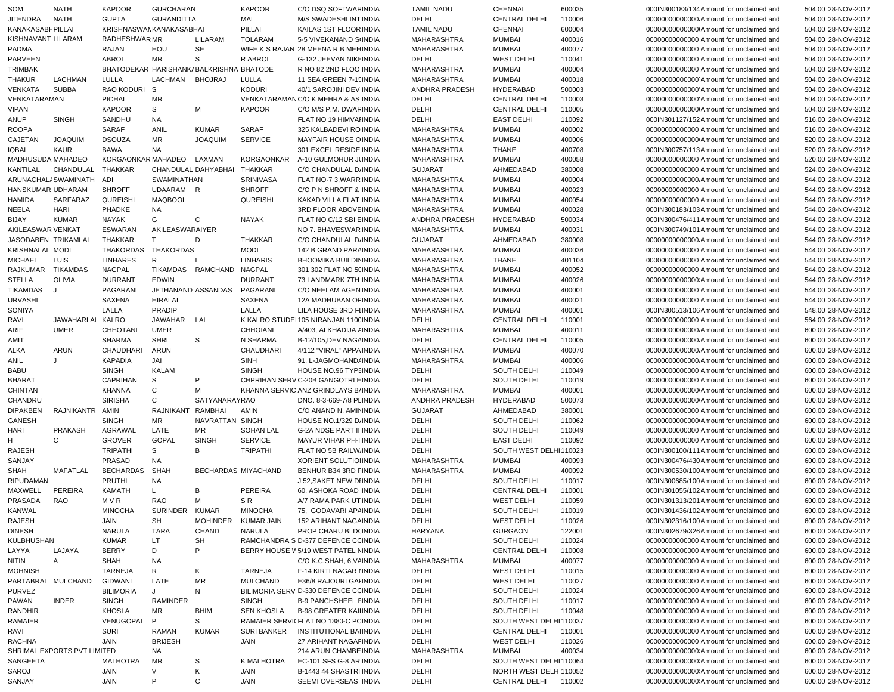| | | | | | | | | | | | | | | | |
|---|---|---|---|---|---|---|---|---|---|---|---|---|---|---|---|
| SOM | NATH | KAPOOR | GURCHARAN | | KAPOOR | C/O DSQ SOFTWAF | INDIA | TAMIL NADU | CHENNAI | 600035 | | 000IN300183/134 | Amount for unclaimed and | 504.00 | 28-NOV-2012 |
| JITENDRA | NATH | GUPTA | GURANDITTA | | MAL | M/S SWADESHI INT | INDIA | DELHI | CENTRAL DELHI | 110006 | | 000000000000000 | Amount for unclaimed and | 504.00 | 28-NOV-2012 |
| KANAKASABH | PILLAI | KRISHNASWAM | KANAKASABHAI | | PILLAI | KAILAS 1ST FLOOR | INDIA | TAMIL NADU | CHENNAI | 600004 | | 000000000000000 | Amount for unclaimed and | 504.00 | 28-NOV-2012 |
| KISHNAVANT | LILARAM | RADHESHWAR | MR | LILARAM | TOLARAM | 5-5 VIVEKANAND S | INDIA | MAHARASHTRA | MUMBAI | 400016 | | 000000000000000 | Amount for unclaimed and | 504.00 | 28-NOV-2012 |
| PADMA | | RAJAN | HOU | SE | WIFE K S RAJAN | 28 MEENA R B MEH | INDIA | MAHARASHTRA | MUMBAI | 400077 | | 000000000000000 | Amount for unclaimed and | 504.00 | 28-NOV-2012 |
| PARVEEN | | ABROL | MR | S | R ABROL | G-132 JEEVAN NIKE | INDIA | DELHI | WEST DELHI | 110041 | | 000000000000000 | Amount for unclaimed and | 504.00 | 28-NOV-2012 |
| TRIMBAK | | BHATODEKAR | HARISHANKA | BALKRISHNA | BHATODE | R NO 82 2ND FLOO | INDIA | MAHARASHTRA | MUMBAI | 400004 | | 000000000000000 | Amount for unclaimed and | 504.00 | 28-NOV-2012 |
| THAKUR | LACHMAN | LULLA | LACHMAN | BHOJRAJ | LULLA | 11 SEA GREEN 7-1 | INDIA | MAHARASHTRA | MUMBAI | 400018 | | 000000000000000 | Amount for unclaimed and | 504.00 | 28-NOV-2012 |
| VENKATA | SUBBA | RAO KODURI | S | | KODURI | 40/1 SAROJINI DEV | INDIA | ANDHRA PRADESH | HYDERABAD | 500003 | | 000000000000000 | Amount for unclaimed and | 504.00 | 28-NOV-2012 |
| VENKATARAMAN | | PICHAI | MR | | VENKATARAMAN | C/O K MEHRA & AS | INDIA | DELHI | CENTRAL DELHI | 110003 | | 000000000000000 | Amount for unclaimed and | 504.00 | 28-NOV-2012 |
| VIPAN | | KAPOOR | S | M | KAPOOR | C/O M/S P.M. DWAF | INDIA | DELHI | CENTRAL DELHI | 110005 | | 000000000000000 | Amount for unclaimed and | 504.00 | 28-NOV-2012 |
| ANUP | SINGH | SANDHU | NA | | | FLAT NO 19 HIMVAI | INDIA | DELHI | EAST DELHI | 110092 | | 000IN301127/152 | Amount for unclaimed and | 516.00 | 28-NOV-2012 |
| ROOPA | | SARAF | ANIL | KUMAR | SARAF | 325 KALBADEVI RO | INDIA | MAHARASHTRA | MUMBAI | 400002 | | 000000000000000 | Amount for unclaimed and | 516.00 | 28-NOV-2012 |
| CAJETAN | JOAQUIM | DSOUZA | MR | JOAQUIM | SERVICE | MAYFAIR HOUSE O | INDIA | MAHARASHTRA | MUMBAI | 400006 | | 000000000000000 | Amount for unclaimed and | 520.00 | 28-NOV-2012 |
| IQBAL | KAUR | BAWA | NA | | | 301 EXCEL RESIDE | INDIA | MAHARASHTRA | THANE | 400708 | | 000IN300757/113 | Amount for unclaimed and | 520.00 | 28-NOV-2012 |
| MADHUSUDA | MAHADEO | KORGAONKAR | MAHADEO | LAXMAN | KORGAONKAR | A-10 GULMOHUR J | INDIA | MAHARASHTRA | MUMBAI | 400058 | | 000000000000000 | Amount for unclaimed and | 520.00 | 28-NOV-2012 |
| KANTILAL | CHANDULAL | THAKKAR | CHANDULAL | DAHYABHAI | THAKKAR | C/O CHANDULAL D | INDIA | GUJARAT | AHMEDABAD | 380008 | | 000000000000000 | Amount for unclaimed and | 524.00 | 28-NOV-2012 |
| ARUNACHAL | SWAMINATH | ADI | SWAMINATHAN | | SRINIVASA | FLAT NO-7 3,WARR | INDIA | MAHARASHTRA | MUMBAI | 400004 | | 000000000000000 | Amount for unclaimed and | 544.00 | 28-NOV-2012 |
| HANSKUMAR | UDHARAM | SHROFF | UDAARAM | R | SHROFF | C/O P N SHROFF & | INDIA | MAHARASHTRA | MUMBAI | 400023 | | 000000000000000 | Amount for unclaimed and | 544.00 | 28-NOV-2012 |
| HAMIDA | SARFARAZ | QUREISHI | MAQBOOL | | QUREISHI | KAKAD VILLA FLAT | INDIA | MAHARASHTRA | MUMBAI | 400054 | | 000000000000000 | Amount for unclaimed and | 544.00 | 28-NOV-2012 |
| NEELA | HARI | PHADKE | NA | | | 3RD FLOOR ABOVE | INDIA | MAHARASHTRA | MUMBAI | 400028 | | 000IN300183/103 | Amount for unclaimed and | 544.00 | 28-NOV-2012 |
| BIJAY | KUMAR | NAYAK | G | C | NAYAK | FLAT NO C/12 SBI E | INDIA | ANDHRA PRADESH | HYDERABAD | 500034 | | 000IN300476/411 | Amount for unclaimed and | 544.00 | 28-NOV-2012 |
| AKILEASWAR | VENKAT | ESWARAN | AKILEASWARAIYER | | | NO 7. BHAVESWAR | INDIA | MAHARASHTRA | MUMBAI | 400031 | | 000IN300749/101 | Amount for unclaimed and | 544.00 | 28-NOV-2012 |
| JASODABEN | TRIKAMLAL | THAKKAR | T | D | THAKKAR | C/O CHANDULAL D | INDIA | GUJARAT | AHMEDABAD | 380008 | | 000000000000000 | Amount for unclaimed and | 544.00 | 28-NOV-2012 |
| KRISHNALAL | MODI | THAKORDAS | THAKORDAS | | MODI | 142 B GRAND PARA | INDIA | MAHARASHTRA | MUMBAI | 400036 | | 000000000000000 | Amount for unclaimed and | 544.00 | 28-NOV-2012 |
| MICHAEL | LUIS | LINHARES | R | L | LINHARIS | BHOOMIKA BUILDIN | INDIA | MAHARASHTRA | THANE | 401104 | | 000000000000000 | Amount for unclaimed and | 544.00 | 28-NOV-2012 |
| RAJKUMAR | TIKAMDAS | NAGPAL | TIKAMDAS | RAMCHAND | NAGPAL | 301 302 FLAT NO 5 | INDIA | MAHARASHTRA | MUMBAI | 400052 | | 000000000000000 | Amount for unclaimed and | 544.00 | 28-NOV-2012 |
| STELLA | OLIVIA | DURRANT | EDWIN | | DURRANT | 73 LANDMARK 7TH | INDIA | MAHARASHTRA | MUMBAI | 400026 | | 000000000000000 | Amount for unclaimed and | 544.00 | 28-NOV-2012 |
| TIKAMDAS | J | PAGARANI | JETHANAND | ASSANDAS | PAGARANI | C/O NEELAM AGEN | INDIA | MAHARASHTRA | MUMBAI | 400001 | | 000000000000000 | Amount for unclaimed and | 544.00 | 28-NOV-2012 |
| URVASHI | | SAXENA | HIRALAL | | SAXENA | 12A MADHUBAN OF | INDIA | MAHARASHTRA | MUMBAI | 400021 | | 000000000000000 | Amount for unclaimed and | 544.00 | 28-NOV-2012 |
| SONIYA | | LALLA | PRADIP | | LALLA | LILA HOUSE 3RD F | INDIA | MAHARASHTRA | MUMBAI | 400001 | | 000IN300513/106 | Amount for unclaimed and | 548.00 | 28-NOV-2012 |
| RAVI | JAWAHARLAL | KALRO | JAWAHAR | LAL | K KALRO STUDE | 105 NIRANJAN 110 | INDIA | DELHI | CENTRAL DELHI | 110001 | | 000000000000000 | Amount for unclaimed and | 564.00 | 28-NOV-2012 |
| ARIF | UMER | CHHOTANI | UMER | | CHHOIANI | A/403, ALKHADIJA | INDIA | MAHARASHTRA | MUMBAI | 400011 | | 000000000000000 | Amount for unclaimed and | 600.00 | 28-NOV-2012 |
| AMIT | | SHARMA | SHRI | S | N SHARMA | B-12/105,DEV NAGA | INDIA | DELHI | CENTRAL DELHI | 110005 | | 000000000000000 | Amount for unclaimed and | 600.00 | 28-NOV-2012 |
| ALKA | ARUN | CHAUDHARI | ARUN | | CHAUDHARI | 4/112 "VIRAL" APPA | INDIA | MAHARASHTRA | MUMBAI | 400070 | | 000000000000000 | Amount for unclaimed and | 600.00 | 28-NOV-2012 |
| ANIL | J | KAPADIA | JAI | | SINH | 91, L-JAGMOHAND | INDIA | MAHARASHTRA | MUMBAI | 400006 | | 000000000000000 | Amount for unclaimed and | 600.00 | 28-NOV-2012 |
| BABU | | SINGH | KALAM | | SINGH | HOUSE NO.96 TYPE | INDIA | DELHI | SOUTH DELHI | 110049 | | 000000000000000 | Amount for unclaimed and | 600.00 | 28-NOV-2012 |
| BHARAT | | CAPRIHAN | S | P | CHPRIHAN SERV | C-20B GANGOTRI E | INDIA | DELHI | SOUTH DELHI | 110019 | | 000000000000000 | Amount for unclaimed and | 600.00 | 28-NOV-2012 |
| CHINTAN | | KHANNA | C | M | KHANNA SERVIC | ANZ GRINDLAYS B | INDIA | MAHARASHTRA | MUMBAI | 400001 | | 000000000000000 | Amount for unclaimed and | 600.00 | 28-NOV-2012 |
| CHANDRU | | SIRISHA | C | SATYANARAY | RAO | DNO. 8-3-669-7/8 P | INDIA | ANDHRA PRADESH | HYDERABAD | 500073 | | 000000000000000 | Amount for unclaimed and | 600.00 | 28-NOV-2012 |
| DIPAKBEN | RAJNIKANTR | AMIN | RAJNIKANT | RAMBHAI | AMIN | C/O ANAND N. AMIN | INDIA | GUJARAT | AHMEDABAD | 380001 | | 000000000000000 | Amount for unclaimed and | 600.00 | 28-NOV-2012 |
| GANESH | | SINGH | MR | NAVRATTAN | SINGH | HOUSE NO.1/329 D | INDIA | DELHI | SOUTH DELHI | 110062 | | 000000000000000 | Amount for unclaimed and | 600.00 | 28-NOV-2012 |
| HARI | PRAKASH | AGRAWAL | LATE | MR | SOHAN LAL | G-2A NDSE PART II | INDIA | DELHI | SOUTH DELHI | 110049 | | 000000000000000 | Amount for unclaimed and | 600.00 | 28-NOV-2012 |
| H | C | GROVER | GOPAL | SINGH | SERVICE | MAYUR VIHAR PH-I | INDIA | DELHI | EAST DELHI | 110092 | | 000000000000000 | Amount for unclaimed and | 600.00 | 28-NOV-2012 |
| RAJESH | | TRIPATHI | S | B | TRIPATHI | FLAT NO 5B RAILW | INDIA | DELHI | SOUTH WEST DELHI | 110023 | | 000IN300100/111 | Amount for unclaimed and | 600.00 | 28-NOV-2012 |
| SANJAY | | PRASAD | NA | | | XORIENT SOLUTIO | INDIA | MAHARASHTRA | MUMBAI | 400093 | | 000IN300476/430 | Amount for unclaimed and | 600.00 | 28-NOV-2012 |
| SHAH | MAFATLAL | BECHARDAS | SHAH | BECHARDAS | MIYACHAND | BENHUR B34 3RD F | INDIA | MAHARASHTRA | MUMBAI | 400092 | | 000IN300530/100 | Amount for unclaimed and | 600.00 | 28-NOV-2012 |
| RIPUDAMAN | | PRUTHI | NA | | | J 52,SAKET NEW DE | INDIA | DELHI | SOUTH DELHI | 110017 | | 000IN300685/100 | Amount for unclaimed and | 600.00 | 28-NOV-2012 |
| MAXWELL | PEREIRA | KAMATH | L | B | PEREIRA | 60, ASHOKA ROAD | INDIA | DELHI | CENTRAL DELHI | 110001 | | 000IN301055/102 | Amount for unclaimed and | 600.00 | 28-NOV-2012 |
| PRASADA | RAO | M V R | RAO | M | S R | A/7 RAMA PARK UT | INDIA | DELHI | WEST DELHI | 110059 | | 000IN301313/201 | Amount for unclaimed and | 600.00 | 28-NOV-2012 |
| KANWAL | | MINOCHA | SURINDER | KUMAR | MINOCHA | 75, GODAVARI AP | INDIA | DELHI | SOUTH DELHI | 110019 | | 000IN301436/102 | Amount for unclaimed and | 600.00 | 28-NOV-2012 |
| RAJESH | | JAIN | SH | MOHINDER | KUMAR JAIN | 152 ARIHANT NAGA | INDIA | DELHI | WEST DELHI | 110026 | | 000IN302316/100 | Amount for unclaimed and | 600.00 | 28-NOV-2012 |
| DINESH | | NARULA | TARA | CHAND | NARULA | PROP CHARU BLD | INDIA | HARYANA | GURGAON | 122001 | | 000IN302679/326 | Amount for unclaimed and | 600.00 | 28-NOV-2012 |
| KULBHUSHAN | | KUMAR | LT | SH | RAMCHANDRA S | D-377 DEFENCE C | INDIA | DELHI | SOUTH DELHI | 110024 | | 000000000000000 | Amount for unclaimed and | 600.00 | 28-NOV-2012 |
| LAYYA | LAJAYA | BERRY | D | P | BERRY HOUSE W | 5/19 WEST PATEL N | INDIA | DELHI | CENTRAL DELHI | 110008 | | 000000000000000 | Amount for unclaimed and | 600.00 | 28-NOV-2012 |
| NITIN | A | SHAH | NA | | | C/O K.C.SHAH, 6,V | INDIA | MAHARASHTRA | MUMBAI | 400077 | | 000000000000000 | Amount for unclaimed and | 600.00 | 28-NOV-2012 |
| MOHNISH | | TARNEJA | R | K | TARNEJA | F-14 KIRTI NAGAR | INDIA | DELHI | WEST DELHI | 110015 | | 000000000000000 | Amount for unclaimed and | 600.00 | 28-NOV-2012 |
| PARTABRAI | MULCHAND | GIDWANI | LATE | MR | MULCHAND | E36/8 RAJOURI GA | INDIA | DELHI | WEST DELHI | 110027 | | 000000000000000 | Amount for unclaimed and | 600.00 | 28-NOV-2012 |
| PURVEZ | | BILIMORIA | J | N | BILIMORIA SERV | D-330 DEFENCE C | INDIA | DELHI | SOUTH DELHI | 110024 | | 000000000000000 | Amount for unclaimed and | 600.00 | 28-NOV-2012 |
| PAWAN | INDER | SINGH | RAMINDER | | SINGH | B-9 PANCHSHEEL E | INDIA | DELHI | SOUTH DELHI | 110017 | | 000000000000000 | Amount for unclaimed and | 600.00 | 28-NOV-2012 |
| RANDHIR | | KHOSLA | MR | BHIM | SEN KHOSLA | B-98 GREATER KAI | INDIA | DELHI | SOUTH DELHI | 110048 | | 000000000000000 | Amount for unclaimed and | 600.00 | 28-NOV-2012 |
| RAMAIER | | VENUGOPAL | P | S | RAMAIER SERVI | FLAT NO 1380-C P | INDIA | DELHI | SOUTH WEST DELHI | 110037 | | 000000000000000 | Amount for unclaimed and | 600.00 | 28-NOV-2012 |
| RAVI | | SURI | RAMAN | KUMAR | SURI BANKER | INSTITUTIONAL BA | INDIA | DELHI | CENTRAL DELHI | 110001 | | 000000000000000 | Amount for unclaimed and | 600.00 | 28-NOV-2012 |
| RACHNA | | JAIN | BRIJESH | | JAIN | 27 ARIHANT NAGA | INDIA | DELHI | WEST DELHI | 110026 | | 000000000000000 | Amount for unclaimed and | 600.00 | 28-NOV-2012 |
| SHRIMAL EXPORTS PVT LIMITED | | | NA | | | 214 ARUN CHAMBE | INDIA | MAHARASHTRA | MUMBAI | 400034 | | 000000000000000 | Amount for unclaimed and | 600.00 | 28-NOV-2012 |
| SANGEETA | | MALHOTRA | MR | S | K MALHOTRA | EC-101 SFS G-8 AR | INDIA | DELHI | SOUTH WEST DELHI | 110064 | | 000000000000000 | Amount for unclaimed and | 600.00 | 28-NOV-2012 |
| SAROJ | | JAIN | V | K | JAIN | B-1443 44 SHASTRI | INDIA | DELHI | NORTH WEST DELH | 110052 | | 000000000000000 | Amount for unclaimed and | 600.00 | 28-NOV-2012 |
| SANJAY | | JAIN | P | C | JAIN | SEEMI OVERSEAS | INDIA | DELHI | CENTRAL DELHI | 110002 | | 000000000000000 | Amount for unclaimed and | 600.00 | 28-NOV-2012 |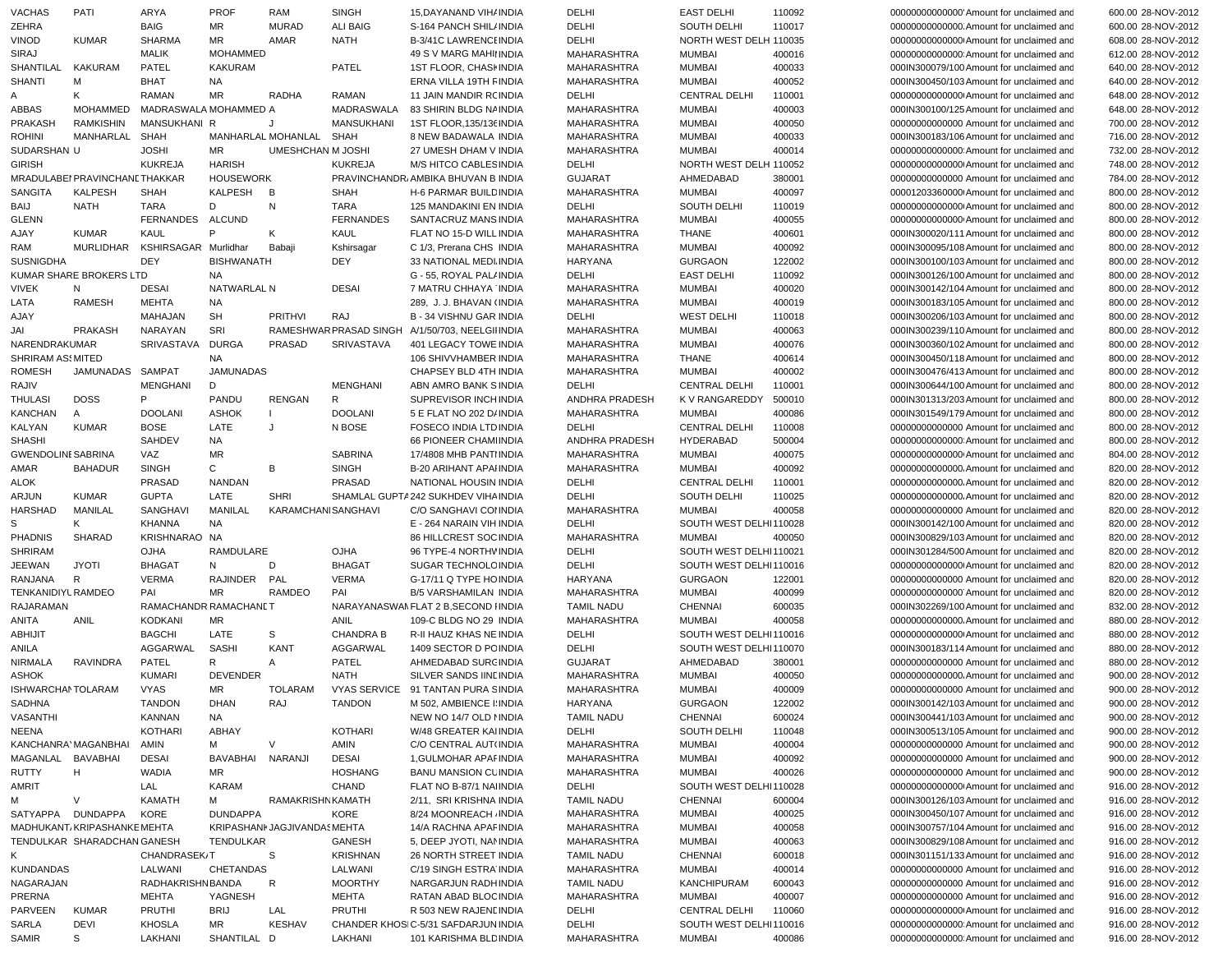| | | | | | | | | | | | | | | |
|---|---|---|---|---|---|---|---|---|---|---|---|---|---|---|
| VACHAS | PATI | ARYA | PROF | RAM | SINGH | 15,DAYANAND VIHA | INDIA | DELHI | EAST DELHI | 110092 | 000000000000000 | Amount for unclaimed and | 600.00 | 28-NOV-2012 |
| ZEHRA | | BAIG | MR | MURAD | ALI BAIG | S-164 PANCH SHILA | INDIA | DELHI | SOUTH DELHI | 110017 | 000000000000000 | Amount for unclaimed and | 600.00 | 28-NOV-2012 |
| VINOD | KUMAR | SHARMA | MR | AMAR | NATH | B-3/41C LAWRENCE | INDIA | DELHI | NORTH WEST DELH | 110035 | 000000000000000 | Amount for unclaimed and | 608.00 | 28-NOV-2012 |
| SIRAJ | | MALIK | MOHAMMED | | | 49 S V MARG MAHIM | INDIA | MAHARASHTRA | MUMBAI | 400016 | 000000000000000 | Amount for unclaimed and | 612.00 | 28-NOV-2012 |
| SHANTILAL | KAKURAM | PATEL | KAKURAM | | PATEL | 1ST FLOOR, CHASH | INDIA | MAHARASHTRA | MUMBAI | 400033 | 000IN300079/100 | Amount for unclaimed and | 640.00 | 28-NOV-2012 |
| SHANTI | M | BHAT | NA | | | ERNA VILLA 19TH F | INDIA | MAHARASHTRA | MUMBAI | 400052 | 000IN300450/103 | Amount for unclaimed and | 640.00 | 28-NOV-2012 |
| A | K | RAMAN | MR | RADHA | RAMAN | 11 JAIN MANDIR RC | INDIA | DELHI | CENTRAL DELHI | 110001 | 000000000000000 | Amount for unclaimed and | 648.00 | 28-NOV-2012 |
| ABBAS | MOHAMMED | MADRASWALA | MOHAMMED | A | MADRASWALA | 83 SHIRIN BLDG NA | INDIA | MAHARASHTRA | MUMBAI | 400003 | 000IN300100/125 | Amount for unclaimed and | 648.00 | 28-NOV-2012 |
| PRAKASH | RAMKISHIN | MANSUKHANI | R | J | MANSUKHANI | 1ST FLOOR,135/136 | INDIA | MAHARASHTRA | MUMBAI | 400050 | 000000000000000 | Amount for unclaimed and | 700.00 | 28-NOV-2012 |
| ROHINI | MANHARLAL | SHAH | MANHARLAL | MOHANLAL | SHAH | 8 NEW BADAWALA | INDIA | MAHARASHTRA | MUMBAI | 400033 | 000IN300183/106 | Amount for unclaimed and | 716.00 | 28-NOV-2012 |
| SUDARSHAN | U | JOSHI | MR | UMESHCHAN | M JOSHI | 27 UMESH DHAM V | INDIA | MAHARASHTRA | MUMBAI | 400014 | 000000000000000 | Amount for unclaimed and | 732.00 | 28-NOV-2012 |
| GIRISH | | KUKREJA | HARISH | | KUKREJA | M/S HITCO CABLES | INDIA | DELHI | NORTH WEST DELH | 110052 | 000000000000000 | Amount for unclaimed and | 748.00 | 28-NOV-2012 |
| MRADULABEN | PRAVINCHAND | THAKKAR | HOUSEWORK | | PRAVINCHANDR | AMBIKA BHUVAN B | INDIA | GUJARAT | AHMEDABAD | 380001 | 000000000000000 | Amount for unclaimed and | 784.00 | 28-NOV-2012 |
| SANGITA | KALPESH | SHAH | KALPESH | B | SHAH | H-6 PARMAR BUILD | INDIA | MAHARASHTRA | MUMBAI | 400097 | 00001203360000 | Amount for unclaimed and | 800.00 | 28-NOV-2012 |
| BAIJ | NATH | TARA | D | N | TARA | 125 MANDAKINI EN | INDIA | DELHI | SOUTH DELHI | 110019 | 000000000000000 | Amount for unclaimed and | 800.00 | 28-NOV-2012 |
| GLENN | | FERNANDES | ALCUND | | FERNANDES | SANTACRUZ MANS | INDIA | MAHARASHTRA | MUMBAI | 400055 | 000000000000000 | Amount for unclaimed and | 800.00 | 28-NOV-2012 |
| AJAY | KUMAR | KAUL | P | K | KAUL | FLAT NO 15-D WILL | INDIA | MAHARASHTRA | THANE | 400601 | 000IN300020/111 | Amount for unclaimed and | 800.00 | 28-NOV-2012 |
| RAM | MURLIDHAR | KSHIRSAGAR | Murlidhar | Babaji | Kshirsagar | C 1/3, Prerana CHS | INDIA | MAHARASHTRA | MUMBAI | 400092 | 000IN300095/108 | Amount for unclaimed and | 800.00 | 28-NOV-2012 |
| SUSNIGDHA | | DEY | BISHWANATH | | DEY | 33 NATIONAL MEDI | INDIA | HARYANA | GURGAON | 122002 | 000IN300100/103 | Amount for unclaimed and | 800.00 | 28-NOV-2012 |
| KUMAR SHARE BROKERS LTD | | | NA | | | G - 55, ROYAL PALA | INDIA | DELHI | EAST DELHI | 110092 | 000IN300126/100 | Amount for unclaimed and | 800.00 | 28-NOV-2012 |
| VIVEK | N | DESAI | NATWARLAL | N | DESAI | 7 MATRU CHHAYA | INDIA | MAHARASHTRA | MUMBAI | 400020 | 000IN300142/104 | Amount for unclaimed and | 800.00 | 28-NOV-2012 |
| LATA | RAMESH | MEHTA | NA | | | 289, J. J. BHAVAN ( | INDIA | MAHARASHTRA | MUMBAI | 400019 | 000IN300183/105 | Amount for unclaimed and | 800.00 | 28-NOV-2012 |
| AJAY | | MAHAJAN | SH | PRITHVI | RAJ | B - 34 VISHNU GAR | INDIA | DELHI | WEST DELHI | 110018 | 000IN300206/103 | Amount for unclaimed and | 800.00 | 28-NOV-2012 |
| JAI | PRAKASH | NARAYAN | SRI | RAMESHWAR | PRASAD SINGH | A/1/50/703, NEELGI | INDIA | MAHARASHTRA | MUMBAI | 400063 | 000IN300239/110 | Amount for unclaimed and | 800.00 | 28-NOV-2012 |
| NARENDRAKUMAR | | SRIVASTAVA | DURGA | PRASAD | SRIVASTAVA | 401 LEGACY TOWE | INDIA | MAHARASHTRA | MUMBAI | 400076 | 000IN300360/102 | Amount for unclaimed and | 800.00 | 28-NOV-2012 |
| SHRIRAM ASSMITED | | | NA | | | 106 SHIVVHAMBER | INDIA | MAHARASHTRA | THANE | 400614 | 000IN300450/118 | Amount for unclaimed and | 800.00 | 28-NOV-2012 |
| ROMESH | JAMUNADAS | SAMPAT | JAMUNADAS | | | CHAPSEY BLD 4TH | INDIA | MAHARASHTRA | MUMBAI | 400002 | 000IN300476/413 | Amount for unclaimed and | 800.00 | 28-NOV-2012 |
| RAJIV | | MENGHANI | D | | MENGHANI | ABN AMRO BANK S | INDIA | DELHI | CENTRAL DELHI | 110001 | 000IN300644/100 | Amount for unclaimed and | 800.00 | 28-NOV-2012 |
| THULASI | DOSS | P | PANDU | RENGAN | R | SUPREVISOR INCH | INDIA | ANDHRA PRADESH | K V RANGAREDDY | 500010 | 000IN301313/203 | Amount for unclaimed and | 800.00 | 28-NOV-2012 |
| KANCHAN | A | DOOLANI | ASHOK | I | DOOLANI | 5 E FLAT NO 202 D/ | INDIA | MAHARASHTRA | MUMBAI | 400086 | 000IN301549/179 | Amount for unclaimed and | 800.00 | 28-NOV-2012 |
| KALYAN | KUMAR | BOSE | LATE | J | N BOSE | FOSECO INDIA LTD | INDIA | DELHI | CENTRAL DELHI | 110008 | 000000000000000 | Amount for unclaimed and | 800.00 | 28-NOV-2012 |
| SHASHI | | SAHDEV | NA | | | 66 PIONEER CHAMI | INDIA | ANDHRA PRADESH | HYDERABAD | 500004 | 000000000000000 | Amount for unclaimed and | 800.00 | 28-NOV-2012 |
| GWENDOLINE | SABRINA | VAZ | MR | | SABRINA | 17/4808 MHB PANTI | INDIA | MAHARASHTRA | MUMBAI | 400075 | 000000000000000 | Amount for unclaimed and | 804.00 | 28-NOV-2012 |
| AMAR | BAHADUR | SINGH | C | B | SINGH | B-20 ARIHANT APAI | INDIA | MAHARASHTRA | MUMBAI | 400092 | 000000000000000 | Amount for unclaimed and | 820.00 | 28-NOV-2012 |
| ALOK | | PRASAD | NANDAN | | PRASAD | NATIONAL HOUSIN | INDIA | DELHI | CENTRAL DELHI | 110001 | 000000000000000 | Amount for unclaimed and | 820.00 | 28-NOV-2012 |
| ARJUN | KUMAR | GUPTA | LATE | SHRI | SHAMLAL GUPTA | 242 SUKHDEV VIHA | INDIA | DELHI | SOUTH DELHI | 110025 | 000000000000000 | Amount for unclaimed and | 820.00 | 28-NOV-2012 |
| HARSHAD | MANILAL | SANGHAVI | MANILAL | KARAMCHANI | SANGHAVI | C/O SANGHAVI CO | INDIA | MAHARASHTRA | MUMBAI | 400058 | 000000000000000 | Amount for unclaimed and | 820.00 | 28-NOV-2012 |
| S | K | KHANNA | NA | | | E - 264 NARAIN VIH | INDIA | DELHI | SOUTH WEST DELHI | 110028 | 000IN300142/100 | Amount for unclaimed and | 820.00 | 28-NOV-2012 |
| PHADNIS | SHARAD | KRISHNARAO | NA | | | 86 HILLCREST SOC | INDIA | MAHARASHTRA | MUMBAI | 400050 | 000IN300829/103 | Amount for unclaimed and | 820.00 | 28-NOV-2012 |
| SHRIRAM | | OJHA | RAMDULARE | | OJHA | 96 TYPE-4 NORTHW | INDIA | DELHI | SOUTH WEST DELHI | 110021 | 000IN301284/500 | Amount for unclaimed and | 820.00 | 28-NOV-2012 |
| JEEWAN | JYOTI | BHAGAT | N | D | BHAGAT | SUGAR TECHNOLO | INDIA | DELHI | SOUTH WEST DELHI | 110016 | 000000000000000 | Amount for unclaimed and | 820.00 | 28-NOV-2012 |
| RANJANA | R | VERMA | RAJINDER | PAL | VERMA | G-17/11 Q TYPE HO | INDIA | HARYANA | GURGAON | 122001 | 000000000000000 | Amount for unclaimed and | 820.00 | 28-NOV-2012 |
| TENKANIDIYL | RAMDEO | PAI | MR | RAMDEO | PAI | B/5 VARSHAMILAN | INDIA | MAHARASHTRA | MUMBAI | 400099 | 000000000000000 | Amount for unclaimed and | 820.00 | 28-NOV-2012 |
| RAJARAMAN | | RAMACHANDR | RAMACHANDT | | NARAYANASWAM | FLAT 2 B,SECOND F | INDIA | TAMIL NADU | CHENNAI | 600035 | 000IN302269/100 | Amount for unclaimed and | 832.00 | 28-NOV-2012 |
| ANITA | ANIL | KODKANI | MR | | ANIL | 109-C BLDG NO 29 | INDIA | MAHARASHTRA | MUMBAI | 400058 | 000000000000000 | Amount for unclaimed and | 880.00 | 28-NOV-2012 |
| ABHIJIT | | BAGCHI | LATE | S | CHANDRA B | R-II HAUZ KHAS NE | INDIA | DELHI | SOUTH WEST DELHI | 110016 | 000000000000000 | Amount for unclaimed and | 880.00 | 28-NOV-2012 |
| ANILA | | AGGARWAL | SASHI | KANT | AGGARWAL | 1409 SECTOR D PO | INDIA | DELHI | SOUTH WEST DELHI | 110070 | 000IN300183/114 | Amount for unclaimed and | 880.00 | 28-NOV-2012 |
| NIRMALA | RAVINDRA | PATEL | R | A | PATEL | AHMEDABAD SURG | INDIA | GUJARAT | AHMEDABAD | 380001 | 000000000000000 | Amount for unclaimed and | 880.00 | 28-NOV-2012 |
| ASHOK | | KUMARI | DEVENDER | | NATH | SILVER SANDS IIN | INDIA | MAHARASHTRA | MUMBAI | 400050 | 000000000000000 | Amount for unclaimed and | 900.00 | 28-NOV-2012 |
| ISHWARCHAN | TOLARAM | VYAS | MR | TOLARAM | VYAS SERVICE | 91 TANTAN PURA S | INDIA | MAHARASHTRA | MUMBAI | 400009 | 000000000000000 | Amount for unclaimed and | 900.00 | 28-NOV-2012 |
| SADHNA | | TANDON | DHAN | RAJ | TANDON | M 502, AMBIENCE I | INDIA | HARYANA | GURGAON | 122002 | 000IN300142/103 | Amount for unclaimed and | 900.00 | 28-NOV-2012 |
| VASANTHI | | KANNAN | NA | | | NEW NO 14/7 OLD N | INDIA | TAMIL NADU | CHENNAI | 600024 | 000IN300441/103 | Amount for unclaimed and | 900.00 | 28-NOV-2012 |
| NEENA | | KOTHARI | ABHAY | | KOTHARI | W/48 GREATER KAI | INDIA | DELHI | SOUTH DELHI | 110048 | 000IN300513/105 | Amount for unclaimed and | 900.00 | 28-NOV-2012 |
| KANCHANRAY | MAGANBHAI | AMIN | M | V | AMIN | C/O CENTRAL AUT | INDIA | MAHARASHTRA | MUMBAI | 400004 | 000000000000000 | Amount for unclaimed and | 900.00 | 28-NOV-2012 |
| MAGANLAL | BAVABHAI | DESAI | BAVABHAI | NARANJI | DESAI | 1,GULMOHAR APAF | INDIA | MAHARASHTRA | MUMBAI | 400092 | 000000000000000 | Amount for unclaimed and | 900.00 | 28-NOV-2012 |
| RUTTY | H | WADIA | MR | | HOSHANG | BANU MANSION CU | INDIA | MAHARASHTRA | MUMBAI | 400026 | 000000000000000 | Amount for unclaimed and | 900.00 | 28-NOV-2012 |
| AMRIT | | LAL | KARAM | | CHAND | FLAT NO B-87/1 NA | INDIA | DELHI | SOUTH WEST DELHI | 110028 | 000000000000000 | Amount for unclaimed and | 916.00 | 28-NOV-2012 |
| M | V | KAMATH | M | RAMAKRISHN | KAMATH | 2/11, SRI KRISHNA | INDIA | TAMIL NADU | CHENNAI | 600004 | 000IN300126/103 | Amount for unclaimed and | 916.00 | 28-NOV-2012 |
| SATYAPPA | DUNDAPPA | KORE | DUNDAPPA | | KORE | 8/24 MOONREACH | INDIA | MAHARASHTRA | MUMBAI | 400025 | 000IN300450/107 | Amount for unclaimed and | 916.00 | 28-NOV-2012 |
| MADHUKANTA | KRIPASHANKE | MEHTA | KRIPASHANK | JAGJIVANDAS | MEHTA | 14/A RACHNA APAF | INDIA | MAHARASHTRA | MUMBAI | 400058 | 000IN300757/104 | Amount for unclaimed and | 916.00 | 28-NOV-2012 |
| TENDULKAR | SHARADCHAN | GANESH | TENDULKAR | | GANESH | 5, DEEP JYOTI, NAI | INDIA | MAHARASHTRA | MUMBAI | 400063 | 000IN300829/108 | Amount for unclaimed and | 916.00 | 28-NOV-2012 |
| K | | CHANDRASEKA | T | S | KRISHNAN | 26 NORTH STREET | INDIA | TAMIL NADU | CHENNAI | 600018 | 000IN301151/133 | Amount for unclaimed and | 916.00 | 28-NOV-2012 |
| KUNDANDAS | | LALWANI | CHETANDAS | | LALWANI | C/19 SINGH ESTRA | INDIA | MAHARASHTRA | MUMBAI | 400014 | 000000000000000 | Amount for unclaimed and | 916.00 | 28-NOV-2012 |
| NAGARAJAN | | RADHAKRISHN | BANDA | R | MOORTHY | NARGARJUN RADH | INDIA | TAMIL NADU | KANCHIPURAM | 600043 | 000000000000000 | Amount for unclaimed and | 916.00 | 28-NOV-2012 |
| PRERNA | | MEHTA | YAGNESH | | MEHTA | RATAN ABAD BLOC | INDIA | MAHARASHTRA | MUMBAI | 400007 | 000000000000000 | Amount for unclaimed and | 916.00 | 28-NOV-2012 |
| PARVEEN | KUMAR | PRUTHI | BRIJ | LAL | PRUTHI | R 503 NEW RAJENI | INDIA | DELHI | CENTRAL DELHI | 110060 | 000000000000000 | Amount for unclaimed and | 916.00 | 28-NOV-2012 |
| SARLA | DEVI | KHOSLA | MR | KESHAV | CHANDER KHOSI | C-5/31 SAFDARJUN | INDIA | DELHI | SOUTH WEST DELHI | 110016 | 000000000000000 | Amount for unclaimed and | 916.00 | 28-NOV-2012 |
| SAMIR | S | LAKHANI | SHANTILAL | D | LAKHANI | 101 KARISHMA BLD | INDIA | MAHARASHTRA | MUMBAI | 400086 | 000000000000000 | Amount for unclaimed and | 916.00 | 28-NOV-2012 |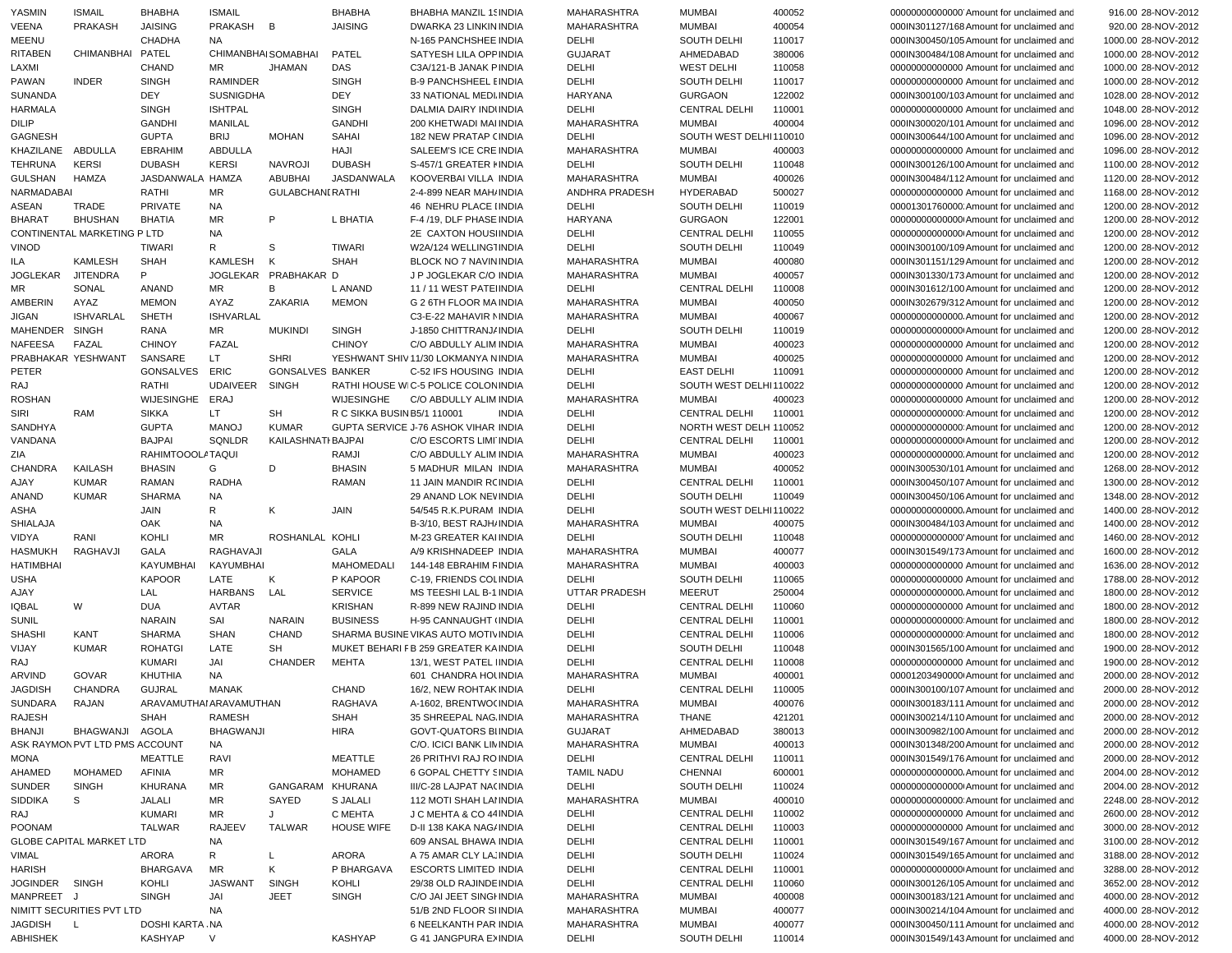| | | | | | | | | | | | | | | |
|---|---|---|---|---|---|---|---|---|---|---|---|---|---|---|
| YASMIN | ISMAIL | BHABHA | ISMAIL | | BHABHA | BHABHA MANZIL 1 | INDIA | MAHARASHTRA | MUMBAI | 400052 | 000000000000000 | Amount for unclaimed and | 916.00 | 28-NOV-2012 |
| VEENA | PRAKASH | JAISING | PRAKASH | B | JAISING | DWARKA 23 LINKIN | INDIA | MAHARASHTRA | MUMBAI | 400054 | 000IN301127/168 | Amount for unclaimed and | 920.00 | 28-NOV-2012 |
| MEENU | | CHADHA | NA | | | N-165 PANCHSHEE | INDIA | DELHI | SOUTH DELHI | 110017 | 000IN300450/105 | Amount for unclaimed and | 1000.00 | 28-NOV-2012 |
| RITABEN | CHIMANBHAI | PATEL | CHIMANBHAI | SOMABHAI | PATEL | SATYESH LILA OPP | INDIA | GUJARAT | AHMEDABAD | 380006 | 000IN300484/108 | Amount for unclaimed and | 1000.00 | 28-NOV-2012 |
| LAXMI | | CHAND | MR | JHAMAN | DAS | C3A/121-B JANAK P | INDIA | DELHI | WEST DELHI | 110058 | 00000000000000 | Amount for unclaimed and | 1000.00 | 28-NOV-2012 |
| PAWAN | INDER | SINGH | RAMINDER | | SINGH | B-9 PANCHSHEEL E | INDIA | DELHI | SOUTH DELHI | 110017 | 00000000000000 | Amount for unclaimed and | 1000.00 | 28-NOV-2012 |
| SUNANDA | | DEY | SUSNIGDHA | | DEY | 33 NATIONAL MEDI | INDIA | HARYANA | GURGAON | 122002 | 000IN300100/103 | Amount for unclaimed and | 1028.00 | 28-NOV-2012 |
| HARMALA | | SINGH | ISHTPAL | | SINGH | DALMIA DAIRY INDI | INDIA | DELHI | CENTRAL DELHI | 110001 | 00000000000000 | Amount for unclaimed and | 1048.00 | 28-NOV-2012 |
| DILIP | | GANDHI | MANILAL | | GANDHI | 200 KHETWADI MAI | INDIA | MAHARASHTRA | MUMBAI | 400004 | 000IN300020/101 | Amount for unclaimed and | 1096.00 | 28-NOV-2012 |
| GAGNESH | | GUPTA | BRIJ | MOHAN | SAHAI | 182 NEW PRATAP C | INDIA | DELHI | SOUTH WEST DELHI | 110010 | 000IN300644/100 | Amount for unclaimed and | 1096.00 | 28-NOV-2012 |
| KHAZILANE | ABDULLA | EBRAHIM | ABDULLA | | HAJI | SALEEM'S ICE CRE | INDIA | MAHARASHTRA | MUMBAI | 400003 | 00000000000000 | Amount for unclaimed and | 1096.00 | 28-NOV-2012 |
| TEHRUNA | KERSI | DUBASH | KERSI | NAVROJI | DUBASH | S-457/1 GREATER K | INDIA | DELHI | SOUTH DELHI | 110048 | 000IN300126/100 | Amount for unclaimed and | 1100.00 | 28-NOV-2012 |
| GULSHAN | HAMZA | JASDANWALA | HAMZA | ABUBHAI | JASDANWALA | KOOVERBAI VILLA | INDIA | MAHARASHTRA | MUMBAI | 400026 | 000IN300484/112 | Amount for unclaimed and | 1120.00 | 28-NOV-2012 |
| NARMADABAI | | RATHI | MR | GULABCHANI | RATHI | 2-4-899 NEAR MAH | INDIA | ANDHRA PRADESH | HYDERABAD | 500027 | 00000000000000 | Amount for unclaimed and | 1168.00 | 28-NOV-2012 |
| ASEAN | TRADE | PRIVATE | NA | | | 46 NEHRU PLACE I | INDIA | DELHI | SOUTH DELHI | 110019 | 00001301760000 | Amount for unclaimed and | 1200.00 | 28-NOV-2012 |
| BHARAT | BHUSHAN | BHATIA | MR | P | L BHATIA | F-4 /19, DLF PHASE | INDIA | HARYANA | GURGAON | 122001 | 00000000000000 | Amount for unclaimed and | 1200.00 | 28-NOV-2012 |
| CONTINENTAL MARKETING P LTD | | | NA | | | 2E CAXTON HOUSI | INDIA | DELHI | CENTRAL DELHI | 110055 | 00000000000000 | Amount for unclaimed and | 1200.00 | 28-NOV-2012 |
| VINOD | | TIWARI | R | S | TIWARI | W2A/124 WELLINGT | INDIA | DELHI | SOUTH DELHI | 110049 | 000IN300100/109 | Amount for unclaimed and | 1200.00 | 28-NOV-2012 |
| ILA | KAMLESH | SHAH | KAMLESH | K | SHAH | BLOCK NO 7 NAVIN | INDIA | MAHARASHTRA | MUMBAI | 400080 | 000IN301151/129 | Amount for unclaimed and | 1200.00 | 28-NOV-2012 |
| JOGLEKAR | JITENDRA | P | JOGLEKAR | PRABHAKAR | D | J P JOGLEKAR C/O | INDIA | MAHARASHTRA | MUMBAI | 400057 | 000IN301330/173 | Amount for unclaimed and | 1200.00 | 28-NOV-2012 |
| MR | SONAL | ANAND | MR | B | L ANAND | 11 / 11 WEST PATE | INDIA | DELHI | CENTRAL DELHI | 110008 | 000IN301612/100 | Amount for unclaimed and | 1200.00 | 28-NOV-2012 |
| AMBERIN | AYAZ | MEMON | AYAZ | ZAKARIA | MEMON | G 2 6TH FLOOR MA | INDIA | MAHARASHTRA | MUMBAI | 400050 | 000IN302679/312 | Amount for unclaimed and | 1200.00 | 28-NOV-2012 |
| JIGAN | ISHVARLAL | SHETH | ISHVARLAL | | | C3-E-22 MAHAVIR N | INDIA | MAHARASHTRA | MUMBAI | 400067 | 00000000000000 | Amount for unclaimed and | 1200.00 | 28-NOV-2012 |
| MAHENDER | SINGH | RANA | MR | MUKINDI | SINGH | J-1850 CHITTRANJ | INDIA | DELHI | SOUTH DELHI | 110019 | 00000000000000 | Amount for unclaimed and | 1200.00 | 28-NOV-2012 |
| NAFEESA | FAZAL | CHINOY | FAZAL | | CHINOY | C/O ABDULLY ALIM | INDIA | MAHARASHTRA | MUMBAI | 400023 | 00000000000000 | Amount for unclaimed and | 1200.00 | 28-NOV-2012 |
| PRABHAKAR | YESHWANT | SANSARE | LT | SHRI | YESHWANT SHIV | 11/30 LOKMANYA N | INDIA | MAHARASHTRA | MUMBAI | 400025 | 00000000000000 | Amount for unclaimed and | 1200.00 | 28-NOV-2012 |
| PETER | | GONSALVES | ERIC | GONSALVES | BANKER | C-52 IFS HOUSING | INDIA | DELHI | EAST DELHI | 110091 | 00000000000000 | Amount for unclaimed and | 1200.00 | 28-NOV-2012 |
| RAJ | | RATHI | UDAIVEER | SINGH | RATHI HOUSE W | C-5 POLICE COLON | INDIA | DELHI | SOUTH WEST DELHI | 110022 | 00000000000000 | Amount for unclaimed and | 1200.00 | 28-NOV-2012 |
| ROSHAN | | WIJESINGHE | ERAJ | | WIJESINGHE | C/O ABDULLY ALIM | INDIA | MAHARASHTRA | MUMBAI | 400023 | 00000000000000 | Amount for unclaimed and | 1200.00 | 28-NOV-2012 |
| SIRI | RAM | SIKKA | LT | SH | R C SIKKA BUSIN | B5/1 110001 | INDIA | DELHI | CENTRAL DELHI | 110001 | 00000000000000 | Amount for unclaimed and | 1200.00 | 28-NOV-2012 |
| SANDHYA | | GUPTA | MANOJ | KUMAR | GUPTA SERVICE | J-76 ASHOK VIHAR | INDIA | DELHI | NORTH WEST DELH | 110052 | 00000000000000 | Amount for unclaimed and | 1200.00 | 28-NOV-2012 |
| VANDANA | | BAJPAI | SQNLDR | KAILASHNAT | BAJPAI | C/O ESCORTS LIMI | INDIA | DELHI | CENTRAL DELHI | 110001 | 00000000000000 | Amount for unclaimed and | 1200.00 | 28-NOV-2012 |
| ZIA | | RAHIMTOOOLA | TAQUI | | RAMJI | C/O ABDULLY ALIM | INDIA | MAHARASHTRA | MUMBAI | 400023 | 00000000000000 | Amount for unclaimed and | 1200.00 | 28-NOV-2012 |
| CHANDRA | KAILASH | BHASIN | G | D | BHASIN | 5 MADHUR MILAN | INDIA | MAHARASHTRA | MUMBAI | 400052 | 000IN300530/101 | Amount for unclaimed and | 1268.00 | 28-NOV-2012 |
| AJAY | KUMAR | RAMAN | RADHA | | RAMAN | 11 JAIN MANDIR RC | INDIA | DELHI | CENTRAL DELHI | 110001 | 000IN300450/107 | Amount for unclaimed and | 1300.00 | 28-NOV-2012 |
| ANAND | KUMAR | SHARMA | NA | | | 29 ANAND LOK NEV | INDIA | DELHI | SOUTH DELHI | 110049 | 000IN300450/106 | Amount for unclaimed and | 1348.00 | 28-NOV-2012 |
| ASHA | | JAIN | R | K | JAIN | 54/545 R.K.PURAM | INDIA | DELHI | SOUTH WEST DELHI | 110022 | 00000000000000 | Amount for unclaimed and | 1400.00 | 28-NOV-2012 |
| SHIALAJA | | OAK | NA | | | B-3/10, BEST RAJH | INDIA | MAHARASHTRA | MUMBAI | 400075 | 000IN300484/103 | Amount for unclaimed and | 1400.00 | 28-NOV-2012 |
| VIDYA | RANI | KOHLI | MR | ROSHANLAL | KOHLI | M-23 GREATER KAI | INDIA | DELHI | SOUTH DELHI | 110048 | 000000000000000 | Amount for unclaimed and | 1460.00 | 28-NOV-2012 |
| HASMUKH | RAGHAVJI | GALA | RAGHAVAJI | | GALA | A/9 KRISHNADEEP | INDIA | MAHARASHTRA | MUMBAI | 400077 | 000IN301549/173 | Amount for unclaimed and | 1600.00 | 28-NOV-2012 |
| HATIMBHAI | | KAYUMBHAI | KAYUMBHAI | | MAHOMEDALI | 144-148 EBRAHIM F | INDIA | MAHARASHTRA | MUMBAI | 400003 | 00000000000000 | Amount for unclaimed and | 1636.00 | 28-NOV-2012 |
| USHA | | KAPOOR | LATE | K | P KAPOOR | C-19, FRIENDS COL | INDIA | DELHI | SOUTH DELHI | 110065 | 00000000000000 | Amount for unclaimed and | 1788.00 | 28-NOV-2012 |
| AJAY | | LAL | HARBANS | LAL | SERVICE | MS TEESHI LAL B-1 | INDIA | UTTAR PRADESH | MEERUT | 250004 | 00000000000000 | Amount for unclaimed and | 1800.00 | 28-NOV-2012 |
| IQBAL | W | DUA | AVTAR | | KRISHAN | R-899 NEW RAJIND | INDIA | DELHI | CENTRAL DELHI | 110060 | 00000000000000 | Amount for unclaimed and | 1800.00 | 28-NOV-2012 |
| SUNIL | | NARAIN | SAI | NARAIN | BUSINESS | H-95 CANNAUGHT ( | INDIA | DELHI | CENTRAL DELHI | 110001 | 00000000000000 | Amount for unclaimed and | 1800.00 | 28-NOV-2012 |
| SHASHI | KANT | SHARMA | SHAN | CHAND | SHARMA BUSINE | VIKAS AUTO MOTIV | INDIA | DELHI | CENTRAL DELHI | 110006 | 00000000000000 | Amount for unclaimed and | 1800.00 | 28-NOV-2012 |
| VIJAY | KUMAR | ROHATGI | LATE | SH | MUKET BEHARI F | B 259 GREATER KA | INDIA | DELHI | SOUTH DELHI | 110048 | 000IN301565/100 | Amount for unclaimed and | 1900.00 | 28-NOV-2012 |
| RAJ | | KUMARI | JAI | CHANDER | MEHTA | 13/1, WEST PATEL I | INDIA | DELHI | CENTRAL DELHI | 110008 | 00000000000000 | Amount for unclaimed and | 1900.00 | 28-NOV-2012 |
| ARVIND | GOVAR | KHUTHIA | NA | | | 601 CHANDRA HOL | INDIA | MAHARASHTRA | MUMBAI | 400001 | 00001203490000 | Amount for unclaimed and | 2000.00 | 28-NOV-2012 |
| JAGDISH | CHANDRA | GUJRAL | MANAK | | CHAND | 16/2, NEW ROHTAK | INDIA | DELHI | CENTRAL DELHI | 110005 | 000IN300100/107 | Amount for unclaimed and | 2000.00 | 28-NOV-2012 |
| SUNDARA | RAJAN | ARAVAMUTHA | ARAVAMUTHAN | | RAGHAVA | A-1602, BRENTWO | INDIA | MAHARASHTRA | MUMBAI | 400076 | 000IN300183/111 | Amount for unclaimed and | 2000.00 | 28-NOV-2012 |
| RAJESH | | SHAH | RAMESH | | SHAH | 35 SHREEPAL NAG | INDIA | MAHARASHTRA | THANE | 421201 | 000IN300214/110 | Amount for unclaimed and | 2000.00 | 28-NOV-2012 |
| BHANJI | BHAGWANJI | AGOLA | BHAGWANJI | | HIRA | GOVT-QUATORS BI | INDIA | GUJARAT | AHMEDABAD | 380013 | 000IN300982/100 | Amount for unclaimed and | 2000.00 | 28-NOV-2012 |
| ASK RAYMON PVT LTD PMS ACCOUNT | | | NA | | | C/O. ICICI BANK LIM | INDIA | MAHARASHTRA | MUMBAI | 400013 | 000IN301348/200 | Amount for unclaimed and | 2000.00 | 28-NOV-2012 |
| MONA | | MEATTLE | RAVI | | MEATTLE | 26 PRITHVI RAJ RO | INDIA | DELHI | CENTRAL DELHI | 110011 | 000IN301549/176 | Amount for unclaimed and | 2000.00 | 28-NOV-2012 |
| AHAMED | MOHAMED | AFINIA | MR | | MOHAMED | 6 GOPAL CHETTY S | INDIA | TAMIL NADU | CHENNAI | 600001 | 00000000000000 | Amount for unclaimed and | 2004.00 | 28-NOV-2012 |
| SUNDER | SINGH | KHURANA | MR | GANGARAM | KHURANA | III/C-28 LAJPAT NA | INDIA | DELHI | SOUTH DELHI | 110024 | 00000000000000 | Amount for unclaimed and | 2004.00 | 28-NOV-2012 |
| SIDDIKA | S | JALALI | MR | SAYED | S JALALI | 112 MOTI SHAH LAI | INDIA | MAHARASHTRA | MUMBAI | 400010 | 00000000000000 | Amount for unclaimed and | 2248.00 | 28-NOV-2012 |
| RAJ | | KUMARI | MR | J | C MEHTA | J C MEHTA & CO 44 | INDIA | DELHI | CENTRAL DELHI | 110002 | 00000000000000 | Amount for unclaimed and | 2600.00 | 28-NOV-2012 |
| POONAM | | TALWAR | RAJEEV | TALWAR | HOUSE WIFE | D-II 138 KAKA NAG | INDIA | DELHI | CENTRAL DELHI | 110003 | 00000000000000 | Amount for unclaimed and | 3000.00 | 28-NOV-2012 |
| GLOBE CAPITAL MARKET LTD | | | NA | | | 609 ANSAL BHAWA | INDIA | DELHI | CENTRAL DELHI | 110001 | 000IN301549/167 | Amount for unclaimed and | 3100.00 | 28-NOV-2012 |
| VIMAL | | ARORA | R | L | ARORA | A 75 AMAR CLY LA | INDIA | DELHI | SOUTH DELHI | 110024 | 000IN301549/165 | Amount for unclaimed and | 3188.00 | 28-NOV-2012 |
| HARISH | | BHARGAVA | MR | K | P BHARGAVA | ESCORTS LIMITED | INDIA | DELHI | CENTRAL DELHI | 110001 | 00000000000000 | Amount for unclaimed and | 3288.00 | 28-NOV-2012 |
| JOGINDER | SINGH | KOHLI | JASWANT | SINGH | KOHLI | 29/38 OLD RAJINDE | INDIA | DELHI | CENTRAL DELHI | 110060 | 000IN300126/105 | Amount for unclaimed and | 3652.00 | 28-NOV-2012 |
| MANPREET | J | SINGH | JAI | JEET | SINGH | C/O JAI JEET SINGH | INDIA | MAHARASHTRA | MUMBAI | 400008 | 000IN300183/121 | Amount for unclaimed and | 4000.00 | 28-NOV-2012 |
| NIMITT SECURITIES PVT LTD | | | NA | | | 51/B 2ND FLOOR SI | INDIA | MAHARASHTRA | MUMBAI | 400077 | 000IN300214/104 | Amount for unclaimed and | 4000.00 | 28-NOV-2012 |
| JAGDISH | L | DOSHI KARTA | NA | | | 6 NEELKANTH PAR | INDIA | MAHARASHTRA | MUMBAI | 400077 | 000IN300450/111 | Amount for unclaimed and | 4000.00 | 28-NOV-2012 |
| ABHISHEK | | KASHYAP | V | | KASHYAP | G 41 JANGPURA EX | INDIA | DELHI | SOUTH DELHI | 110014 | 000IN301549/143 | Amount for unclaimed and | 4000.00 | 28-NOV-2012 |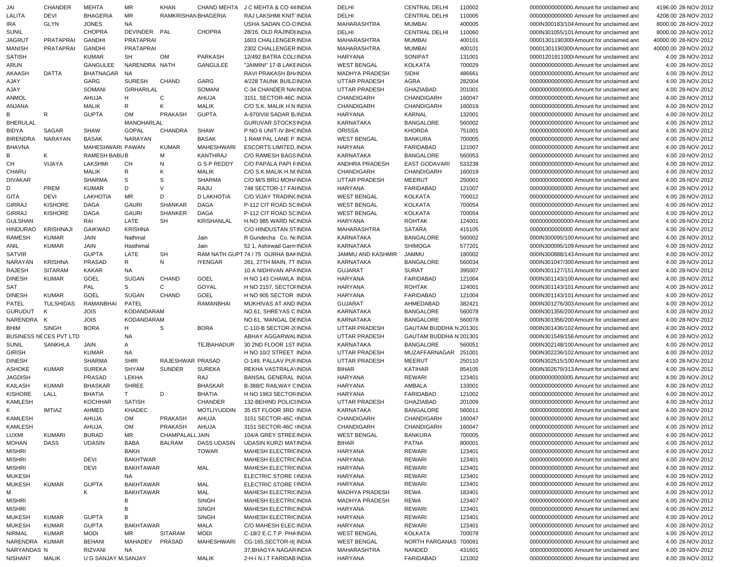| | | | | | | | | | | | | | | |
|---|---|---|---|---|---|---|---|---|---|---|---|---|---|---|
| JAI | CHANDER | MEHTA | MR | KHAN | CHAND MEHTA | J C MEHTA & CO 44 | INDIA | DELHI | CENTRAL DELHI | 110002 | 00000000000000 | Amount for unclaimed and | 4196.00 | 28-NOV-2012 |
| LALITA | DEVI | BHAGERIA | MR | RAMKRISHAN | BHAGERIA | RAJ LAKSHMI KNIT | INDIA | DELHI | CENTRAL DELHI | 110005 | 00000000000000 | Amount for unclaimed and | 4208.00 | 28-NOV-2012 |
| IRA | GLYN | JONES | NA | | | USHA SADAN CO-O | INDIA | MAHARASHTRA | MUMBAI | 400005 | 000IN300183/104 | Amount for unclaimed and | 8000.00 | 28-NOV-2012 |
| SUNIL | | CHOPRA | DEVINDER | PAL | CHOPRA | 28/16, OLD RAJIND | INDIA | DELHI | CENTRAL DELHI | 110060 | 000IN301055/101 | Amount for unclaimed and | 8000.00 | 28-NOV-2012 |
| JAGRUT | PRATAPRAI | GANDHI | PRATAPRAI | | | 1603 CHALLENGER | INDIA | MAHARASHTRA | MUMBAI | 400101 | 00001301190300 | Amount for unclaimed and | 40000.00 | 28-NOV-2012 |
| MANISH | PRATAPRAI | GANDHI | PRATAPRAI | | | 2302 CHALLENGER | INDIA | MAHARASHTRA | MUMBAI | 400101 | 00001301190300 | Amount for unclaimed and | 40000.00 | 28-NOV-2012 |
| SATISH | | KUMAR | SH | OM | PARKASH | 12/492 BATRA COL | INDIA | HARYANA | SONIPAT | 131001 | 00001201911000 | Amount for unclaimed and | 4.00 | 28-NOV-2012 |
| ARUN | | GANGULEE | NARENDRA | NATH | GANGULEE | "JAIMINI" 17-B LAKE | INDIA | WEST BENGAL | KOLKATA | 700029 | 00000000000000 | Amount for unclaimed and | 4.00 | 28-NOV-2012 |
| AKAASH | DATTA | BHATNAGAR | NA | | | RAVI PRAKASH BH | INDIA | MADHYA PRADESH | SIDHI | 486661 | 00000000000000 | Amount for unclaimed and | 4.00 | 28-NOV-2012 |
| AJAY | | GARG | SURESH | CHAND | GARG | 4/228 TAUNK BUILD | INDIA | UTTAR PRADESH | AGRA | 282004 | 00000000000000 | Amount for unclaimed and | 4.00 | 28-NOV-2012 |
| AJAY | | SOMANI | GIRHARILAL | | SOMANI | C-34 CHANDER NA | INDIA | UTTAR PRADESH | GHAZIABAD | 201001 | 00000000000000 | Amount for unclaimed and | 4.00 | 28-NOV-2012 |
| ANMOL | | AHUJA | H | C | AHUJA | 3151, SECTOR-46C | INDIA | CHANDIGARH | CHANDIGARH | 160047 | 00000000000000 | Amount for unclaimed and | 4.00 | 28-NOV-2012 |
| ANJANA | | MALIK | R | K | MALIK | C/O S.K. MALIK H.N | INDIA | CHANDIGARH | CHANDIGARH | 160019 | 00000000000000 | Amount for unclaimed and | 4.00 | 28-NOV-2012 |
| B | R | GUPTA | OM | PRAKASH | GUPTA | A-970/VIII SADAR B | INDIA | HARYANA | KARNAL | 132001 | 00000000000000 | Amount for unclaimed and | 4.00 | 28-NOV-2012 |
| BHERULAL | | | MANOHARLAL | | | GURUVAR STOCKS | INDIA | KARNATAKA | BANGALORE | 560002 | 00000000000000 | Amount for unclaimed and | 4.00 | 28-NOV-2012 |
| BIDYA | SAGAR | SHAW | GOPAL | CHANDRA | SHAW | P NO 6 UNIT-IV BH | INDIA | ORISSA | KHORDA | 751001 | 00000000000000 | Amount for unclaimed and | 4.00 | 28-NOV-2012 |
| BIRENDRA | NARAYAN | BASAK | NARAYAN | | BASAK | 1 RAM PAL LANE P | INDIA | WEST BENGAL | BANKURA | 700005 | 00000000000000 | Amount for unclaimed and | 4.00 | 28-NOV-2012 |
| BHAVNA | | MAHESHWARI | PAWAN | KUMAR | MAHESHWARI | ESCORTS LIMITED, | INDIA | HARYANA | FARIDABAD | 121007 | 00000000000000 | Amount for unclaimed and | 4.00 | 28-NOV-2012 |
| B | K | RAMESH BABU | B | M | KANTHRAJ | C/O RAMESH BAGS | INDIA | KARNATAKA | BANGALORE | 560053 | 00000000000000 | Amount for unclaimed and | 4.00 | 28-NOV-2012 |
| CH | VIJAYA | LAKSHMI | CH | N | G S P REDDY | C/O PAPALA PAPI F | INDIA | ANDHRA PRADESH | EAST GODAVARI | 533238 | 00000000000000 | Amount for unclaimed and | 4.00 | 28-NOV-2012 |
| CHARU | | MALIK | R | K | MALIK | C/O S.K.MALIK H.N | INDIA | CHANDIGARH | CHANDIGARH | 160019 | 00000000000000 | Amount for unclaimed and | 4.00 | 28-NOV-2012 |
| DIVAKAR | | SHARMA | S | S | SHARMA | C/O M/S BRIJ MOH | INDIA | UTTAR PRADESH | MEERUT | 250001 | 00000000000000 | Amount for unclaimed and | 4.00 | 28-NOV-2012 |
| D | PREM | KUMAR | D | V | RAJU | 748 SECTOR-17 FA | INDIA | HARYANA | FARIDABAD | 121007 | 00000000000000 | Amount for unclaimed and | 4.00 | 28-NOV-2012 |
| GITA | DEVI | LAKHOTIA | MR | D | D LAKHOTIA | C/O VIJAY TRADIN | INDIA | WEST BENGAL | KOLKATA | 700012 | 00000000000000 | Amount for unclaimed and | 4.00 | 28-NOV-2012 |
| GIRRAJ | KISHORE | DAGA | GAURI | SHANKAR | DAGA | P-112 CIT ROAD SC | INDIA | WEST BENGAL | KOLKATA | 700054 | 00000000000000 | Amount for unclaimed and | 4.00 | 28-NOV-2012 |
| GIRRAJ | KISHORE | DAGA | GAURI | SHANKER | DAGA | P-112 CIT ROAD SC | INDIA | WEST BENGAL | KOLKATA | 700054 | 00000000000000 | Amount for unclaimed and | 4.00 | 28-NOV-2012 |
| GULSHAN | | RAI | LATE | SH | KRISHANLAL | H.NO 985 WARD NC | INDIA | HARYANA | ROHTAK | 124001 | 00000000000000 | Amount for unclaimed and | 4.00 | 28-NOV-2012 |
| HINDURAO | KRISHNAJI | GAIKWAD | KRISHNA | | | C/O HINDUSTAN ST | INDIA | MAHARASHTRA | SATARA | 415105 | 00000000000000 | Amount for unclaimed and | 4.00 | 28-NOV-2012 |
| RAMESH | KUMAR | JAIN | Nathmal | | Jain | R Gundecha Co. N | INDIA | KARNATAKA | BANGALORE | 560002 | 000IN300095/100 | Amount for unclaimed and | 4.00 | 28-NOV-2012 |
| ANIL | KUMAR | JAIN | Hasthimal | | Jain | 52 1, Ashirwad Garm | INDIA | KARNATAKA | SHIMOGA | 577201 | 000IN300095/109 | Amount for unclaimed and | 4.00 | 28-NOV-2012 |
| SATVIR | | GUPTA | LATE | SH | RAM NATH GUPT | 74 / 75 GURHA BAK | INDIA | JAMMU AND KASHMIR | JAMMU | 180002 | 000IN300888/143 | Amount for unclaimed and | 4.00 | 28-NOV-2012 |
| NARAYAN | KRISHNA | PRASAD | R | N | IYENGAR | 261, 27TH MAIN, 7T | INDIA | KARNATAKA | BANGALORE | 560034 | 000IN301047/300 | Amount for unclaimed and | 4.00 | 28-NOV-2012 |
| RAJESH | SITARAM | KAKAR | NA | | | 10 A NIDHIVAN APA | INDIA | GUJARAT | SURAT | 395007 | 000IN301127/151 | Amount for unclaimed and | 4.00 | 28-NOV-2012 |
| DINESH | KUMAR | GOEL | SUGAN | CHAND | GOEL | H NO 143 CHAWLA | INDIA | HARYANA | FARIDABAD | 121004 | 000IN301143/100 | Amount for unclaimed and | 4.00 | 28-NOV-2012 |
| SAT | | PAL | S | C | GOYAL | H NO 2157, SECTO | INDIA | HARYANA | ROHTAK | 124001 | 000IN301143/101 | Amount for unclaimed and | 4.00 | 28-NOV-2012 |
| DINESH | KUMAR | GOEL | SUGAN | CHAND | GOEL | H NO 905 SECTOR | INDIA | HARYANA | FARIDABAD | 121004 | 000IN301143/101 | Amount for unclaimed and | 4.00 | 28-NOV-2012 |
| PATEL | TULSHIDAS | RAMANBHAI | PATEL | | RAMANBHAI | MUKHIVAS AT AND | INDIA | GUJARAT | AHMEDABAD | 382421 | 000IN301276/303 | Amount for unclaimed and | 4.00 | 28-NOV-2012 |
| GURUDUT | K | JOIS | KODANDARAM | | | NO.61, SHREYAS C | INDIA | KARNATAKA | BANGALORE | 560078 | 000IN301356/200 | Amount for unclaimed and | 4.00 | 28-NOV-2012 |
| NARENDRA | K | JOIS | KODANDARAM | | | NO.61, 'MANGAL DE | INDIA | KARNATAKA | BANGALORE | 560078 | 000IN301356/200 | Amount for unclaimed and | 4.00 | 28-NOV-2012 |
| BHIM | SINGH | BORA | H | S | BORA | C-110-B SECTOR-2 | INDIA | UTTAR PRADESH | GAUTAM BUDDHA N | 201301 | 000IN301436/102 | Amount for unclaimed and | 4.00 | 28-NOV-2012 |
| BUSINESS NE | CES PVT LTD | | NA | | | ABHAY AGGARWAL | INDIA | UTTAR PRADESH | GAUTAM BUDDHA N | 201301 | 000IN301549/156 | Amount for unclaimed and | 4.00 | 28-NOV-2012 |
| SUNIL | SANKHLA | JAIN | A | | TEJBAHADUR | 30 2ND FLOOR 1ST | INDIA | KARNATAKA | BANGALORE | 560051 | 000IN302148/100 | Amount for unclaimed and | 4.00 | 28-NOV-2012 |
| GIRISH | | KUMAR | NA | | | H NO 10/2 STREET | INDIA | UTTAR PRADESH | MUZAFFARNAGAR | 251001 | 000IN302236/102 | Amount for unclaimed and | 4.00 | 28-NOV-2012 |
| DINESH | | SHARMA | SHRI | RAJESHWAR | PRASAD | O-149, PALLAV PUR | INDIA | UTTAR PRADESH | MEERUT | 250110 | 000IN302515/100 | Amount for unclaimed and | 4.00 | 28-NOV-2012 |
| ASHOKE | KUMAR | SUREKA | SHYAM | SUNDER | SUREKA | REKHA VASTRALAY | INDIA | BIHAR | KATIHAR | 854105 | 000IN302679/313 | Amount for unclaimed and | 4.00 | 28-NOV-2012 |
| JAGDISH | | PRASAD | LEKHA | | RAJ | BANSAL GENERAL | INDIA | HARYANA | REWARI | 123401 | 00000000000000 | Amount for unclaimed and | 4.00 | 28-NOV-2012 |
| KAILASH | KUMAR | BHASKAR | SHREE | | BHASKAR | B-388/C RAILWAY C | INDIA | HARYANA | AMBALA | 133001 | 00000000000000 | Amount for unclaimed and | 4.00 | 28-NOV-2012 |
| KISHORE | LALL | BHATIA | T | D | BHATIA | H NO 1963 SECTOR | INDIA | HARYANA | FARIDABAD | 121002 | 00000000000000 | Amount for unclaimed and | 4.00 | 28-NOV-2012 |
| KAMLESH | | KOCHHAR | SATISH | | CHANDER | 132-BEHIND POLIC | INDIA | UTTAR PRADESH | GHAZIABAD | 201009 | 00000000000000 | Amount for unclaimed and | 4.00 | 28-NOV-2012 |
| K | IMTIAZ | AHMED | KHADEC | | MOTLIYUDDIN | 35 IST FLOOR 3RD | INDIA | KARNATAKA | BANGALORE | 560011 | 00000000000000 | Amount for unclaimed and | 4.00 | 28-NOV-2012 |
| KAMLESH | | AHUJA | OM | PRAKASH | AHUJA | 3151 SECTOR-46C | INDIA | CHANDIGARH | CHANDIGARH | 160047 | 00000000000000 | Amount for unclaimed and | 4.00 | 28-NOV-2012 |
| KAMLESH | | AHUJA | OM | PRAKASH | AHUJA | 3151 SECTOR-46C | INDIA | CHANDIGARH | CHANDIGARH | 160047 | 00000000000000 | Amount for unclaimed and | 4.00 | 28-NOV-2012 |
| LUXMI | KUMARI | BURAD | MR | CHAMPALALL | JAIN | 104/A GREY STREE | INDIA | WEST BENGAL | BANKURA | 700005 | 00000000000000 | Amount for unclaimed and | 4.00 | 28-NOV-2012 |
| MOHAN | DASS | UDASIN | BABA | BALRAM | DASS UDASIN | UDASIN KURZI MAT | INDIA | BIHAR | PATNA | 800001 | 00000000000000 | Amount for unclaimed and | 4.00 | 28-NOV-2012 |
| MISHRI | | | BAKH | | TOWAR | MAHESH ELECTRIC | INDIA | HARYANA | REWARI | 123401 | 00000000000000 | Amount for unclaimed and | 4.00 | 28-NOV-2012 |
| MISHRI | | DEVI | BAKHTWAR | | | MAHESH ELECTRIC | INDIA | HARYANA | REWARI | 123401 | 00000000000000 | Amount for unclaimed and | 4.00 | 28-NOV-2012 |
| MISHRI | | DEVI | BAKHTAWAR | | MAL | MAHESH ELECTRIC | INDIA | HARYANA | REWARI | 123401 | 00000000000000 | Amount for unclaimed and | 4.00 | 28-NOV-2012 |
| MUKESH | | | NA | | | ELECTRIC STORE ( | INDIA | HARYANA | REWARI | 123401 | 00000000000000 | Amount for unclaimed and | 4.00 | 28-NOV-2012 |
| MUKESH | KUMAR | GUPTA | BAKHTAWAR | | MAL | ELECTRIC STORE ( | INDIA | HARYANA | REWARI | 123401 | 00000000000000 | Amount for unclaimed and | 4.00 | 28-NOV-2012 |
| M | | K | BAKHTAWAR | | MAL | MAHESH ELECTRIC | INDIA | MADHYA PRADESH | REWA | 183401 | 00000000000000 | Amount for unclaimed and | 4.00 | 28-NOV-2012 |
| MISHRI | | | B | | SINGH | MAHESH ELECTRIC | INDIA | MADHYA PRADESH | REWA | 123407 | 00000000000000 | Amount for unclaimed and | 4.00 | 28-NOV-2012 |
| MISHRI | | | B | | SINGH | MAHESH ELECTRIC | INDIA | HARYANA | REWARI | 123401 | 00000000000000 | Amount for unclaimed and | 4.00 | 28-NOV-2012 |
| MUKESH | KUMAR | GUPTA | B | | SINGH | MAHESH ELECTRIC | INDIA | HARYANA | REWARI | 123401 | 00000000000000 | Amount for unclaimed and | 4.00 | 28-NOV-2012 |
| MUKESH | KUMAR | GUPTA | BAKHTAWAR | | MALA | C/O MAHESH ELEC | INDIA | HARYANA | REWARI | 123401 | 00000000000000 | Amount for unclaimed and | 4.00 | 28-NOV-2012 |
| NIRMAL | KUMAR | MODI | MR | SITARAM | MODI | C-18/2 E.C.T.P. PHA | INDIA | WEST BENGAL | KOLKATA | 700078 | 00000000000000 | Amount for unclaimed and | 4.00 | 28-NOV-2012 |
| NARENDRA | KUMAR | BEHANI | MAHADEV | PRASAD | MAHESHWARI | CG-165,SECTOR-II( | INDIA | WEST BENGAL | NORTH PARGANAS | 700091 | 00000000000000 | Amount for unclaimed and | 4.00 | 28-NOV-2012 |
| NARYANDAS | N | RIZVANI | NA | | | 37,BHAGYA NAGAR | INDIA | MAHARASHTRA | NANDED | 431601 | 00000000000000 | Amount for unclaimed and | 4.00 | 28-NOV-2012 |
| NISHANT | MALIK | U G SANJAY M | SANJAY | | MALIK | 2-H-I N.I.T FARIDAB | INDIA | HARYANA | FARIDABAD | 121002 | 00000000000000 | Amount for unclaimed and | 4.00 | 28-NOV-2012 |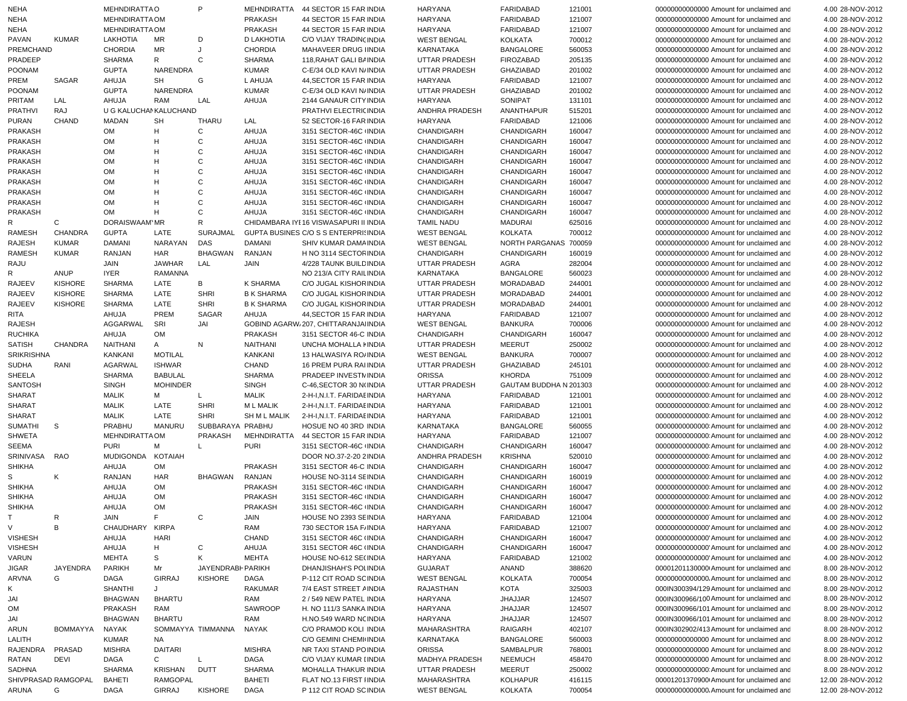| | | | | | | | | | | | | | | | |
|---|---|---|---|---|---|---|---|---|---|---|---|---|---|---|---|
| NEHA | | MEHNDIRATTA O | | P | MEHNDIRATTA | 44 SECTOR 15 FAR | INDIA | HARYANA | FARIDABAD | 121001 | | 00000000000000 | Amount for unclaimed and | 4.00 | 28-NOV-2012 |
| NEHA | | MEHNDIRATTA OM | | | PRAKASH | 44 SECTOR 15 FAR | INDIA | HARYANA | FARIDABAD | 121007 | | 00000000000000 | Amount for unclaimed and | 4.00 | 28-NOV-2012 |
| NEHA | | MEHNDIRATTA OM | | | PRAKASH | 44 SECTOR 15 FAR | INDIA | HARYANA | FARIDABAD | 121007 | | 00000000000000 | Amount for unclaimed and | 4.00 | 28-NOV-2012 |
| PAVAN | KUMAR | LAKHOTIA | MR | D | D LAKHOTIA | C/O VIJAY TRADINC | INDIA | WEST BENGAL | KOLKATA | 700012 | | 00000000000000 | Amount for unclaimed and | 4.00 | 28-NOV-2012 |
| PREMCHAND | | CHORDIA | MR | J | CHORDIA | MAHAVEER DRUG I | INDIA | KARNATAKA | BANGALORE | 560053 | | 00000000000000 | Amount for unclaimed and | 4.00 | 28-NOV-2012 |
| PRADEEP | | SHARMA | R | C | SHARMA | 118,RAHAT GALI BA | INDIA | UTTAR PRADESH | FIROZABAD | 205135 | | 00000000000000 | Amount for unclaimed and | 4.00 | 28-NOV-2012 |
| POONAM | | GUPTA | NARENDRA | | KUMAR | C-E/34 OLD KAVI NA | INDIA | UTTAR PRADESH | GHAZIABAD | 201002 | | 00000000000000 | Amount for unclaimed and | 4.00 | 28-NOV-2012 |
| PREM | SAGAR | AHUJA | SH | G | L AHUJA | 44,SECTOR 15 FAR | INDIA | HARYANA | FARIDABAD | 121007 | | 00000000000000 | Amount for unclaimed and | 4.00 | 28-NOV-2012 |
| POONAM | | GUPTA | NARENDRA | | KUMAR | C-E/34 OLD KAVI NA | INDIA | UTTAR PRADESH | GHAZIABAD | 201002 | | 00000000000000 | Amount for unclaimed and | 4.00 | 28-NOV-2012 |
| PRITAM | LAL | AHUJA | RAM | LAL | AHUJA | 2144 GANAUR CITY | INDIA | HARYANA | SONIPAT | 131101 | | 00000000000000 | Amount for unclaimed and | 4.00 | 28-NOV-2012 |
| PRATHVI | RAJ | U G KALUCHAN | KALUCHAND | | | PRATHVI ELECTRIC | INDIA | ANDHRA PRADESH | ANANTHAPUR | 515201 | | 00000000000000 | Amount for unclaimed and | 4.00 | 28-NOV-2012 |
| PURAN | CHAND | MADAN | SH | THARU | LAL | 52 SECTOR-16 FAR | INDIA | HARYANA | FARIDABAD | 121006 | | 00000000000000 | Amount for unclaimed and | 4.00 | 28-NOV-2012 |
| PRAKASH | | OM | H | C | AHUJA | 3151 SECTOR-46C | INDIA | CHANDIGARH | CHANDIGARH | 160047 | | 00000000000000 | Amount for unclaimed and | 4.00 | 28-NOV-2012 |
| PRAKASH | | OM | H | C | AHUJA | 3151 SECTOR-46C | INDIA | CHANDIGARH | CHANDIGARH | 160047 | | 00000000000000 | Amount for unclaimed and | 4.00 | 28-NOV-2012 |
| PRAKASH | | OM | H | C | AHUJA | 3151 SECTOR-46C | INDIA | CHANDIGARH | CHANDIGARH | 160047 | | 00000000000000 | Amount for unclaimed and | 4.00 | 28-NOV-2012 |
| PRAKASH | | OM | H | C | AHUJA | 3151 SECTOR-46C | INDIA | CHANDIGARH | CHANDIGARH | 160047 | | 00000000000000 | Amount for unclaimed and | 4.00 | 28-NOV-2012 |
| PRAKASH | | OM | H | C | AHUJA | 3151 SECTOR-46C | INDIA | CHANDIGARH | CHANDIGARH | 160047 | | 00000000000000 | Amount for unclaimed and | 4.00 | 28-NOV-2012 |
| PRAKASH | | OM | H | C | AHUJA | 3151 SECTOR-46C | INDIA | CHANDIGARH | CHANDIGARH | 160047 | | 00000000000000 | Amount for unclaimed and | 4.00 | 28-NOV-2012 |
| PRAKASH | | OM | H | C | AHUJA | 3151 SECTOR-46C | INDIA | CHANDIGARH | CHANDIGARH | 160047 | | 00000000000000 | Amount for unclaimed and | 4.00 | 28-NOV-2012 |
| PRAKASH | | OM | H | C | AHUJA | 3151 SECTOR-46C | INDIA | CHANDIGARH | CHANDIGARH | 160047 | | 00000000000000 | Amount for unclaimed and | 4.00 | 28-NOV-2012 |
| PRAKASH | | OM | H | C | AHUJA | 3151 SECTOR-46C | INDIA | CHANDIGARH | CHANDIGARH | 160047 | | 00000000000000 | Amount for unclaimed and | 4.00 | 28-NOV-2012 |
| R | C | DORAISWAAMY | MR | R | CHIDAMBARA IYE | 16 VISWASAPURI II | INDIA | TAMIL NADU | MADURAI | 625016 | | 00000000000000 | Amount for unclaimed and | 4.00 | 28-NOV-2012 |
| RAMESH | CHANDRA | GUPTA | LATE | SURAJMAL | GUPTA BUSINES | C/O S S ENTERPRIS | INDIA | WEST BENGAL | KOLKATA | 700012 | | 00000000000000 | Amount for unclaimed and | 4.00 | 28-NOV-2012 |
| RAJESH | KUMAR | DAMANI | NARAYAN | DAS | DAMANI | SHIV KUMAR DAMA | INDIA | WEST BENGAL | NORTH PARGANAS | 700059 | | 00000000000000 | Amount for unclaimed and | 4.00 | 28-NOV-2012 |
| RAMESH | KUMAR | RANJAN | HAR | BHAGWAN | RANJAN | H NO 3114 SECTOR | INDIA | CHANDIGARH | CHANDIGARH | 160019 | | 00000000000000 | Amount for unclaimed and | 4.00 | 28-NOV-2012 |
| RAJU | | JAIN | JAWHAR | LAL | JAIN | 4/228 TAUNK BUILD | INDIA | UTTAR PRADESH | AGRA | 282004 | | 00000000000000 | Amount for unclaimed and | 4.00 | 28-NOV-2012 |
| R | ANUP | IYER | RAMANNA | | | NO 213/A CITY RAIL | INDIA | KARNATAKA | BANGALORE | 560023 | | 00000000000000 | Amount for unclaimed and | 4.00 | 28-NOV-2012 |
| RAJEEV | KISHORE | SHARMA | LATE | B | K SHARMA | C/O JUGAL KISHOR | INDIA | UTTAR PRADESH | MORADABAD | 244001 | | 00000000000000 | Amount for unclaimed and | 4.00 | 28-NOV-2012 |
| RAJEEV | KISHORE | SHARMA | LATE | SHRI | B K SHARMA | C/O JUGAL KISHOR | INDIA | UTTAR PRADESH | MORADABAD | 244001 | | 00000000000000 | Amount for unclaimed and | 4.00 | 28-NOV-2012 |
| RAJEEV | KISHORE | SHARMA | LATE | SHRI | B K SHARMA | C/O JUGAL KISHOR | INDIA | UTTAR PRADESH | MORADABAD | 244001 | | 00000000000000 | Amount for unclaimed and | 4.00 | 28-NOV-2012 |
| RITA | | AHUJA | PREM | SAGAR | AHUJA | 44,SECTOR 15 FAR | INDIA | HARYANA | FARIDABAD | 121007 | | 00000000000000 | Amount for unclaimed and | 4.00 | 28-NOV-2012 |
| RAJESH | | AGGARWAL | SRI | JAI | GOBIND AGARWA | 207, CHITTARANJA | INDIA | WEST BENGAL | BANKURA | 700006 | | 00000000000000 | Amount for unclaimed and | 4.00 | 28-NOV-2012 |
| RUCHIKA | | AHUJA | OM | | PRAKASH | 3151 SECTOR 46-C | INDIA | CHANDIGARH | CHANDIGARH | 160047 | | 00000000000000 | Amount for unclaimed and | 4.00 | 28-NOV-2012 |
| SATISH | CHANDRA | NAITHANI | A | N | NAITHANI | UNCHA MOHALLA K | INDIA | UTTAR PRADESH | MEERUT | 250002 | | 00000000000000 | Amount for unclaimed and | 4.00 | 28-NOV-2012 |
| SRIKRISHNA | | KANKANI | MOTILAL | | KANKANI | 13 HALWASIYA RO | INDIA | WEST BENGAL | BANKURA | 700007 | | 00000000000000 | Amount for unclaimed and | 4.00 | 28-NOV-2012 |
| SUDHA | RANI | AGARWAL | ISHWAR | | CHAND | 16 PREM PURA RAI | INDIA | UTTAR PRADESH | GHAZIABAD | 245101 | | 00000000000000 | Amount for unclaimed and | 4.00 | 28-NOV-2012 |
| SHEELA | | SHARMA | BABULAL | | SHARMA | PRADEEP INVESTM | INDIA | ORISSA | KHORDA | 751009 | | 00000000000000 | Amount for unclaimed and | 4.00 | 28-NOV-2012 |
| SANTOSH | | SINGH | MOHINDER | | SINGH | C-46,SECTOR 30 N | INDIA | UTTAR PRADESH | GAUTAM BUDDHA N | 201303 | | 00000000000000 | Amount for unclaimed and | 4.00 | 28-NOV-2012 |
| SHARAT | | MALIK | M | L | MALIK | 2-H-I,N.I.T. FARIDAE | INDIA | HARYANA | FARIDABAD | 121001 | | 00000000000000 | Amount for unclaimed and | 4.00 | 28-NOV-2012 |
| SHARAT | | MALIK | LATE | SHRI | M L MALIK | 2-H-I,N.I.T. FARIDAE | INDIA | HARYANA | FARIDABAD | 121001 | | 00000000000000 | Amount for unclaimed and | 4.00 | 28-NOV-2012 |
| SHARAT | | MALIK | LATE | SHRI | SH M L MALIK | 2-H-I,N.I.T. FARIDAE | INDIA | HARYANA | FARIDABAD | 121001 | | 00000000000000 | Amount for unclaimed and | 4.00 | 28-NOV-2012 |
| SUMATHI | S | PRABHU | MANURU | SUBBARAYA | PRABHU | HOSUE NO 40 3RD | INDIA | KARNATAKA | BANGALORE | 560055 | | 00000000000000 | Amount for unclaimed and | 4.00 | 28-NOV-2012 |
| SHWETA | | MEHNDIRATTA | OM | PRAKASH | MEHNDIRATTA | 44 SECTOR 15 FAR | INDIA | HARYANA | FARIDABAD | 121007 | | 00000000000000 | Amount for unclaimed and | 4.00 | 28-NOV-2012 |
| SEEMA | | PURI | M | L | PURI | 3151 SECTOR-46C | INDIA | CHANDIGARH | CHANDIGARH | 160047 | | 00000000000000 | Amount for unclaimed and | 4.00 | 28-NOV-2012 |
| SRINIVASA | RAO | MUDIGONDA | KOTAIAH | | | DOOR NO.37-2-20 2 | INDIA | ANDHRA PRADESH | KRISHNA | 520010 | | 00000000000000 | Amount for unclaimed and | 4.00 | 28-NOV-2012 |
| SHIKHA | | AHUJA | OM | | PRAKASH | 3151 SECTOR 46-C | INDIA | CHANDIGARH | CHANDIGARH | 160047 | | 00000000000000 | Amount for unclaimed and | 4.00 | 28-NOV-2012 |
| S | K | RANJAN | HAR | BHAGWAN | RANJAN | HOUSE NO-3114 SE | INDIA | CHANDIGARH | CHANDIGARH | 160019 | | 00000000000000 | Amount for unclaimed and | 4.00 | 28-NOV-2012 |
| SHIKHA | | AHUJA | OM | | PRAKASH | 3151 SECTOR-46C | INDIA | CHANDIGARH | CHANDIGARH | 160047 | | 00000000000000 | Amount for unclaimed and | 4.00 | 28-NOV-2012 |
| SHIKHA | | AHUJA | OM | | PRAKASH | 3151 SECTOR-46C | INDIA | CHANDIGARH | CHANDIGARH | 160047 | | 00000000000000 | Amount for unclaimed and | 4.00 | 28-NOV-2012 |
| SHIKHA | | AHUJA | OM | | PRAKASH | 3151 SECTOR-46C | INDIA | CHANDIGARH | CHANDIGARH | 160047 | | 00000000000000 | Amount for unclaimed and | 4.00 | 28-NOV-2012 |
| T | R | JAIN | F | C | JAIN | HOUSE NO 2393 SE | INDIA | HARYANA | FARIDABAD | 121004 | | 00000000000000 | Amount for unclaimed and | 4.00 | 28-NOV-2012 |
| V | B | CHAUDHARY | KIRPA | | RAM | 730 SECTOR 15A F | INDIA | HARYANA | FARIDABAD | 121007 | | 00000000000000 | Amount for unclaimed and | 4.00 | 28-NOV-2012 |
| VISHESH | | AHUJA | HARI | | CHAND | 3151 SECTOR 46C | INDIA | CHANDIGARH | CHANDIGARH | 160047 | | 00000000000000 | Amount for unclaimed and | 4.00 | 28-NOV-2012 |
| VISHESH | | AHUJA | H | C | AHUJA | 3151 SECTOR 46C | INDIA | CHANDIGARH | CHANDIGARH | 160047 | | 00000000000000 | Amount for unclaimed and | 4.00 | 28-NOV-2012 |
| VARUN | | MEHTA | S | K | MEHTA | HOUSE NO-612 SE | INDIA | HARYANA | FARIDABAD | 121002 | | 00000000000000 | Amount for unclaimed and | 4.00 | 28-NOV-2012 |
| JIGAR | JAYENDRA | PARIKH | Mr | JAYENDRABH | PARIKH | DHANJISHAH'S POL | INDIA | GUJARAT | ANAND | 388620 | | 00001201130000 | Amount for unclaimed and | 8.00 | 28-NOV-2012 |
| ARVNA | G | DAGA | GIRRAJ | KISHORE | DAGA | P-112 CIT ROAD SC | INDIA | WEST BENGAL | KOLKATA | 700054 | | 00000000000000 | Amount for unclaimed and | 8.00 | 28-NOV-2012 |
| K | | SHANTHI | J | | RAKUMAR | 7/4 EAST STREET A | INDIA | RAJASTHAN | KOTA | 325003 | | 000IN300394/129 | Amount for unclaimed and | 8.00 | 28-NOV-2012 |
| JAI | | BHAGWAN | BHARTU | | RAM | 2 / 549 NEW PATEL | INDIA | HARYANA | JHAJJAR | 124507 | | 000IN300966/100 | Amount for unclaimed and | 8.00 | 28-NOV-2012 |
| OM | | PRAKASH | RAM | | SAWROOP | H. NO 111/3 SANKA | INDIA | HARYANA | JHAJJAR | 124507 | | 000IN300966/101 | Amount for unclaimed and | 8.00 | 28-NOV-2012 |
| JAI | | BHAGWAN | BHARTU | | RAM | H.NO.549 WARD NC | INDIA | HARYANA | JHAJJAR | 124507 | | 000IN300966/101 | Amount for unclaimed and | 8.00 | 28-NOV-2012 |
| ARUN | BOMMAYYA | NAYAK | SOMMAYYA | TIMMANNA | NAYAK | C/O PRAMOD KOLI | INDIA | MAHARASHTRA | RAIGARH | 402107 | | 000IN302902/413 | Amount for unclaimed and | 8.00 | 28-NOV-2012 |
| LALITH | | KUMAR | NA | | | C/O GEMINI CHEMI | INDIA | KARNATAKA | BANGALORE | 560003 | | 00000000000000 | Amount for unclaimed and | 8.00 | 28-NOV-2012 |
| RAJENDRA | PRASAD | MISHRA | DAITARI | | MISHRA | NR TAXI STAND PO | INDIA | ORISSA | SAMBALPUR | 768001 | | 00000000000000 | Amount for unclaimed and | 8.00 | 28-NOV-2012 |
| RATAN | DEVI | DAGA | C | L | DAGA | C/O VIJAY KUMAR I | INDIA | MADHYA PRADESH | NEEMUCH | 458470 | | 00000000000000 | Amount for unclaimed and | 8.00 | 28-NOV-2012 |
| SADHNA | | SHARMA | KRISHAN | DUTT | SHARMA | MOHALLA THAKUR | INDIA | UTTAR PRADESH | MEERUT | 250002 | | 00000000000000 | Amount for unclaimed and | 8.00 | 28-NOV-2012 |
| SHIVPRASAD | RAMGOPAL | BAHETI | RAMGOPAL | | BAHETI | FLAT NO.13 FIRST I | INDIA | MAHARASHTRA | KOLHAPUR | 416115 | | 00001201370900 | Amount for unclaimed and | 12.00 | 28-NOV-2012 |
| ARUNA | G | DAGA | GIRRAJ | KISHORE | DAGA | P 112 CIT ROAD SC | INDIA | WEST BENGAL | KOLKATA | 700054 | | 00000000000000 | Amount for unclaimed and | 12.00 | 28-NOV-2012 |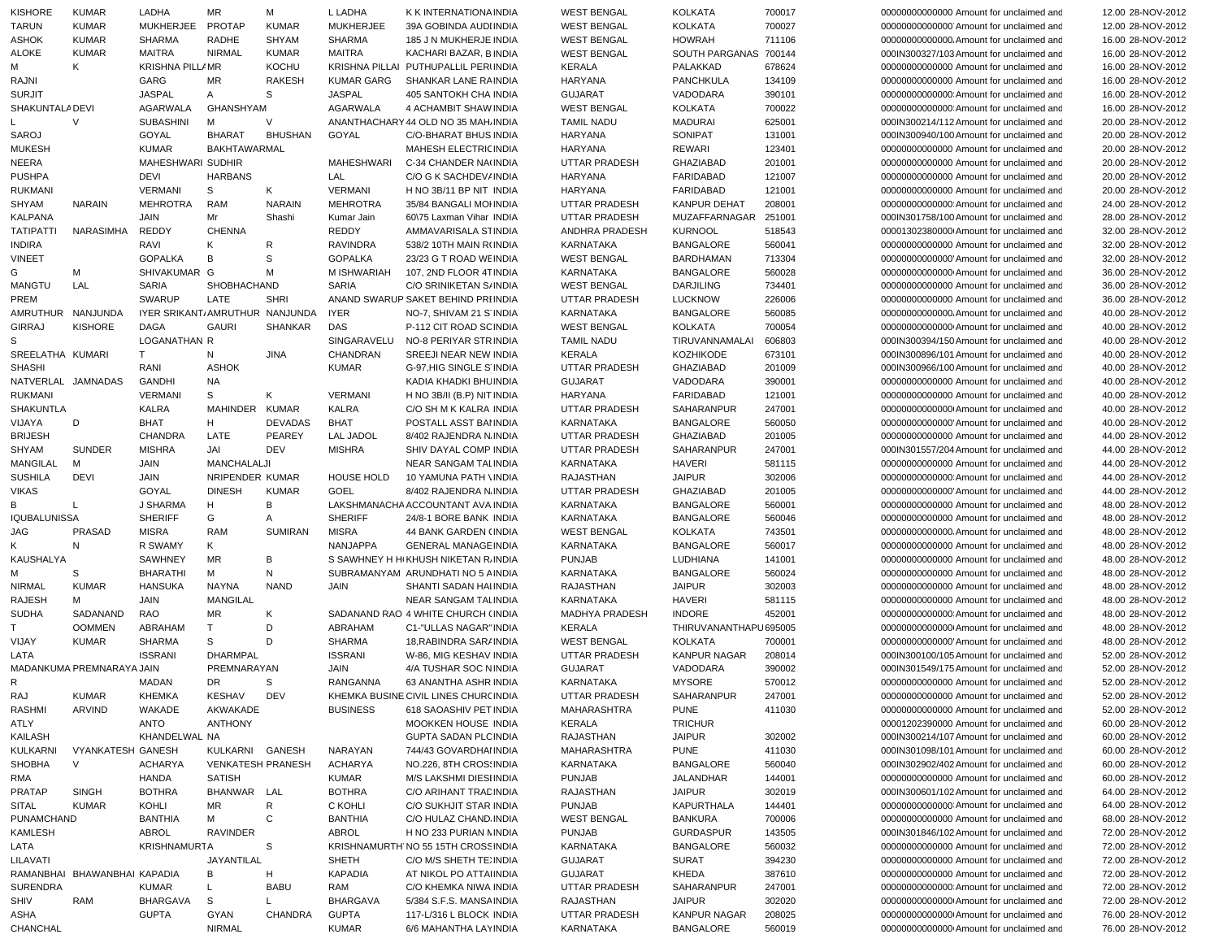| | | | | | | | | | | | | | | |
|---|---|---|---|---|---|---|---|---|---|---|---|---|---|---|
| KISHORE | KUMAR | LADHA | MR | M | L LADHA | K K INTERNATIONA | INDIA | WEST BENGAL | KOLKATA | 700017 | 00000000000000 | Amount for unclaimed and | 12.00 | 28-NOV-2012 |
| TARUN | KUMAR | MUKHERJEE | PROTAP | KUMAR | MUKHERJEE | 39A GOBINDA AUDI | INDIA | WEST BENGAL | KOLKATA | 700027 | 0000000000000T | Amount for unclaimed and | 12.00 | 28-NOV-2012 |
| ASHOK | KUMAR | SHARMA | RADHE | SHYAM | SHARMA | 185 J N MUKHERJE | INDIA | WEST BENGAL | HOWRAH | 711106 | 00000000000000 | Amount for unclaimed and | 16.00 | 28-NOV-2012 |
| ALOKE | KUMAR | MAITRA | NIRMAL | KUMAR | MAITRA | KACHARI BAZAR, B | INDIA | WEST BENGAL | SOUTH PARGANAS | 700144 | 000IN300327/103 | Amount for unclaimed and | 16.00 | 28-NOV-2012 |
| M | K | KRISHNA PILLA | MR | KOCHU | KRISHNA PILLAI | PUTHUPALLIL PERI | INDIA | KERALA | PALAKKAD | 678624 | 00000000000000 | Amount for unclaimed and | 16.00 | 28-NOV-2012 |
| RAJNI | | GARG | MR | RAKESH | KUMAR GARG | SHANKAR LANE RA | INDIA | HARYANA | PANCHKULA | 134109 | 00000000000000 | Amount for unclaimed and | 16.00 | 28-NOV-2012 |
| SURJIT | | JASPAL | A | S | JASPAL | 405 SANTOKH CHA | INDIA | GUJARAT | VADODARA | 390101 | 00000000000000 | Amount for unclaimed and | 16.00 | 28-NOV-2012 |
| SHAKUNTALA | DEVI | AGARWALA | GHANSHYAM | | AGARWALA | 4 ACHAMBIT SHAW | INDIA | WEST BENGAL | KOLKATA | 700022 | 00000000000000 | Amount for unclaimed and | 16.00 | 28-NOV-2012 |
| L | V | SUBASHINI | M | V | ANANTHACHARY | 44 OLD NO 35 MAH | INDIA | TAMIL NADU | MADURAI | 625001 | 000IN300214/112 | Amount for unclaimed and | 20.00 | 28-NOV-2012 |
| SAROJ | | GOYAL | BHARAT | BHUSHAN | GOYAL | C/O-BHARAT BHUS | INDIA | HARYANA | SONIPAT | 131001 | 000IN300940/100 | Amount for unclaimed and | 20.00 | 28-NOV-2012 |
| MUKESH | | KUMAR | BAKHTAWARMAL | | | MAHESH ELECTRIC | INDIA | HARYANA | REWARI | 123401 | 00000000000000 | Amount for unclaimed and | 20.00 | 28-NOV-2012 |
| NEERA | | MAHESHWARI | SUDHIR | | MAHESHWARI | C-34 CHANDER NA | INDIA | UTTAR PRADESH | GHAZIABAD | 201001 | 00000000000000 | Amount for unclaimed and | 20.00 | 28-NOV-2012 |
| PUSHPA | | DEVI | HARBANS | | LAL | C/O G K SACHDEV | INDIA | HARYANA | FARIDABAD | 121007 | 00000000000000 | Amount for unclaimed and | 20.00 | 28-NOV-2012 |
| RUKMANI | | VERMANI | S | K | VERMANI | H NO 3B/11 BP NIT | INDIA | HARYANA | FARIDABAD | 121001 | 00000000000000 | Amount for unclaimed and | 20.00 | 28-NOV-2012 |
| SHYAM | NARAIN | MEHROTRA | RAM | NARAIN | MEHROTRA | 35/84 BANGALI MO | INDIA | UTTAR PRADESH | KANPUR DEHAT | 208001 | 00000000000000 | Amount for unclaimed and | 24.00 | 28-NOV-2012 |
| KALPANA | | JAIN | Mr | Shashi | Kumar Jain | 60\75 Laxman Vihar | INDIA | UTTAR PRADESH | MUZAFFARNAGAR | 251001 | 000IN301758/100 | Amount for unclaimed and | 28.00 | 28-NOV-2012 |
| TATIPATTI | NARASIMHA | REDDY | CHENNA | | REDDY | AMMAVARISALA ST | INDIA | ANDHRA PRADESH | KURNOOL | 518543 | 00001302380000 | Amount for unclaimed and | 32.00 | 28-NOV-2012 |
| INDIRA | | RAVI | K | R | RAVINDRA | 538/2 10TH MAIN R | INDIA | KARNATAKA | BANGALORE | 560041 | 00000000000000 | Amount for unclaimed and | 32.00 | 28-NOV-2012 |
| VINEET | | GOPALKA | B | S | GOPALKA | 23/23 G T ROAD WE | INDIA | WEST BENGAL | BARDHAMAN | 713304 | 0000000000000T | Amount for unclaimed and | 32.00 | 28-NOV-2012 |
| G | M | SHIVAKUMAR | G | M | M ISHWARIAH | 107, 2ND FLOOR 4T | INDIA | KARNATAKA | BANGALORE | 560028 | 00000000000000 | Amount for unclaimed and | 36.00 | 28-NOV-2012 |
| MANGTU | LAL | SARIA | SHOBHACHAND | | SARIA | C/O SRINIKETAN S | INDIA | WEST BENGAL | DARJILING | 734401 | 00000000000000 | Amount for unclaimed and | 36.00 | 28-NOV-2012 |
| PREM | | SWARUP | LATE | SHRI | ANAND SWARUP | SAKET BEHIND PR | INDIA | UTTAR PRADESH | LUCKNOW | 226006 | 00000000000000 | Amount for unclaimed and | 36.00 | 28-NOV-2012 |
| AMRUTHUR | NANJUNDA | IYER SRIKANT | AMRUTHUR | NANJUNDA | IYER | NO-7, SHIVAM 21 S | INDIA | KARNATAKA | BANGALORE | 560085 | 00000000000000 | Amount for unclaimed and | 40.00 | 28-NOV-2012 |
| GIRRAJ | KISHORE | DAGA | GAURI | SHANKAR | DAS | P-112 CIT ROAD SC | INDIA | WEST BENGAL | KOLKATA | 700054 | 00000000000000 | Amount for unclaimed and | 40.00 | 28-NOV-2012 |
| S | | LOGANATHAN | R | | SINGARAVELU | NO-8 PERIYAR STR | INDIA | TAMIL NADU | TIRUVANNAMALAI | 606803 | 000IN300394/150 | Amount for unclaimed and | 40.00 | 28-NOV-2012 |
| SREELATHA | KUMARI | T | N | JINA | CHANDRAN | SREEJI NEAR NEW | INDIA | KERALA | KOZHIKODE | 673101 | 000IN300896/101 | Amount for unclaimed and | 40.00 | 28-NOV-2012 |
| SHASHI | | RANI | ASHOK | | KUMAR | G-97,HIG SINGLE S | INDIA | UTTAR PRADESH | GHAZIABAD | 201009 | 000IN300966/100 | Amount for unclaimed and | 40.00 | 28-NOV-2012 |
| NATVERLAL | JAMNADAS | GANDHI | NA | | | KADIA KHADKI BHU | INDIA | GUJARAT | VADODARA | 390001 | 00000000000000 | Amount for unclaimed and | 40.00 | 28-NOV-2012 |
| RUKMANI | | VERMANI | S | K | VERMANI | H NO 3B/II (B.P) NIT | INDIA | HARYANA | FARIDABAD | 121001 | 00000000000000 | Amount for unclaimed and | 40.00 | 28-NOV-2012 |
| SHAKUNTLA | | KALRA | MAHINDER | KUMAR | KALRA | C/O SH M K KALRA | INDIA | UTTAR PRADESH | SAHARANPUR | 247001 | 00000000000000 | Amount for unclaimed and | 40.00 | 28-NOV-2012 |
| VIJAYA | D | BHAT | H | DEVADAS | BHAT | POSTALL ASST BA | INDIA | KARNATAKA | BANGALORE | 560050 | 0000000000000T | Amount for unclaimed and | 40.00 | 28-NOV-2012 |
| BRIJESH | | CHANDRA | LATE | PEAREY | LAL JADOL | 8/402 RAJENDRA N | INDIA | UTTAR PRADESH | GHAZIABAD | 201005 | 00000000000000 | Amount for unclaimed and | 44.00 | 28-NOV-2012 |
| SHYAM | SUNDER | MISHRA | JAI | DEV | MISHRA | SHIV DAYAL COMP | INDIA | UTTAR PRADESH | SAHARANPUR | 247001 | 000IN301557/204 | Amount for unclaimed and | 44.00 | 28-NOV-2012 |
| MANGILAL | M | JAIN | MANCHALALJI | | | NEAR SANGAM TAL | INDIA | KARNATAKA | HAVERI | 581115 | 00000000000000 | Amount for unclaimed and | 44.00 | 28-NOV-2012 |
| SUSHILA | DEVI | JAIN | NRIPENDER | KUMAR | HOUSE HOLD | 10 YAMUNA PATH \ | INDIA | RAJASTHAN | JAIPUR | 302006 | 00000000000000 | Amount for unclaimed and | 44.00 | 28-NOV-2012 |
| VIKAS | | GOYAL | DINESH | KUMAR | GOEL | 8/402 RAJENDRA N | INDIA | UTTAR PRADESH | GHAZIABAD | 201005 | 0000000000000T | Amount for unclaimed and | 44.00 | 28-NOV-2012 |
| B | L | J SHARMA | H | B | LAKSHMANACHA | ACCOUNTANT AVA | INDIA | KARNATAKA | BANGALORE | 560001 | 00000000000000 | Amount for unclaimed and | 48.00 | 28-NOV-2012 |
| IQUBALUNISSA | | SHERIFF | G | A | SHERIFF | 24/8-1 BORE BANK | INDIA | KARNATAKA | BANGALORE | 560046 | 00000000000000 | Amount for unclaimed and | 48.00 | 28-NOV-2012 |
| JAG | PRASAD | MISRA | RAM | SUMIRAN | MISRA | 44 BANK GARDEN ( | INDIA | WEST BENGAL | KOLKATA | 743501 | 00000000000000 | Amount for unclaimed and | 48.00 | 28-NOV-2012 |
| K | N | R SWAMY | K | | NANJAPPA | GENERAL MANAGE | INDIA | KARNATAKA | BANGALORE | 560017 | 00000000000000 | Amount for unclaimed and | 48.00 | 28-NOV-2012 |
| KAUSHALYA | | SAWHNEY | MR | B | S SAWHNEY H H | KHUSH NIKETAN R | INDIA | PUNJAB | LUDHIANA | 141001 | 00000000000000 | Amount for unclaimed and | 48.00 | 28-NOV-2012 |
| M | S | BHARATHI | M | N | SUBRAMANYAM | ARUNDHATI NO 5 A | INDIA | KARNATAKA | BANGALORE | 560024 | 00000000000000 | Amount for unclaimed and | 48.00 | 28-NOV-2012 |
| NIRMAL | KUMAR | HANSUKA | NAYNA | NAND | JAIN | SHANTI SADAN HA | INDIA | RAJASTHAN | JAIPUR | 302003 | 00000000000000 | Amount for unclaimed and | 48.00 | 28-NOV-2012 |
| RAJESH | M | JAIN | MANGILAL | | | NEAR SANGAM TAL | INDIA | KARNATAKA | HAVERI | 581115 | 00000000000000 | Amount for unclaimed and | 48.00 | 28-NOV-2012 |
| SUDHA | SADANAND | RAO | MR | K | SADANAND RAO | 4 WHITE CHURCH ( | INDIA | MADHYA PRADESH | INDORE | 452001 | 00000000000000 | Amount for unclaimed and | 48.00 | 28-NOV-2012 |
| T | OOMMEN | ABRAHAM | T | D | ABRAHAM | C1-"ULLAS NAGAR" | INDIA | KERALA | THIRUVANANTHAPU | 695005 | 00000000000000 | Amount for unclaimed and | 48.00 | 28-NOV-2012 |
| VIJAY | KUMAR | SHARMA | S | D | SHARMA | 18,RABINDRA SAR | INDIA | WEST BENGAL | KOLKATA | 700001 | 0000000000000T | Amount for unclaimed and | 48.00 | 28-NOV-2012 |
| LATA | | ISSRANI | DHARMPAL | | ISSRANI | W-86, MIG KESHAV | INDIA | UTTAR PRADESH | KANPUR NAGAR | 208014 | 000IN300100/105 | Amount for unclaimed and | 52.00 | 28-NOV-2012 |
| MADANKUMA | PREMNARAYA | JAIN | PREMNARAYAN | | JAIN | 4/A TUSHAR SOC N | INDIA | GUJARAT | VADODARA | 390002 | 000IN301549/175 | Amount for unclaimed and | 52.00 | 28-NOV-2012 |
| R | | MADAN | DR | S | RANGANNA | 63 ANANTHA ASHR | INDIA | KARNATAKA | MYSORE | 570012 | 00000000000000 | Amount for unclaimed and | 52.00 | 28-NOV-2012 |
| RAJ | KUMAR | KHEMKA | KESHAV | DEV | KHEMKA BUSINE | CIVIL LINES CHUR | INDIA | UTTAR PRADESH | SAHARANPUR | 247001 | 00000000000000 | Amount for unclaimed and | 52.00 | 28-NOV-2012 |
| RASHMI | ARVIND | WAKADE | AKWAKADE | | BUSINESS | 618 SAOASHIV PET | INDIA | MAHARASHTRA | PUNE | 411030 | 00000000000000 | Amount for unclaimed and | 52.00 | 28-NOV-2012 |
| ATLY | | ANTO | ANTHONY | | | MOOKKEN HOUSE | INDIA | KERALA | TRICHUR | | 00001202390000 | Amount for unclaimed and | 60.00 | 28-NOV-2012 |
| KAILASH | | KHANDELWAL | NA | | | GUPTA SADAN PLC | INDIA | RAJASTHAN | JAIPUR | 302002 | 000IN300214/107 | Amount for unclaimed and | 60.00 | 28-NOV-2012 |
| KULKARNI | VYANKATESH | GANESH | KULKARNI | GANESH | NARAYAN | 744/43 GOVARDHA | INDIA | MAHARASHTRA | PUNE | 411030 | 000IN301098/101 | Amount for unclaimed and | 60.00 | 28-NOV-2012 |
| SHOBHA | V | ACHARYA | VENKATESH | PRANESH | ACHARYA | NO.226, 8TH CROS | INDIA | KARNATAKA | BANGALORE | 560040 | 000IN302902/402 | Amount for unclaimed and | 60.00 | 28-NOV-2012 |
| RMA | | HANDA | SATISH | | KUMAR | M/S LAKSHMI DIES | INDIA | PUNJAB | JALANDHAR | 144001 | 00000000000000 | Amount for unclaimed and | 60.00 | 28-NOV-2012 |
| PRATAP | SINGH | BOTHRA | BHANWAR | LAL | BOTHRA | C/O ARIHANT TRAD | INDIA | RAJASTHAN | JAIPUR | 302019 | 000IN300601/102 | Amount for unclaimed and | 64.00 | 28-NOV-2012 |
| SITAL | KUMAR | KOHLI | MR | R | C KOHLI | C/O SUKHJIT STAR | INDIA | PUNJAB | KAPURTHALA | 144401 | 00000000000000 | Amount for unclaimed and | 64.00 | 28-NOV-2012 |
| PUNAMCHAND | | BANTHIA | M | C | BANTHIA | C/O HULAZ CHAND | INDIA | WEST BENGAL | BANKURA | 700006 | 00000000000000 | Amount for unclaimed and | 68.00 | 28-NOV-2012 |
| KAMLESH | | ABROL | RAVINDER | | ABROL | H NO 233 PURIAN M | INDIA | PUNJAB | GURDASPUR | 143505 | 000IN301846/102 | Amount for unclaimed and | 72.00 | 28-NOV-2012 |
| LATA | | KRISHNAMURT | A | S | KRISHNAMURTH | NO 55 15TH CROSS | INDIA | KARNATAKA | BANGALORE | 560032 | 00000000000000 | Amount for unclaimed and | 72.00 | 28-NOV-2012 |
| LILAVATI | | | JAYANTILAL | | SHETH | C/O M/S SHETH TE | INDIA | GUJARAT | SURAT | 394230 | 00000000000000 | Amount for unclaimed and | 72.00 | 28-NOV-2012 |
| RAMANBHAI | BHAWANBHAI | KAPADIA | B | H | KAPADIA | AT NIKOL PO ATTA | INDIA | GUJARAT | KHEDA | 387610 | 00000000000000 | Amount for unclaimed and | 72.00 | 28-NOV-2012 |
| SURENDRA | | KUMAR | L | BABU | RAM | C/O KHEMKA NIWA | INDIA | UTTAR PRADESH | SAHARANPUR | 247001 | 00000000000000 | Amount for unclaimed and | 72.00 | 28-NOV-2012 |
| SHIV | RAM | BHARGAVA | S | L | BHARGAVA | 5/384 S.F.S. MANSA | INDIA | RAJASTHAN | JAIPUR | 302020 | 00000000000000 | Amount for unclaimed and | 72.00 | 28-NOV-2012 |
| ASHA | | GUPTA | GYAN | CHANDRA | GUPTA | 117-L/316 L BLOCK | INDIA | UTTAR PRADESH | KANPUR NAGAR | 208025 | 00000000000000 | Amount for unclaimed and | 76.00 | 28-NOV-2012 |
| CHANCHAL | | | NIRMAL | | KUMAR | 6/6 MAHANTHA LAY | INDIA | KARNATAKA | BANGALORE | 560019 | 00000000000000 | Amount for unclaimed and | 76.00 | 28-NOV-2012 |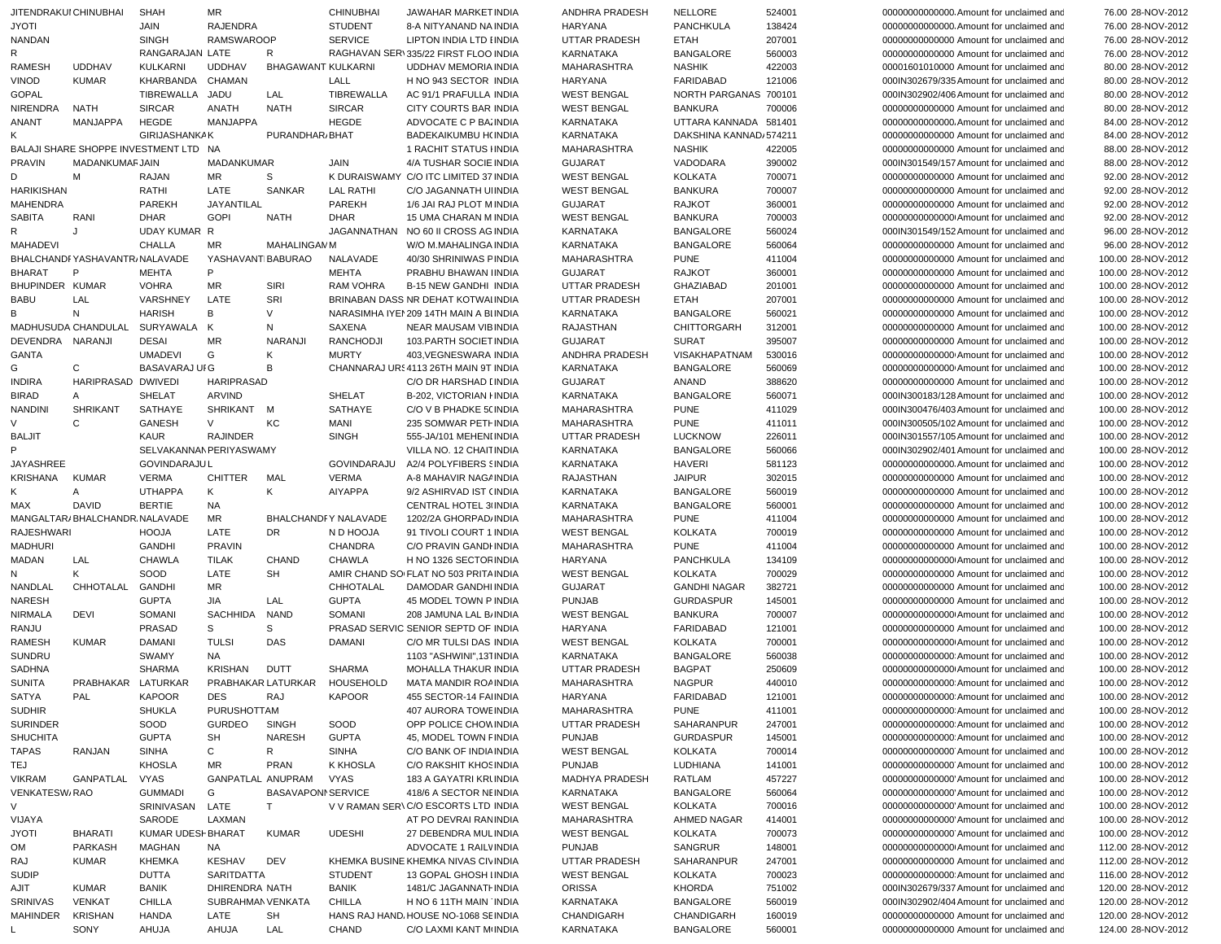| | | | | | | | | | | | | | | | |
|---|---|---|---|---|---|---|---|---|---|---|---|---|---|---|---|
| JITENDRAKUI | CHINUBHAI | SHAH | MR | | CHINUBHAI | JAWAHAR MARKET | INDIA | ANDHRA PRADESH | NELLORE | 524001 | | 00000000000000 | Amount for unclaimed and | 76.00 | 28-NOV-2012 |
| JYOTI | | JAIN | RAJENDRA | | STUDENT | 8-A NITYANAND NA | INDIA | HARYANA | PANCHKULA | 138424 | | 00000000000000 | Amount for unclaimed and | 76.00 | 28-NOV-2012 |
| NANDAN | | SINGH | RAMSWAROOP | | SERVICE | LIPTON INDIA LTD E | INDIA | UTTAR PRADESH | ETAH | 207001 | | 00000000000000 | Amount for unclaimed and | 76.00 | 28-NOV-2012 |
| R | | RANGARAJAN | LATE | R | RAGHAVAN SER | 335/22 FIRST FLOO | INDIA | KARNATAKA | BANGALORE | 560003 | | 00000000000000 | Amount for unclaimed and | 76.00 | 28-NOV-2012 |
| RAMESH | UDDHAV | KULKARNI | UDDHAV | BHAGAWANT | KULKARNI | UDDHAV MEMORIA | INDIA | MAHARASHTRA | NASHIK | 422003 | | 00001601010000 | Amount for unclaimed and | 80.00 | 28-NOV-2012 |
| VINOD | KUMAR | KHARBANDA | CHAMAN | | LALL | H NO 943 SECTOR | INDIA | HARYANA | FARIDABAD | 121006 | | 000IN302679/335 | Amount for unclaimed and | 80.00 | 28-NOV-2012 |
| GOPAL | | TIBREWALLA | JADU | LAL | TIBREWALLA | AC 91/1 PRAFULLA | INDIA | WEST BENGAL | NORTH PARGANAS | 700101 | | 000IN302902/406 | Amount for unclaimed and | 80.00 | 28-NOV-2012 |
| NIRENDRA | NATH | SIRCAR | ANATH | NATH | SIRCAR | CITY COURTS BAR | INDIA | WEST BENGAL | BANKURA | 700006 | | 00000000000000 | Amount for unclaimed and | 80.00 | 28-NOV-2012 |
| ANANT | MANJAPPA | HEGDE | MANJAPPA | | HEGDE | ADVOCATE C P BA | INDIA | KARNATAKA | UTTARA KANNADA | 581401 | | 00000000000000 | Amount for unclaimed and | 84.00 | 28-NOV-2012 |
| K | | GIRIJASHANKA | K | PURANDHARA | BHAT | BADEKAIKUMBU H | INDIA | KARNATAKA | DAKSHINA KANNAD | 574211 | | 00000000000000 | Amount for unclaimed and | 84.00 | 28-NOV-2012 |
| BALAJI SHARE SHOPPE INVESTMENT LTD | | | NA | | | 1 RACHIT STATUS I | INDIA | MAHARASHTRA | NASHIK | 422005 | | 00000000000000 | Amount for unclaimed and | 88.00 | 28-NOV-2012 |
| PRAVIN | MADANKUMAR | JAIN | MADANKUMAR | | JAIN | 4/A TUSHAR SOCIE | INDIA | GUJARAT | VADODARA | 390002 | | 000IN301549/157 | Amount for unclaimed and | 88.00 | 28-NOV-2012 |
| D | M | RAJAN | MR | S | K DURAISWAMY | C/O ITC LIMITED 37 | INDIA | WEST BENGAL | KOLKATA | 700071 | | 00000000000000 | Amount for unclaimed and | 92.00 | 28-NOV-2012 |
| HARIKISHAN | | RATHI | LATE | SANKAR | LAL RATHI | C/O JAGANNATH U | INDIA | WEST BENGAL | BANKURA | 700007 | | 00000000000000 | Amount for unclaimed and | 92.00 | 28-NOV-2012 |
| MAHENDRA | | PAREKH | JAYANTILAL | | PAREKH | 1/6 JAI RAJ PLOT M | INDIA | GUJARAT | RAJKOT | 360001 | | 00000000000000 | Amount for unclaimed and | 92.00 | 28-NOV-2012 |
| SABITA | RANI | DHAR | GOPI | NATH | DHAR | 15 UMA CHARAN M | INDIA | WEST BENGAL | BANKURA | 700003 | | 00000000000000 | Amount for unclaimed and | 92.00 | 28-NOV-2012 |
| R | J | UDAY KUMAR | R | | JAGANNATHAN | NO 60 II CROSS AG | INDIA | KARNATAKA | BANGALORE | 560024 | | 000IN301549/152 | Amount for unclaimed and | 96.00 | 28-NOV-2012 |
| MAHADEVI | | CHALLA | MR | MAHALINGAM | M | W/O M.MAHALINGA | INDIA | KARNATAKA | BANGALORE | 560064 | | 00000000000000 | Amount for unclaimed and | 96.00 | 28-NOV-2012 |
| BHALCHANDI | YASHAVANTR | NALAVADE | YASHAVANT | BABURAO | NALAVADE | 40/30 SHRINIWAS P | INDIA | MAHARASHTRA | PUNE | 411004 | | 00000000000000 | Amount for unclaimed and | 100.00 | 28-NOV-2012 |
| BHARAT | P | MEHTA | P | | MEHTA | PRABHU BHAWAN I | INDIA | GUJARAT | RAJKOT | 360001 | | 00000000000000 | Amount for unclaimed and | 100.00 | 28-NOV-2012 |
| BHUPINDER | KUMAR | VOHRA | MR | SIRI | RAM VOHRA | B-15 NEW GANDHI | INDIA | UTTAR PRADESH | GHAZIABAD | 201001 | | 00000000000000 | Amount for unclaimed and | 100.00 | 28-NOV-2012 |
| BABU | LAL | VARSHNEY | LATE | SRI | BRINABAN DASS | NR DEHAT KOTWA | INDIA | UTTAR PRADESH | ETAH | 207001 | | 00000000000000 | Amount for unclaimed and | 100.00 | 28-NOV-2012 |
| B | N | HARISH | B | V | NARASIMHA IYE | 209 14TH MAIN A B | INDIA | KARNATAKA | BANGALORE | 560021 | | 00000000000000 | Amount for unclaimed and | 100.00 | 28-NOV-2012 |
| MADHUSUDA | CHANDULAL | SURYAWALA | K | N | SAXENA | NEAR MAUSAM VIB | INDIA | RAJASTHAN | CHITTORGARH | 312001 | | 00000000000000 | Amount for unclaimed and | 100.00 | 28-NOV-2012 |
| DEVENDRA | NARANJI | DESAI | MR | NARANJI | RANCHODJI | 103.PARTH SOCIET | INDIA | GUJARAT | SURAT | 395007 | | 00000000000000 | Amount for unclaimed and | 100.00 | 28-NOV-2012 |
| GANTA | | UMADEVI | G | K | MURTY | 403,VEGNESWARA | INDIA | ANDHRA PRADESH | VISAKHAPATNAM | 530016 | | 00000000000000 | Amount for unclaimed and | 100.00 | 28-NOV-2012 |
| G | C | BASAVARAJ U | G | B | CHANNARAJ UR | 4113 26TH MAIN 9T | INDIA | KARNATAKA | BANGALORE | 560069 | | 00000000000000 | Amount for unclaimed and | 100.00 | 28-NOV-2012 |
| INDIRA | HARIPRASAD | DWIVEDI | HARIPRASAD | | | C/O DR HARSHAD I | INDIA | GUJARAT | ANAND | 388620 | | 00000000000000 | Amount for unclaimed and | 100.00 | 28-NOV-2012 |
| BIRAD | A | SHELAT | ARVIND | | SHELAT | B-202, VICTORIAN H | INDIA | KARNATAKA | BANGALORE | 560071 | | 000IN300183/128 | Amount for unclaimed and | 100.00 | 28-NOV-2012 |
| NANDINI | SHRIKANT | SATHAYE | SHRIKANT | M | SATHAYE | C/O V B PHADKE 50 | INDIA | MAHARASHTRA | PUNE | 411029 | | 000IN300476/403 | Amount for unclaimed and | 100.00 | 28-NOV-2012 |
| V | C | GANESH | V | KC | MANI | 235 SOMWAR PETH | INDIA | MAHARASHTRA | PUNE | 411011 | | 000IN300505/102 | Amount for unclaimed and | 100.00 | 28-NOV-2012 |
| BALJIT | | KAUR | RAJINDER | | SINGH | 555-JA/101 MEHEN | INDIA | UTTAR PRADESH | LUCKNOW | 226011 | | 000IN301557/105 | Amount for unclaimed and | 100.00 | 28-NOV-2012 |
| P | | SELVAKANNAN | PERIYASWAMY | | | VILLA NO. 12 CHAIT | INDIA | KARNATAKA | BANGALORE | 560066 | | 000IN302902/401 | Amount for unclaimed and | 100.00 | 28-NOV-2012 |
| JAYASHREE | | GOVINDARAJU | L | | GOVINDARAJU | A2/4 POLYFIBERS S | INDIA | KARNATAKA | HAVERI | 581123 | | 00000000000000 | Amount for unclaimed and | 100.00 | 28-NOV-2012 |
| KRISHANA | KUMAR | VERMA | CHITTER | MAL | VERMA | A-8 MAHAVIR NAGA | INDIA | RAJASTHAN | JAIPUR | 302015 | | 00000000000000 | Amount for unclaimed and | 100.00 | 28-NOV-2012 |
| K | A | UTHAPPA | K | K | AIYAPPA | 9/2 ASHIRVAD IST C | INDIA | KARNATAKA | BANGALORE | 560019 | | 00000000000000 | Amount for unclaimed and | 100.00 | 28-NOV-2012 |
| MAX | DAVID | BERTIE | NA | | | CENTRAL HOTEL 3 | INDIA | KARNATAKA | BANGALORE | 560001 | | 00000000000000 | Amount for unclaimed and | 100.00 | 28-NOV-2012 |
| MANGALTAR | BHALCHANDR | NALAVADE | MR | BHALCHANDR | Y NALAVADE | 1202/2A GHORPAD | INDIA | MAHARASHTRA | PUNE | 411004 | | 00000000000000 | Amount for unclaimed and | 100.00 | 28-NOV-2012 |
| RAJESHWARI | | HOOJA | LATE | DR | N D HOOJA | 91 TIVOLI COURT 1 | INDIA | WEST BENGAL | KOLKATA | 700019 | | 00000000000000 | Amount for unclaimed and | 100.00 | 28-NOV-2012 |
| MADHURI | | GANDHI | PRAVIN | | CHANDRA | C/O PRAVIN GANDH | INDIA | MAHARASHTRA | PUNE | 411004 | | 00000000000000 | Amount for unclaimed and | 100.00 | 28-NOV-2012 |
| MADAN | LAL | CHAWLA | TILAK | CHAND | CHAWLA | H NO 1326 SECTOR | INDIA | HARYANA | PANCHKULA | 134109 | | 00000000000000 | Amount for unclaimed and | 100.00 | 28-NOV-2012 |
| N | K | SOOD | LATE | SH | AMIR CHAND SO | FLAT NO 503 PRITA | INDIA | WEST BENGAL | KOLKATA | 700029 | | 00000000000000 | Amount for unclaimed and | 100.00 | 28-NOV-2012 |
| NANDLAL | CHHOTALAL | GANDHI | MR | | CHHOTALAL | DAMODAR GANDHI | INDIA | GUJARAT | GANDHI NAGAR | 382721 | | 00000000000000 | Amount for unclaimed and | 100.00 | 28-NOV-2012 |
| NARESH | | GUPTA | JIA | LAL | GUPTA | 45 MODEL TOWN P | INDIA | PUNJAB | GURDASPUR | 145001 | | 00000000000000 | Amount for unclaimed and | 100.00 | 28-NOV-2012 |
| NIRMALA | DEVI | SOMANI | SACHHIDA | NAND | SOMANI | 208 JAMUNA LAL B | INDIA | WEST BENGAL | BANKURA | 700007 | | 00000000000000 | Amount for unclaimed and | 100.00 | 28-NOV-2012 |
| RANJU | | PRASAD | S | S | PRASAD SERVIC | SENIOR SEPTD OF | INDIA | HARYANA | FARIDABAD | 121001 | | 00000000000000 | Amount for unclaimed and | 100.00 | 28-NOV-2012 |
| RAMESH | KUMAR | DAMANI | TULSI | DAS | DAMANI | C/O MR TULSI DAS | INDIA | WEST BENGAL | KOLKATA | 700001 | | 00000000000000 | Amount for unclaimed and | 100.00 | 28-NOV-2012 |
| SUNDRU | | SWAMY | NA | | | 1103 "ASHWINI",13T | INDIA | KARNATAKA | BANGALORE | 560038 | | 00000000000000 | Amount for unclaimed and | 100.00 | 28-NOV-2012 |
| SADHNA | | SHARMA | KRISHAN | DUTT | SHARMA | MOHALLA THAKUR | INDIA | UTTAR PRADESH | BAGPAT | 250609 | | 00000000000000 | Amount for unclaimed and | 100.00 | 28-NOV-2012 |
| SUNITA | PRABHAKAR | LATURKAR | PRABHAKAR | LATURKAR | HOUSEHOLD | MATA MANDIR ROA | INDIA | MAHARASHTRA | NAGPUR | 440010 | | 00000000000000 | Amount for unclaimed and | 100.00 | 28-NOV-2012 |
| SATYA | PAL | KAPOOR | DES | RAJ | KAPOOR | 455 SECTOR-14 FA | INDIA | HARYANA | FARIDABAD | 121001 | | 00000000000000 | Amount for unclaimed and | 100.00 | 28-NOV-2012 |
| SUDHIR | | SHUKLA | PURUSHOTTAM | | | 407 AURORA TOWE | INDIA | MAHARASHTRA | PUNE | 411001 | | 00000000000000 | Amount for unclaimed and | 100.00 | 28-NOV-2012 |
| SURINDER | | SOOD | GURDEO | SINGH | SOOD | OPP POLICE CHOW | INDIA | UTTAR PRADESH | SAHARANPUR | 247001 | | 00000000000000 | Amount for unclaimed and | 100.00 | 28-NOV-2012 |
| SHUCHITA | | GUPTA | SH | NARESH | GUPTA | 45, MODEL TOWN F | INDIA | PUNJAB | GURDASPUR | 145001 | | 00000000000000 | Amount for unclaimed and | 100.00 | 28-NOV-2012 |
| TAPAS | RANJAN | SINHA | C | R | SINHA | C/O BANK OF INDIA | INDIA | WEST BENGAL | KOLKATA | 700014 | | 00000000000000 | Amount for unclaimed and | 100.00 | 28-NOV-2012 |
| TEJ | | KHOSLA | MR | PRAN | K KHOSLA | C/O RAKSHIT KHOS | INDIA | PUNJAB | LUDHIANA | 141001 | | 00000000000000 | Amount for unclaimed and | 100.00 | 28-NOV-2012 |
| VIKRAM | GANPATLAL | VYAS | GANPATLAL | ANUPRAM | VYAS | 183 A GAYATRI KRI | INDIA | MADHYA PRADESH | RATLAM | 457227 | | 00000000000000 | Amount for unclaimed and | 100.00 | 28-NOV-2012 |
| VENKATESW | RAO | GUMMADI | G | BASAVAPONI | SERVICE | 418/6 A SECTOR NE | INDIA | KARNATAKA | BANGALORE | 560064 | | 00000000000000 | Amount for unclaimed and | 100.00 | 28-NOV-2012 |
| V | | SRINIVASAN | LATE | T | V V RAMAN SER | C/O ESCORTS LTD | INDIA | WEST BENGAL | KOLKATA | 700016 | | 00000000000000 | Amount for unclaimed and | 100.00 | 28-NOV-2012 |
| VIJAYA | | SARODE | LAXMAN | | | AT PO DEVRAI RAN | INDIA | MAHARASHTRA | AHMED NAGAR | 414001 | | 00000000000000 | Amount for unclaimed and | 100.00 | 28-NOV-2012 |
| JYOTI | BHARATI | KUMAR UDESH | BHARAT | KUMAR | UDESHI | 27 DEBENDRA MUL | INDIA | WEST BENGAL | KOLKATA | 700073 | | 00000000000000 | Amount for unclaimed and | 100.00 | 28-NOV-2012 |
| OM | PARKASH | MAGHAN | NA | | | ADVOCATE 1 RAIL | INDIA | PUNJAB | SANGRUR | 148001 | | 00000000000000 | Amount for unclaimed and | 112.00 | 28-NOV-2012 |
| RAJ | KUMAR | KHEMKA | KESHAV | DEV | KHEMKA BUSINE | KHEMKA NIVAS CIV | INDIA | UTTAR PRADESH | SAHARANPUR | 247001 | | 00000000000000 | Amount for unclaimed and | 112.00 | 28-NOV-2012 |
| SUDIP | | DUTTA | SARITDATTA | | STUDENT | 13 GOPAL GHOSH L | INDIA | WEST BENGAL | KOLKATA | 700023 | | 00000000000000 | Amount for unclaimed and | 116.00 | 28-NOV-2012 |
| AJIT | KUMAR | BANIK | DHIRENDRA | NATH | BANIK | 1481/C JAGANNATH | INDIA | ORISSA | KHORDA | 751002 | | 000IN302679/337 | Amount for unclaimed and | 120.00 | 28-NOV-2012 |
| SRINIVAS | VENKAT | CHILLA | SUBRAHMAN | VENKATA | CHILLA | H NO 6 11TH MAIN | INDIA | KARNATAKA | BANGALORE | 560019 | | 000IN302902/404 | Amount for unclaimed and | 120.00 | 28-NOV-2012 |
| MAHINDER | KRISHAN | HANDA | LATE | SH | HANS RAJ HAND | HOUSE NO-1068 SE | INDIA | CHANDIGARH | CHANDIGARH | 160019 | | 00000000000000 | Amount for unclaimed and | 120.00 | 28-NOV-2012 |
| L | SONY | AHUJA | AHUJA | LAL | CHAND | C/O LAXMI KANT M | INDIA | KARNATAKA | BANGALORE | 560001 | | 00000000000000 | Amount for unclaimed and | 124.00 | 28-NOV-2012 |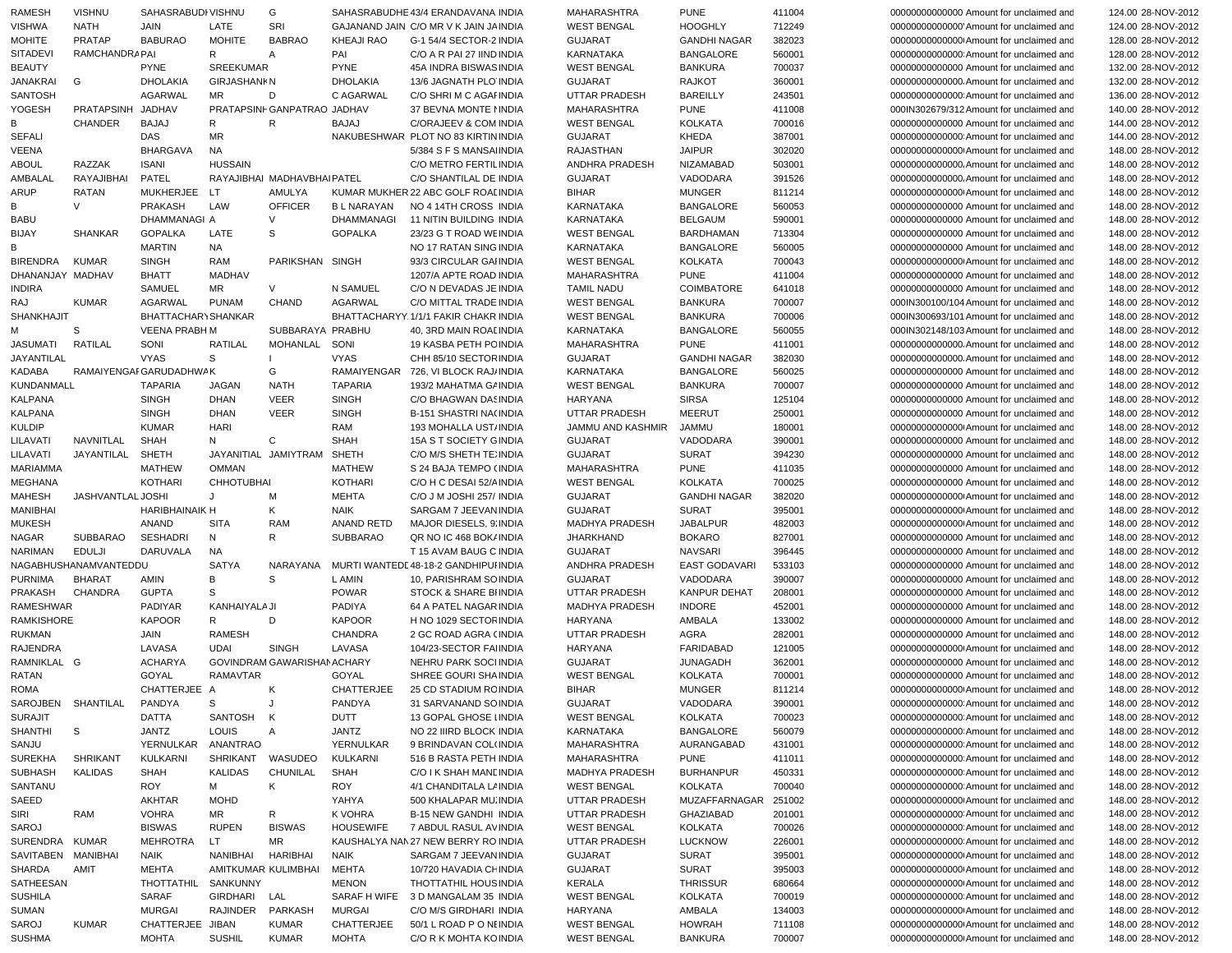| | | | | | | | | | | | | | | |
|---|---|---|---|---|---|---|---|---|---|---|---|---|---|---|
| RAMESH | VISHNU | SAHASRABUDI | VISHNU | G | SAHASRABUDHE | 43/4 ERANDAVANA | INDIA | MAHARASHTRA | PUNE | 411004 | 00000000000000 | Amount for unclaimed and | 124.00 | 28-NOV-2012 |
| VISHWA | NATH | JAIN | LATE | SRI | GAJANAND JAIN | C/O MR V K JAIN JA | INDIA | WEST BENGAL | HOOGHLY | 712249 | 00000000000000 | Amount for unclaimed and | 124.00 | 28-NOV-2012 |
| MOHITE | PRATAP | BABURAO | MOHITE | BABRAO | KHEAJI RAO | G-1 54/4 SECTOR-2 | INDIA | GUJARAT | GANDHI NAGAR | 382023 | 00000000000000 | Amount for unclaimed and | 128.00 | 28-NOV-2012 |
| SITADEVI | RAMCHANDRA | PAI | R | A | PAI | C/O A R PAI 27 IIND | INDIA | KARNATAKA | BANGALORE | 560001 | 00000000000000 | Amount for unclaimed and | 128.00 | 28-NOV-2012 |
| BEAUTY | | PYNE | SREEKUMAR | | PYNE | 45A INDRA BISWAS | INDIA | WEST BENGAL | BANKURA | 700037 | 00000000000000 | Amount for unclaimed and | 132.00 | 28-NOV-2012 |
| JANAKRAI | G | DHOLAKIA | GIRJASHANK | N | DHOLAKIA | 13/6 JAGNATH PLO | INDIA | GUJARAT | RAJKOT | 360001 | 00000000000000 | Amount for unclaimed and | 132.00 | 28-NOV-2012 |
| SANTOSH | | AGARWAL | MR | D | C AGARWAL | C/O SHRI M C AGAF | INDIA | UTTAR PRADESH | BAREILLY | 243501 | 00000000000000 | Amount for unclaimed and | 136.00 | 28-NOV-2012 |
| YOGESH | PRATAPSINH | JADHAV | PRATAPSINH | GANPATRAO | JADHAV | 37 BEVNA MONTE I | INDIA | MAHARASHTRA | PUNE | 411008 | 000IN302679/312 | Amount for unclaimed and | 140.00 | 28-NOV-2012 |
| B | CHANDER | BAJAJ | R | R | BAJAJ | C/ORAJEEV & COM | INDIA | WEST BENGAL | KOLKATA | 700016 | 00000000000000 | Amount for unclaimed and | 144.00 | 28-NOV-2012 |
| SEFALI | | DAS | MR | | NAKUBESHWAR | PLOT NO 83 KIRTIN | INDIA | GUJARAT | KHEDA | 387001 | 00000000000000 | Amount for unclaimed and | 144.00 | 28-NOV-2012 |
| VEENA | | BHARGAVA | NA | | | 5/384 S F S MANSA | INDIA | RAJASTHAN | JAIPUR | 302020 | 00000000000000 | Amount for unclaimed and | 148.00 | 28-NOV-2012 |
| ABOUL | RAZZAK | ISANI | HUSSAIN | | | C/O METRO FERTIL | INDIA | ANDHRA PRADESH | NIZAMABAD | 503001 | 00000000000000 | Amount for unclaimed and | 148.00 | 28-NOV-2012 |
| AMBALAL | RAYAJIBHAI | PATEL | RAYAJIBHAI | MADHAVBHAI | PATEL | C/O SHANTILAL DE | INDIA | GUJARAT | VADODARA | 391526 | 00000000000000 | Amount for unclaimed and | 148.00 | 28-NOV-2012 |
| ARUP | RATAN | MUKHERJEE | LT | AMULYA | KUMAR MUKHER | 22 ABC GOLF ROAD | INDIA | BIHAR | MUNGER | 811214 | 00000000000000 | Amount for unclaimed and | 148.00 | 28-NOV-2012 |
| B | V | PRAKASH | LAW | OFFICER | B L NARAYAN | NO 4 14TH CROSS | INDIA | KARNATAKA | BANGALORE | 560053 | 00000000000000 | Amount for unclaimed and | 148.00 | 28-NOV-2012 |
| BABU | | DHAMMANAGI | A | V | DHAMMANAGI | 11 NITIN BUILDING | INDIA | KARNATAKA | BELGAUM | 590001 | 00000000000000 | Amount for unclaimed and | 148.00 | 28-NOV-2012 |
| BIJAY | SHANKAR | GOPALKA | LATE | S | GOPALKA | 23/23 G T ROAD WE | INDIA | WEST BENGAL | BARDHAMAN | 713304 | 00000000000000 | Amount for unclaimed and | 148.00 | 28-NOV-2012 |
| B | | MARTIN | NA | | | NO 17 RATAN SING | INDIA | KARNATAKA | BANGALORE | 560005 | 00000000000000 | Amount for unclaimed and | 148.00 | 28-NOV-2012 |
| BIRENDRA | KUMAR | SINGH | RAM | PARIKSHAN | SINGH | 93/3 CIRCULAR GAI | INDIA | WEST BENGAL | KOLKATA | 700043 | 00000000000000 | Amount for unclaimed and | 148.00 | 28-NOV-2012 |
| DHANANJAY | MADHAV | BHATT | MADHAV | | | 1207/A APTE ROAD | INDIA | MAHARASHTRA | PUNE | 411004 | 00000000000000 | Amount for unclaimed and | 148.00 | 28-NOV-2012 |
| INDIRA | | SAMUEL | MR | V | N SAMUEL | C/O N DEVADAS JE | INDIA | TAMIL NADU | COIMBATORE | 641018 | 00000000000000 | Amount for unclaimed and | 148.00 | 28-NOV-2012 |
| RAJ | KUMAR | AGARWAL | PUNAM | CHAND | AGARWAL | C/O MITTAL TRADE | INDIA | WEST BENGAL | BANKURA | 700007 | 000IN300100/104 | Amount for unclaimed and | 148.00 | 28-NOV-2012 |
| SHANKHAJIT | | BHATTACHARY | SHANKAR | | BHATTACHARYY | 1/1/1 FAKIR CHAKR | INDIA | WEST BENGAL | BANKURA | 700006 | 000IN300693/101 | Amount for unclaimed and | 148.00 | 28-NOV-2012 |
| M | S | VEENA PRABH | M | SUBBARAYA | PRABHU | 40, 3RD MAIN ROAD | INDIA | KARNATAKA | BANGALORE | 560055 | 000IN302148/103 | Amount for unclaimed and | 148.00 | 28-NOV-2012 |
| JASUMATI | RATILAL | SONI | RATILAL | MOHANLAL | SONI | 19 KASBA PETH PO | INDIA | MAHARASHTRA | PUNE | 411001 | 00000000000000 | Amount for unclaimed and | 148.00 | 28-NOV-2012 |
| JAYANTILAL | | VYAS | S | I | VYAS | CHH 85/10 SECTOR | INDIA | GUJARAT | GANDHI NAGAR | 382030 | 00000000000000 | Amount for unclaimed and | 148.00 | 28-NOV-2012 |
| KADABA | RAMAIYENGAR | GARUDADHWA | K | G | RAMAIYENGAR | 726, VI BLOCK RAJ | INDIA | KARNATAKA | BANGALORE | 560025 | 00000000000000 | Amount for unclaimed and | 148.00 | 28-NOV-2012 |
| KUNDANMALL | | TAPARIA | JAGAN | NATH | TAPARIA | 193/2 MAHATMA GA | INDIA | WEST BENGAL | BANKURA | 700007 | 00000000000000 | Amount for unclaimed and | 148.00 | 28-NOV-2012 |
| KALPANA | | SINGH | DHAN | VEER | SINGH | C/O BHAGWAN DAS | INDIA | HARYANA | SIRSA | 125104 | 00000000000000 | Amount for unclaimed and | 148.00 | 28-NOV-2012 |
| KALPANA | | SINGH | DHAN | VEER | SINGH | B-151 SHASTRI NA | INDIA | UTTAR PRADESH | MEERUT | 250001 | 00000000000000 | Amount for unclaimed and | 148.00 | 28-NOV-2012 |
| KULDIP | | KUMAR | HARI | | RAM | 193 MOHALLA UST | INDIA | JAMMU AND KASHMIR | JAMMU | 180001 | 00000000000000 | Amount for unclaimed and | 148.00 | 28-NOV-2012 |
| LILAVATI | NAVNITLAL | SHAH | N | C | SHAH | 15A S T SOCIETY G | INDIA | GUJARAT | VADODARA | 390001 | 00000000000000 | Amount for unclaimed and | 148.00 | 28-NOV-2012 |
| LILAVATI | JAYANTILAL | SHETH | JAYANITIAL | JAMIYTRAM | SHETH | C/O M/S SHETH TE | INDIA | GUJARAT | SURAT | 394230 | 00000000000000 | Amount for unclaimed and | 148.00 | 28-NOV-2012 |
| MARIAMMA | | MATHEW | OMMAN | | MATHEW | S 24 BAJA TEMPO | INDIA | MAHARASHTRA | PUNE | 411035 | 00000000000000 | Amount for unclaimed and | 148.00 | 28-NOV-2012 |
| MEGHANA | | KOTHARI | CHHOTUBHAI | | KOTHARI | C/O H C DESAI 52/A | INDIA | WEST BENGAL | KOLKATA | 700025 | 00000000000000 | Amount for unclaimed and | 148.00 | 28-NOV-2012 |
| MAHESH | JASHVANTLAL | JOSHI | J | M | MEHTA | C/O J M JOSHI 257/ | INDIA | GUJARAT | GANDHI NAGAR | 382020 | 00000000000000 | Amount for unclaimed and | 148.00 | 28-NOV-2012 |
| MANIBHAI | | HARIBHAINAIK | H | K | NAIK | SARGAM 7 JEEVAN | INDIA | GUJARAT | SURAT | 395001 | 00000000000000 | Amount for unclaimed and | 148.00 | 28-NOV-2012 |
| MUKESH | | ANAND | SITA | RAM | ANAND RETD | MAJOR DIESELS, 9 | INDIA | MADHYA PRADESH | JABALPUR | 482003 | 00000000000000 | Amount for unclaimed and | 148.00 | 28-NOV-2012 |
| NAGAR | SUBBARAO | SESHADRI | N | R | SUBBARAO | QR NO IC 468 BOK | INDIA | JHARKHAND | BOKARO | 827001 | 00000000000000 | Amount for unclaimed and | 148.00 | 28-NOV-2012 |
| NARIMAN | EDULJI | DARUVALA | NA | | | T 15 AVAM BAUG C | INDIA | GUJARAT | NAVSARI | 396445 | 00000000000000 | Amount for unclaimed and | 148.00 | 28-NOV-2012 |
| NAGABHUSHANAMVANTEDDU | | | SATYA | NARAYANA | MURTI WANTED | 48-18-2 GANDHIPU | INDIA | ANDHRA PRADESH | EAST GODAVARI | 533103 | 00000000000000 | Amount for unclaimed and | 148.00 | 28-NOV-2012 |
| PURNIMA | BHARAT | AMIN | B | S | L AMIN | 10, PARISHRAM SO | INDIA | GUJARAT | VADODARA | 390007 | 00000000000000 | Amount for unclaimed and | 148.00 | 28-NOV-2012 |
| PRAKASH | CHANDRA | GUPTA | S | | POWAR | STOCK & SHARE BI | INDIA | UTTAR PRADESH | KANPUR DEHAT | 208001 | 00000000000000 | Amount for unclaimed and | 148.00 | 28-NOV-2012 |
| RAMESHWAR | | PADIYAR | KANHAIYALA | JI | PADIYA | 64 A PATEL NAGAR | INDIA | MADHYA PRADESH | INDORE | 452001 | 00000000000000 | Amount for unclaimed and | 148.00 | 28-NOV-2012 |
| RAMKISHORE | | KAPOOR | R | D | KAPOOR | H NO 1029 SECTOR | INDIA | HARYANA | AMBALA | 133002 | 00000000000000 | Amount for unclaimed and | 148.00 | 28-NOV-2012 |
| RUKMAN | | JAIN | RAMESH | | CHANDRA | 2 GC ROAD AGRA | INDIA | UTTAR PRADESH | AGRA | 282001 | 00000000000000 | Amount for unclaimed and | 148.00 | 28-NOV-2012 |
| RAJENDRA | | LAVASA | UDAI | SINGH | LAVASA | 104/23-SECTOR FA | INDIA | HARYANA | FARIDABAD | 121005 | 00000000000000 | Amount for unclaimed and | 148.00 | 28-NOV-2012 |
| RAMNIKLAL | G | ACHARYA | GOVINDRAM | GAWARISHAN | ACHARY | NEHRU PARK SOCI | INDIA | GUJARAT | JUNAGADH | 362001 | 00000000000000 | Amount for unclaimed and | 148.00 | 28-NOV-2012 |
| RATAN | | GOYAL | RAMAVTAR | | GOYAL | SHREE GOURI SHA | INDIA | WEST BENGAL | KOLKATA | 700001 | 00000000000000 | Amount for unclaimed and | 148.00 | 28-NOV-2012 |
| ROMA | | CHATTERJEE | A | K | CHATTERJEE | 25 CD STADIUM RO | INDIA | BIHAR | MUNGER | 811214 | 00000000000000 | Amount for unclaimed and | 148.00 | 28-NOV-2012 |
| SAROJBEN | SHANTILAL | PANDYA | S | J | PANDYA | 31 SARVANAND SO | INDIA | GUJARAT | VADODARA | 390001 | 00000000000000 | Amount for unclaimed and | 148.00 | 28-NOV-2012 |
| SURAJIT | | DATTA | SANTOSH | K | DUTT | 13 GOPAL GHOSE L | INDIA | WEST BENGAL | KOLKATA | 700023 | 00000000000000 | Amount for unclaimed and | 148.00 | 28-NOV-2012 |
| SHANTHI | S | JANTZ | LOUIS | A | JANTZ | NO 22 IIIRD BLOCK | INDIA | KARNATAKA | BANGALORE | 560079 | 00000000000000 | Amount for unclaimed and | 148.00 | 28-NOV-2012 |
| SANJU | | YERNULKAR | ANANTRAO | | YERNULKAR | 9 BRINDAVAN COL | INDIA | MAHARASHTRA | AURANGABAD | 431001 | 00000000000000 | Amount for unclaimed and | 148.00 | 28-NOV-2012 |
| SUREKHA | SHRIKANT | KULKARNI | SHRIKANT | WASUDEO | KULKARNI | 516 B RASTA PETH | INDIA | MAHARASHTRA | PUNE | 411011 | 00000000000000 | Amount for unclaimed and | 148.00 | 28-NOV-2012 |
| SUBHASH | KALIDAS | SHAH | KALIDAS | CHUNILAL | SHAH | C/O I K SHAH MAN | INDIA | MADHYA PRADESH | BURHANPUR | 450331 | 00000000000000 | Amount for unclaimed and | 148.00 | 28-NOV-2012 |
| SANTANU | | ROY | M | K | ROY | 4/1 CHANDITALA L | INDIA | WEST BENGAL | KOLKATA | 700040 | 00000000000000 | Amount for unclaimed and | 148.00 | 28-NOV-2012 |
| SAEED | | AKHTAR | MOHD | | YAHYA | 500 KHALAPAR MU | INDIA | UTTAR PRADESH | MUZAFFARNAGAR | 251002 | 00000000000000 | Amount for unclaimed and | 148.00 | 28-NOV-2012 |
| SIRI | RAM | VOHRA | MR | R | K VOHRA | B-15 NEW GANDHI | INDIA | UTTAR PRADESH | GHAZIABAD | 201001 | 00000000000000 | Amount for unclaimed and | 148.00 | 28-NOV-2012 |
| SAROJ | | BISWAS | RUPEN | BISWAS | HOUSEWIFE | 7 ABDUL RASUL AV | INDIA | WEST BENGAL | KOLKATA | 700026 | 00000000000000 | Amount for unclaimed and | 148.00 | 28-NOV-2012 |
| SURENDRA | KUMAR | MEHROTRA | LT | MR | KAUSHALYA NAN | 27 NEW BERRY RO | INDIA | UTTAR PRADESH | LUCKNOW | 226001 | 00000000000000 | Amount for unclaimed and | 148.00 | 28-NOV-2012 |
| SAVITABEN | MANIBHAI | NAIK | NANIBHAI | HARIBHAI | NAIK | SARGAM 7 JEEVAN | INDIA | GUJARAT | SURAT | 395001 | 00000000000000 | Amount for unclaimed and | 148.00 | 28-NOV-2012 |
| SHARDA | AMIT | MEHTA | AMITKUMAR | KULIMBHAI | MEHTA | 10/720 HAVADIA CH | INDIA | GUJARAT | SURAT | 395003 | 00000000000000 | Amount for unclaimed and | 148.00 | 28-NOV-2012 |
| SATHEESAN | | THOTTATHIL | SANKUNNY | | MENON | THOTTATHIL HOUS | INDIA | KERALA | THRISSUR | 680664 | 00000000000000 | Amount for unclaimed and | 148.00 | 28-NOV-2012 |
| SUSHILA | | SARAF | GIRDHARI | LAL | SARAF H WIFE | 3 D MANGALAM 35 | INDIA | WEST BENGAL | KOLKATA | 700019 | 00000000000000 | Amount for unclaimed and | 148.00 | 28-NOV-2012 |
| SUMAN | | MURGAI | RAJINDER | PARKASH | MURGAI | C/O M/S GIRDHARI | INDIA | HARYANA | AMBALA | 134003 | 00000000000000 | Amount for unclaimed and | 148.00 | 28-NOV-2012 |
| SAROJ | KUMAR | CHATTERJEE | JIBAN | KUMAR | CHATTERJEE | 50/1 L ROAD P O N | INDIA | WEST BENGAL | HOWRAH | 711108 | 00000000000000 | Amount for unclaimed and | 148.00 | 28-NOV-2012 |
| SUSHMA | | MOHTA | SUSHIL | KUMAR | MOHTA | C/O R K MOHTA KO | INDIA | WEST BENGAL | BANKURA | 700007 | 00000000000000 | Amount for unclaimed and | 148.00 | 28-NOV-2012 |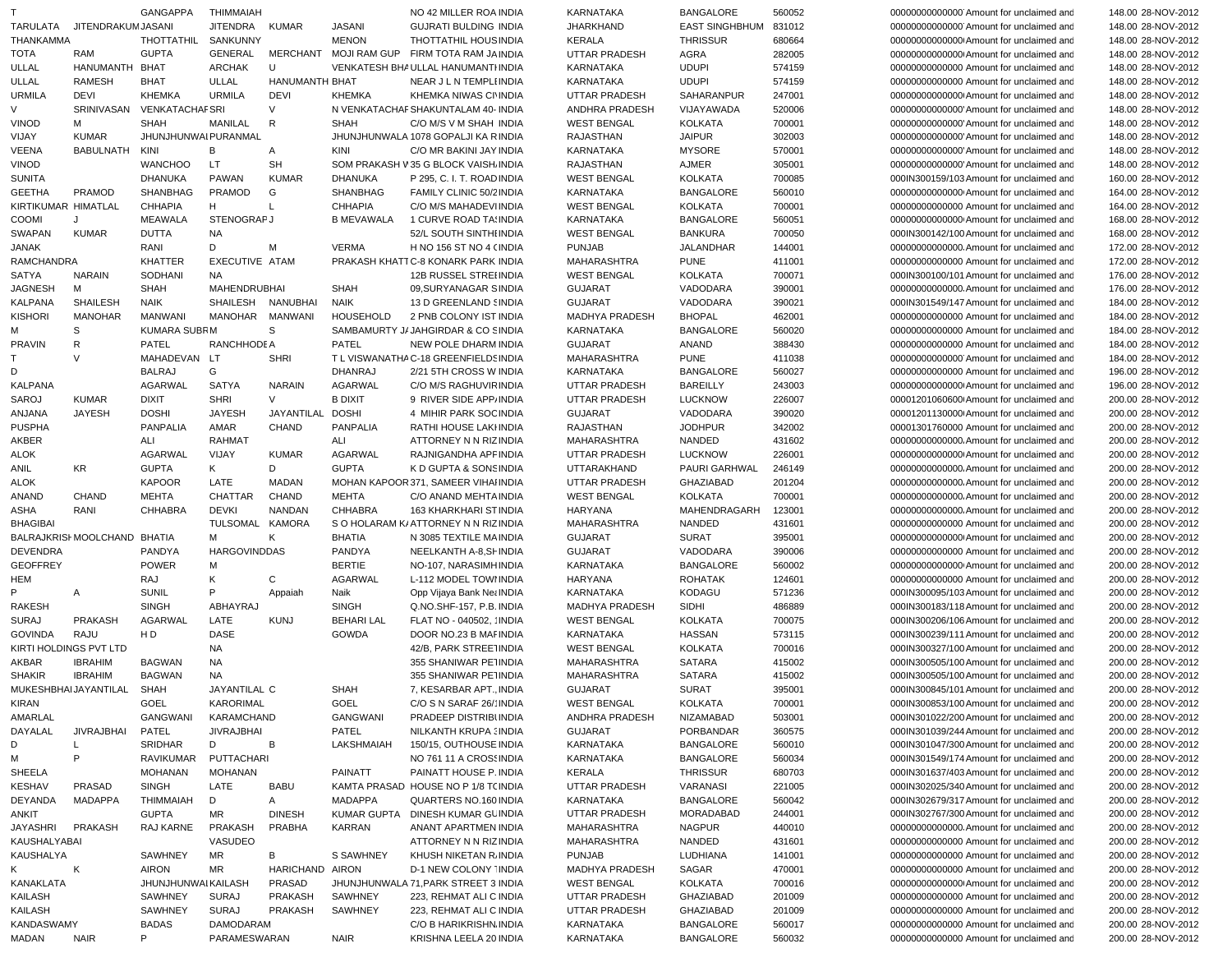| | | | | | | | | | | | | | | |
|---|---|---|---|---|---|---|---|---|---|---|---|---|---|---|
| T | | GANGAPPA | THIMMAIAH | | | NO 42 MILLER ROA | INDIA | KARNATAKA | BANGALORE | 560052 | 00000000000000 | Amount for unclaimed and | 148.00 | 28-NOV-2012 |
| TARULATA | JITENDRAKUM | JASANI | JITENDRA | KUMAR | JASANI | GUJRATI BULDING | INDIA | JHARKHAND | EAST SINGHBHUM | 831012 | 00000000000000 | Amount for unclaimed and | 148.00 | 28-NOV-2012 |
| THANKAMMA | | THOTTATHIL | SANKUNNY | | MENON | THOTTATHIL HOUS | INDIA | KERALA | THRISSUR | 680664 | 00000000000000 | Amount for unclaimed and | 148.00 | 28-NOV-2012 |
| TOTA | RAM | GUPTA | GENERAL | MERCHANT | MOJI RAM GUP | FIRM TOTA RAM JA | INDIA | UTTAR PRADESH | AGRA | 282005 | 00000000000000 | Amount for unclaimed and | 148.00 | 28-NOV-2012 |
| ULLAL | HANUMANTH | BHAT | ARCHAK | U | | VENKATESH BHA ULLAL HANUMANTH | INDIA | KARNATAKA | UDUPI | 574159 | 00000000000000 | Amount for unclaimed and | 148.00 | 28-NOV-2012 |
| ULLAL | RAMESH | BHAT | ULLAL | HANUMANTH | BHAT | NEAR J L N TEMPLE | INDIA | KARNATAKA | UDUPI | 574159 | 00000000000000 | Amount for unclaimed and | 148.00 | 28-NOV-2012 |
| URMILA | DEVI | KHEMKA | URMILA | DEVI | KHEMKA | KHEMKA NIWAS C | INDIA | UTTAR PRADESH | SAHARANPUR | 247001 | 00000000000000 | Amount for unclaimed and | 148.00 | 28-NOV-2012 |
| V | SRINIVASAN | VENKATACHAF | SRI | V | | N VENKATACHAF SHAKUNTALAM 40- | INDIA | ANDHRA PRADESH | VIJAYAWADA | 520006 | 00000000000000 | Amount for unclaimed and | 148.00 | 28-NOV-2012 |
| VINOD | M | SHAH | MANILAL | R | SHAH | C/O M/S V M SHAH | INDIA | WEST BENGAL | KOLKATA | 700001 | 00000000000000 | Amount for unclaimed and | 148.00 | 28-NOV-2012 |
| VIJAY | KUMAR | JHUNJHUNWAL | PURANMAL | | | JHUNJHUNWALA 1078 GOPALJI KA R | INDIA | RAJASTHAN | JAIPUR | 302003 | 00000000000000 | Amount for unclaimed and | 148.00 | 28-NOV-2012 |
| VEENA | BABULNATH | KINI | B | A | KINI | C/O MR BAKINI JAY | INDIA | KARNATAKA | MYSORE | 570001 | 00000000000000 | Amount for unclaimed and | 148.00 | 28-NOV-2012 |
| VINOD | | WANCHOO | LT | SH | | SOM PRAKASH W 35 G BLOCK VAISH | INDIA | RAJASTHAN | AJMER | 305001 | 00000000000000 | Amount for unclaimed and | 148.00 | 28-NOV-2012 |
| SUNITA | | DHANUKA | PAWAN | KUMAR | DHANUKA | P 295, C. I. T. ROAD | INDIA | WEST BENGAL | KOLKATA | 700085 | 000IN300159103 | Amount for unclaimed and | 160.00 | 28-NOV-2012 |
| GEETHA | PRAMOD | SHANBHAG | PRAMOD | G | SHANBHAG | FAMILY CLINIC 50/2 | INDIA | KARNATAKA | BANGALORE | 560010 | 00000000000000 | Amount for unclaimed and | 164.00 | 28-NOV-2012 |
| KIRTIKUMAR | HIMATLAL | CHHAPIA | H | L | CHHAPIA | C/O M/S MAHADEVI | INDIA | WEST BENGAL | KOLKATA | 700001 | 00000000000000 | Amount for unclaimed and | 164.00 | 28-NOV-2012 |
| COOMI | J | MEAWALA | STENOGRAP | J | B MEVAWALA | 1 CURVE ROAD TA | INDIA | KARNATAKA | BANGALORE | 560051 | 00000000000000 | Amount for unclaimed and | 168.00 | 28-NOV-2012 |
| SWAPAN | KUMAR | DUTTA | NA | | | 52/L SOUTH SINTHI | INDIA | WEST BENGAL | BANKURA | 700050 | 000IN300142100 | Amount for unclaimed and | 168.00 | 28-NOV-2012 |
| JANAK | | RANI | D | M | VERMA | H NO 156 ST NO 4 C | INDIA | PUNJAB | JALANDHAR | 144001 | 00000000000000 | Amount for unclaimed and | 172.00 | 28-NOV-2012 |
| RAMCHANDRA | | KHATTER | EXECUTIVE | ATAM | | PRAKASH KHATT C-8 KONARK PARK | INDIA | MAHARASHTRA | PUNE | 411001 | 00000000000000 | Amount for unclaimed and | 172.00 | 28-NOV-2012 |
| SATYA | NARAIN | SODHANI | NA | | | 12B RUSSEL STREE | INDIA | WEST BENGAL | KOLKATA | 700071 | 000IN300100101 | Amount for unclaimed and | 176.00 | 28-NOV-2012 |
| JAGNESH | M | SHAH | MAHENDRUBHAI | | SHAH | 09,SURYANAGAR S | INDIA | GUJARAT | VADODARA | 390001 | 00000000000000 | Amount for unclaimed and | 176.00 | 28-NOV-2012 |
| KALPANA | SHAILESH | NAIK | SHAILESH | NANUBHAI | NAIK | 13 D GREENLAND S | INDIA | GUJARAT | VADODARA | 390021 | 000IN301549147 | Amount for unclaimed and | 184.00 | 28-NOV-2012 |
| KISHORI | MANOHAR | MANWANI | MANOHAR | MANWANI | HOUSEHOLD | 2 PNB COLONY IST | INDIA | MADHYA PRADESH | BHOPAL | 462001 | 00000000000000 | Amount for unclaimed and | 184.00 | 28-NOV-2012 |
| M | S | KUMARA SUBR | M | S | | SAMBAMURTY J/ JAHGIRDAR & CO S | INDIA | KARNATAKA | BANGALORE | 560020 | 00000000000000 | Amount for unclaimed and | 184.00 | 28-NOV-2012 |
| PRAVIN | R | PATEL | RANCHHODE | A | PATEL | NEW POLE DHARM | INDIA | GUJARAT | ANAND | 388430 | 00000000000000 | Amount for unclaimed and | 184.00 | 28-NOV-2012 |
| T | V | MAHADEVAN | LT | SHRI | | T L VISWANATHA C-18 GREENFIELDS | INDIA | MAHARASHTRA | PUNE | 411038 | 00000000000000 | Amount for unclaimed and | 184.00 | 28-NOV-2012 |
| D | | BALRAJ | G | | DHANRAJ | 2/21 5TH CROSS W | INDIA | KARNATAKA | BANGALORE | 560027 | 00000000000000 | Amount for unclaimed and | 196.00 | 28-NOV-2012 |
| KALPANA | | AGARWAL | SATYA | NARAIN | AGARWAL | C/O M/S RAGHUVIR | INDIA | UTTAR PRADESH | BAREILLY | 243003 | 00000000000000 | Amount for unclaimed and | 196.00 | 28-NOV-2012 |
| SAROJ | KUMAR | DIXIT | SHRI | V | B DIXIT | 9 RIVER SIDE APP | INDIA | UTTAR PRADESH | LUCKNOW | 226007 | 00001201060600 | Amount for unclaimed and | 200.00 | 28-NOV-2012 |
| ANJANA | JAYESH | DOSHI | JAYESH | JAYANTILAL | DOSHI | 4 MIHIR PARK SOC | INDIA | GUJARAT | VADODARA | 390020 | 00001201130000 | Amount for unclaimed and | 200.00 | 28-NOV-2012 |
| PUSPHA | | PANPALIA | AMAR | CHAND | PANPALIA | RATHI HOUSE LAKI | INDIA | RAJASTHAN | JODHPUR | 342002 | 00001301760000 | Amount for unclaimed and | 200.00 | 28-NOV-2012 |
| AKBER | | ALI | RAHMAT | | ALI | ATTORNEY N N RIZ | INDIA | MAHARASHTRA | NANDED | 431602 | 00000000000000 | Amount for unclaimed and | 200.00 | 28-NOV-2012 |
| ALOK | | AGARWAL | VIJAY | KUMAR | AGARWAL | RAJNIGANDHA APF | INDIA | UTTAR PRADESH | LUCKNOW | 226001 | 00000000000000 | Amount for unclaimed and | 200.00 | 28-NOV-2012 |
| ANIL | KR | GUPTA | K | D | GUPTA | K D GUPTA & SONS | INDIA | UTTARAKHAND | PAURI GARHWAL | 246149 | 00000000000000 | Amount for unclaimed and | 200.00 | 28-NOV-2012 |
| ALOK | | KAPOOR | LATE | MADAN | | MOHAN KAPOOR 371, SAMEER VIHAI | INDIA | UTTAR PRADESH | GHAZIABAD | 201204 | 00000000000000 | Amount for unclaimed and | 200.00 | 28-NOV-2012 |
| ANAND | CHAND | MEHTA | CHATTAR | CHAND | MEHTA | C/O ANAND MEHTA | INDIA | WEST BENGAL | KOLKATA | 700001 | 00000000000000 | Amount for unclaimed and | 200.00 | 28-NOV-2012 |
| ASHA | RANI | CHHABRA | DEVKI | NANDAN | CHHABRA | 163 KHARKHARI ST | INDIA | HARYANA | MAHENDRAGARH | 123001 | 00000000000000 | Amount for unclaimed and | 200.00 | 28-NOV-2012 |
| BHAGIBAI | | | TULSOMAL | KAMORA | | S O HOLARAM K/ ATTORNEY N N RIZ | INDIA | MAHARASHTRA | NANDED | 431601 | 00000000000000 | Amount for unclaimed and | 200.00 | 28-NOV-2012 |
| BALRAJKRISH | MOOLCHAND | BHATIA | M | K | BHATIA | N 3085 TEXTILE MA | INDIA | GUJARAT | SURAT | 395001 | 00000000000000 | Amount for unclaimed and | 200.00 | 28-NOV-2012 |
| DEVENDRA | | PANDYA | HARGOVINDDAS | | PANDYA | NEELKANTH A-8,SH | INDIA | GUJARAT | VADODARA | 390006 | 00000000000000 | Amount for unclaimed and | 200.00 | 28-NOV-2012 |
| GEOFFREY | | POWER | M | | BERTIE | NO-107, NARASIMH | INDIA | KARNATAKA | BANGALORE | 560002 | 00000000000000 | Amount for unclaimed and | 200.00 | 28-NOV-2012 |
| HEM | | RAJ | K | C | AGARWAL | L-112 MODEL TOW | INDIA | HARYANA | ROHATAK | 124601 | 00000000000000 | Amount for unclaimed and | 200.00 | 28-NOV-2012 |
| P | A | SUNIL | P | Appaiah | Naik | Opp Vijaya Bank Ne | INDIA | KARNATAKA | KODAGU | 571236 | 000IN300095103 | Amount for unclaimed and | 200.00 | 28-NOV-2012 |
| RAKESH | | SINGH | ABHAYRAJ | | SINGH | Q.NO.SHF-157, P.B. | INDIA | MADHYA PRADESH | SIDHI | 486889 | 000IN300183118 | Amount for unclaimed and | 200.00 | 28-NOV-2012 |
| SURAJ | PRAKASH | AGARWAL | LATE | KUNJ | BEHARI LAL | FLAT NO - 040502, | INDIA | WEST BENGAL | KOLKATA | 700075 | 000IN300206106 | Amount for unclaimed and | 200.00 | 28-NOV-2012 |
| GOVINDA | RAJU | H D | DASE | | GOWDA | DOOR NO.23 B MAI | INDIA | KARNATAKA | HASSAN | 573115 | 000IN300239111 | Amount for unclaimed and | 200.00 | 28-NOV-2012 |
| KIRTI HOLDINGS PVT LTD | | | NA | | | 42/B, PARK STREE | INDIA | WEST BENGAL | KOLKATA | 700016 | 000IN300327100 | Amount for unclaimed and | 200.00 | 28-NOV-2012 |
| AKBAR | IBRAHIM | BAGWAN | NA | | | 355 SHANIWAR PE | INDIA | MAHARASHTRA | SATARA | 415002 | 000IN300505100 | Amount for unclaimed and | 200.00 | 28-NOV-2012 |
| SHAKIR | IBRAHIM | BAGWAN | NA | | | 355 SHANIWAR PE | INDIA | MAHARASHTRA | SATARA | 415002 | 000IN300505100 | Amount for unclaimed and | 200.00 | 28-NOV-2012 |
| MUKESHBHAI | JAYANTILAL | SHAH | JAYANTILAL | C | SHAH | 7, KESARBAR APT., | INDIA | GUJARAT | SURAT | 395001 | 000IN300845101 | Amount for unclaimed and | 200.00 | 28-NOV-2012 |
| KIRAN | | GOEL | KARORIMAL | | GOEL | C/O S N SARAF 26/ | INDIA | WEST BENGAL | KOLKATA | 700001 | 000IN300853100 | Amount for unclaimed and | 200.00 | 28-NOV-2012 |
| AMARLAL | | GANGWANI | KARAMCHAND | | GANGWANI | PRADEEP DISTRIBI | INDIA | ANDHRA PRADESH | NIZAMABAD | 503001 | 000IN301022200 | Amount for unclaimed and | 200.00 | 28-NOV-2012 |
| DAYALAL | JIVRAJBHAI | PATEL | JIVRAJBHAI | | PATEL | NILKANTH KRUPA | INDIA | GUJARAT | PORBANDAR | 360575 | 000IN301039244 | Amount for unclaimed and | 200.00 | 28-NOV-2012 |
| D | L | SRIDHAR | D | B | LAKSHMAIAH | 150/15, OUTHOUSE | INDIA | KARNATAKA | BANGALORE | 560010 | 000IN301047300 | Amount for unclaimed and | 200.00 | 28-NOV-2012 |
| M | P | RAVIKUMAR | PUTTACHARI | | | NO 761 11 A CROSS | INDIA | KARNATAKA | BANGALORE | 560034 | 000IN301549174 | Amount for unclaimed and | 200.00 | 28-NOV-2012 |
| SHEELA | | MOHANAN | MOHANAN | | PAINATT | PAINATT HOUSE P. | INDIA | KERALA | THRISSUR | 680703 | 000IN301637403 | Amount for unclaimed and | 200.00 | 28-NOV-2012 |
| KESHAV | PRASAD | SINGH | LATE | BABU | | KAMTA PRASAD HOUSE NO P 1/8 TC | INDIA | UTTAR PRADESH | VARANASI | 221005 | 000IN302025340 | Amount for unclaimed and | 200.00 | 28-NOV-2012 |
| DEYANDA | MADAPPA | THIMMAIAH | D | A | MADAPPA | QUARTERS NO.160 | INDIA | KARNATAKA | BANGALORE | 560042 | 000IN302679317 | Amount for unclaimed and | 200.00 | 28-NOV-2012 |
| ANKIT | | GUPTA | MR | DINESH | KUMAR GUPTA | DINESH KUMAR GU | INDIA | UTTAR PRADESH | MORADABAD | 244001 | 000IN302767300 | Amount for unclaimed and | 200.00 | 28-NOV-2012 |
| JAYASHRI | PRAKASH | RAJ KARNE | PRAKASH | PRABHA | KARRAN | ANANT APARTMEN | INDIA | MAHARASHTRA | NAGPUR | 440010 | 00000000000000 | Amount for unclaimed and | 200.00 | 28-NOV-2012 |
| KAUSHALYABAI | | | VASUDEO | | | ATTORNEY N N RIZ | INDIA | MAHARASHTRA | NANDED | 431601 | 00000000000000 | Amount for unclaimed and | 200.00 | 28-NOV-2012 |
| KAUSHALYA | | SAWHNEY | MR | B | S SAWHNEY | KHUSH NIKETAN R | INDIA | PUNJAB | LUDHIANA | 141001 | 00000000000000 | Amount for unclaimed and | 200.00 | 28-NOV-2012 |
| K | K | AIRON | MR | HARICHAND | AIRON | D-1 NEW COLONY | INDIA | MADHYA PRADESH | SAGAR | 470001 | 00000000000000 | Amount for unclaimed and | 200.00 | 28-NOV-2012 |
| KANAKLATA | | JHUNJHUNWAL | KAILASH | PRASAD | | JHUNJHUNWALA 71,PARK STREET 3 | INDIA | WEST BENGAL | KOLKATA | 700016 | 00000000000000 | Amount for unclaimed and | 200.00 | 28-NOV-2012 |
| KAILASH | | SAWHNEY | SURAJ | PRAKASH | SAWHNEY | 223, REHMAT ALI C | INDIA | UTTAR PRADESH | GHAZIABAD | 201009 | 00000000000000 | Amount for unclaimed and | 200.00 | 28-NOV-2012 |
| KAILASH | | SAWHNEY | SURAJ | PRAKASH | SAWHNEY | 223, REHMAT ALI C | INDIA | UTTAR PRADESH | GHAZIABAD | 201009 | 00000000000000 | Amount for unclaimed and | 200.00 | 28-NOV-2012 |
| KANDASWAMY | | BADAS | DAMODARAM | | | C/O B HARIKRISHN | INDIA | KARNATAKA | BANGALORE | 560017 | 00000000000000 | Amount for unclaimed and | 200.00 | 28-NOV-2012 |
| MADAN | NAIR | P | PARAMESWARAN | | NAIR | KRISHNA LEELA 20 | INDIA | KARNATAKA | BANGALORE | 560032 | 00000000000000 | Amount for unclaimed and | 200.00 | 28-NOV-2012 |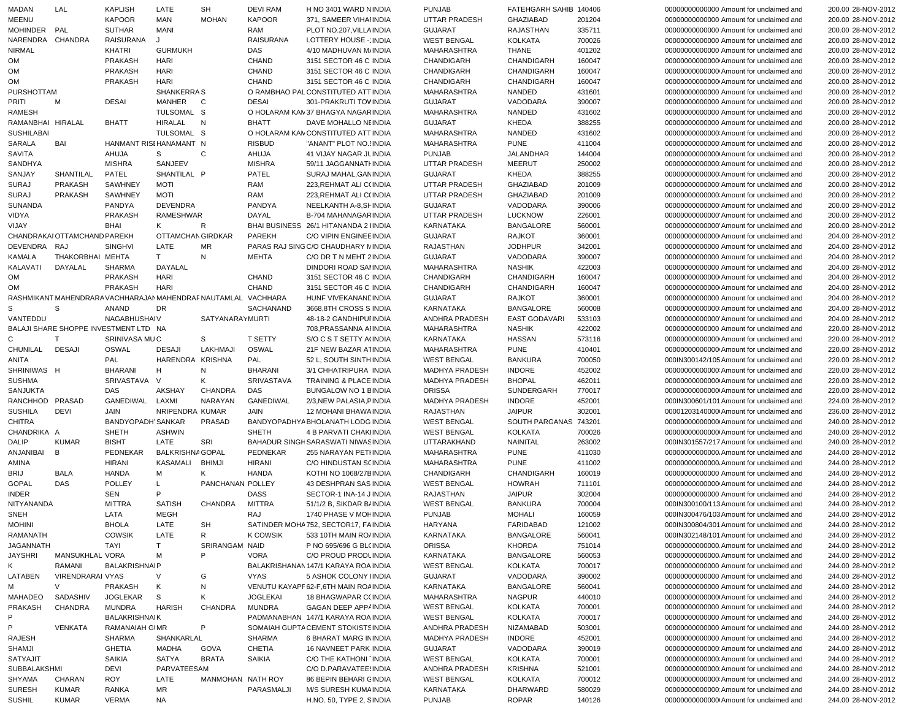| | | | | | | | | | | | | | | |
|---|---|---|---|---|---|---|---|---|---|---|---|---|---|---|
| MADAN | LAL | KAPLISH | LATE | SH | DEVI RAM | H NO 3401 WARD N | INDIA | PUNJAB | FATEHGARH SAHIB | 140406 | 00000000000000 | Amount for unclaimed and | 200.00 | 28-NOV-2012 |
| MEENU | | KAPOOR | MAN | MOHAN | KAPOOR | 371, SAMEER VIHAI | INDIA | UTTAR PRADESH | GHAZIABAD | 201204 | 00000000000000 | Amount for unclaimed and | 200.00 | 28-NOV-2012 |
| MOHINDER | PAL | SUTHAR | MANI | | RAM | PLOT NO.207,VILLA | INDIA | GUJARAT | RAJASTHAN | 335711 | 00000000000000 | Amount for unclaimed and | 200.00 | 28-NOV-2012 |
| NARENDRA | CHANDRA | RAISURANA | J | | RAISURANA | LOTTERY HOUSE - | INDIA | WEST BENGAL | KOLKATA | 700026 | 00000000000000 | Amount for unclaimed and | 200.00 | 28-NOV-2012 |
| NIRMAL | | KHATRI | GURMUKH | | DAS | 4/10 MADHUVAN M | INDIA | MAHARASHTRA | THANE | 401202 | 00000000000000 | Amount for unclaimed and | 200.00 | 28-NOV-2012 |
| OM | | PRAKASH | HARI | | CHAND | 3151 SECTOR 46 C | INDIA | CHANDIGARH | CHANDIGARH | 160047 | 00000000000000 | Amount for unclaimed and | 200.00 | 28-NOV-2012 |
| OM | | PRAKASH | HARI | | CHAND | 3151 SECTOR 46 C | INDIA | CHANDIGARH | CHANDIGARH | 160047 | 00000000000000 | Amount for unclaimed and | 200.00 | 28-NOV-2012 |
| OM | | PRAKASH | HARI | | CHAND | 3151 SECTOR 46 C | INDIA | CHANDIGARH | CHANDIGARH | 160047 | 00000000000000 | Amount for unclaimed and | 200.00 | 28-NOV-2012 |
| PURSHOTTAM | | | SHANKERRA | S | O RAMBHAO PAL | CONSTITUTED ATT | INDIA | MAHARASHTRA | NANDED | 431601 | 00000000000000 | Amount for unclaimed and | 200.00 | 28-NOV-2012 |
| PRITI | M | DESAI | MANHER | C | DESAI | 301-PRAKRUTI TOW | INDIA | GUJARAT | VADODARA | 390007 | 00000000000000 | Amount for unclaimed and | 200.00 | 28-NOV-2012 |
| RAMESH | | | TULSOMAL | S | O HOLARAM KAN | 37 BHAGYA NAGAR | INDIA | MAHARASHTRA | NANDED | 431602 | 00000000000000 | Amount for unclaimed and | 200.00 | 28-NOV-2012 |
| RAMANBHAI | HIRALAL | BHATT | HIRALAL | N | BHATT | DAVE MOHALLO NE | INDIA | GUJARAT | KHEDA | 388255 | 00000000000000 | Amount for unclaimed and | 200.00 | 28-NOV-2012 |
| SUSHILABAI | | | TULSOMAL | S | O HOLARAM KAN | CONSTITUTED ATT | INDIA | MAHARASHTRA | NANDED | 431602 | 00000000000000 | Amount for unclaimed and | 200.00 | 28-NOV-2012 |
| SARALA | BAI | HANMANT RISH | HANAMANT | N | RISBUD | "ANANT" PLOT NO.5 | INDIA | MAHARASHTRA | PUNE | 411004 | 00000000000000 | Amount for unclaimed and | 200.00 | 28-NOV-2012 |
| SAVITA | | AHUJA | S | C | AHUJA | 41 VIJAY NAGAR J | INDIA | PUNJAB | JALANDHAR | 144004 | 00000000000000 | Amount for unclaimed and | 200.00 | 28-NOV-2012 |
| SANDHYA | | MISHRA | SANJEEV | | MISHRA | 59/11 JAGGANNATH | INDIA | UTTAR PRADESH | MEERUT | 250002 | 00000000000000 | Amount for unclaimed and | 200.00 | 28-NOV-2012 |
| SANJAY | SHANTILAL | PATEL | SHANTILAL | P | PATEL | SURAJ MAHAL,GAN | INDIA | GUJARAT | KHEDA | 388255 | 00000000000000 | Amount for unclaimed and | 200.00 | 28-NOV-2012 |
| SURAJ | PRAKASH | SAWHNEY | MOTI | | RAM | 223,REHMAT ALI C | INDIA | UTTAR PRADESH | GHAZIABAD | 201009 | 00000000000000 | Amount for unclaimed and | 200.00 | 28-NOV-2012 |
| SURAJ | PRAKASH | SAWHNEY | MOTI | | RAM | 223,REHMAT ALI C | INDIA | UTTAR PRADESH | GHAZIABAD | 201009 | 00000000000000 | Amount for unclaimed and | 200.00 | 28-NOV-2012 |
| SUNANDA | | PANDYA | DEVENDRA | | PANDYA | NEELKANTH A-8,SH | INDIA | GUJARAT | VADODARA | 390006 | 00000000000000 | Amount for unclaimed and | 200.00 | 28-NOV-2012 |
| VIDYA | | PRAKASH | RAMESHWAR | | DAYAL | B-704 MAHANAGAR | INDIA | UTTAR PRADESH | LUCKNOW | 226001 | 00000000000000 | Amount for unclaimed and | 200.00 | 28-NOV-2012 |
| VIJAY | | BHAI | K | R | BHAI BUSINESS | 26/1 HITANANDA 2 I | INDIA | KARNATAKA | BANGALORE | 560001 | 00000000000000 | Amount for unclaimed and | 200.00 | 28-NOV-2012 |
| CHANDRAKAN | TOTTAMCHAND | PAREKH | OTTAMCHAN | GIRDKAR | PAREKH | C/O VIPIN ENGINEE | INDIA | GUJARAT | RAJKOT | 360001 | 00000000000000 | Amount for unclaimed and | 204.00 | 28-NOV-2012 |
| DEVENDRA | RAJ | SINGHVI | LATE | MR | PARAS RAJ SING | C/O CHAUDHARY M | INDIA | RAJASTHAN | JODHPUR | 342001 | 00000000000000 | Amount for unclaimed and | 204.00 | 28-NOV-2012 |
| KAMALA | THAKORBHAI | MEHTA | T | N | MEHTA | C/O DR T N MEHT 2 | INDIA | GUJARAT | VADODARA | 390007 | 00000000000000 | Amount for unclaimed and | 204.00 | 28-NOV-2012 |
| KALAVATI | DAYALAL | SHARMA | DAYALAL | | | DINDORI ROAD SAI | INDIA | MAHARASHTRA | NASHIK | 422003 | 00000000000000 | Amount for unclaimed and | 204.00 | 28-NOV-2012 |
| OM | | PRAKASH | HARI | | CHAND | 3151 SECTOR 46 C | INDIA | CHANDIGARH | CHANDIGARH | 160047 | 00000000000000 | Amount for unclaimed and | 204.00 | 28-NOV-2012 |
| OM | | PRAKASH | HARI | | CHAND | 3151 SECTOR 46 C | INDIA | CHANDIGARH | CHANDIGARH | 160047 | 00000000000000 | Amount for unclaimed and | 204.00 | 28-NOV-2012 |
| RASHMIKANT | MAHENDRARA | VACHHARAJAN | MAHENDRAF | NAUTAMLAL | VACHHARA | HUNF VIVEKANANE | INDIA | GUJARAT | RAJKOT | 360001 | 00000000000000 | Amount for unclaimed and | 204.00 | 28-NOV-2012 |
| S | S | ANAND | DR | | SACHANAND | 3668,8TH CROSS S | INDIA | KARNATAKA | BANGALORE | 560008 | 00000000000000 | Amount for unclaimed and | 204.00 | 28-NOV-2012 |
| VANTEDDU | | NAGABHUSHAI | V | SATYANARAY | MURTI | 48-18-2 GANDHIPUI | INDIA | ANDHRA PRADESH | EAST GODAVARI | 533103 | 00000000000000 | Amount for unclaimed and | 204.00 | 28-NOV-2012 |
| BALAJI SHARE SHOPPE INVESTMENT LTD | | | NA | | | 708,PRASSANNA AI | INDIA | MAHARASHTRA | NASHIK | 422002 | 00000000000000 | Amount for unclaimed and | 220.00 | 28-NOV-2012 |
| C | T | SRINIVASA MU | C | S | T SETTY | S/O C S T SETTY A | INDIA | KARNATAKA | HASSAN | 573116 | 00000000000000 | Amount for unclaimed and | 220.00 | 28-NOV-2012 |
| CHUNILAL | DESAJI | OSWAL | DESAJI | LAKHMAJI | OSWAL | 21F NEW BAZAR AT | INDIA | MAHARASHTRA | PUNE | 410401 | 00000000000000 | Amount for unclaimed and | 220.00 | 28-NOV-2012 |
| ANITA | | PAL | HARENDRA | KRISHNA | PAL | 52 L, SOUTH SINTH | INDIA | WEST BENGAL | BANKURA | 700050 | 000IN300142/105 | Amount for unclaimed and | 220.00 | 28-NOV-2012 |
| SHRINIWAS | H | BHARANI | H | N | BHARANI | 3/1 CHHATRIPURA | INDIA | MADHYA PRADESH | INDORE | 452002 | 00000000000000 | Amount for unclaimed and | 220.00 | 28-NOV-2012 |
| SUSHMA | | SRIVASTAVA | V | K | SRIVASTAVA | TRAINING & PLACE | INDIA | MADHYA PRADESH | BHOPAL | 462011 | 00000000000000 | Amount for unclaimed and | 220.00 | 28-NOV-2012 |
| SANJUKTA | | DAS | AKSHAY | CHANDRA | DAS | BUNGALOW NO 1 B | INDIA | ORISSA | SUNDERGARH | 770017 | 00000000000000 | Amount for unclaimed and | 220.00 | 28-NOV-2012 |
| RANCHHOD | PRASAD | GANEDIWAL | LAXMI | NARAYAN | GANEDIWAL | 2/3,NEW PALASIA,P | INDIA | MADHYA PRADESH | INDORE | 452001 | 000IN300601/101 | Amount for unclaimed and | 224.00 | 28-NOV-2012 |
| SUSHILA | DEVI | JAIN | NRIPENDRA | KUMAR | JAIN | 12 MOHANI BHAWA | INDIA | RAJASTHAN | JAIPUR | 302001 | 00001203140000 | Amount for unclaimed and | 236.00 | 28-NOV-2012 |
| CHITRA | | BANDYOPADH | SANKAR | PRASAD | BANDYOPADHYA | BHOLANATH LODG | INDIA | WEST BENGAL | SOUTH PARGANAS | 743201 | 00000000000000 | Amount for unclaimed and | 240.00 | 28-NOV-2012 |
| CHANDRIKA | A | SHETH | ASHWIN | | SHETH | 4 B PARVATI CHAKI | INDIA | WEST BENGAL | KOLKATA | 700026 | 00000000000000 | Amount for unclaimed and | 240.00 | 28-NOV-2012 |
| DALIP | KUMAR | BISHT | LATE | SRI | BAHADUR SINGH | SARASWATI NIWAS | INDIA | UTTARAKHAND | NAINITAL | 263002 | 000IN301557/217 | Amount for unclaimed and | 240.00 | 28-NOV-2012 |
| ANJANIBAI | B | PEDNEKAR | BALKRISHNA | GOPAL | PEDNEKAR | 255 NARAYAN PETH | INDIA | MAHARASHTRA | PUNE | 411030 | 00000000000000 | Amount for unclaimed and | 244.00 | 28-NOV-2012 |
| AMINA | | HIRANI | KASAMALI | BHIMJI | HIRANI | C/O HINDUSTAN SC | INDIA | MAHARASHTRA | PUNE | 411002 | 00000000000000 | Amount for unclaimed and | 244.00 | 28-NOV-2012 |
| BRIJ | BALA | HANDA | M | K | HANDA | KOTHI NO 1068/27B | INDIA | CHANDIGARH | CHANDIGARH | 160019 | 00000000000000 | Amount for unclaimed and | 244.00 | 28-NOV-2012 |
| GOPAL | DAS | POLLEY | L | PANCHANAN | POLLEY | 43 DESHPRAN SAS | INDIA | WEST BENGAL | HOWRAH | 711101 | 00000000000000 | Amount for unclaimed and | 244.00 | 28-NOV-2012 |
| INDER | | SEN | P | | DASS | SECTOR-1 INA-14 J | INDIA | RAJASTHAN | JAIPUR | 302004 | 00000000000000 | Amount for unclaimed and | 244.00 | 28-NOV-2012 |
| NITYANANDA | | MITTRA | SATISH | CHANDRA | MITTRA | 51/1/2 B, SIKDAR B | INDIA | WEST BENGAL | BANKURA | 700004 | 000IN300100/113 | Amount for unclaimed and | 244.00 | 28-NOV-2012 |
| SNEH | | LATA | MEGH | | RAJ | 1740 PHASE V MOH | INDIA | PUNJAB | MOHALI | 160059 | 000IN300476/103 | Amount for unclaimed and | 244.00 | 28-NOV-2012 |
| MOHINI | | BHOLA | LATE | SH | SATINDER MOHA | 752, SECTOR17, FA | INDIA | HARYANA | FARIDABAD | 121002 | 000IN300804/301 | Amount for unclaimed and | 244.00 | 28-NOV-2012 |
| RAMANATH | | COWSIK | LATE | R | K COWSIK | 533 10TH MAIN RO | INDIA | KARNATAKA | BANGALORE | 560041 | 000IN302148/101 | Amount for unclaimed and | 244.00 | 28-NOV-2012 |
| JAGANNATH | | TAYI | T | SRIRANGAM | NAID | P NO 695/696 G BL | INDIA | ORISSA | KHORDA | 751014 | 00000000000000 | Amount for unclaimed and | 244.00 | 28-NOV-2012 |
| JAYSHRI | MANSUKHLAL | VORA | M | P | VORA | C/O PROUD PRODU | INDIA | KARNATAKA | BANGALORE | 560053 | 00000000000000 | Amount for unclaimed and | 244.00 | 28-NOV-2012 |
| K | RAMANI | BALAKRISHNA | P | | BALAKRISHANAN | 147/1 KARAYA ROA | INDIA | WEST BENGAL | KOLKATA | 700017 | 00000000000000 | Amount for unclaimed and | 244.00 | 28-NOV-2012 |
| LATABEN | VIRENDRARAI | VYAS | V | G | VYAS | 5 ASHOK COLONY I | INDIA | GUJARAT | VADODARA | 390002 | 00000000000000 | Amount for unclaimed and | 244.00 | 28-NOV-2012 |
| M | V | PRAKASH | K | N | VENUTU KAYAPP | 62-F,6TH MAIN ROA | INDIA | KARNATAKA | BANGALORE | 560041 | 00000000000000 | Amount for unclaimed and | 244.00 | 28-NOV-2012 |
| MAHADEO | SADASHIV | JOGLEKAR | S | K | JOGLEKAI | 18 BHAGWAPAR C | INDIA | MAHARASHTRA | NAGPUR | 440010 | 00000000000000 | Amount for unclaimed and | 244.00 | 28-NOV-2012 |
| PRAKASH | CHANDRA | MUNDRA | HARISH | CHANDRA | MUNDRA | GAGAN DEEP APP | INDIA | WEST BENGAL | KOLKATA | 700001 | 00000000000000 | Amount for unclaimed and | 244.00 | 28-NOV-2012 |
| P | | BALAKRISHNA | K | | PADMANABHAN | 147/1 KARAYA ROA | INDIA | WEST BENGAL | KOLKATA | 700017 | 00000000000000 | Amount for unclaimed and | 244.00 | 28-NOV-2012 |
| P | VENKATA | RAMANAIAH G | MR | P | SOMAIAH GUPTA | CEMENT STOKISTS | INDIA | ANDHRA PRADESH | NIZAMABAD | 503001 | 00000000000000 | Amount for unclaimed and | 244.00 | 28-NOV-2012 |
| RAJESH | | SHARMA | SHANKARLAL | | SHARMA | 6 BHARAT MARG I | INDIA | MADHYA PRADESH | INDORE | 452001 | 00000000000000 | Amount for unclaimed and | 244.00 | 28-NOV-2012 |
| SHAMJI | | GHETIA | MADHA | GOVA | CHETIA | 16 NAVNEET PARK | INDIA | GUJARAT | VADODARA | 390019 | 00000000000000 | Amount for unclaimed and | 244.00 | 28-NOV-2012 |
| SATYAJIT | | SAIKIA | SATYA | BRATA | SAIKIA | C/O THE KATHONI | INDIA | WEST BENGAL | KOLKATA | 700001 | 00000000000000 | Amount for unclaimed and | 244.00 | 28-NOV-2012 |
| SUBBALAKSHMI | | DEVI | PARVATEESAM | | | C/O D.PARAVATEE | INDIA | ANDHRA PRADESH | KRISHNA | 521001 | 00000000000000 | Amount for unclaimed and | 244.00 | 28-NOV-2012 |
| SHYAMA | CHARAN | ROY | LATE | MANMOHAN | NATH ROY | 86 BEPIN BEHARI G | INDIA | WEST BENGAL | KOLKATA | 700012 | 00000000000000 | Amount for unclaimed and | 244.00 | 28-NOV-2012 |
| SURESH | KUMAR | RANKA | MR | | PARASMALJI | M/S SURESH KUMA | INDIA | KARNATAKA | DHARWARD | 580029 | 00000000000000 | Amount for unclaimed and | 244.00 | 28-NOV-2012 |
| SUSHIL | KUMAR | VERMA | NA | | | H.NO. 50, TYPE 2, S | INDIA | PUNJAB | ROPAR | 140126 | 00000000000000 | Amount for unclaimed and | 244.00 | 28-NOV-2012 |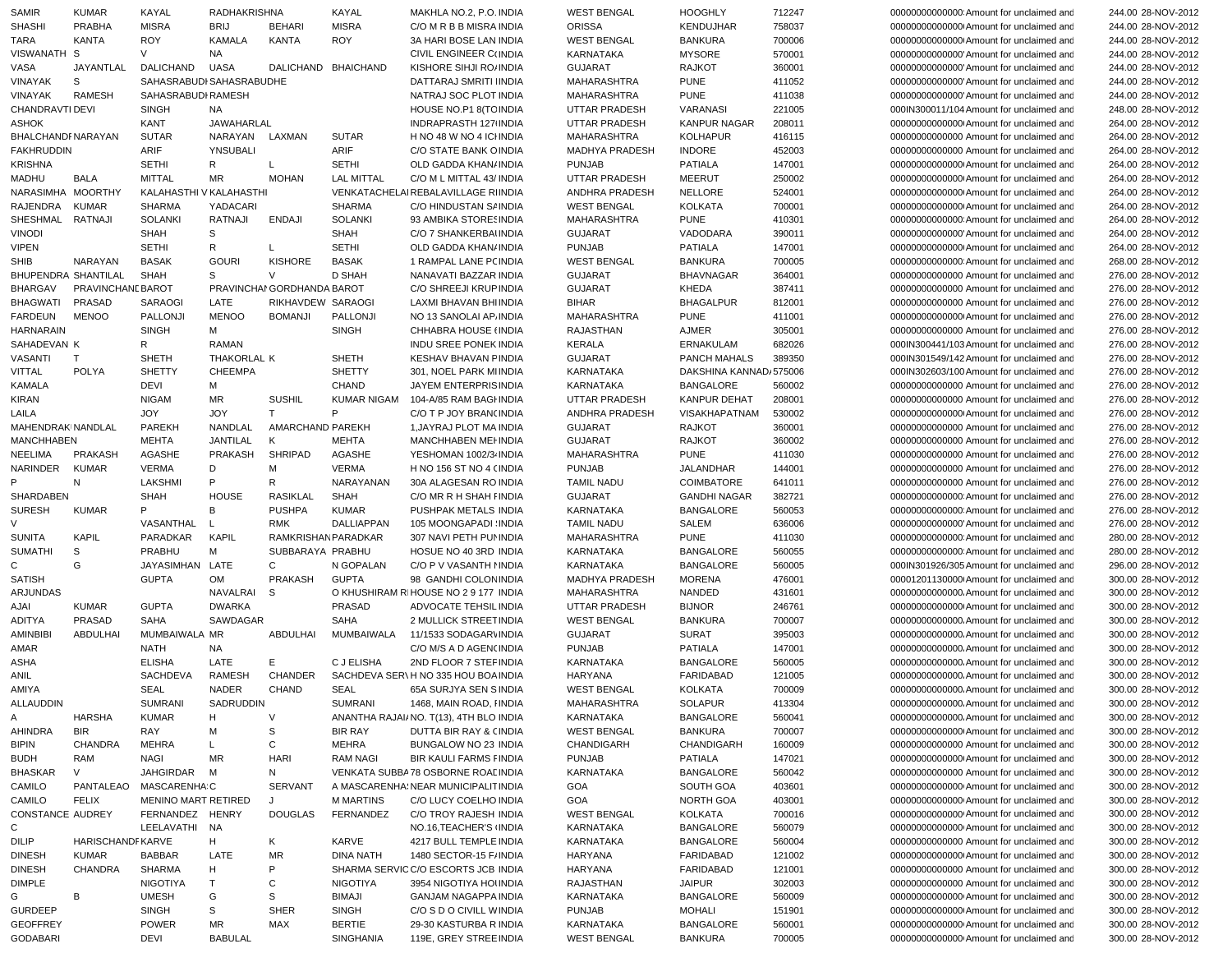| | | | | | | | | | | | | | | |
|---|---|---|---|---|---|---|---|---|---|---|---|---|---|---|
| SAMIR | KUMAR | KAYAL | RADHAKRISHNA | | KAYAL | MAKHLA NO.2, P.O. | INDIA | WEST BENGAL | HOOGHLY | 712247 | 00000000000000 | Amount for unclaimed and | 244.00 | 28-NOV-2012 |
| SHASHI | PRABHA | MISRA | BRIJ | BEHARI | MISRA | C/O M R B B MISRA | INDIA | ORISSA | KENDUJHAR | 758037 | 00000000000000 | Amount for unclaimed and | 244.00 | 28-NOV-2012 |
| TARA | KANTA | ROY | KAMALA | KANTA | ROY | 3A HARI BOSE LAN | INDIA | WEST BENGAL | BANKURA | 700006 | 00000000000000 | Amount for unclaimed and | 244.00 | 28-NOV-2012 |
| VISWANATH | S | V | NA | | | CIVIL ENGINEER C( | INDIA | KARNATAKA | MYSORE | 570001 | 00000000000000 | Amount for unclaimed and | 244.00 | 28-NOV-2012 |
| VASA | JAYANTLAL | DALICHAND | UASA | DALICHAND | BHAICHAND | KISHORE SIHJI RO/ | INDIA | GUJARAT | RAJKOT | 360001 | 00000000000000 | Amount for unclaimed and | 244.00 | 28-NOV-2012 |
| VINAYAK | S | SAHASRABUDI | SAHASRABUDHE | | | DATTARAJ SMRITI I | INDIA | MAHARASHTRA | PUNE | 411052 | 00000000000000 | Amount for unclaimed and | 244.00 | 28-NOV-2012 |
| VINAYAK | RAMESH | SAHASRABUDI | RAMESH | | | NATRAJ SOC PLOT | INDIA | MAHARASHTRA | PUNE | 411038 | 00000000000000 | Amount for unclaimed and | 244.00 | 28-NOV-2012 |
| CHANDRAVTI | DEVI | SINGH | NA | | | HOUSE NO.P1 8(TO | INDIA | UTTAR PRADESH | VARANASI | 221005 | 000IN300011/104 | Amount for unclaimed and | 248.00 | 28-NOV-2012 |
| ASHOK | | KANT | JAWAHARLAL | | | INDRAPRASTH 127( | INDIA | UTTAR PRADESH | KANPUR NAGAR | 208011 | 00000000000000 | Amount for unclaimed and | 264.00 | 28-NOV-2012 |
| BHALCHANDI | NARAYAN | SUTAR | NARAYAN | LAXMAN | SUTAR | H NO 48 W NO 4 ICH | INDIA | MAHARASHTRA | KOLHAPUR | 416115 | 00000000000000 | Amount for unclaimed and | 264.00 | 28-NOV-2012 |
| FAKHRUDDIN | | ARIF | YNSUBALI | | ARIF | C/O STATE BANK O | INDIA | MADHYA PRADESH | INDORE | 452003 | 00000000000000 | Amount for unclaimed and | 264.00 | 28-NOV-2012 |
| KRISHNA | | SETHI | R | L | SETHI | OLD GADDA KHAN/ | INDIA | PUNJAB | PATIALA | 147001 | 00000000000000 | Amount for unclaimed and | 264.00 | 28-NOV-2012 |
| MADHU | BALA | MITTAL | MR | MOHAN | LAL MITTAL | C/O M L MITTAL 43/ | INDIA | UTTAR PRADESH | MEERUT | 250002 | 00000000000000 | Amount for unclaimed and | 264.00 | 28-NOV-2012 |
| NARASIMHA | MOORTHY | KALAHASTHI V | KALAHASTHI | | VENKATACHELAI | REBALAVILLAGE RI | INDIA | ANDHRA PRADESH | NELLORE | 524001 | 00000000000000 | Amount for unclaimed and | 264.00 | 28-NOV-2012 |
| RAJENDRA | KUMAR | SHARMA | YADACARI | | SHARMA | C/O HINDUSTAN SA | INDIA | WEST BENGAL | KOLKATA | 700001 | 00000000000000 | Amount for unclaimed and | 264.00 | 28-NOV-2012 |
| SHESHMAL | RATNAJI | SOLANKI | RATNAJI | ENDAJI | SOLANKI | 93 AMBIKA STORES | INDIA | MAHARASHTRA | PUNE | 410301 | 00000000000000 | Amount for unclaimed and | 264.00 | 28-NOV-2012 |
| VINODI | | SHAH | S | | SHAH | C/O 7 SHANKERBAI | INDIA | GUJARAT | VADODARA | 390011 | 00000000000000 | Amount for unclaimed and | 264.00 | 28-NOV-2012 |
| VIPEN | | SETHI | R | L | SETHI | OLD GADDA KHAN/ | INDIA | PUNJAB | PATIALA | 147001 | 00000000000000 | Amount for unclaimed and | 264.00 | 28-NOV-2012 |
| SHIB | NARAYAN | BASAK | GOURI | KISHORE | BASAK | 1 RAMPAL LANE PC | INDIA | WEST BENGAL | BANKURA | 700005 | 00000000000000 | Amount for unclaimed and | 268.00 | 28-NOV-2012 |
| BHUPENDRA | SHANTILAL | SHAH | S | V | D SHAH | NANAVATI BAZZAR | INDIA | GUJARAT | BHAVNAGAR | 364001 | 00000000000000 | Amount for unclaimed and | 276.00 | 28-NOV-2012 |
| BHARGAV | PRAVINCHANE | BAROT | PRAVINCHAI | GORDHANDA | BAROT | C/O SHREEJI KRUP | INDIA | GUJARAT | KHEDA | 387411 | 00000000000000 | Amount for unclaimed and | 276.00 | 28-NOV-2012 |
| BHAGWATI | PRASAD | SARAOGI | LATE | RIKHAVDEW | SARAOGI | LAXMI BHAVAN BHI | INDIA | BIHAR | BHAGALPUR | 812001 | 00000000000000 | Amount for unclaimed and | 276.00 | 28-NOV-2012 |
| FARDEUN | MENOO | PALLONJI | MENOO | BOMANJI | PALLONJI | NO 13 SANOLAI AP/ | INDIA | MAHARASHTRA | PUNE | 411001 | 00000000000000 | Amount for unclaimed and | 276.00 | 28-NOV-2012 |
| HARNARAIN | | SINGH | M | | SINGH | CHHABRA HOUSE ( | INDIA | RAJASTHAN | AJMER | 305001 | 00000000000000 | Amount for unclaimed and | 276.00 | 28-NOV-2012 |
| SAHADEVAN | K | R | RAMAN | | | INDU SREE PONEK | INDIA | KERALA | ERNAKULAM | 682026 | 000IN300441/103 | Amount for unclaimed and | 276.00 | 28-NOV-2012 |
| VASANTI | T | SHETH | THAKORLAL | K | SHETH | KESHAV BHAVAN P | INDIA | GUJARAT | PANCH MAHALS | 389350 | 000IN301549/142 | Amount for unclaimed and | 276.00 | 28-NOV-2012 |
| VITTAL | POLYA | SHETTY | CHEEMPA | | SHETTY | 301, NOEL PARK MI | INDIA | KARNATAKA | DAKSHINA KANNAD/ | 575006 | 000IN302603/100 | Amount for unclaimed and | 276.00 | 28-NOV-2012 |
| KAMALA | | DEVI | M | | CHAND | JAYEM ENTERPRIS | INDIA | KARNATAKA | BANGALORE | 560002 | 00000000000000 | Amount for unclaimed and | 276.00 | 28-NOV-2012 |
| KIRAN | | NIGAM | MR | SUSHIL | KUMAR NIGAM | 104-A/85 RAM BAGH | INDIA | UTTAR PRADESH | KANPUR DEHAT | 208001 | 00000000000000 | Amount for unclaimed and | 276.00 | 28-NOV-2012 |
| LAILA | | JOY | JOY | T | P | C/O T P JOY BRANC | INDIA | ANDHRA PRADESH | VISAKHAPATNAM | 530002 | 00000000000000 | Amount for unclaimed and | 276.00 | 28-NOV-2012 |
| MAHENDRAK | NANDLAL | PAREKH | NANDLAL | AMARCHAND | PAREKH | 1,JAYRAJ PLOT MA | INDIA | GUJARAT | RAJKOT | 360001 | 00000000000000 | Amount for unclaimed and | 276.00 | 28-NOV-2012 |
| MANCHHABEN | | MEHTA | JANTILAL | K | MEHTA | MANCHHABEN MEH | INDIA | GUJARAT | RAJKOT | 360002 | 00000000000000 | Amount for unclaimed and | 276.00 | 28-NOV-2012 |
| NEELIMA | PRAKASH | AGASHE | PRAKASH | SHRIPAD | AGASHE | YESHOMAN 1002/3 | INDIA | MAHARASHTRA | PUNE | 411030 | 00000000000000 | Amount for unclaimed and | 276.00 | 28-NOV-2012 |
| NARINDER | KUMAR | VERMA | D | M | VERMA | H NO 156 ST NO 4 ( | INDIA | PUNJAB | JALANDHAR | 144001 | 00000000000000 | Amount for unclaimed and | 276.00 | 28-NOV-2012 |
| P | N | LAKSHMI | P | R | NARAYANAN | 30A ALAGESAN RO | INDIA | TAMIL NADU | COIMBATORE | 641011 | 00000000000000 | Amount for unclaimed and | 276.00 | 28-NOV-2012 |
| SHARDABEN | | SHAH | HOUSE | RASIKLAL | SHAH | C/O MR R H SHAH F | INDIA | GUJARAT | GANDHI NAGAR | 382721 | 00000000000000 | Amount for unclaimed and | 276.00 | 28-NOV-2012 |
| SURESH | KUMAR | P | B | PUSHPA | KUMAR | PUSHPAK METALS | INDIA | KARNATAKA | BANGALORE | 560053 | 00000000000000 | Amount for unclaimed and | 276.00 | 28-NOV-2012 |
| V | | VASANTHAL | L | RMK | DALLIAPPAN | 105 MOONGAPADI S | INDIA | TAMIL NADU | SALEM | 636006 | 00000000000000 | Amount for unclaimed and | 276.00 | 28-NOV-2012 |
| SUNITA | KAPIL | PARADKAR | KAPIL | RAMKRISHAN | PARADKAR | 307 NAVI PETH PUN | INDIA | MAHARASHTRA | PUNE | 411030 | 00000000000000 | Amount for unclaimed and | 280.00 | 28-NOV-2012 |
| SUMATHI | S | PRABHU | M | SUBBARAYA | PRABHU | HOSUE NO 40 3RD | INDIA | KARNATAKA | BANGALORE | 560055 | 00000000000000 | Amount for unclaimed and | 280.00 | 28-NOV-2012 |
| C | G | JAYASIMHAN | LATE | C | N GOPALAN | C/O P V VASANTH I | INDIA | KARNATAKA | BANGALORE | 560005 | 000IN301926/305 | Amount for unclaimed and | 296.00 | 28-NOV-2012 |
| SATISH | | GUPTA | OM | PRAKASH | GUPTA | 98 GANDHI COLON | INDIA | MADHYA PRADESH | MORENA | 476001 | 00001201130000 | Amount for unclaimed and | 300.00 | 28-NOV-2012 |
| ARJUNDAS | | | NAVALRAI | S | O KHUSHIRAM R | HOUSE NO 2 9 177 | INDIA | MAHARASHTRA | NANDED | 431601 | 00000000000000 | Amount for unclaimed and | 300.00 | 28-NOV-2012 |
| AJAI | KUMAR | GUPTA | DWARKA | | PRASAD | ADVOCATE TEHSIL | INDIA | UTTAR PRADESH | BIJNOR | 246761 | 00000000000000 | Amount for unclaimed and | 300.00 | 28-NOV-2012 |
| ADITYA | PRASAD | SAHA | SAWDAGAR | | SAHA | 2 MULLICK STREET | INDIA | WEST BENGAL | BANKURA | 700007 | 00000000000000 | Amount for unclaimed and | 300.00 | 28-NOV-2012 |
| AMINBIBI | ABDULHAI | MUMBAIWALA | MR | ABDULHAI | MUMBAIWALA | 11/1533 SODAGARV | INDIA | GUJARAT | SURAT | 395003 | 00000000000000 | Amount for unclaimed and | 300.00 | 28-NOV-2012 |
| AMAR | | NATH | NA | | | C/O M/S A D AGENC | INDIA | PUNJAB | PATIALA | 147001 | 00000000000000 | Amount for unclaimed and | 300.00 | 28-NOV-2012 |
| ASHA | | ELISHA | LATE | E | C J ELISHA | 2ND FLOOR 7 STEF | INDIA | KARNATAKA | BANGALORE | 560005 | 00000000000000 | Amount for unclaimed and | 300.00 | 28-NOV-2012 |
| ANIL | | SACHDEVA | RAMESH | CHANDER | SACHDEVA SER\ | H NO 335 HOU BOA | INDIA | HARYANA | FARIDABAD | 121005 | 00000000000000 | Amount for unclaimed and | 300.00 | 28-NOV-2012 |
| AMIYA | | SEAL | NADER | CHAND | SEAL | 65A SURJYA SEN S | INDIA | WEST BENGAL | KOLKATA | 700009 | 00000000000000 | Amount for unclaimed and | 300.00 | 28-NOV-2012 |
| ALLAUDDIN | | SUMRANI | SADRUDDIN | | SUMRANI | 1468, MAIN ROAD, I | INDIA | MAHARASHTRA | SOLAPUR | 413304 | 00000000000000 | Amount for unclaimed and | 300.00 | 28-NOV-2012 |
| A | HARSHA | KUMAR | H | V | ANANTHA RAJAI/ | NO. T(13), 4TH BLO | INDIA | KARNATAKA | BANGALORE | 560041 | 00000000000000 | Amount for unclaimed and | 300.00 | 28-NOV-2012 |
| AHINDRA | BIR | RAY | M | S | BIR RAY | DUTTA BIR RAY & C | INDIA | WEST BENGAL | BANKURA | 700007 | 00000000000000 | Amount for unclaimed and | 300.00 | 28-NOV-2012 |
| BIPIN | CHANDRA | MEHRA | L | C | MEHRA | BUNGALOW NO 23 | INDIA | CHANDIGARH | CHANDIGARH | 160009 | 00000000000000 | Amount for unclaimed and | 300.00 | 28-NOV-2012 |
| BUDH | RAM | NAGI | MR | HARI | RAM NAGI | BIR KAULI FARMS F | INDIA | PUNJAB | PATIALA | 147021 | 00000000000000 | Amount for unclaimed and | 300.00 | 28-NOV-2012 |
| BHASKAR | V | JAHGIRDAR | M | N | VENKATA SUBBA | 78 OSBORNE ROAD | INDIA | KARNATAKA | BANGALORE | 560042 | 00000000000000 | Amount for unclaimed and | 300.00 | 28-NOV-2012 |
| CAMILO | PANTALEAO | MASCARENHA | C | SERVANT | A MASCARENHA | NEAR MUNICIPALIT | INDIA | GOA | SOUTH GOA | 403601 | 00000000000000 | Amount for unclaimed and | 300.00 | 28-NOV-2012 |
| CAMILO | FELIX | MENINO MART | RETIRED | J | M MARTINS | C/O LUCY COELHO | INDIA | GOA | NORTH GOA | 403001 | 00000000000000 | Amount for unclaimed and | 300.00 | 28-NOV-2012 |
| CONSTANCE | AUDREY | FERNANDEZ | HENRY | DOUGLAS | FERNANDEZ | C/O TROY RAJESH | INDIA | WEST BENGAL | KOLKATA | 700016 | 00000000000000 | Amount for unclaimed and | 300.00 | 28-NOV-2012 |
| C | | LEELAVATHI | NA | | | NO.16,TEACHER'S ( | INDIA | KARNATAKA | BANGALORE | 560079 | 00000000000000 | Amount for unclaimed and | 300.00 | 28-NOV-2012 |
| DILIP | HARISCHANDI | KARVE | H | K | KARVE | 4217 BULL TEMPLE | INDIA | KARNATAKA | BANGALORE | 560004 | 00000000000000 | Amount for unclaimed and | 300.00 | 28-NOV-2012 |
| DINESH | KUMAR | BABBAR | LATE | MR | DINA NATH | 1480 SECTOR-15 F/ | INDIA | HARYANA | FARIDABAD | 121002 | 00000000000000 | Amount for unclaimed and | 300.00 | 28-NOV-2012 |
| DINESH | CHANDRA | SHARMA | H | P | SHARMA SERVIC | C/O ESCORTS JCB | INDIA | HARYANA | FARIDABAD | 121001 | 00000000000000 | Amount for unclaimed and | 300.00 | 28-NOV-2012 |
| DIMPLE | | NIGOTIYA | T | C | NIGOTIYA | 3954 NIGOTIYA HOU | INDIA | RAJASTHAN | JAIPUR | 302003 | 00000000000000 | Amount for unclaimed and | 300.00 | 28-NOV-2012 |
| G | B | UMESH | G | S | BIMAJI | GANJAM NAGAPPA | INDIA | KARNATAKA | BANGALORE | 560009 | 00000000000000 | Amount for unclaimed and | 300.00 | 28-NOV-2012 |
| GURDEEP | | SINGH | S | SHER | SINGH | C/O S D O CIVILL W | INDIA | PUNJAB | MOHALI | 151901 | 00000000000000 | Amount for unclaimed and | 300.00 | 28-NOV-2012 |
| GEOFFREY | | POWER | MR | MAX | BERTIE | 29-30 KASTURBA R | INDIA | KARNATAKA | BANGALORE | 560001 | 00000000000000 | Amount for unclaimed and | 300.00 | 28-NOV-2012 |
| GODABARI | | DEVI | BABULAL | | SINGHANIA | 119E, GREY STREE | INDIA | WEST BENGAL | BANKURA | 700005 | 00000000000000 | Amount for unclaimed and | 300.00 | 28-NOV-2012 |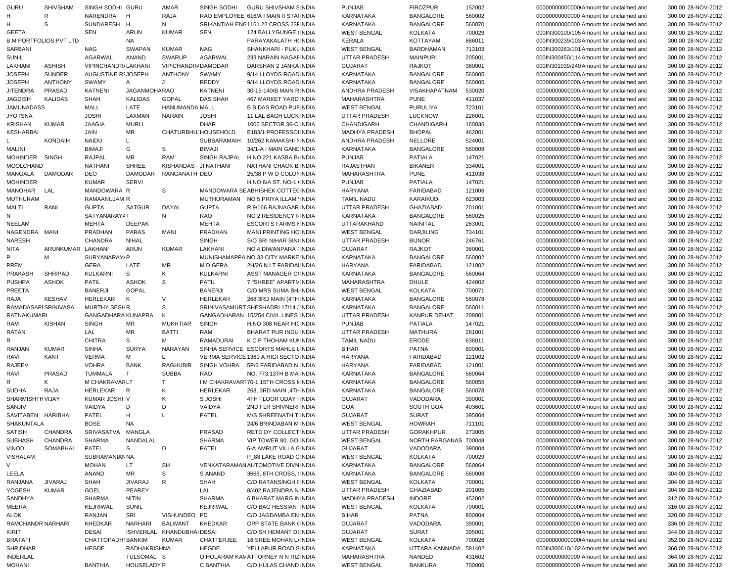| | | | | | | | | | | | | | | | |
|---|---|---|---|---|---|---|---|---|---|---|---|---|---|---|---|
| GURU | SHIVSHAM | SINGH SODHI | GURU | AMAR | SINGH SODHI | GURU SHIVSHAM S | INDIA | PUNJAB | FIROZPUR | 152002 | | 00000000000000 | Amount for unclaimed and | 300.00 | 28-NOV-2012 |
| H | R | NARENDRA | H | RAJA | RAO EMPLOYEE | 616/A I MAIN II STA( | INDIA | KARNATAKA | BANGALORE | 560002 | | 00000000000000 | Amount for unclaimed and | 300.00 | 28-NOV-2012 |
| H | S | SUNDARESH | H | N | SRIKANTIAH ENG | 1161 22 CROSS 23F | INDIA | KARNATAKA | BANGALORE | 560070 | | 00000000000000 | Amount for unclaimed and | 300.00 | 28-NOV-2012 |
| GEETA | | SEN | ARUN | KUMAR | SEN | 124 BALLYGUNGE ( | INDIA | WEST BENGAL | KOLKATA | 700029 | | 000IN300100/105 | Amount for unclaimed and | 300.00 | 28-NOV-2012 |
| B M PORTFOLIOS PVT LTD | | | NA | | | PARAYAKALATH H | INDIA | KERALA | KOTTAYAM | 686011 | | 000IN300239/103 | Amount for unclaimed and | 300.00 | 28-NOV-2012 |
| SARBANI | | NAG | SWAPAN | KUMAR | NAG | SHANKHARI - PUKL | INDIA | WEST BENGAL | BARDHAMAN | 713103 | | 000IN300263/101 | Amount for unclaimed and | 300.00 | 28-NOV-2012 |
| SUNIL | | AGARWAL | ANAND | SWARUP | AGARWAL | 233 NARAIN NAGAF | INDIA | UTTAR PRADESH | MAINPURI | 205001 | | 000IN300450/114 | Amount for unclaimed and | 300.00 | 28-NOV-2012 |
| LAKHANI | ASHISH | VIPINCHANDR/ | LAKHANI | VIPINCHANDR/ | DAMODAR | DARSHAN 2 JANKA | INDIA | GUJARAT | RAJKOT | 360001 | | 000IN301039/240 | Amount for unclaimed and | 300.00 | 28-NOV-2012 |
| JOSEPH | SUNDER | AUGUSTINE RE | JOSEPH | ANTHONY | SWAMY | 9/14 LLOYDS ROAD | INDIA | KARNATAKA | BANGALORE | 560005 | | 00000000000000 | Amount for unclaimed and | 300.00 | 28-NOV-2012 |
| JOSEPH | ANTHONY | SWAMY | A | J | REDDY | 9/14 LLOYDS ROAD | INDIA | KARNATAKA | BANGALORE | 560005 | | 00000000000000 | Amount for unclaimed and | 300.00 | 28-NOV-2012 |
| JITENDRA | PRASAD | KATNENI | JAGANMOHA | RAO | KATNENI | 30-15-140/B MAIN R | INDIA | ANDHRA PRADESH | VISAKHAPATNAM | 530020 | | 00000000000000 | Amount for unclaimed and | 300.00 | 28-NOV-2012 |
| JAGDISH | KALIDAS | SHAH | KALIDAS | GOPAL | DAS SHAH | 467 MARKET YARD | INDIA | MAHARASHTRA | PUNE | 411037 | | 00000000000000 | Amount for unclaimed and | 300.00 | 28-NOV-2012 |
| JAMUNADASS | | MALL | LATE | HANUMANDA | MALL | B B DAS ROAD PUF | INDIA | WEST BENGAL | PURULIYA | 723101 | | 00000000000000 | Amount for unclaimed and | 300.00 | 28-NOV-2012 |
| JYOTSNA | | JOSHI | LAXMAN | NARAIN | JOSHI | 11 LAL BAGH LUCK | INDIA | UTTAR PRADESH | LUCKNOW | 226001 | | 00000000000000 | Amount for unclaimed and | 300.00 | 28-NOV-2012 |
| KRISHAN | KUMAR | JAAGIA | MURLI | | DHAR | 1006 SECTOR 36-C | INDIA | CHANDIGARH | CHANDIGARH | 160036 | | 00000000000000 | Amount for unclaimed and | 300.00 | 28-NOV-2012 |
| KESHARBAI | | JAIN | MR | CHATURBHU | HOUSEHOLD | E183/1 PROFESSOF | INDIA | MADHYA PRADESH | BHOPAL | 462001 | | 00000000000000 | Amount for unclaimed and | 300.00 | 28-NOV-2012 |
| L | KONDAIH | NAIDU | L | | SUBBARAMAIH | 10/262 KAMAKSHI N | INDIA | ANDHRA PRADESH | NELLORE | 524001 | | 00000000000000 | Amount for unclaimed and | 300.00 | 28-NOV-2012 |
| MALINI | | BIMAJI | G | S | BIMAJI | 34/1-A I MAIN GANC | INDIA | KARNATAKA | BANGALORE | 560009 | | 00000000000000 | Amount for unclaimed and | 300.00 | 28-NOV-2012 |
| MOHINDER | SINGH | RAJPAL | MR | RAM | SINGH RAJPAL | H NO 221 KASBA B/ | INDIA | PUNJAB | PATIALA | 147021 | | 00000000000000 | Amount for unclaimed and | 300.00 | 28-NOV-2012 |
| MOOLCHAND | | NATHANI | SHREE | KISHANDAS | JI NATHANI | NATHANI CHAOK B. | INDIA | RAJASTHAN | BIKANER | 334001 | | 00000000000000 | Amount for unclaimed and | 300.00 | 28-NOV-2012 |
| MANGALA | DAMODAR | DEO | DAMODAR | RANGANATH | DEO | 25/38 P W D COLON | INDIA | MAHARASHTRA | PUNE | 411038 | | 00000000000000 | Amount for unclaimed and | 300.00 | 28-NOV-2012 |
| MOHINDER | | KUMAR | SERVI | | | H.NO 6/A ST. NO-1 ( | INDIA | PUNJAB | PATIALA | 147021 | | 00000000000000 | Amount for unclaimed and | 300.00 | 28-NOV-2012 |
| MANOHAR | LAL | MANDOWARA | R | S | MANDOWARA SE | ABHISHEK COTTEC | INDIA | HARYANA | FARIDABAD | 121006 | | 00000000000000 | Amount for unclaimed and | 300.00 | 28-NOV-2012 |
| MUTHURAM | | RAMAANUJAM | R | | MUTHURAMAN | NO 5 PRIYA ILLAM V | INDIA | TAMIL NADU | KARAIKUDI | 623003 | | 00000000000000 | Amount for unclaimed and | 300.00 | 28-NOV-2012 |
| MALTI | RANI | GUPTA | SATGUR | DAYAL | GUPTA | R 9/166 RAJNAGAR | INDIA | UTTAR PRADESH | GHAZIABAD | 201001 | | 00000000000000 | Amount for unclaimed and | 300.00 | 28-NOV-2012 |
| N | | SATYANARAY/ | T | N | RAO | NO 2 RESIDENCY R | INDIA | KARNATAKA | BANGALORE | 560025 | | 00000000000000 | Amount for unclaimed and | 300.00 | 28-NOV-2012 |
| NEELAM | | MEHTA | DEEPAK | | MEHTA | ESCORTS FARMS K | INDIA | UTTARAKHAND | NAINITAL | 263001 | | 00000000000000 | Amount for unclaimed and | 300.00 | 28-NOV-2012 |
| NAGENDRA | MANI | PRADHAN | PARAS | MANI | PRADHAN | MANI PRINTING HO | INDIA | WEST BENGAL | DARJILING | 734101 | | 00000000000000 | Amount for unclaimed and | 300.00 | 28-NOV-2012 |
| NARESH | | CHANDRA | NIHAL | | SINGH | S/O SRI NIHAR SIN | INDIA | UTTAR PRADESH | BIJNOR | 246761 | | 00000000000000 | Amount for unclaimed and | 300.00 | 28-NOV-2012 |
| NITA | ARUNKUMAR | LAKHANI | ARUN | KUMAR | LAKHANI | NO 4 DIWANPARA F | INDIA | GUJARAT | RAJKOT | 360001 | | 00000000000000 | Amount for unclaimed and | 300.00 | 28-NOV-2012 |
| P | M | SURYANARAY/ | P | | MUNISHAMAPPA | NO 33 CITY MARKE | INDIA | KARNATAKA | BANGALORE | 560002 | | 00000000000000 | Amount for unclaimed and | 300.00 | 28-NOV-2012 |
| PREM | | GERA | LATE | MR | M D GERA | 2H/26 N I T FARIDAI | INDIA | HARYANA | FARIDABAD | 121002 | | 00000000000000 | Amount for unclaimed and | 300.00 | 28-NOV-2012 |
| PRAKASH | SHRIPAD | KULKARNI | S | K | KULKARNI | ASST MANAGER G( | INDIA | KARNATAKA | BANGALORE | 560064 | | 00000000000000 | Amount for unclaimed and | 300.00 | 28-NOV-2012 |
| PUSHPA | ASHOK | PATIL | ASHOK | S | PATIL | 7,"SHREE" APARTM | INDIA | MAHARASHTRA | DHULE | 424002 | | 00000000000000 | Amount for unclaimed and | 300.00 | 28-NOV-2012 |
| PREETA | | BANERJI | GOPAL | | BANERJI | C/O MRS SUMA BH/ | INDIA | WEST BENGAL | KOLKATA | 700071 | | 00000000000000 | Amount for unclaimed and | 300.00 | 28-NOV-2012 |
| RAJA | KESHAV | HERLEKAR | K | V | HERLEKAR | 268 3RD MAIN (4TH | INDIA | KARNATAKA | BANGALORE | 560078 | | 00000000000000 | Amount for unclaimed and | 300.00 | 28-NOV-2012 |
| RAMADASAPI | SRINIVASA | MURTHY SESH | R | S | SRINIVASAMURT | SHESHADRI 17/14 J | INDIA | KARNATAKA | BANGALORE | 560011 | | 00000000000000 | Amount for unclaimed and | 300.00 | 28-NOV-2012 |
| RATNAKUMARI | | GANGADHARA | KUNAPRA | K | GANGADHARAN | 15/254 CIVIL LINES | INDIA | UTTAR PRADESH | KANPUR DEHAT | 208001 | | 00000000000000 | Amount for unclaimed and | 300.00 | 28-NOV-2012 |
| RAM | KISHAN | SINGH | MR | MUKHTIAR | SINGH | H.NO 308 NEAR HIG | INDIA | PUNJAB | PATIALA | 147021 | | 00000000000000 | Amount for unclaimed and | 300.00 | 28-NOV-2012 |
| RATAN | | LAL | MR | BATTI | RAM | BHARAT PUR INDU | INDIA | UTTAR PRADESH | MATHURA | 281001 | | 00000000000000 | Amount for unclaimed and | 300.00 | 28-NOV-2012 |
| R | | CHITRA | S | M | RAMADURAI | K C P THOHAM KU | INDIA | TAMIL NADU | ERODE | 638011 | | 00000000000000 | Amount for unclaimed and | 300.00 | 28-NOV-2012 |
| RANJAN | KUMAR | SINHA | SURYA | NARAYAN | SINHA SERVICE | ESCORTS MAHLE L | INDIA | BIHAR | PATNA | 800001 | | 00000000000000 | Amount for unclaimed and | 300.00 | 28-NOV-2012 |
| RAVI | KANT | VERMA | M | L | VERMA SERVICE | 1360 A HIGI SECTO | INDIA | HARYANA | FARIDABAD | 121002 | | 00000000000000 | Amount for unclaimed and | 300.00 | 28-NOV-2012 |
| RAJEEV | | VOHRA | BANK | RAGHUBIR | SINGH VOHRA | 5P/3 FARIDABAD N | INDIA | HARYANA | FARIDABAD | 121001 | | 00000000000000 | Amount for unclaimed and | 300.00 | 28-NOV-2012 |
| RAVI | PRASAD | TUMMALA | T | SUBBA | RAO | NO. 773,13TH B MA | INDIA | KARNATAKA | BANGALORE | 560064 | | 00000000000000 | Amount for unclaimed and | 300.00 | 28-NOV-2012 |
| R | K | M CHAKRAVAR | LT | T | I M CHAKRAVAR | 70-1 15TH CROSS | INDIA | KARNATAKA | BANGALORE | 560055 | | 00000000000000 | Amount for unclaimed and | 300.00 | 28-NOV-2012 |
| SUDHA | RAJA | HERLEKAR | R | K | HERLEKAR | 268, 3RD MAIN ,4TH | INDIA | KARNATAKA | BANGALORE | 560078 | | 00000000000000 | Amount for unclaimed and | 300.00 | 28-NOV-2012 |
| SHARMISHTH | VIJAY | KUMAR JOSHI | V | K | S JOSHI | 4TH FLOOR UDAY F | INDIA | GUJARAT | VADODARA | 390001 | | 00000000000000 | Amount for unclaimed and | 300.00 | 28-NOV-2012 |
| SANJIV | | VAIDYA | D | D | VAIDYA | 2ND FLR SHIVNERI | INDIA | GOA | SOUTH GOA | 403601 | | 00000000000000 | Amount for unclaimed and | 300.00 | 28-NOV-2012 |
| SAVITABEN | HARIBHAI | PATEL | H | L | PATEL | M/S SHREENATH TI | INDIA | GUJARAT | SURAT | 395004 | | 00000000000000 | Amount for unclaimed and | 300.00 | 28-NOV-2012 |
| SHAKUNTALA | | BOSE | NA | | | 24/6 BRINDABAN M | INDIA | WEST BENGAL | HOWRAH | 711101 | | 00000000000000 | Amount for unclaimed and | 300.00 | 28-NOV-2012 |
| SATISH | CHANDRA | SRIVASATVA | MANGLA | | PRASAD | RETD DY COLLECT | INDIA | UTTAR PRADESH | GORAKHPUR | 273005 | | 00000000000000 | Amount for unclaimed and | 300.00 | 28-NOV-2012 |
| SUBHASH | CHANDRA | SHARMA | NANDALAL | | SHARMA | VIP TOWER 80, GOI | INDIA | WEST BENGAL | NORTH PARGANAS | 700048 | | 00000000000000 | Amount for unclaimed and | 300.00 | 28-NOV-2012 |
| VINOD | SOMABHAI | PATEL | S | D | PATEL | 6-A AMRUT VILLA G | INDIA | GUJARAT | VADODARA | 390004 | | 00000000000000 | Amount for unclaimed and | 300.00 | 28-NOV-2012 |
| VISHALAM | | SUBRAMANIAN | NA | | | P_88 LAKE ROAD C | INDIA | WEST BENGAL | KOLKATA | 700029 | | 00000000000000 | Amount for unclaimed and | 300.00 | 28-NOV-2012 |
| V | | MOHAN | LT | SH | VENKATARAMAN | AUTOMOTIVE DIVN | INDIA | KARNATAKA | BANGALORE | 560064 | | 00000000000000 | Amount for unclaimed and | 300.00 | 28-NOV-2012 |
| LEELA | | ANAND | MR | S | S ANAND | 3668, 8TH CROSS, | INDIA | KARNATAKA | BANGALORE | 560008 | | 00000000000000 | Amount for unclaimed and | 304.00 | 28-NOV-2012 |
| RANJANA | JIVARAJ | SHAH | JIVARAJ | R | SHAH | C/O RATANSINGH F | INDIA | WEST BENGAL | KOLKATA | 700001 | | 00000000000000 | Amount for unclaimed and | 304.00 | 28-NOV-2012 |
| YOGESH | KUMAR | GOEL | PEAREY | | LAL | 8/402 RAJENDRA N | INDIA | UTTAR PRADESH | GHAZIABAD | 201005 | | 00000000000000 | Amount for unclaimed and | 304.00 | 28-NOV-2012 |
| SANDHYA | | SHARMA | NITIN | | SHARMA | 6 BHARAT MARG IN | INDIA | MADHYA PRADESH | INDORE | 452002 | | 00000000000000 | Amount for unclaimed and | 312.00 | 28-NOV-2012 |
| MEERA | | KEJRIWAL | SUNIL | | KEJRIWAL | C/O BAG HESSIAN | INDIA | WEST BENGAL | KOLKATA | 700001 | | 00000000000000 | Amount for unclaimed and | 316.00 | 28-NOV-2012 |
| ALOK | | RANJAN | SRI | VISHUNDEO | PD | C/O JAGDAMBA EN | INDIA | BIHAR | PATNA | 800004 | | 00000000000000 | Amount for unclaimed and | 320.00 | 28-NOV-2012 |
| RAMCHANDR | NARHARI | KHEDKAR | NARHARI | BALWANT | KHEDKAR | OPP STATE BANK ( | INDIA | GUJARAT | VADODARA | 390001 | | 00000000000000 | Amount for unclaimed and | 336.00 | 28-NOV-2012 |
| KIRIT | | DESAI | ISHVERLAL | KHANDUBHAI | DESAI | C/O SH HEMANT DE | INDIA | GUJARAT | SURAT | 395001 | | 00000000000000 | Amount for unclaimed and | 344.00 | 28-NOV-2012 |
| BRATATI | | CHATTOPADHY | BANKIM | KUMAR | CHATTERJEE | 16 SREE MOHAN L/ | INDIA | WEST BENGAL | KOLKATA | 700026 | | 00000000000000 | Amount for unclaimed and | 352.00 | 28-NOV-2012 |
| SHRIDHAR | | HEGDE | RADHAKRISHNA | | HEGDE | YELLAPUR ROAD S | INDIA | KARNATAKA | UTTARA KANNADA | 581402 | | 000IN300610/102 | Amount for unclaimed and | 360.00 | 28-NOV-2012 |
| INDERLAL | | | TULSOMAL | S | O HOLARAM KAN | ATTORNEY N N RIZ | INDIA | MAHARASHTRA | NANDED | 431602 | | 00000000000000 | Amount for unclaimed and | 364.00 | 28-NOV-2012 |
| MOHANI | | BANTHIA | HOUSELADY | P | C BANTHIA | C/O HULAS CHAND | INDIA | WEST BENGAL | BANKURA | 700006 | | 00000000000000 | Amount for unclaimed and | 368.00 | 28-NOV-2012 |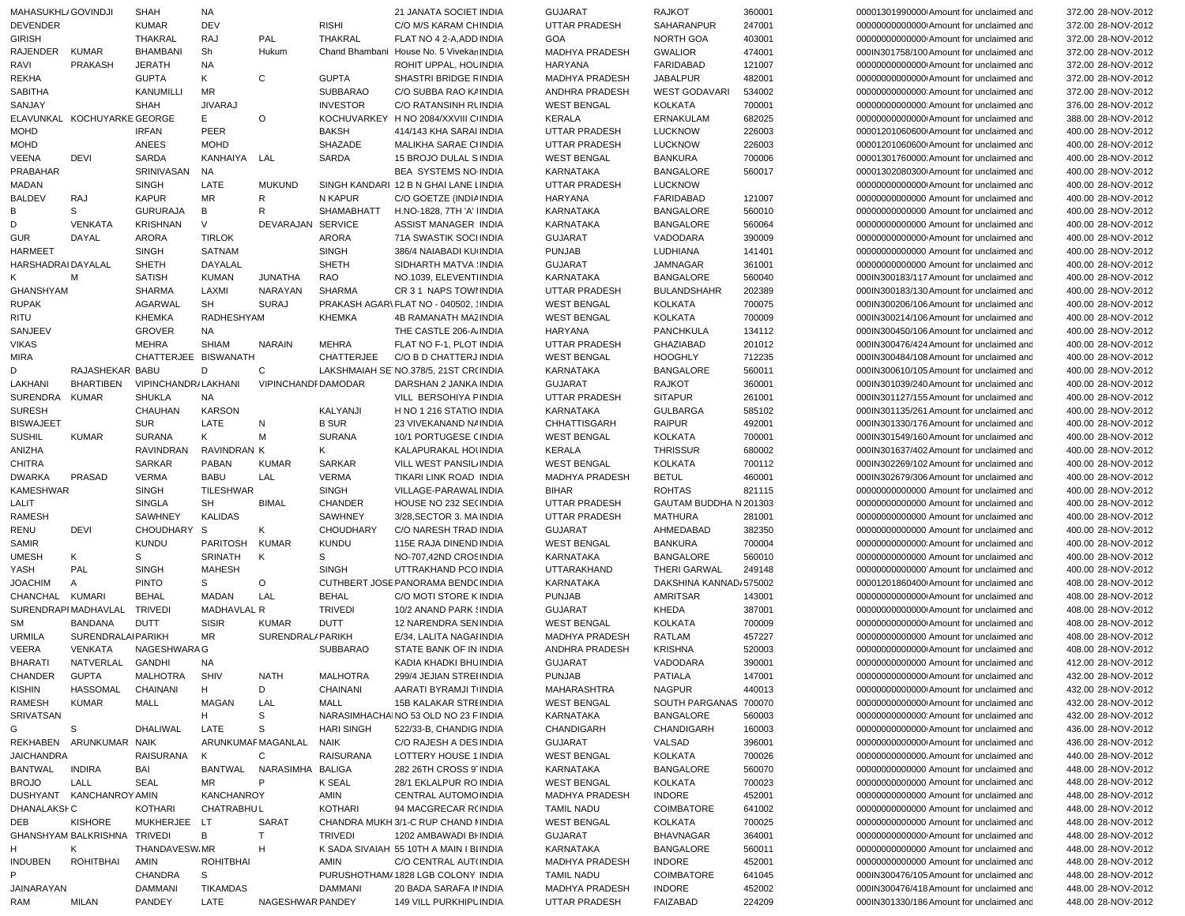| | | | | | | | | | | | | | | |
|---|---|---|---|---|---|---|---|---|---|---|---|---|---|---|
| MAHASUKHL/ | GOVINDJI | SHAH | NA | | | 21 JANATA SOCIET | INDIA | GUJARAT | RAJKOT | 360001 | 00001301990000( | Amount for unclaimed and | 372.00 | 28-NOV-2012 |
| DEVENDER | | KUMAR | DEV | | RISHI | C/O M/S KARAM CH | INDIA | UTTAR PRADESH | SAHARANPUR | 247001 | 000000000000000( | Amount for unclaimed and | 372.00 | 28-NOV-2012 |
| GIRISH | | THAKRAL | RAJ | PAL | THAKRAL | FLAT NO 4 2-A,ADD | INDIA | GOA | NORTH GOA | 403001 | 000000000000000( | Amount for unclaimed and | 372.00 | 28-NOV-2012 |
| RAJENDER | KUMAR | BHAMBANI | Sh | Hukum | Chand Bhambani | House No. 5 Vivekan | INDIA | MADHYA PRADESH | GWALIOR | 474001 | 000IN301758/100 | Amount for unclaimed and | 372.00 | 28-NOV-2012 |
| RAVI | PRAKASH | JERATH | NA | | | ROHIT UPPAL, HOU | INDIA | HARYANA | FARIDABAD | 121007 | 000000000000000( | Amount for unclaimed and | 372.00 | 28-NOV-2012 |
| REKHA | | GUPTA | K | C | GUPTA | SHASTRI BRIDGE R | INDIA | MADHYA PRADESH | JABALPUR | 482001 | 000000000000000( | Amount for unclaimed and | 372.00 | 28-NOV-2012 |
| SABITHA | | KANUMILLI | MR | | SUBBARAO | C/O SUBBA RAO KA | INDIA | ANDHRA PRADESH | WEST GODAVARI | 534002 | 000000000000000: | Amount for unclaimed and | 372.00 | 28-NOV-2012 |
| SANJAY | | SHAH | JIVARAJ | | INVESTOR | C/O RATANSINH RU | INDIA | WEST BENGAL | KOLKATA | 700001 | 000000000000000: | Amount for unclaimed and | 376.00 | 28-NOV-2012 |
| ELAVUNKAL | KOCHUYARKE | GEORGE | E | O | KOCHUVARKEY | H NO 2084/XXVIII C | INDIA | KERALA | ERNAKULAM | 682025 | 000000000000000( | Amount for unclaimed and | 388.00 | 28-NOV-2012 |
| MOHD | | IRFAN | PEER | | BAKSH | 414/143 KHA SARAI | INDIA | UTTAR PRADESH | LUCKNOW | 226003 | 00001201060600( | Amount for unclaimed and | 400.00 | 28-NOV-2012 |
| MOHD | | ANEES | MOHD | | SHAZADE | MALIKHA SARAE C | INDIA | UTTAR PRADESH | LUCKNOW | 226003 | 00001201060600( | Amount for unclaimed and | 400.00 | 28-NOV-2012 |
| VEENA | DEVI | SARDA | KANHAIYA | LAL | SARDA | 15 BROJO DULAL S | INDIA | WEST BENGAL | BANKURA | 700006 | 00001301760000: | Amount for unclaimed and | 400.00 | 28-NOV-2012 |
| PRABAHAR | | SRINIVASAN | NA | | | BEA SYSTEMS NO- | INDIA | KARNATAKA | BANGALORE | 560017 | 00001302080300( | Amount for unclaimed and | 400.00 | 28-NOV-2012 |
| MADAN | | SINGH | LATE | MUKUND | SINGH KANDARI | 12 B N GHAI LANE L | INDIA | UTTAR PRADESH | LUCKNOW | | 000000000000000( | Amount for unclaimed and | 400.00 | 28-NOV-2012 |
| BALDEV | RAJ | KAPUR | MR | R | N KAPUR | C/O GOETZE (INDIA | INDIA | HARYANA | FARIDABAD | 121007 | 000000000000000 | Amount for unclaimed and | 400.00 | 28-NOV-2012 |
| B | S | GURURAJA | B | R | SHAMABHATT | H.NO-1828, 7TH 'A' | INDIA | KARNATAKA | BANGALORE | 560010 | 000000000000000 | Amount for unclaimed and | 400.00 | 28-NOV-2012 |
| D | VENKATA | KRISHNAN | V | DEVARAJAN | SERVICE | ASSIST MANAGER | INDIA | KARNATAKA | BANGALORE | 560064 | 000000000000000 | Amount for unclaimed and | 400.00 | 28-NOV-2012 |
| GUR | DAYAL | ARORA | TIRLOK | | ARORA | 71A SWASTIK SOCI | INDIA | GUJARAT | VADODARA | 390009 | 000000000000000( | Amount for unclaimed and | 400.00 | 28-NOV-2012 |
| HARMEET | | SINGH | SATNAM | | SINGH | 386/4 NAIABADI KU | INDIA | PUNJAB | LUDHIANA | 141401 | 000000000000000 | Amount for unclaimed and | 400.00 | 28-NOV-2012 |
| HARSHADRAI | DAYALAL | SHETH | DAYALAL | | SHETH | SIDHARTH MATVA | INDIA | GUJARAT | JAMNAGAR | 361001 | 000000000000000 | Amount for unclaimed and | 400.00 | 28-NOV-2012 |
| K | M | SATISH | KUMAN | JUNATHA | RAO | NO.1039, ELEVENT | INDIA | KARNATAKA | BANGALORE | 560040 | 000IN300183/117 | Amount for unclaimed and | 400.00 | 28-NOV-2012 |
| GHANSHYAM | | SHARMA | LAXMI | NARAYAN | SHARMA | CR 3 1 NAPS TOWN | INDIA | UTTAR PRADESH | BULANDSHAHR | 202389 | 000IN300183/130 | Amount for unclaimed and | 400.00 | 28-NOV-2012 |
| RUPAK | | AGARWAL | SH | SURAJ | PRAKASH AGARW | FLAT NO - 040502, | INDIA | WEST BENGAL | KOLKATA | 700075 | 000IN300206/106 | Amount for unclaimed and | 400.00 | 28-NOV-2012 |
| RITU | | KHEMKA | RADHESHYAM | | KHEMKA | 4B RAMANATH MAZ | INDIA | WEST BENGAL | KOLKATA | 700009 | 000IN300214/106 | Amount for unclaimed and | 400.00 | 28-NOV-2012 |
| SANJEEV | | GROVER | NA | | | THE CASTLE 206-A | INDIA | HARYANA | PANCHKULA | 134112 | 000IN300450/106 | Amount for unclaimed and | 400.00 | 28-NOV-2012 |
| VIKAS | | MEHRA | SHIAM | NARAIN | MEHRA | FLAT NO F-1, PLOT | INDIA | UTTAR PRADESH | GHAZIABAD | 201012 | 000IN300476/424 | Amount for unclaimed and | 400.00 | 28-NOV-2012 |
| MIRA | | CHATTERJEE | BISWANATH | | CHATTERJEE | C/O B D CHATTERJ | INDIA | WEST BENGAL | HOOGHLY | 712235 | 000IN300484/108 | Amount for unclaimed and | 400.00 | 28-NOV-2012 |
| D | RAJASHEKAR | BABU | D | C | LAKSHMAIAH SE | NO.378/5, 21ST CR | INDIA | KARNATAKA | BANGALORE | 560011 | 000IN300610/105 | Amount for unclaimed and | 400.00 | 28-NOV-2012 |
| LAKHANI | BHARTIBEN | VIPINCHANDR/ | LAKHANI | VIPINCHANDR | DAMODAR | DARSHAN 2 JANKA | INDIA | GUJARAT | RAJKOT | 360001 | 000IN301039/240 | Amount for unclaimed and | 400.00 | 28-NOV-2012 |
| SURENDRA | KUMAR | SHUKLA | NA | | | VILL BERSOHIYA P | INDIA | UTTAR PRADESH | SITAPUR | 261001 | 000IN301127/155 | Amount for unclaimed and | 400.00 | 28-NOV-2012 |
| SURESH | | CHAUHAN | KARSON | | KALYANJI | H NO 1 216 STATIO | INDIA | KARNATAKA | GULBARGA | 585102 | 000IN301135/261 | Amount for unclaimed and | 400.00 | 28-NOV-2012 |
| BISWAJEET | | SUR | LATE | N | B SUR | 23 VIVEKANAND NA | INDIA | CHHATTISGARH | RAIPUR | 492001 | 000IN301330/176 | Amount for unclaimed and | 400.00 | 28-NOV-2012 |
| SUSHIL | KUMAR | SURANA | K | M | SURANA | 10/1 PORTUGESE C | INDIA | WEST BENGAL | KOLKATA | 700001 | 000IN301549/160 | Amount for unclaimed and | 400.00 | 28-NOV-2012 |
| ANIZHA | | RAVINDRAN | RAVINDRAN | K | K | KALAPURAKAL HOU | INDIA | KERALA | THRISSUR | 680002 | 000IN301637/402 | Amount for unclaimed and | 400.00 | 28-NOV-2012 |
| CHITRA | | SARKAR | PABAN | KUMAR | SARKAR | VILL WEST PANSIL | INDIA | WEST BENGAL | KOLKATA | 700112 | 000IN302269/102 | Amount for unclaimed and | 400.00 | 28-NOV-2012 |
| DWARKA | PRASAD | VERMA | BABU | LAL | VERMA | TIKARI LINK ROAD | INDIA | MADHYA PRADESH | BETUL | 460001 | 000IN302679/306 | Amount for unclaimed and | 400.00 | 28-NOV-2012 |
| KAMESHWAR | | SINGH | TILESHWAR | | SINGH | VILLAGE-PARAWAL | INDIA | BIHAR | ROHTAS | 821115 | 000000000000000 | Amount for unclaimed and | 400.00 | 28-NOV-2012 |
| LALIT | | SINGLA | SH | BIMAL | CHANDER | HOUSE NO 232 SE | INDIA | UTTAR PRADESH | GAUTAM BUDDHA N | 201303 | 000000000000000 | Amount for unclaimed and | 400.00 | 28-NOV-2012 |
| RAMESH | | SAWHNEY | KALIDAS | | SAWHNEY | 3/28,SECTOR 3. MA | INDIA | UTTAR PRADESH | MATHURA | 281001 | 000000000000000 | Amount for unclaimed and | 400.00 | 28-NOV-2012 |
| RENU | DEVI | CHOUDHARY | S | K | CHOUDHARY | C/O NARESH TRAD | INDIA | GUJARAT | AHMEDABAD | 382350 | 000000000000000 | Amount for unclaimed and | 400.00 | 28-NOV-2012 |
| SAMIR | | KUNDU | PARITOSH | KUMAR | KUNDU | 115E RAJA DINEND | INDIA | WEST BENGAL | BANKURA | 700004 | 000000000000000: | Amount for unclaimed and | 400.00 | 28-NOV-2012 |
| UMESH | K | S | SRINATH | K | S | NO-707,42ND CROS | INDIA | KARNATAKA | BANGALORE | 560010 | 000000000000000 | Amount for unclaimed and | 400.00 | 28-NOV-2012 |
| YASH | PAL | SINGH | MAHESH | | SINGH | UTTRAKHAND PCO | INDIA | UTTARAKHAND | THERI GARWAL | 249148 | 000000000000000 | Amount for unclaimed and | 400.00 | 28-NOV-2012 |
| JOACHIM | A | PINTO | S | O | CUTHBERT JOSE | PANORAMA BENDO | INDIA | KARNATAKA | DAKSHINA KANNAD/ | 575002 | 00001201860400( | Amount for unclaimed and | 408.00 | 28-NOV-2012 |
| CHANCHAL | KUMARI | BEHAL | MADAN | LAL | BEHAL | C/O MOTI STORE K | INDIA | PUNJAB | AMRITSAR | 143001 | 000000000000000( | Amount for unclaimed and | 408.00 | 28-NOV-2012 |
| SURENDRAPI | MADHAVLAL | TRIVEDI | MADHAVLAL | R | TRIVEDI | 10/2 ANAND PARK | INDIA | GUJARAT | KHEDA | 387001 | 000000000000000( | Amount for unclaimed and | 408.00 | 28-NOV-2012 |
| SM | BANDANA | DUTT | SISIR | KUMAR | DUTT | 12 NARENDRA SEN | INDIA | WEST BENGAL | KOLKATA | 700009 | 000000000000000( | Amount for unclaimed and | 408.00 | 28-NOV-2012 |
| URMILA | SURENDRALAI | PARIKH | MR | SURENDRAL/ | PARIKH | E/34, LALITA NAGA | INDIA | MADHYA PRADESH | RATLAM | 457227 | 000000000000000( | Amount for unclaimed and | 408.00 | 28-NOV-2012 |
| VEERA | VENKATA | NAGESHWARA | G | | SUBBARAO | STATE BANK OF IN | INDIA | ANDHRA PRADESH | KRISHNA | 520003 | 000000000000000( | Amount for unclaimed and | 408.00 | 28-NOV-2012 |
| BHARATI | NATVERLAL | GANDHI | NA | | | KADIA KHADKI BHU | INDIA | GUJARAT | VADODARA | 390001 | 000000000000000 | Amount for unclaimed and | 412.00 | 28-NOV-2012 |
| CHANDER | GUPTA | MALHOTRA | SHIV | NATH | MALHOTRA | 299/4 JEJIAN STRE | INDIA | PUNJAB | PATIALA | 147001 | 000000000000000( | Amount for unclaimed and | 432.00 | 28-NOV-2012 |
| KISHIN | HASSOMAL | CHAINANI | H | D | CHAINANI | AARATI BYRAMJI T | INDIA | MAHARASHTRA | NAGPUR | 440013 | 000000000000000( | Amount for unclaimed and | 432.00 | 28-NOV-2012 |
| RAMESH | KUMAR | MALL | MAGAN | LAL | MALL | 15B KALAKAR STRE | INDIA | WEST BENGAL | SOUTH PARGANAS | 700070 | 000000000000000( | Amount for unclaimed and | 432.00 | 28-NOV-2012 |
| SRIVATSAN | | | H | S | NARASIMHACHA | NO 53 OLD NO 23 F | INDIA | KARNATAKA | BANGALORE | 560003 | 000000000000000: | Amount for unclaimed and | 432.00 | 28-NOV-2012 |
| G | S | DHALIWAL | LATE | S | HARI SINGH | 522/33-B, CHANDIG | INDIA | CHANDIGARH | CHANDIGARH | 160003 | 000000000000000( | Amount for unclaimed and | 436.00 | 28-NOV-2012 |
| REKHABEN | ARUNKUMAR | NAIK | ARUNKUMAR | MAGANLAL | NAIK | C/O RAJESH A DES | INDIA | GUJARAT | VALSAD | 396001 | 000000000000000( | Amount for unclaimed and | 436.00 | 28-NOV-2012 |
| JAICHANDRA | | RAISURANA | K | C | RAISURANA | LOTTERY HOUSE 1 | INDIA | WEST BENGAL | KOLKATA | 700026 | 000000000000000. | Amount for unclaimed and | 440.00 | 28-NOV-2012 |
| BANTWAL | INDIRA | BAI | BANTWAL | NARASIMHA | BALIGA | 282 26TH CROSS 9 | INDIA | KARNATAKA | BANGALORE | 560070 | 000000000000000 | Amount for unclaimed and | 448.00 | 28-NOV-2012 |
| BROJO | LALL | SEAL | MR | P | K SEAL | 28/1 EKLALPUR RO | INDIA | WEST BENGAL | KOLKATA | 700023 | 000000000000000 | Amount for unclaimed and | 448.00 | 28-NOV-2012 |
| DUSHYANT | KANCHANROY | AMIN | KANCHANROY | | AMIN | CENTRAL AUTOMO | INDIA | MADHYA PRADESH | INDORE | 452001 | 000000000000000 | Amount for unclaimed and | 448.00 | 28-NOV-2012 |
| DHANALAKSH | C | KOTHARI | CHATRABHU | L | KOTHARI | 94 MACGRECAR R | INDIA | TAMIL NADU | COIMBATORE | 641002 | 000000000000000 | Amount for unclaimed and | 448.00 | 28-NOV-2012 |
| DEB | KISHORE | MUKHERJEE | LT | SARAT | CHANDRA MUKH | 3/1-C RUP CHAND M | INDIA | WEST BENGAL | KOLKATA | 700025 | 000000000000000 | Amount for unclaimed and | 448.00 | 28-NOV-2012 |
| GHANSHYAM | BALKRISHNA | TRIVEDI | B | T | TRIVEDI | 1202 AMBAWADI BH | INDIA | GUJARAT | BHAVNAGAR | 364001 | 000000000000000( | Amount for unclaimed and | 448.00 | 28-NOV-2012 |
| H | K | THANDAVESW | MR | H | K SADA SIVAIAH | 55 10TH A MAIN I BL | INDIA | KARNATAKA | BANGALORE | 560011 | 000000000000000 | Amount for unclaimed and | 448.00 | 28-NOV-2012 |
| INDUBEN | ROHITBHAI | AMIN | ROHITBHAI | | AMIN | C/O CENTRAL AUT | INDIA | MADHYA PRADESH | INDORE | 452001 | 000000000000000 | Amount for unclaimed and | 448.00 | 28-NOV-2012 |
| P | | CHANDRA | S | | PURUSHOTHAM/ | 1828 LGB COLONY | INDIA | TAMIL NADU | COIMBATORE | 641045 | 000IN300476/105 | Amount for unclaimed and | 448.00 | 28-NOV-2012 |
| JAINARAYAN | | DAMMANI | TIKAMDAS | | DAMMANI | 20 BADA SARAFA I | INDIA | MADHYA PRADESH | INDORE | 452002 | 000IN300476/418 | Amount for unclaimed and | 448.00 | 28-NOV-2012 |
| RAM | MILAN | PANDEY | LATE | NAGESHWAR | PANDEY | 149 VILL PURKHIPU | INDIA | UTTAR PRADESH | FAIZABAD | 224209 | 000IN301330/186 | Amount for unclaimed and | 448.00 | 28-NOV-2012 |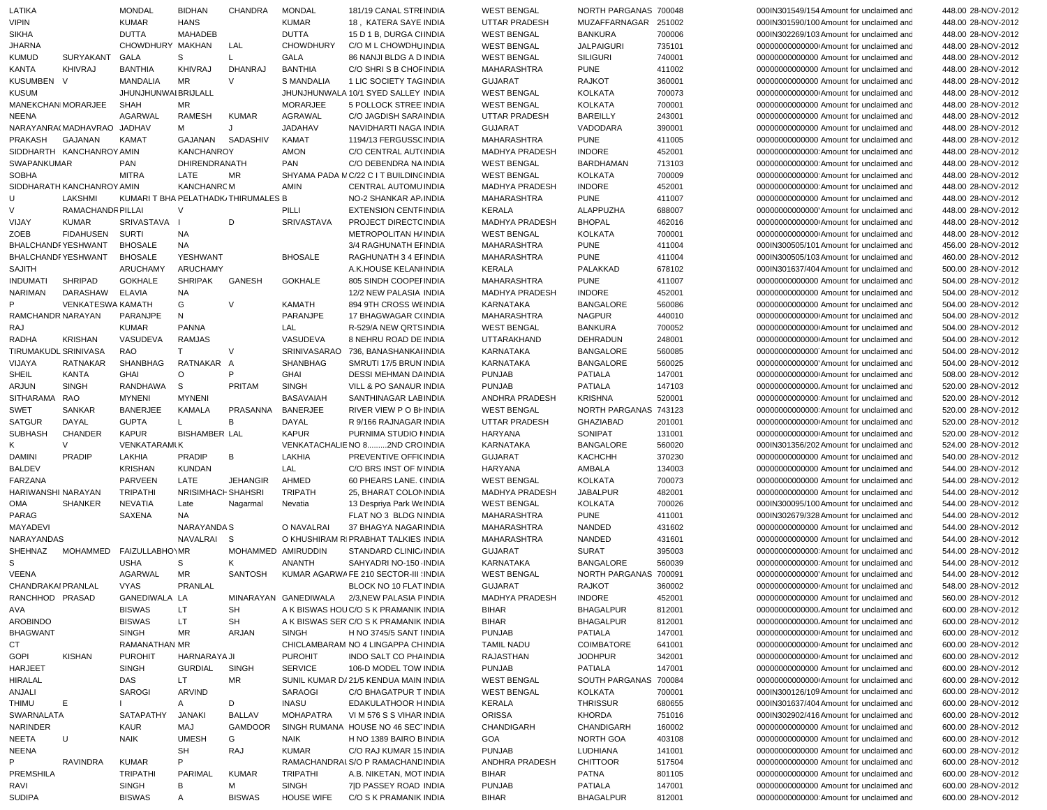| LATIKA | | MONDAL | BIDHAN | CHANDRA | MONDAL | 181/19 CANAL STRE | INDIA | WEST BENGAL | NORTH PARGANAS | 700048 | 000IN301549/154 | Amount for unclaimed and | 448.00 | 28-NOV-2012 |
|---|---|---|---|---|---|---|---|---|---|---|---|---|---|---|
| VIPIN | | KUMAR | HANS | | KUMAR | 18 , KATERA SAYE | INDIA | UTTAR PRADESH | MUZAFFARNAGAR | 251002 | 000IN301590/100 | Amount for unclaimed and | 448.00 | 28-NOV-2012 |
| SIKHA | | DUTTA | MAHADEB | | DUTTA | 15 D 1 B, DURGA C | INDIA | WEST BENGAL | BANKURA | 700006 | 000IN302269/103 | Amount for unclaimed and | 448.00 | 28-NOV-2012 |
| JHARNA | | CHOWDHURY | MAKHAN | LAL | CHOWDHURY | C/O M L CHOWDHU | INDIA | WEST BENGAL | JALPAIGURI | 735101 | 00000000000000 | Amount for unclaimed and | 448.00 | 28-NOV-2012 |
| KUMUD | SURYAKANT | GALA | S | L | GALA | 86 NANJI BLDG A D | INDIA | WEST BENGAL | SILIGURI | 740001 | 00000000000000 | Amount for unclaimed and | 448.00 | 28-NOV-2012 |
| KANTA | KHIVRAJ | BANTHIA | KHIVRAJ | DHANRAJ | BANTHIA | C/O SHRI S B CHOF | INDIA | MAHARASHTRA | PUNE | 411002 | 00000000000000 | Amount for unclaimed and | 448.00 | 28-NOV-2012 |
| KUSUMBEN | V | MANDALIA | MR | V | S MANDALIA | 1 LIC SOCIETY TAG | INDIA | GUJARAT | RAJKOT | 360001 | 00000000000000 | Amount for unclaimed and | 448.00 | 28-NOV-2012 |
| KUSUM | | JHUNJHUNWAL | BRIJLALL | | JHUNJHUNWALA | 10/1 SYED SALLEY | INDIA | WEST BENGAL | KOLKATA | 700073 | 00000000000000 | Amount for unclaimed and | 448.00 | 28-NOV-2012 |
| MANEKCHAN | MORARJEE | SHAH | MR | | MORARJEE | 5 POLLOCK STREE | INDIA | WEST BENGAL | KOLKATA | 700001 | 00000000000000 | Amount for unclaimed and | 448.00 | 28-NOV-2012 |
| NEENA | | AGARWAL | RAMESH | KUMAR | AGRAWAL | C/O JAGDISH SARA | INDIA | UTTAR PRADESH | BAREILLY | 243001 | 00000000000000 | Amount for unclaimed and | 448.00 | 28-NOV-2012 |
| NARAYANRA | MADHAVRAO | JADHAV | M | J | JADAHAV | NAVIDHARTI NAGA | INDIA | GUJARAT | VADODARA | 390001 | 00000000000000 | Amount for unclaimed and | 448.00 | 28-NOV-2012 |
| PRAKASH | GAJANAN | KAMAT | GAJANAN | SADASHIV | KAMAT | 1194/13 FERGUSS | INDIA | MAHARASHTRA | PUNE | 411005 | 00000000000000 | Amount for unclaimed and | 448.00 | 28-NOV-2012 |
| SIDDHARTH | KANCHANROY | AMIN | KANCHANROY | | AMON | C/O CENTRAL AUT | INDIA | MADHYA PRADESH | INDORE | 452001 | 00000000000000 | Amount for unclaimed and | 448.00 | 28-NOV-2012 |
| SWAPANKUMAR | | PAN | DHIRENDRANATH | | PAN | C/O DEBENDRA NA | INDIA | WEST BENGAL | BARDHAMAN | 713103 | 00000000000000 | Amount for unclaimed and | 448.00 | 28-NOV-2012 |
| SOBHA | | MITRA | LATE | MR | SHYAMA PADA M | C/22 C I T BUILDINC | INDIA | WEST BENGAL | KOLKATA | 700009 | 00000000000000 | Amount for unclaimed and | 448.00 | 28-NOV-2012 |
| SIDDHARATH | KANCHANROY | AMIN | KANCHANRO | M | AMIN | CENTRAL AUTOMU | INDIA | MADHYA PRADESH | INDORE | 452001 | 00000000000000 | Amount for unclaimed and | 448.00 | 28-NOV-2012 |
| U | LAKSHMI | KUMARI T BHA | PELATHADK | THIRUMALES | B | NO-2 SHANKAR AP | INDIA | MAHARASHTRA | PUNE | 411007 | 00000000000000 | Amount for unclaimed and | 448.00 | 28-NOV-2012 |
| V | RAMACHANDR | PILLAI | V | | PILLI | EXTENSION CENTF | INDIA | KERALA | ALAPPUZHA | 688007 | 00000000000000 | Amount for unclaimed and | 448.00 | 28-NOV-2012 |
| VIJAY | KUMAR | SRIVASTAVA | I | D | SRIVASTAVA | PROJECT DIRECTC | INDIA | MADHYA PRADESH | BHOPAL | 462016 | 00000000000000 | Amount for unclaimed and | 448.00 | 28-NOV-2012 |
| ZOEB | FIDAHUSEN | SURTI | NA | | | METROPOLITAN H | INDIA | WEST BENGAL | KOLKATA | 700001 | 00000000000000 | Amount for unclaimed and | 448.00 | 28-NOV-2012 |
| BHALCHAND | YESHWANT | BHOSALE | NA | | | 3/4 RAGHUNATH E | INDIA | MAHARASHTRA | PUNE | 411004 | 000IN300505/101 | Amount for unclaimed and | 456.00 | 28-NOV-2012 |
| BHALCHAND | YESHWANT | BHOSALE | YESHWANT | | BHOSALE | RAGHUNATH 3 4 E | INDIA | MAHARASHTRA | PUNE | 411004 | 000IN300505/103 | Amount for unclaimed and | 460.00 | 28-NOV-2012 |
| SAJITH | | ARUCHAMY | ARUCHAMY | | | A.K.HOUSE KELANI | INDIA | KERALA | PALAKKAD | 678102 | 000IN301637/404 | Amount for unclaimed and | 500.00 | 28-NOV-2012 |
| INDUMATI | SHRIPAD | GOKHALE | SHRIPAK | GANESH | GOKHALE | 805 SINDH COOPEF | INDIA | MAHARASHTRA | PUNE | 411007 | 00000000000000 | Amount for unclaimed and | 504.00 | 28-NOV-2012 |
| NARIMAN | DARASHAW | ELAVIA | NA | | | 12/2 NEW PALASIA | INDIA | MADHYA PRADESH | INDORE | 452001 | 00000000000000 | Amount for unclaimed and | 504.00 | 28-NOV-2012 |
| P | VENKATESWA | KAMATH | G | V | KAMATH | 894 9TH CROSS WE | INDIA | KARNATAKA | BANGALORE | 560086 | 00000000000000 | Amount for unclaimed and | 504.00 | 28-NOV-2012 |
| RAMCHANDR | NARAYAN | PARANJPE | N | | PARANJPE | 17 BHAGWAGAR C | INDIA | MAHARASHTRA | NAGPUR | 440010 | 00000000000000 | Amount for unclaimed and | 504.00 | 28-NOV-2012 |
| RAJ | | KUMAR | PANNA | | LAL | R-529/A NEW QRTS | INDIA | WEST BENGAL | BANKURA | 700052 | 00000000000000 | Amount for unclaimed and | 504.00 | 28-NOV-2012 |
| RADHA | KRISHAN | VASUDEVA | RAMJAS | | VASUDEVA | 8 NEHRU ROAD DE | INDIA | UTTARAKHAND | DEHRADUN | 248001 | 00000000000000 | Amount for unclaimed and | 504.00 | 28-NOV-2012 |
| TIRUMAKUDL | SRINIVASA | RAO | T | V | SRINIVASARAO | 736, BANASHANKA | INDIA | KARNATAKA | BANGALORE | 560085 | 00000000000000 | Amount for unclaimed and | 504.00 | 28-NOV-2012 |
| VIJAYA | RATNAKAR | SHANBHAG | RATNAKAR | A | SHANBHAG | SMRUTI 17/5 BRUN | INDIA | KARNATAKA | BANGALORE | 560025 | 00000000000000 | Amount for unclaimed and | 504.00 | 28-NOV-2012 |
| SHEIL | KANTA | GHAI | O | P | GHAI | DESSI MEHMAN DA | INDIA | PUNJAB | PATIALA | 147001 | 00000000000000 | Amount for unclaimed and | 508.00 | 28-NOV-2012 |
| ARJUN | SINGH | RANDHAWA | S | PRITAM | SINGH | VILL & PO SANAUR | INDIA | PUNJAB | PATIALA | 147103 | 00000000000000 | Amount for unclaimed and | 520.00 | 28-NOV-2012 |
| SITHARAMA | RAO | MYNENI | MYNENI | | BASAVAIAH | SANTHINAGAR LAB | INDIA | ANDHRA PRADESH | KRISHNA | 520001 | 00000000000000 | Amount for unclaimed and | 520.00 | 28-NOV-2012 |
| SWET | SANKAR | BANERJEE | KAMALA | PRASANNA | BANERJEE | RIVER VIEW P O B | INDIA | WEST BENGAL | NORTH PARGANAS | 743123 | 00000000000000 | Amount for unclaimed and | 520.00 | 28-NOV-2012 |
| SATGUR | DAYAL | GUPTA | L | B | DAYAL | R 9/166 RAJNAGAR | INDIA | UTTAR PRADESH | GHAZIABAD | 201001 | 00000000000000 | Amount for unclaimed and | 520.00 | 28-NOV-2012 |
| SUBHASH | CHANDER | KAPUR | BISHAMBER | LAL | KAPUR | PURNIMA STUDIO I | INDIA | HARYANA | SONIPAT | 131001 | 00000000000000 | Amount for unclaimed and | 520.00 | 28-NOV-2012 |
| K | V | VENKATARAMI | K | | VENKATACHALIE | NO 8.........2ND CRO | INDIA | KARNATAKA | BANGALORE | 560020 | 000IN301356/202 | Amount for unclaimed and | 524.00 | 28-NOV-2012 |
| DAMINI | PRADIP | LAKHIA | PRADIP | B | LAKHIA | PREVENTIVE OFFIC | INDIA | GUJARAT | KACHCHH | 370230 | 00000000000000 | Amount for unclaimed and | 540.00 | 28-NOV-2012 |
| BALDEV | | KRISHAN | KUNDAN | | LAL | C/O BRS INST OF M | INDIA | HARYANA | AMBALA | 134003 | 00000000000000 | Amount for unclaimed and | 544.00 | 28-NOV-2012 |
| FARZANA | | PARVEEN | LATE | JEHANGIR | AHMED | 60 PHEARS LANE. ( | INDIA | WEST BENGAL | KOLKATA | 700073 | 00000000000000 | Amount for unclaimed and | 544.00 | 28-NOV-2012 |
| HARIWANSHI | NARAYAN | TRIPATHI | NRISIMHACH | SHAHSRI | TRIPATH | 25, BHARAT COLON | INDIA | MADHYA PRADESH | JABALPUR | 482001 | 00000000000000 | Amount for unclaimed and | 544.00 | 28-NOV-2012 |
| OMA | SHANKER | NEVATIA | Late | Nagarmal | Nevatia | 13 Despriya Park We | INDIA | WEST BENGAL | KOLKATA | 700026 | 000IN300095/100 | Amount for unclaimed and | 544.00 | 28-NOV-2012 |
| PARAG | | SAXENA | NA | | | FLAT NO 3 BLDG N | INDIA | MAHARASHTRA | PUNE | 411001 | 000IN302679/328 | Amount for unclaimed and | 544.00 | 28-NOV-2012 |
| MAYADEVI | | | NARAYANDA | S | O NAVALRAI | 37 BHAGYA NAGAR | INDIA | MAHARASHTRA | NANDED | 431602 | 00000000000000 | Amount for unclaimed and | 544.00 | 28-NOV-2012 |
| NARAYANDAS | | | NAVALRAI | S | O KHUSHIRAM R | PRABHAT TALKIES | INDIA | MAHARASHTRA | NANDED | 431601 | 00000000000000 | Amount for unclaimed and | 544.00 | 28-NOV-2012 |
| SHEHNAZ | MOHAMMED | FAIZULLABHO | MR | MOHAMMED | AMIRUDDIN | STANDARD CLINIC | INDIA | GUJARAT | SURAT | 395003 | 00000000000000 | Amount for unclaimed and | 544.00 | 28-NOV-2012 |
| S | | USHA | S | K | ANANTH | SAHYADRI NO-150 | INDIA | KARNATAKA | BANGALORE | 560039 | 00000000000000 | Amount for unclaimed and | 544.00 | 28-NOV-2012 |
| VEENA | | AGARWAL | MR | SANTOSH | KUMAR AGARWA | FE 210 SECTOR-III | INDIA | WEST BENGAL | NORTH PARGANAS | 700091 | 00000000000000 | Amount for unclaimed and | 544.00 | 28-NOV-2012 |
| CHANDRAKA | PRANLAL | VYAS | PRANLAL | | | BLOCK NO 10 FLAT | INDIA | GUJARAT | RAJKOT | 360002 | 00000000000000 | Amount for unclaimed and | 548.00 | 28-NOV-2012 |
| RANCHHOD | PRASAD | GANEDIWALA | LA | MINARAYAN | GANEDIWALA | 2/3,NEW PALASIA P | INDIA | MADHYA PRADESH | INDORE | 452001 | 00000000000000 | Amount for unclaimed and | 560.00 | 28-NOV-2012 |
| AVA | | BISWAS | LT | SH | A K BISWAS HOU | C/O S K PRAMANIK | INDIA | BIHAR | BHAGALPUR | 812001 | 00000000000000 | Amount for unclaimed and | 600.00 | 28-NOV-2012 |
| AROBINDO | | BISWAS | LT | SH | A K BISWAS SER | C/O S K PRAMANIK | INDIA | BIHAR | BHAGALPUR | 812001 | 00000000000000 | Amount for unclaimed and | 600.00 | 28-NOV-2012 |
| BHAGWANT | | SINGH | MR | ARJAN | SINGH | H NO 3745/5 SANT I | INDIA | PUNJAB | PATIALA | 147001 | 00000000000000 | Amount for unclaimed and | 600.00 | 28-NOV-2012 |
| CT | | RAMANATHAN | MR | | CHICLAMBARAM | NO 4 LINGAPPA CH | INDIA | TAMIL NADU | COIMBATORE | 641001 | 00000000000000 | Amount for unclaimed and | 600.00 | 28-NOV-2012 |
| GOPI | KISHAN | PUROHIT | HARNARAYA | JI | PUROHIT | INDO SALT CO PHA | INDIA | RAJASTHAN | JODHPUR | 342001 | 00000000000000 | Amount for unclaimed and | 600.00 | 28-NOV-2012 |
| HARJEET | | SINGH | GURDIAL | SINGH | SERVICE | 106-D MODEL TOW | INDIA | PUNJAB | PATIALA | 147001 | 00000000000000 | Amount for unclaimed and | 600.00 | 28-NOV-2012 |
| HIRALAL | | DAS | LT | MR | SUNIL KUMAR D | 21/5 KENDUA MAIN | INDIA | WEST BENGAL | SOUTH PARGANAS | 700084 | 00000000000000 | Amount for unclaimed and | 600.00 | 28-NOV-2012 |
| ANJALI | | SAROGI | ARVIND | | SARAOGI | C/O BHAGATPUR T | INDIA | WEST BENGAL | KOLKATA | 700001 | 000IN300126/109 | Amount for unclaimed and | 600.00 | 28-NOV-2012 |
| THIMU | E | I | A | D | INASU | EDAKULATHOOR H | INDIA | KERALA | THRISSUR | 680655 | 000IN301637/404 | Amount for unclaimed and | 600.00 | 28-NOV-2012 |
| SWARNALATA | | SATAPATHY | JANAKI | BALLAV | MOHAPATRA | VI M 576 S S VIHAR | INDIA | ORISSA | KHORDA | 751016 | 000IN302902/416 | Amount for unclaimed and | 600.00 | 28-NOV-2012 |
| NARINDER | | KAUR | MAJ | GAMDOOR | SINGH RUMANA | HOUSE NO 46 SEC | INDIA | CHANDIGARH | CHANDIGARH | 160002 | 00000000000000 | Amount for unclaimed and | 600.00 | 28-NOV-2012 |
| NEETA | U | NAIK | UMESH | G | NAIK | H NO 1389 BAIRO B | INDIA | GOA | NORTH GOA | 403108 | 00000000000000 | Amount for unclaimed and | 600.00 | 28-NOV-2012 |
| NEENA | | | SH | RAJ | KUMAR | C/O RAJ KUMAR 15 | INDIA | PUNJAB | LUDHIANA | 141001 | 00000000000000 | Amount for unclaimed and | 600.00 | 28-NOV-2012 |
| P | RAVINDRA | KUMAR | P | | RAMACHANDRAI | S/O P RAMACHAND | INDIA | ANDHRA PRADESH | CHITTOOR | 517504 | 00000000000000 | Amount for unclaimed and | 600.00 | 28-NOV-2012 |
| PREMSHILA | | TRIPATHI | PARIMAL | KUMAR | TRIPATHI | A.B. NIKETAN, MOT | INDIA | BIHAR | PATNA | 801105 | 00000000000000 | Amount for unclaimed and | 600.00 | 28-NOV-2012 |
| RAVI | | SINGH | B | M | SINGH | 7|D PASSEY ROAD | INDIA | PUNJAB | PATIALA | 147001 | 00000000000000 | Amount for unclaimed and | 600.00 | 28-NOV-2012 |
| SUDIPA | | BISWAS | A | BISWAS | HOUSE WIFE | C/O S K PRAMANIK | INDIA | BIHAR | BHAGALPUR | 812001 | 00000000000000 | Amount for unclaimed and | 600.00 | 28-NOV-2012 |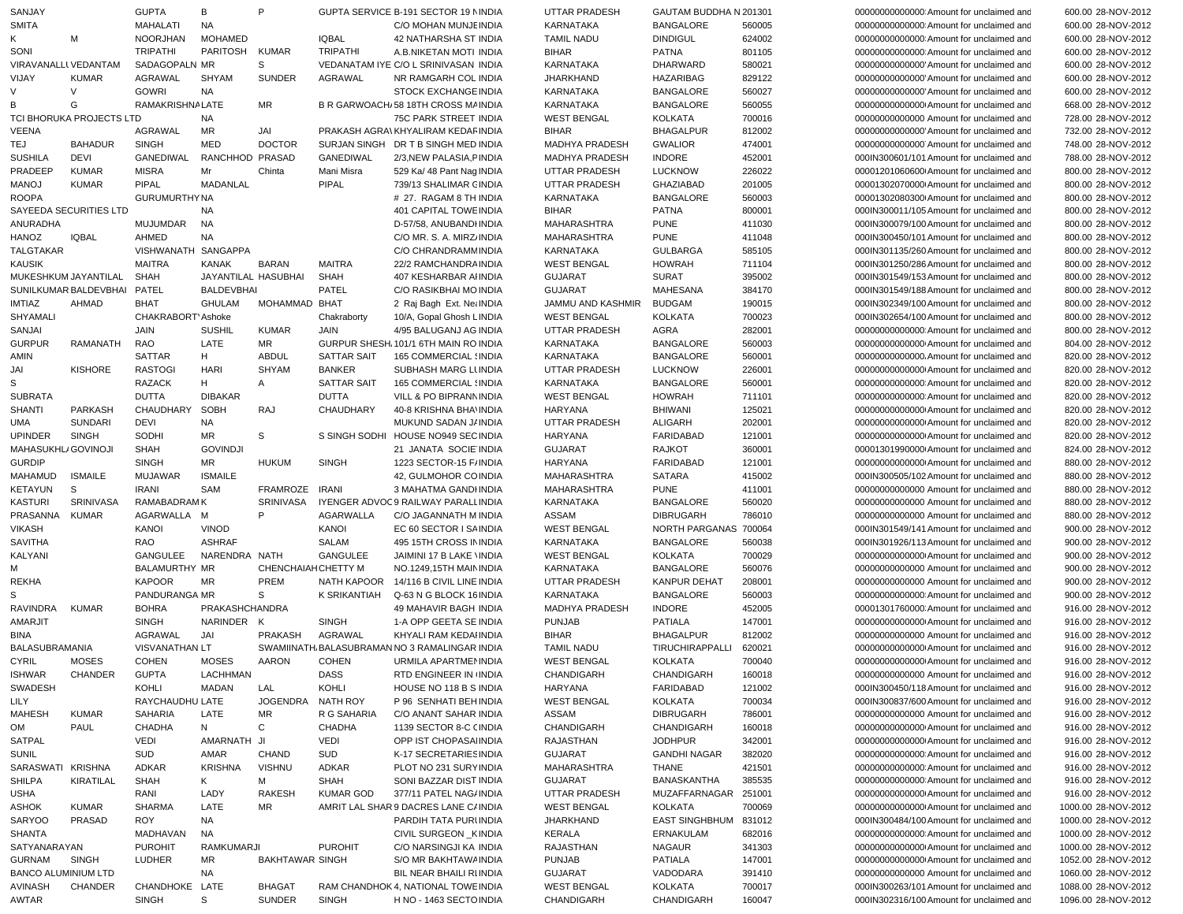| | | | | | | | | | | | | | | | |
|---|---|---|---|---|---|---|---|---|---|---|---|---|---|---|---|
| SANJAY | | GUPTA | B | P | GUPTA SERVICE | B-191 SECTOR 19 N | INDIA | UTTAR PRADESH | GAUTAM BUDDHA N | 201301 | 000000000000000 | Amount for unclaimed and | 600.00 | 28-NOV-2012 |
| SMITA | | MAHALATI | NA | | | C/O MOHAN MUNJE | INDIA | KARNATAKA | BANGALORE | 560005 | 000000000000000 | Amount for unclaimed and | 600.00 | 28-NOV-2012 |
| K | M | NOORJHAN | MOHAMED | | IQBAL | 42 NATHARSHA ST | INDIA | TAMIL NADU | DINDIGUL | 624002 | 000000000000000 | Amount for unclaimed and | 600.00 | 28-NOV-2012 |
| SONI | | TRIPATHI | PARITOSH | KUMAR | TRIPATHI | A.B.NIKETAN MOTI | INDIA | BIHAR | PATNA | 801105 | 000000000000000 | Amount for unclaimed and | 600.00 | 28-NOV-2012 |
| VIRAVANALLI | VEDANTAM | SADAGOPALN | MR | S | VEDANATAM IYE | C/O L SRINIVASAN | INDIA | KARNATAKA | DHARWARD | 580021 | 000000000000000 | Amount for unclaimed and | 600.00 | 28-NOV-2012 |
| VIJAY | KUMAR | AGRAWAL | SHYAM | SUNDER | AGRAWAL | NR RAMGARH COL | INDIA | JHARKHAND | HAZARIBAG | 829122 | 000000000000000 | Amount for unclaimed and | 600.00 | 28-NOV-2012 |
| V | V | GOWRI | NA | | | STOCK EXCHANGE | INDIA | KARNATAKA | BANGALORE | 560027 | 000000000000000 | Amount for unclaimed and | 600.00 | 28-NOV-2012 |
| B | G | RAMAKRISHNA | LATE | MR | B R GARWOACH | 58 18TH CROSS MA | INDIA | KARNATAKA | BANGALORE | 560055 | 000000000000000 | Amount for unclaimed and | 668.00 | 28-NOV-2012 |
| TCI BHORUKA PROJECTS LTD | | | NA | | | 75C PARK STREET | INDIA | WEST BENGAL | KOLKATA | 700016 | 000000000000000 | Amount for unclaimed and | 728.00 | 28-NOV-2012 |
| VEENA | | AGRAWAL | MR | JAI | PRAKASH AGRA | KHYALIRAM KEDAR | INDIA | BIHAR | BHAGALPUR | 812002 | 000000000000000 | Amount for unclaimed and | 732.00 | 28-NOV-2012 |
| TEJ | BAHADUR | SINGH | MED | DOCTOR | SURJAN SINGH | DR T B SINGH MED | INDIA | MADHYA PRADESH | GWALIOR | 474001 | 000000000000000 | Amount for unclaimed and | 748.00 | 28-NOV-2012 |
| SUSHILA | DEVI | GANEDIWAL | RANCHHOD | PRASAD | GANEDIWAL | 2/3,NEW PALASIA,P | INDIA | MADHYA PRADESH | INDORE | 452001 | 000IN300601/101 | Amount for unclaimed and | 788.00 | 28-NOV-2012 |
| PRADEEP | KUMAR | MISRA | Mr | Chinta | Mani Misra | 529 Ka/ 48 Pant Nag | INDIA | UTTAR PRADESH | LUCKNOW | 226022 | 00001201060600 | Amount for unclaimed and | 800.00 | 28-NOV-2012 |
| MANOJ | KUMAR | PIPAL | MADANLAL | | PIPAL | 739/13 SHALIMAR G | INDIA | UTTAR PRADESH | GHAZIABAD | 201005 | 00001302070000 | Amount for unclaimed and | 800.00 | 28-NOV-2012 |
| ROOPA | | GURUMURTHY | NA | | | # 27. RAGAM 8 TH | INDIA | KARNATAKA | BANGALORE | 560003 | 00001302080300 | Amount for unclaimed and | 800.00 | 28-NOV-2012 |
| SAYEEDA SECURITIES LTD | | | NA | | | 401 CAPITAL TOWE | INDIA | BIHAR | PATNA | 800001 | 000IN300011/105 | Amount for unclaimed and | 800.00 | 28-NOV-2012 |
| ANURADHA | | MUJUMDAR | NA | | | D-57/58, ANUBANDH | INDIA | MAHARASHTRA | PUNE | 411030 | 000IN300079/100 | Amount for unclaimed and | 800.00 | 28-NOV-2012 |
| HANOZ | IQBAL | AHMED | NA | | | C/O MR. S. A. MIRZ | INDIA | MAHARASHTRA | PUNE | 411048 | 000IN300450/101 | Amount for unclaimed and | 800.00 | 28-NOV-2012 |
| TALGTAKAR | | VISHWANATH | SANGAPPA | | | C/O CHRANDRAMM | INDIA | KARNATAKA | GULBARGA | 585105 | 000IN301135/260 | Amount for unclaimed and | 800.00 | 28-NOV-2012 |
| KAUSIK | | MAITRA | KANAK | BARAN | MAITRA | 22/2 RAMCHANDRA | INDIA | WEST BENGAL | HOWRAH | 711104 | 000IN301250/286 | Amount for unclaimed and | 800.00 | 28-NOV-2012 |
| MUKESHKUM | JAYANTILAL | SHAH | JAYANTILAL | HASUBHAI | SHAH | 407 KESHARBAR A | INDIA | GUJARAT | SURAT | 395002 | 000IN301549/153 | Amount for unclaimed and | 800.00 | 28-NOV-2012 |
| SUNILKUMAR | BALDEVBHAI | PATEL | BALDEVBHAI | | PATEL | C/O RASIKBHAI MO | INDIA | GUJARAT | MAHESANA | 384170 | 000IN301549/188 | Amount for unclaimed and | 800.00 | 28-NOV-2012 |
| IMTIAZ | AHMAD | BHAT | GHULAM | MOHAMMAD | BHAT | 2 Raj Bagh Ext. Ne | INDIA | JAMMU AND KASHMIR | BUDGAM | 190015 | 000IN302349/100 | Amount for unclaimed and | 800.00 | 28-NOV-2012 |
| SHYAMALI | | CHAKRABORT | Ashoke | | Chakraborty | 10/A, Gopal Ghosh L | INDIA | WEST BENGAL | KOLKATA | 700023 | 000IN302654/100 | Amount for unclaimed and | 800.00 | 28-NOV-2012 |
| SANJAI | | JAIN | SUSHIL | KUMAR | JAIN | 4/95 BALUGANJ AG | INDIA | UTTAR PRADESH | AGRA | 282001 | 000000000000000 | Amount for unclaimed and | 800.00 | 28-NOV-2012 |
| GURPUR | RAMANATH | RAO | LATE | MR | GURPUR SHESH | 101/1 6TH MAIN RO | INDIA | KARNATAKA | BANGALORE | 560003 | 000000000000000 | Amount for unclaimed and | 804.00 | 28-NOV-2012 |
| AMIN | | SATTAR | H | ABDUL | SATTAR SAIT | 165 COMMERCIAL S | INDIA | KARNATAKA | BANGALORE | 560001 | 000000000000000 | Amount for unclaimed and | 820.00 | 28-NOV-2012 |
| JAI | KISHORE | RASTOGI | HARI | SHYAM | BANKER | SUBHASH MARG L | INDIA | UTTAR PRADESH | LUCKNOW | 226001 | 000000000000000 | Amount for unclaimed and | 820.00 | 28-NOV-2012 |
| S | | RAZACK | H | A | SATTAR SAIT | 165 COMMERCIAL S | INDIA | KARNATAKA | BANGALORE | 560001 | 000000000000000 | Amount for unclaimed and | 820.00 | 28-NOV-2012 |
| SUBRATA | | DUTTA | DIBAKAR | | DUTTA | VILL & PO BIPRANN | INDIA | WEST BENGAL | HOWRAH | 711101 | 000000000000000 | Amount for unclaimed and | 820.00 | 28-NOV-2012 |
| SHANTI | PARKASH | CHAUDHARY | SOBH | RAJ | CHAUDHARY | 40-8 KRISHNA BHA | INDIA | HARYANA | BHIWANI | 125021 | 000000000000000 | Amount for unclaimed and | 820.00 | 28-NOV-2012 |
| UMA | SUNDARI | DEVI | NA | | | MUKUND SADAN J | INDIA | UTTAR PRADESH | ALIGARH | 202001 | 000000000000000 | Amount for unclaimed and | 820.00 | 28-NOV-2012 |
| UPINDER | SINGH | SODHI | MR | S | S SINGH SODHI | HOUSE NO949 SEC | INDIA | HARYANA | FARIDABAD | 121001 | 000000000000000 | Amount for unclaimed and | 820.00 | 28-NOV-2012 |
| MAHASUKHL | GOVINOJI | SHAH | GOVINDJI | | | 21 JANATA SOCIE | INDIA | GUJARAT | RAJKOT | 360001 | 00001301990000 | Amount for unclaimed and | 824.00 | 28-NOV-2012 |
| GURDIP | | SINGH | MR | HUKUM | SINGH | 1223 SECTOR-15 F | INDIA | HARYANA | FARIDABAD | 121001 | 000000000000000 | Amount for unclaimed and | 880.00 | 28-NOV-2012 |
| MAHAMUD | ISMAILE | MUJAWAR | ISMAILE | | | 42, GULMOHOR CO | INDIA | MAHARASHTRA | SATARA | 415002 | 000IN300505/102 | Amount for unclaimed and | 880.00 | 28-NOV-2012 |
| KETAYUN | S | IRANI | SAM | FRAMROZE | IRANI | 3 MAHATMA GANDI | INDIA | MAHARASHTRA | PUNE | 411001 | 000000000000000 | Amount for unclaimed and | 880.00 | 28-NOV-2012 |
| KASTURI | SRINIVASA | RAMABADRAM | K | SRINIVASA | IYENGER ADVOC | 9 RAILWAY PARALL | INDIA | KARNATAKA | BANGALORE | 560020 | 000000000000000 | Amount for unclaimed and | 880.00 | 28-NOV-2012 |
| PRASANNA | KUMAR | AGARWALLA | M | P | AGARWALLA | C/O JAGANNATH M | INDIA | ASSAM | DIBRUGARH | 786010 | 000000000000000 | Amount for unclaimed and | 880.00 | 28-NOV-2012 |
| VIKASH | | KANOI | VINOD | | KANOI | EC 60 SECTOR I SA | INDIA | WEST BENGAL | NORTH PARGANAS | 700064 | 000IN301549/141 | Amount for unclaimed and | 900.00 | 28-NOV-2012 |
| SAVITHA | | RAO | ASHRAF | | SALAM | 495 15TH CROSS I | INDIA | KARNATAKA | BANGALORE | 560038 | 000IN301926/113 | Amount for unclaimed and | 900.00 | 28-NOV-2012 |
| KALYANI | | GANGULEE | NARENDRA | NATH | GANGULEE | JAIMINI 17 B LAKE V | INDIA | WEST BENGAL | KOLKATA | 700029 | 000000000000000 | Amount for unclaimed and | 900.00 | 28-NOV-2012 |
| M | | BALAMURTHY | MR | CHENCHAIAH | CHETTY M | NO.1249,15TH MAIN | INDIA | KARNATAKA | BANGALORE | 560076 | 000000000000000 | Amount for unclaimed and | 900.00 | 28-NOV-2012 |
| REKHA | | KAPOOR | MR | PREM | NATH KAPOOR | 14/116 B CIVIL LINE | INDIA | UTTAR PRADESH | KANPUR DEHAT | 208001 | 000000000000000 | Amount for unclaimed and | 900.00 | 28-NOV-2012 |
| S | | PANDURANGA | MR | S | K SRIKANTIAH | Q-63 N G BLOCK 16 | INDIA | KARNATAKA | BANGALORE | 560003 | 000000000000000 | Amount for unclaimed and | 900.00 | 28-NOV-2012 |
| RAVINDRA | KUMAR | BOHRA | PRAKASHCHANDRA | | | 49 MAHAVIR BAGH | INDIA | MADHYA PRADESH | INDORE | 452005 | 00001301760000 | Amount for unclaimed and | 916.00 | 28-NOV-2012 |
| AMARJIT | | SINGH | NARINDER | K | SINGH | 1-A OPP GEETA SE | INDIA | PUNJAB | PATIALA | 147001 | 000000000000000 | Amount for unclaimed and | 916.00 | 28-NOV-2012 |
| BINA | | AGRAWAL | JAI | PRAKASH | AGRAWAL | KHYALI RAM KEDA | INDIA | BIHAR | BHAGALPUR | 812002 | 000000000000000 | Amount for unclaimed and | 916.00 | 28-NOV-2012 |
| BALASUBRAMANIA | | VISVANATHAN | LT | | SWAMINATHA | BALASUBRAMAN NO 3 RAMALINGAR | INDIA | TAMIL NADU | TIRUCHIRAPPALLI | 620021 | 000000000000000 | Amount for unclaimed and | 916.00 | 28-NOV-2012 |
| CYRIL | MOSES | COHEN | MOSES | AARON | COHEN | URMILA APARTMEN | INDIA | WEST BENGAL | KOLKATA | 700040 | 000000000000000 | Amount for unclaimed and | 916.00 | 28-NOV-2012 |
| ISHWAR | CHANDER | GUPTA | LACHHMAN | | DASS | RTD ENGINEER IN ( | INDIA | CHANDIGARH | CHANDIGARH | 160018 | 000000000000000 | Amount for unclaimed and | 916.00 | 28-NOV-2012 |
| SWADESH | | KOHLI | MADAN | LAL | KOHLI | HOUSE NO 118 B S | INDIA | HARYANA | FARIDABAD | 121002 | 000IN300450/118 | Amount for unclaimed and | 916.00 | 28-NOV-2012 |
| LILY | | RAYCHAUDHU | LATE | JOGENDRA | NATH ROY | P 96 SENHATI BEH | INDIA | WEST BENGAL | KOLKATA | 700034 | 000IN300837/600 | Amount for unclaimed and | 916.00 | 28-NOV-2012 |
| MAHESH | KUMAR | SAHARIA | LATE | MR | R G SAHARIA | C/O ANANT SAHAR | INDIA | ASSAM | DIBRUGARH | 786001 | 000000000000000 | Amount for unclaimed and | 916.00 | 28-NOV-2012 |
| OM | PAUL | CHADHA | N | C | CHADHA | 1139 SECTOR 8-C C | INDIA | CHANDIGARH | CHANDIGARH | 160018 | 000000000000000 | Amount for unclaimed and | 916.00 | 28-NOV-2012 |
| SATPAL | | VEDI | AMARNATH | JI | VEDI | OPP IST CHOPASA | INDIA | RAJASTHAN | JODHPUR | 342001 | 000000000000000 | Amount for unclaimed and | 916.00 | 28-NOV-2012 |
| SUNIL | | SUD | AMAR | CHAND | SUD | K-17 SECRETARIES | INDIA | GUJARAT | GANDHI NAGAR | 382020 | 000000000000000 | Amount for unclaimed and | 916.00 | 28-NOV-2012 |
| SARASWATI | KRISHNA | ADKAR | KRISHNA | VISHNU | ADKAR | PLOT NO 231 SURY | INDIA | MAHARASHTRA | THANE | 421501 | 000000000000000 | Amount for unclaimed and | 916.00 | 28-NOV-2012 |
| SHILPA | KIRATILAL | SHAH | K | M | SHAH | SONI BAZZAR DIST | INDIA | GUJARAT | BANASKANTHA | 385535 | 000000000000000 | Amount for unclaimed and | 916.00 | 28-NOV-2012 |
| USHA | | RANI | LADY | RAKESH | KUMAR GOD | 377/11 PATEL NAG | INDIA | UTTAR PRADESH | MUZAFFARNAGAR | 251001 | 000000000000000 | Amount for unclaimed and | 916.00 | 28-NOV-2012 |
| ASHOK | KUMAR | SHARMA | LATE | MR | AMRIT LAL SHAR | 9 DACRES LANE C | INDIA | WEST BENGAL | KOLKATA | 700069 | 000000000000000 | Amount for unclaimed and | 1000.00 | 28-NOV-2012 |
| SARYOO | PRASAD | ROY | NA | | | PARDIH TATA PUR | INDIA | JHARKHAND | EAST SINGHBHUM | 831012 | 000IN300484/100 | Amount for unclaimed and | 1000.00 | 28-NOV-2012 |
| SHANTA | | MADHAVAN | NA | | | CIVIL SURGEON _K | INDIA | KERALA | ERNAKULAM | 682016 | 000000000000000 | Amount for unclaimed and | 1000.00 | 28-NOV-2012 |
| SATYANARAYAN | | PUROHIT | RAMKUMARJI | | PUROHIT | C/O NARSINGJI KA | INDIA | RAJASTHAN | NAGAUR | 341303 | 000000000000000 | Amount for unclaimed and | 1000.00 | 28-NOV-2012 |
| GURNAM | SINGH | LUDHER | MR | BAKHTAWAR | SINGH | S/O MR BAKHTAWA | INDIA | PUNJAB | PATIALA | 147001 | 000000000000000 | Amount for unclaimed and | 1052.00 | 28-NOV-2012 |
| BANCO ALUMINIUM LTD | | | NA | | | BIL NEAR BHAILI R | INDIA | GUJARAT | VADODARA | 391410 | 000000000000000 | Amount for unclaimed and | 1060.00 | 28-NOV-2012 |
| AVINASH | CHANDER | CHANDHOKE | LATE | BHAGAT | RAM CHANDHOK | 4, NATIONAL TOWE | INDIA | WEST BENGAL | KOLKATA | 700017 | 000IN301263/101 | Amount for unclaimed and | 1088.00 | 28-NOV-2012 |
| AWTAR | | SINGH | S | SUNDER | SINGH | H NO - 1463 SECTO | INDIA | CHANDIGARH | CHANDIGARH | 160047 | 000IN302316/100 | Amount for unclaimed and | 1096.00 | 28-NOV-2012 |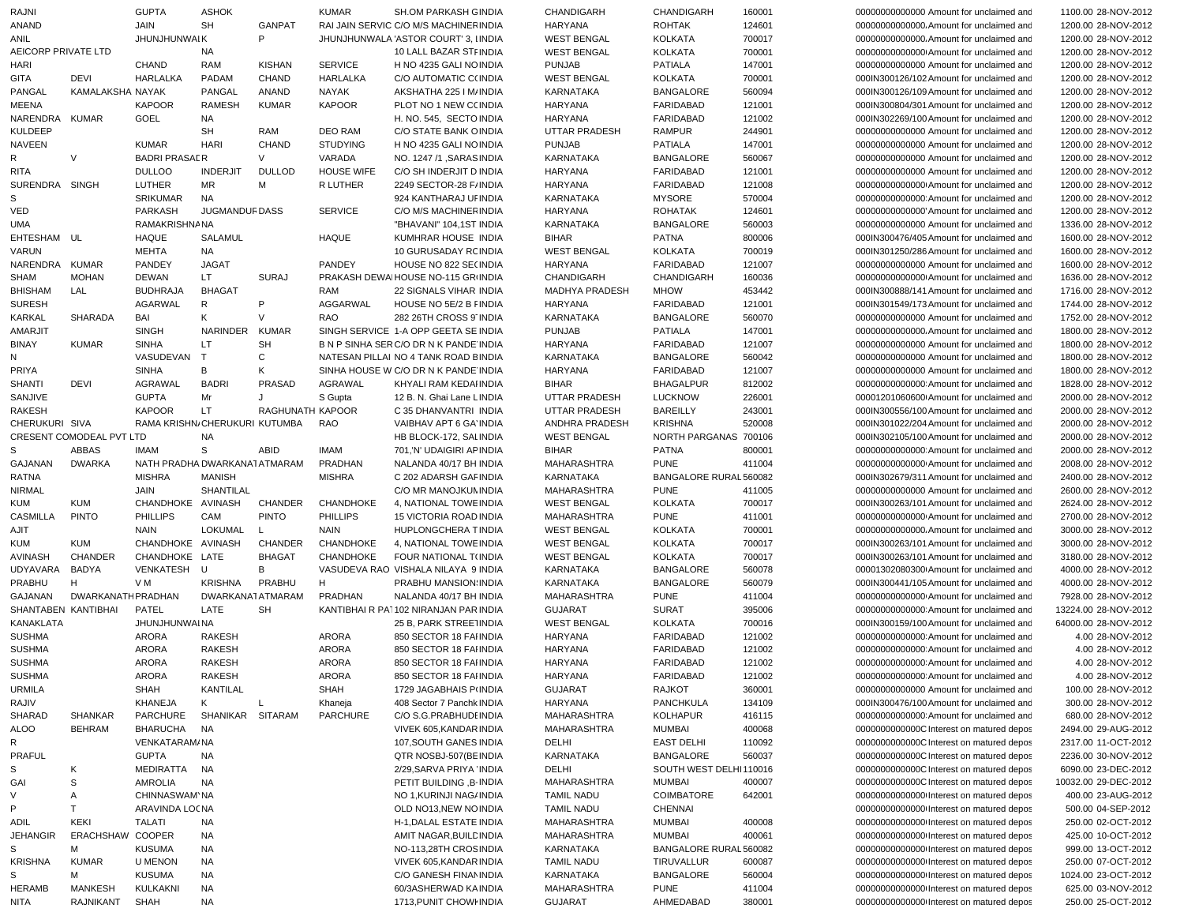| | | | | | | | | | | | | | | | |
|---|---|---|---|---|---|---|---|---|---|---|---|---|---|---|---|
| RAJNI | | GUPTA | ASHOK | | KUMAR | SH.OM PARKASH G | INDIA | CHANDIGARH | CHANDIGARH | 160001 | | 00000000000000 | Amount for unclaimed and | 1100.00 | 28-NOV-2012 |
| ANAND | | JAIN | SH | GANPAT | RAI JAIN SERVIC | C/O M/S MACHINER | INDIA | HARYANA | ROHTAK | 124601 | | 00000000000000 | Amount for unclaimed and | 1200.00 | 28-NOV-2012 |
| ANIL | | JHUNJHUNWAL | K | P | JHUNJHUNWALA | 'ASTOR COURT' 3, I | INDIA | WEST BENGAL | KOLKATA | 700017 | | 00000000000000 | Amount for unclaimed and | 1200.00 | 28-NOV-2012 |
| AEICORP PRIVATE LTD | | | NA | | | 10 LALL BAZAR STF | INDIA | WEST BENGAL | KOLKATA | 700001 | | 00000000000000 | Amount for unclaimed and | 1200.00 | 28-NOV-2012 |
| HARI | | CHAND | RAM | KISHAN | SERVICE | H NO 4235 GALI NO | INDIA | PUNJAB | PATIALA | 147001 | | 00000000000000 | Amount for unclaimed and | 1200.00 | 28-NOV-2012 |
| GITA | DEVI | HARLALKA | PADAM | CHAND | HARLALKA | C/O AUTOMATIC C | INDIA | WEST BENGAL | KOLKATA | 700001 | | 000IN300126/102 | Amount for unclaimed and | 1200.00 | 28-NOV-2012 |
| PANGAL | KAMALAKSHA | NAYAK | PANGAL | ANAND | NAYAK | AKSHATHA 225 I M | INDIA | KARNATAKA | BANGALORE | 560094 | | 000IN300126/109 | Amount for unclaimed and | 1200.00 | 28-NOV-2012 |
| MEENA | | KAPOOR | RAMESH | KUMAR | KAPOOR | PLOT NO 1 NEW C | INDIA | HARYANA | FARIDABAD | 121001 | | 000IN300804/301 | Amount for unclaimed and | 1200.00 | 28-NOV-2012 |
| NARENDRA | KUMAR | GOEL | NA | | | H. NO. 545, SECTO | INDIA | HARYANA | FARIDABAD | 121002 | | 000IN302269/100 | Amount for unclaimed and | 1200.00 | 28-NOV-2012 |
| KULDEEP | | | SH | RAM | DEO RAM | C/O STATE BANK O | INDIA | UTTAR PRADESH | RAMPUR | 244901 | | 00000000000000 | Amount for unclaimed and | 1200.00 | 28-NOV-2012 |
| NAVEEN | | KUMAR | HARI | CHAND | STUDYING | H NO 4235 GALI NO | INDIA | PUNJAB | PATIALA | 147001 | | 00000000000000 | Amount for unclaimed and | 1200.00 | 28-NOV-2012 |
| R | V | BADRI PRASAD | R | V | VARADA | NO. 1247 /1 ,SARAS | INDIA | KARNATAKA | BANGALORE | 560067 | | 00000000000000 | Amount for unclaimed and | 1200.00 | 28-NOV-2012 |
| RITA | | DULLOO | INDERJIT | DULLOD | HOUSE WIFE | C/O SH INDERJIT D | INDIA | HARYANA | FARIDABAD | 121001 | | 00000000000000 | Amount for unclaimed and | 1200.00 | 28-NOV-2012 |
| SURENDRA | SINGH | LUTHER | MR | M | R LUTHER | 2249 SECTOR-28 F | INDIA | HARYANA | FARIDABAD | 121008 | | 00000000000000 | Amount for unclaimed and | 1200.00 | 28-NOV-2012 |
| S | | SRIKUMAR | NA | | | 924 KANTHARAJ UF | INDIA | KARNATAKA | MYSORE | 570004 | | 00000000000000 | Amount for unclaimed and | 1200.00 | 28-NOV-2012 |
| VED | | PARKASH | JUGMANDUR | DASS | SERVICE | C/O M/S MACHINER | INDIA | HARYANA | ROHATAK | 124601 | | 00000000000000 | Amount for unclaimed and | 1200.00 | 28-NOV-2012 |
| UMA | | RAMAKRISHNA | NA | | | "BHAVANI" 104,1ST | INDIA | KARNATAKA | BANGALORE | 560003 | | 00000000000000 | Amount for unclaimed and | 1336.00 | 28-NOV-2012 |
| EHTESHAM | UL | HAQUE | SALAMUL | | HAQUE | KUMHRAR HOUSE | INDIA | BIHAR | PATNA | 800006 | | 000IN300476/405 | Amount for unclaimed and | 1600.00 | 28-NOV-2012 |
| VARUN | | MEHTA | NA | | | 10 GURUSADAY RC | INDIA | WEST BENGAL | KOLKATA | 700019 | | 000IN301250/286 | Amount for unclaimed and | 1600.00 | 28-NOV-2012 |
| NARENDRA | KUMAR | PANDEY | JAGAT | | PANDEY | HOUSE NO 822 SEC | INDIA | HARYANA | FARIDABAD | 121007 | | 00000000000000 | Amount for unclaimed and | 1600.00 | 28-NOV-2012 |
| SHAM | MOHAN | DEWAN | LT | SURAJ | PRAKASH DEWA | HOUSE NO-115 GR | INDIA | CHANDIGARH | CHANDIGARH | 160036 | | 00000000000000 | Amount for unclaimed and | 1636.00 | 28-NOV-2012 |
| BHISHAM | LAL | BUDHRAJA | BHAGAT | | RAM | 22 SIGNALS VIHAR | INDIA | MADHYA PRADESH | MHOW | 453442 | | 000IN300888/141 | Amount for unclaimed and | 1716.00 | 28-NOV-2012 |
| SURESH | | AGARWAL | R | P | AGGARWAL | HOUSE NO 5E/2 B F | INDIA | HARYANA | FARIDABAD | 121001 | | 000IN301549/173 | Amount for unclaimed and | 1744.00 | 28-NOV-2012 |
| KARKAL | SHARADA | BAI | K | V | RAO | 282 26TH CROSS 9 | INDIA | KARNATAKA | BANGALORE | 560070 | | 00000000000000 | Amount for unclaimed and | 1752.00 | 28-NOV-2012 |
| AMARJIT | | SINGH | NARINDER | KUMAR | SINGH SERVICE | 1-A OPP GEETA SE | INDIA | PUNJAB | PATIALA | 147001 | | 00000000000000 | Amount for unclaimed and | 1800.00 | 28-NOV-2012 |
| BINAY | KUMAR | SINHA | LT | SH | B N P SINHA SER | C/O DR N K PANDE | INDIA | HARYANA | FARIDABAD | 121007 | | 00000000000000 | Amount for unclaimed and | 1800.00 | 28-NOV-2012 |
| N | | VASUDEVAN | T | C | NATESAN PILLA | NO 4 TANK ROAD B | INDIA | KARNATAKA | BANGALORE | 560042 | | 00000000000000 | Amount for unclaimed and | 1800.00 | 28-NOV-2012 |
| PRIYA | | SINHA | B | K | SINHA HOUSE W | C/O DR N K PANDE | INDIA | HARYANA | FARIDABAD | 121007 | | 00000000000000 | Amount for unclaimed and | 1800.00 | 28-NOV-2012 |
| SHANTI | DEVI | AGRAWAL | BADRI | PRASAD | AGRAWAL | KHYALI RAM KEDA | INDIA | BIHAR | BHAGALPUR | 812002 | | 00000000000000 | Amount for unclaimed and | 1828.00 | 28-NOV-2012 |
| SANJIVE | | GUPTA | Mr | J | S Gupta | 12 B. N. Ghai Lane L | INDIA | UTTAR PRADESH | LUCKNOW | 226001 | | 00001201060600 | Amount for unclaimed and | 2000.00 | 28-NOV-2012 |
| RAKESH | | KAPOOR | LT | RAGHUNATH | KAPOOR | C 35 DHANVANTRI | INDIA | UTTAR PRADESH | BAREILLY | 243001 | | 000IN300556/100 | Amount for unclaimed and | 2000.00 | 28-NOV-2012 |
| CHERUKURI | SIVA | RAMA KRISHNA | CHERUKURI | KUTUMBA | RAO | VAIBHAV APT 6 GA | INDIA | ANDHRA PRADESH | KRISHNA | 520008 | | 000IN301022/204 | Amount for unclaimed and | 2000.00 | 28-NOV-2012 |
| CRESENT COMODEAL PVT LTD | | | NA | | | HB BLOCK-172, SAL | INDIA | WEST BENGAL | NORTH PARGANAS | 700106 | | 000IN302105/100 | Amount for unclaimed and | 2000.00 | 28-NOV-2012 |
| S | ABBAS | IMAM | S | ABID | IMAM | 701,'N' UDAIGIRI AP | INDIA | BIHAR | PATNA | 800001 | | 00000000000000 | Amount for unclaimed and | 2000.00 | 28-NOV-2012 |
| GAJANAN | DWARKA | NATH PRADHA | DWARKANAT | ATMARAM | PRADHAN | NALANDA 40/17 BH | INDIA | MAHARASHTRA | PUNE | 411004 | | 00000000000000 | Amount for unclaimed and | 2008.00 | 28-NOV-2012 |
| RATNA | | MISHRA | MANISH | | MISHRA | C 202 ADARSH GAF | INDIA | KARNATAKA | BANGALORE RURAL | 560082 | | 000IN302679/311 | Amount for unclaimed and | 2400.00 | 28-NOV-2012 |
| NIRMAL | | JAIN | SHANTILAL | | | C/O MR MANOJKUM | INDIA | MAHARASHTRA | PUNE | 411005 | | 00000000000000 | Amount for unclaimed and | 2600.00 | 28-NOV-2012 |
| KUM | KUM | CHANDHOKE | AVINASH | CHANDER | CHANDHOKE | 4, NATIONAL TOWE | INDIA | WEST BENGAL | KOLKATA | 700017 | | 000IN300263/101 | Amount for unclaimed and | 2624.00 | 28-NOV-2012 |
| CASMILLA | PINTO | PHILLIPS | CAM | PINTO | PHILLIPS | 15 VICTORIA ROAD | INDIA | MAHARASHTRA | PUNE | 411001 | | 00000000000000 | Amount for unclaimed and | 2700.00 | 28-NOV-2012 |
| AJIT | | NAIN | LOKUMAL | L | NAIN | HUPLONGCHERA T | INDIA | WEST BENGAL | KOLKATA | 700001 | | 00000000000000 | Amount for unclaimed and | 3000.00 | 28-NOV-2012 |
| KUM | KUM | CHANDHOKE | AVINASH | CHANDER | CHANDHOKE | 4, NATIONAL TOWE | INDIA | WEST BENGAL | KOLKATA | 700017 | | 000IN300263/101 | Amount for unclaimed and | 3000.00 | 28-NOV-2012 |
| AVINASH | CHANDER | CHANDHOKE | LATE | BHAGAT | CHANDHOKE | FOUR NATIONAL T | INDIA | WEST BENGAL | KOLKATA | 700017 | | 000IN300263/101 | Amount for unclaimed and | 3180.00 | 28-NOV-2012 |
| UDYAVARA | BADYA | VENKATESH | U | B | VASUDEVA RAO | VISHALA NILAYA 9 | INDIA | KARNATAKA | BANGALORE | 560078 | | 00001302080300 | Amount for unclaimed and | 4000.00 | 28-NOV-2012 |
| PRABHU | H | V M | KRISHNA | PRABHU | H | PRABHU MANSION | INDIA | KARNATAKA | BANGALORE | 560079 | | 000IN300441/105 | Amount for unclaimed and | 4000.00 | 28-NOV-2012 |
| GAJANAN | DWARKANATH | PRADHAN | DWARKANAT | ATMARAM | PRADHAN | NALANDA 40/17 BH | INDIA | MAHARASHTRA | PUNE | 411004 | | 00000000000000 | Amount for unclaimed and | 7928.00 | 28-NOV-2012 |
| SHANTABEN | KANTIBHAI | PATEL | LATE | SH | KANTIBHAI R PA | 102 NIRANJAN PAR | INDIA | GUJARAT | SURAT | 395006 | | 00000000000000 | Amount for unclaimed and | 13224.00 | 28-NOV-2012 |
| KANAKLATA | | JHUNJHUNWAL | NA | | | 25 B, PARK STREET | INDIA | WEST BENGAL | KOLKATA | 700016 | | 000IN300159/100 | Amount for unclaimed and | 64000.00 | 28-NOV-2012 |
| SUSHMA | | ARORA | RAKESH | | ARORA | 850 SECTOR 18 FA | INDIA | HARYANA | FARIDABAD | 121002 | | 00000000000000 | Amount for unclaimed and | 4.00 | 28-NOV-2012 |
| SUSHMA | | ARORA | RAKESH | | ARORA | 850 SECTOR 18 FA | INDIA | HARYANA | FARIDABAD | 121002 | | 00000000000000 | Amount for unclaimed and | 4.00 | 28-NOV-2012 |
| SUSHMA | | ARORA | RAKESH | | ARORA | 850 SECTOR 18 FA | INDIA | HARYANA | FARIDABAD | 121002 | | 00000000000000 | Amount for unclaimed and | 4.00 | 28-NOV-2012 |
| SUSHMA | | ARORA | RAKESH | | ARORA | 850 SECTOR 18 FA | INDIA | HARYANA | FARIDABAD | 121002 | | 00000000000000 | Amount for unclaimed and | 4.00 | 28-NOV-2012 |
| URMILA | | SHAH | KANTILAL | | SHAH | 1729 JAGABHAIS P | INDIA | GUJARAT | RAJKOT | 360001 | | 00000000000000 | Amount for unclaimed and | 100.00 | 28-NOV-2012 |
| RAJIV | | KHANEJA | K | L | Khaneja | 408 Sector 7 Panchk | INDIA | HARYANA | PANCHKULA | 134109 | | 000IN300476/100 | Amount for unclaimed and | 300.00 | 28-NOV-2012 |
| SHARAD | SHANKAR | PARCHURE | SHANIKAR | SITARAM | PARCHURE | C/O S.G.PRABHUDE | INDIA | MAHARASHTRA | KOLHAPUR | 416115 | | 00000000000000 | Amount for unclaimed and | 680.00 | 28-NOV-2012 |
| ALOO | BEHRAM | BHARUCHA | NA | | | VIVEK 605,KANDAR | INDIA | MAHARASHTRA | MUMBAI | 400068 | | 0000000000000C | Interest on matured depos | 2494.00 | 29-AUG-2012 |
| R | | VENKATARAMA | NA | | | 107,SOUTH GANES | INDIA | DELHI | EAST DELHI | 110092 | | 0000000000000C | Interest on matured depos | 2317.00 | 11-OCT-2012 |
| PRAFUL | | GUPTA | NA | | | QTR NOSBJ-507(BE | INDIA | KARNATAKA | BANGALORE | 560037 | | 0000000000000C | Interest on matured depos | 2236.00 | 30-NOV-2012 |
| S | K | MEDIRATTA | NA | | | 2/29,SARVA PRIYA | INDIA | DELHI | SOUTH WEST DELHI | 110016 | | 0000000000000C | Interest on matured depos | 6090.00 | 23-DEC-2012 |
| GAI | S | AMROLIA | NA | | | PETIT BUILDING ,B- | INDIA | MAHARASHTRA | MUMBAI | 400007 | | 0000000000000C | Interest on matured depos | 10032.00 | 29-DEC-2012 |
| V | A | CHINNASWAMY | NA | | | NO 1,KURINJI NAG | INDIA | TAMIL NADU | COIMBATORE | 642001 | | 00000000000000 | Interest on matured depos | 400.00 | 23-AUG-2012 |
| P | T | ARAVINDA LOC | NA | | | OLD NO13,NEW NO | INDIA | TAMIL NADU | CHENNAI | | | 00000000000000 | Interest on matured depos | 500.00 | 04-SEP-2012 |
| ADIL | KEKI | TALATI | NA | | | H-1,DALAL ESTATE | INDIA | MAHARASHTRA | MUMBAI | 400008 | | 00000000000000 | Interest on matured depos | 250.00 | 02-OCT-2012 |
| JEHANGIR | ERACHSHAW | COOPER | NA | | | AMIT NAGAR,BUILD | INDIA | MAHARASHTRA | MUMBAI | 400061 | | 00000000000000 | Interest on matured depos | 425.00 | 10-OCT-2012 |
| S | M | KUSUMA | NA | | | NO-113,28TH CROS | INDIA | KARNATAKA | BANGALORE RURAL | 560082 | | 00000000000000 | Interest on matured depos | 999.00 | 13-OCT-2012 |
| KRISHNA | KUMAR | U MENON | NA | | | VIVEK 605,KANDAR | INDIA | TAMIL NADU | TIRUVALLUR | 600087 | | 00000000000000 | Interest on matured depos | 250.00 | 07-OCT-2012 |
| S | M | KUSUMA | NA | | | C/O GANESH FINAN | INDIA | KARNATAKA | BANGALORE | 560004 | | 00000000000000 | Interest on matured depos | 1024.00 | 23-OCT-2012 |
| HERAMB | MANKESH | KULKAKNI | NA | | | 60/3ASHERWAD KA | INDIA | MAHARASHTRA | PUNE | 411004 | | 00000000000000 | Interest on matured depos | 625.00 | 03-NOV-2012 |
| NITA | RAJNIKANT | SHAH | NA | | | 1713,PUNIT CHOW | INDIA | GUJARAT | AHMEDABAD | 380001 | | 00000000000000 | Interest on matured depos | 250.00 | 25-OCT-2012 |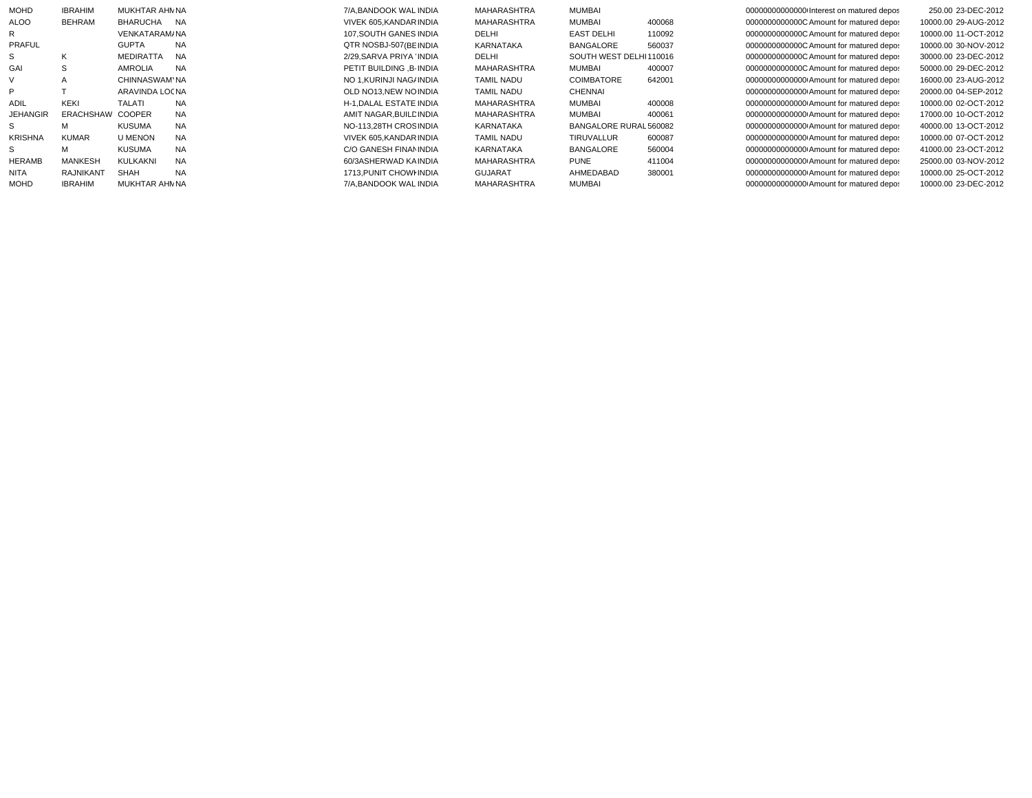| | | | | | | | | | | | | |
|---|---|---|---|---|---|---|---|---|---|---|---|---|
| MOHD | IBRAHIM | MUKHTAR AHM | NA | 7/A,BANDOOK WAL | INDIA | MAHARASHTRA | MUMBAI | | 00000000000000 | Interest on matured depos | 250.00 | 23-DEC-2012 |
| ALOO | BEHRAM | BHARUCHA | NA | VIVEK 605,KANDAR | INDIA | MAHARASHTRA | MUMBAI | 400068 | 0000000000000C | Amount for matured depos | 10000.00 | 29-AUG-2012 |
| R | | VENKATARAM/ | NA | 107,SOUTH GANES | INDIA | DELHI | EAST DELHI | 110092 | 0000000000000C | Amount for matured depos | 10000.00 | 11-OCT-2012 |
| PRAFUL | | GUPTA | NA | QTR NOSBJ-507(BE | INDIA | KARNATAKA | BANGALORE | 560037 | 0000000000000C | Amount for matured depos | 10000.00 | 30-NOV-2012 |
| S | K | MEDIRATTA | NA | 2/29,SARVA PRIYA ' | INDIA | DELHI | SOUTH WEST DELHI | 110016 | 0000000000000C | Amount for matured depos | 30000.00 | 23-DEC-2012 |
| GAI | S | AMROLIA | NA | PETIT BUILDING ,B- | INDIA | MAHARASHTRA | MUMBAI | 400007 | 0000000000000C | Amount for matured depos | 50000.00 | 29-DEC-2012 |
| V | A | CHINNASWAMY | NA | NO 1,KURINJI NAG/ | INDIA | TAMIL NADU | COIMBATORE | 642001 | 00000000000000 | Amount for matured depos | 16000.00 | 23-AUG-2012 |
| P | T | ARAVINDA LOC | NA | OLD NO13,NEW NO | INDIA | TAMIL NADU | CHENNAI | | 00000000000000 | Amount for matured depos | 20000.00 | 04-SEP-2012 |
| ADIL | KEKI | TALATI | NA | H-1,DALAL ESTATE | INDIA | MAHARASHTRA | MUMBAI | 400008 | 00000000000000 | Amount for matured depos | 10000.00 | 02-OCT-2012 |
| JEHANGIR | ERACHSHAW | COOPER | NA | AMIT NAGAR,BUILD | INDIA | MAHARASHTRA | MUMBAI | 400061 | 00000000000000 | Amount for matured depos | 17000.00 | 10-OCT-2012 |
| S | M | KUSUMA | NA | NO-113,28TH CROS | INDIA | KARNATAKA | BANGALORE RURAL | 560082 | 00000000000000 | Amount for matured depos | 40000.00 | 13-OCT-2012 |
| KRISHNA | KUMAR | U MENON | NA | VIVEK 605,KANDAR | INDIA | TAMIL NADU | TIRUVALLUR | 600087 | 00000000000000 | Amount for matured depos | 10000.00 | 07-OCT-2012 |
| S | M | KUSUMA | NA | C/O GANESH FINAN | INDIA | KARNATAKA | BANGALORE | 560004 | 00000000000000 | Amount for matured depos | 41000.00 | 23-OCT-2012 |
| HERAMB | MANKESH | KULKAKNI | NA | 60/3ASHERWAD KA | INDIA | MAHARASHTRA | PUNE | 411004 | 00000000000000 | Amount for matured depos | 25000.00 | 03-NOV-2012 |
| NITA | RAJNIKANT | SHAH | NA | 1713,PUNIT CHOWH | INDIA | GUJARAT | AHMEDABAD | 380001 | 00000000000000 | Amount for matured depos | 10000.00 | 25-OCT-2012 |
| MOHD | IBRAHIM | MUKHTAR AHM | NA | 7/A,BANDOOK WAL | INDIA | MAHARASHTRA | MUMBAI | | 00000000000000 | Amount for matured depos | 10000.00 | 23-DEC-2012 |